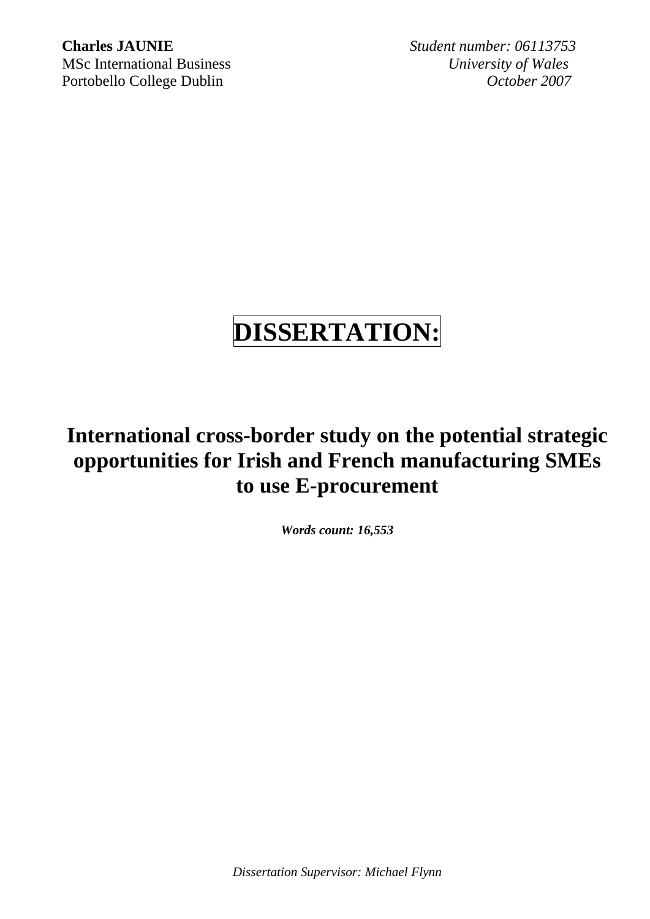**Charles JAUNIE** *Student number: 06113753*
MSc International Business *University of Wales*
Portobello College Dublin *October 2007*

# DISSERTATION:

## International cross-border study on the potential strategic opportunities for Irish and French manufacturing SMEs to use E-procurement

***Words count: 16,553***

*Dissertation Supervisor: Michael Flynn*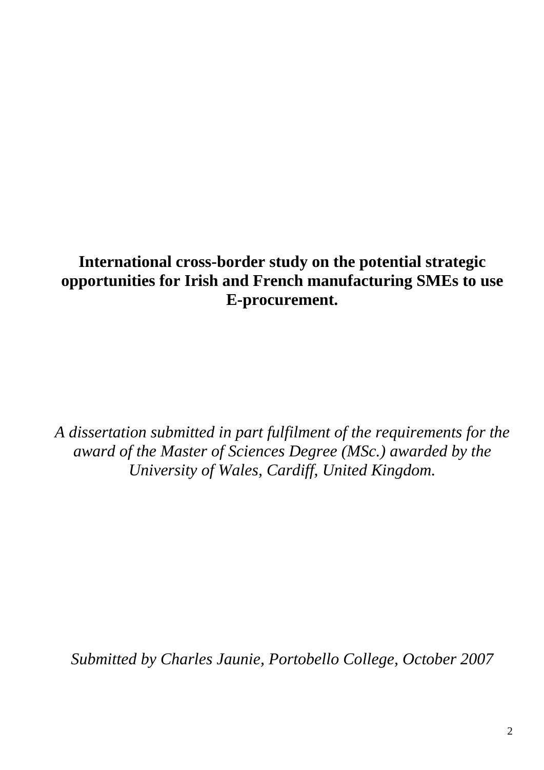# International cross-border study on the potential strategic opportunities for Irish and French manufacturing SMEs to use E-procurement.

*A dissertation submitted in part fulfilment of the requirements for the award of the Master of Sciences Degree (MSc.) awarded by the University of Wales, Cardiff, United Kingdom.*

*Submitted by Charles Jaunie, Portobello College, October 2007*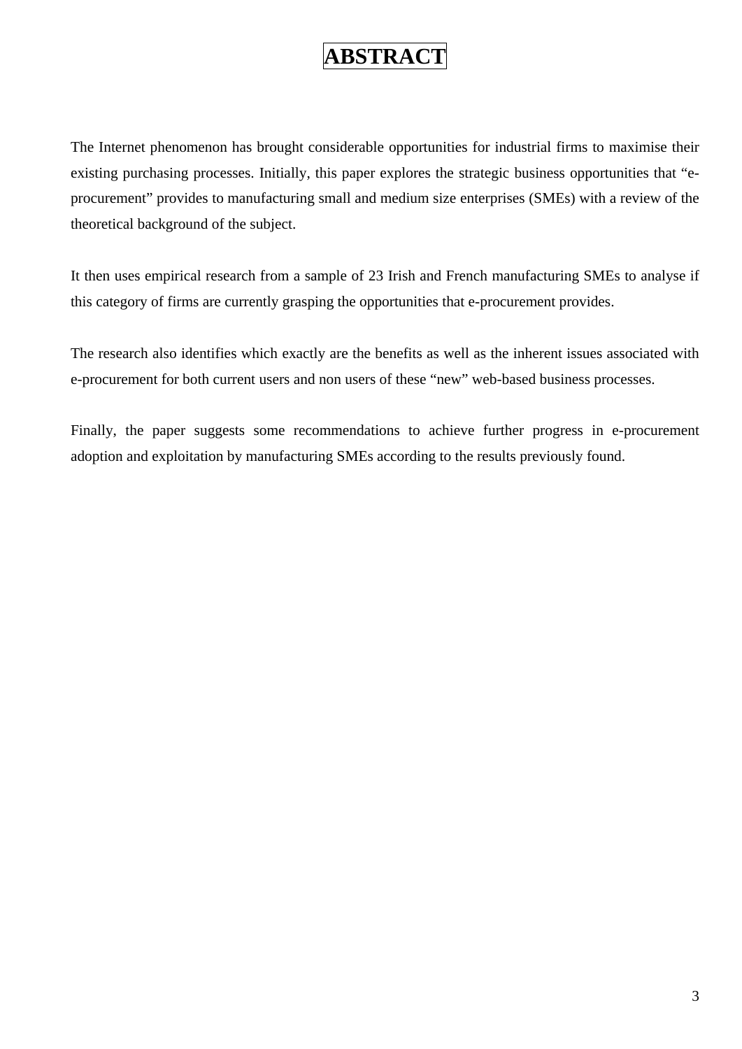# ABSTRACT

The Internet phenomenon has brought considerable opportunities for industrial firms to maximise their existing purchasing processes. Initially, this paper explores the strategic business opportunities that "e-procurement" provides to manufacturing small and medium size enterprises (SMEs) with a review of the theoretical background of the subject.

It then uses empirical research from a sample of 23 Irish and French manufacturing SMEs to analyse if this category of firms are currently grasping the opportunities that e-procurement provides.

The research also identifies which exactly are the benefits as well as the inherent issues associated with e-procurement for both current users and non users of these "new" web-based business processes.

Finally, the paper suggests some recommendations to achieve further progress in e-procurement adoption and exploitation by manufacturing SMEs according to the results previously found.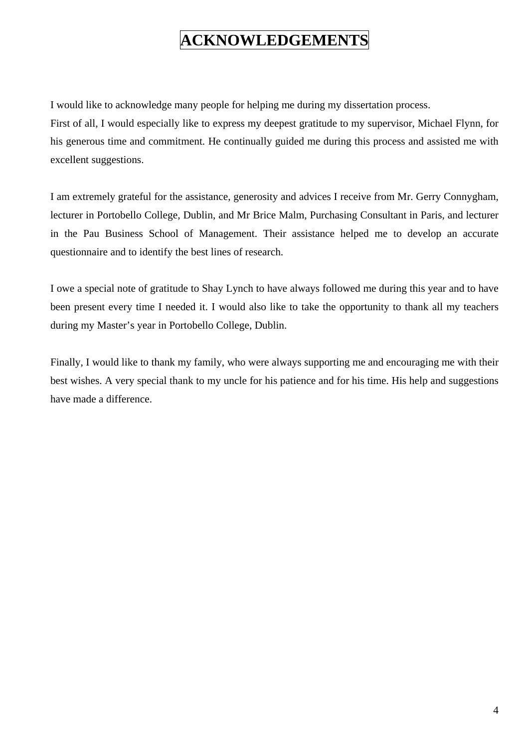# ACKNOWLEDGEMENTS

I would like to acknowledge many people for helping me during my dissertation process.
First of all, I would especially like to express my deepest gratitude to my supervisor, Michael Flynn, for his generous time and commitment. He continually guided me during this process and assisted me with excellent suggestions.

I am extremely grateful for the assistance, generosity and advices I receive from Mr. Gerry Connygham, lecturer in Portobello College, Dublin, and Mr Brice Malm, Purchasing Consultant in Paris, and lecturer in the Pau Business School of Management. Their assistance helped me to develop an accurate questionnaire and to identify the best lines of research.

I owe a special note of gratitude to Shay Lynch to have always followed me during this year and to have been present every time I needed it. I would also like to take the opportunity to thank all my teachers during my Master's year in Portobello College, Dublin.

Finally, I would like to thank my family, who were always supporting me and encouraging me with their best wishes. A very special thank to my uncle for his patience and for his time. His help and suggestions have made a difference.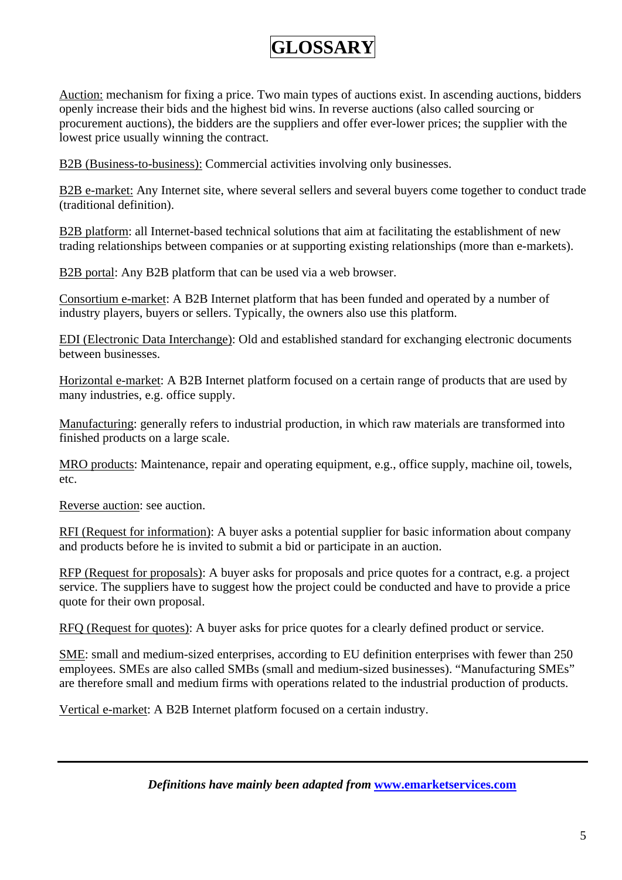# GLOSSARY

Auction: mechanism for fixing a price. Two main types of auctions exist. In ascending auctions, bidders openly increase their bids and the highest bid wins. In reverse auctions (also called sourcing or procurement auctions), the bidders are the suppliers and offer ever-lower prices; the supplier with the lowest price usually winning the contract.

B2B (Business-to-business): Commercial activities involving only businesses.

B2B e-market: Any Internet site, where several sellers and several buyers come together to conduct trade (traditional definition).

B2B platform: all Internet-based technical solutions that aim at facilitating the establishment of new trading relationships between companies or at supporting existing relationships (more than e-markets).

B2B portal: Any B2B platform that can be used via a web browser.

Consortium e-market: A B2B Internet platform that has been funded and operated by a number of industry players, buyers or sellers. Typically, the owners also use this platform.

EDI (Electronic Data Interchange): Old and established standard for exchanging electronic documents between businesses.

Horizontal e-market: A B2B Internet platform focused on a certain range of products that are used by many industries, e.g. office supply.

Manufacturing: generally refers to industrial production, in which raw materials are transformed into finished products on a large scale.

MRO products: Maintenance, repair and operating equipment, e.g., office supply, machine oil, towels, etc.

Reverse auction: see auction.

RFI (Request for information): A buyer asks a potential supplier for basic information about company and products before he is invited to submit a bid or participate in an auction.

RFP (Request for proposals): A buyer asks for proposals and price quotes for a contract, e.g. a project service. The suppliers have to suggest how the project could be conducted and have to provide a price quote for their own proposal.

RFQ (Request for quotes): A buyer asks for price quotes for a clearly defined product or service.

SME: small and medium-sized enterprises, according to EU definition enterprises with fewer than 250 employees. SMEs are also called SMBs (small and medium-sized businesses). "Manufacturing SMEs" are therefore small and medium firms with operations related to the industrial production of products.

Vertical e-market: A B2B Internet platform focused on a certain industry.

---

***Definitions have mainly been adapted from [www.emarketservices.com](http://www.emarketservices.com)***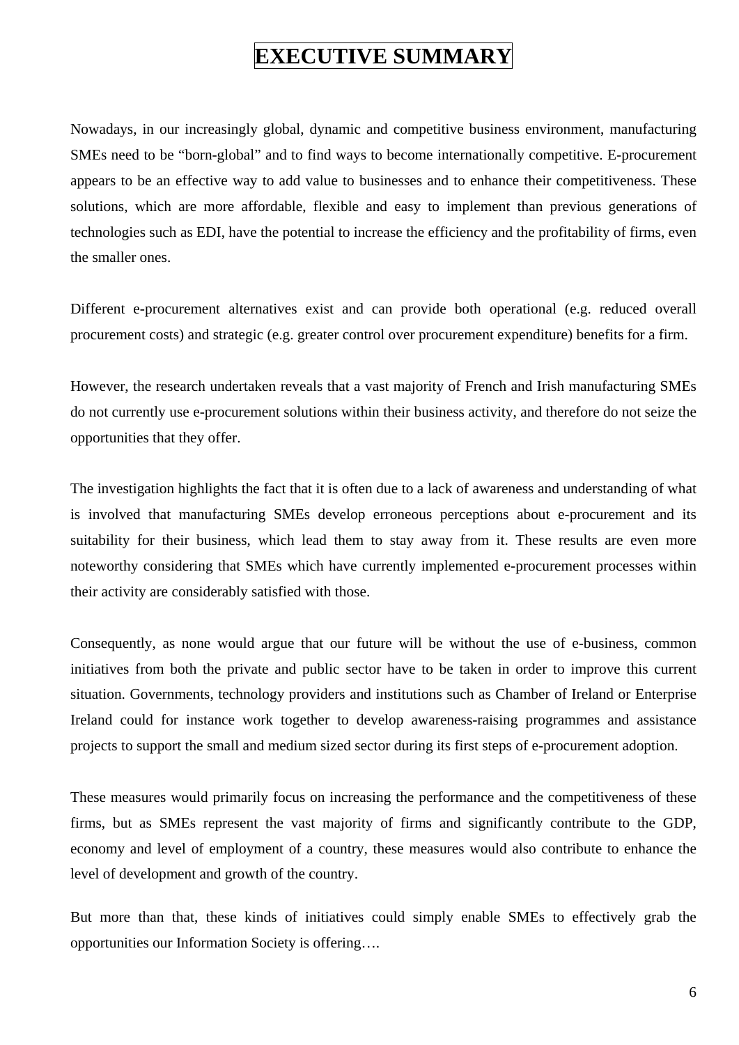# EXECUTIVE SUMMARY

Nowadays, in our increasingly global, dynamic and competitive business environment, manufacturing SMEs need to be "born-global" and to find ways to become internationally competitive. E-procurement appears to be an effective way to add value to businesses and to enhance their competitiveness. These solutions, which are more affordable, flexible and easy to implement than previous generations of technologies such as EDI, have the potential to increase the efficiency and the profitability of firms, even the smaller ones.

Different e-procurement alternatives exist and can provide both operational (e.g. reduced overall procurement costs) and strategic (e.g. greater control over procurement expenditure) benefits for a firm.

However, the research undertaken reveals that a vast majority of French and Irish manufacturing SMEs do not currently use e-procurement solutions within their business activity, and therefore do not seize the opportunities that they offer.

The investigation highlights the fact that it is often due to a lack of awareness and understanding of what is involved that manufacturing SMEs develop erroneous perceptions about e-procurement and its suitability for their business, which lead them to stay away from it. These results are even more noteworthy considering that SMEs which have currently implemented e-procurement processes within their activity are considerably satisfied with those.

Consequently, as none would argue that our future will be without the use of e-business, common initiatives from both the private and public sector have to be taken in order to improve this current situation. Governments, technology providers and institutions such as Chamber of Ireland or Enterprise Ireland could for instance work together to develop awareness-raising programmes and assistance projects to support the small and medium sized sector during its first steps of e-procurement adoption.

These measures would primarily focus on increasing the performance and the competitiveness of these firms, but as SMEs represent the vast majority of firms and significantly contribute to the GDP, economy and level of employment of a country, these measures would also contribute to enhance the level of development and growth of the country.

But more than that, these kinds of initiatives could simply enable SMEs to effectively grab the opportunities our Information Society is offering….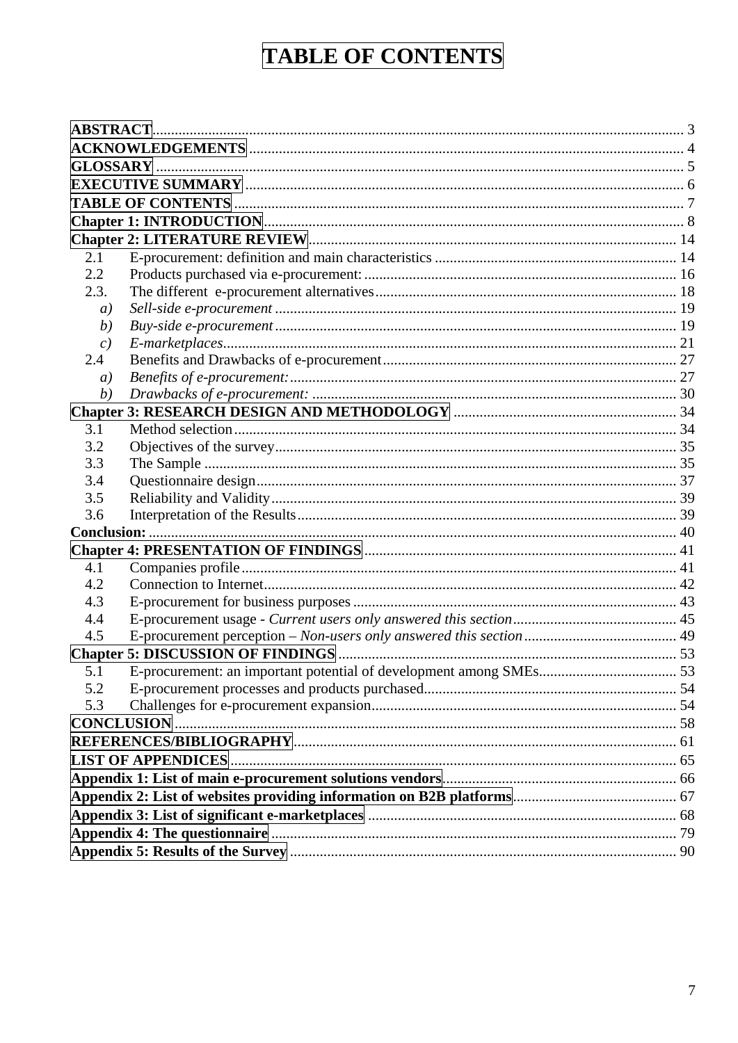# TABLE OF CONTENTS

| | | |
|---|---|---|
| **ABSTRACT** | | 3 |
| **ACKNOWLEDGEMENTS** | | 4 |
| **GLOSSARY** | | 5 |
| **EXECUTIVE SUMMARY** | | 6 |
| **TABLE OF CONTENTS** | | 7 |
| **Chapter 1: INTRODUCTION** | | 8 |
| **Chapter 2: LITERATURE REVIEW** | | 14 |
| 2.1 | E-procurement: definition and main characteristics | 14 |
| 2.2 | Products purchased via e-procurement: | 16 |
| 2.3. | The different e-procurement alternatives | 18 |
| *a)* | *Sell-side e-procurement* | 19 |
| *b)* | *Buy-side e-procurement* | 19 |
| *c)* | *E-marketplaces* | 21 |
| 2.4 | Benefits and Drawbacks of e-procurement | 27 |
| *a)* | *Benefits of e-procurement:* | 27 |
| *b)* | *Drawbacks of e-procurement:* | 30 |
| **Chapter 3: RESEARCH DESIGN AND METHODOLOGY** | | 34 |
| 3.1 | Method selection | 34 |
| 3.2 | Objectives of the survey | 35 |
| 3.3 | The Sample | 35 |
| 3.4 | Questionnaire design | 37 |
| 3.5 | Reliability and Validity | 39 |
| 3.6 | Interpretation of the Results | 39 |
| **Conclusion:** | | 40 |
| **Chapter 4: PRESENTATION OF FINDINGS** | | 41 |
| 4.1 | Companies profile | 41 |
| 4.2 | Connection to Internet | 42 |
| 4.3 | E-procurement for business purposes | 43 |
| 4.4 | E-procurement usage - *Current users only answered this section* | 45 |
| 4.5 | E-procurement perception – *Non-users only answered this section* | 49 |
| **Chapter 5: DISCUSSION OF FINDINGS** | | 53 |
| 5.1 | E-procurement: an important potential of development among SMEs | 53 |
| 5.2 | E-procurement processes and products purchased | 54 |
| 5.3 | Challenges for e-procurement expansion | 54 |
| **CONCLUSION** | | 58 |
| **REFERENCES/BIBLIOGRAPHY** | | 61 |
| **LIST OF APPENDICES** | | 65 |
| **Appendix 1: List of main e-procurement solutions vendors** | | 66 |
| **Appendix 2: List of websites providing information on B2B platforms** | | 67 |
| **Appendix 3: List of significant e-marketplaces** | | 68 |
| **Appendix 4: The questionnaire** | | 79 |
| **Appendix 5: Results of the Survey** | | 90 |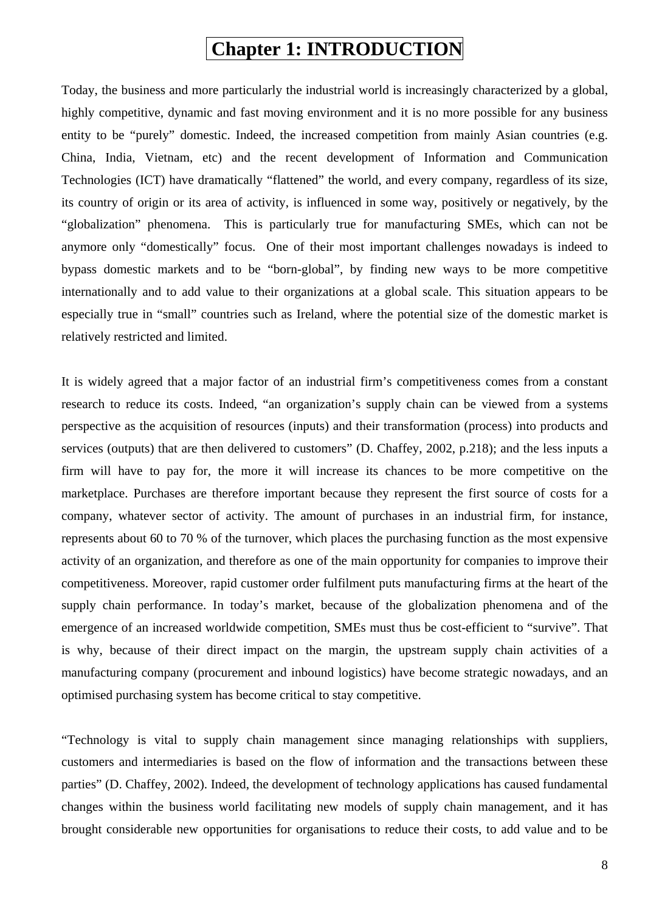# Chapter 1: INTRODUCTION

Today, the business and more particularly the industrial world is increasingly characterized by a global, highly competitive, dynamic and fast moving environment and it is no more possible for any business entity to be "purely" domestic. Indeed, the increased competition from mainly Asian countries (e.g. China, India, Vietnam, etc) and the recent development of Information and Communication Technologies (ICT) have dramatically "flattened" the world, and every company, regardless of its size, its country of origin or its area of activity, is influenced in some way, positively or negatively, by the "globalization" phenomena. This is particularly true for manufacturing SMEs, which can not be anymore only "domestically" focus. One of their most important challenges nowadays is indeed to bypass domestic markets and to be "born-global", by finding new ways to be more competitive internationally and to add value to their organizations at a global scale. This situation appears to be especially true in "small" countries such as Ireland, where the potential size of the domestic market is relatively restricted and limited.

It is widely agreed that a major factor of an industrial firm's competitiveness comes from a constant research to reduce its costs. Indeed, "an organization's supply chain can be viewed from a systems perspective as the acquisition of resources (inputs) and their transformation (process) into products and services (outputs) that are then delivered to customers" (D. Chaffey, 2002, p.218); and the less inputs a firm will have to pay for, the more it will increase its chances to be more competitive on the marketplace. Purchases are therefore important because they represent the first source of costs for a company, whatever sector of activity. The amount of purchases in an industrial firm, for instance, represents about 60 to 70 % of the turnover, which places the purchasing function as the most expensive activity of an organization, and therefore as one of the main opportunity for companies to improve their competitiveness. Moreover, rapid customer order fulfilment puts manufacturing firms at the heart of the supply chain performance. In today's market, because of the globalization phenomena and of the emergence of an increased worldwide competition, SMEs must thus be cost-efficient to "survive". That is why, because of their direct impact on the margin, the upstream supply chain activities of a manufacturing company (procurement and inbound logistics) have become strategic nowadays, and an optimised purchasing system has become critical to stay competitive.

"Technology is vital to supply chain management since managing relationships with suppliers, customers and intermediaries is based on the flow of information and the transactions between these parties" (D. Chaffey, 2002). Indeed, the development of technology applications has caused fundamental changes within the business world facilitating new models of supply chain management, and it has brought considerable new opportunities for organisations to reduce their costs, to add value and to be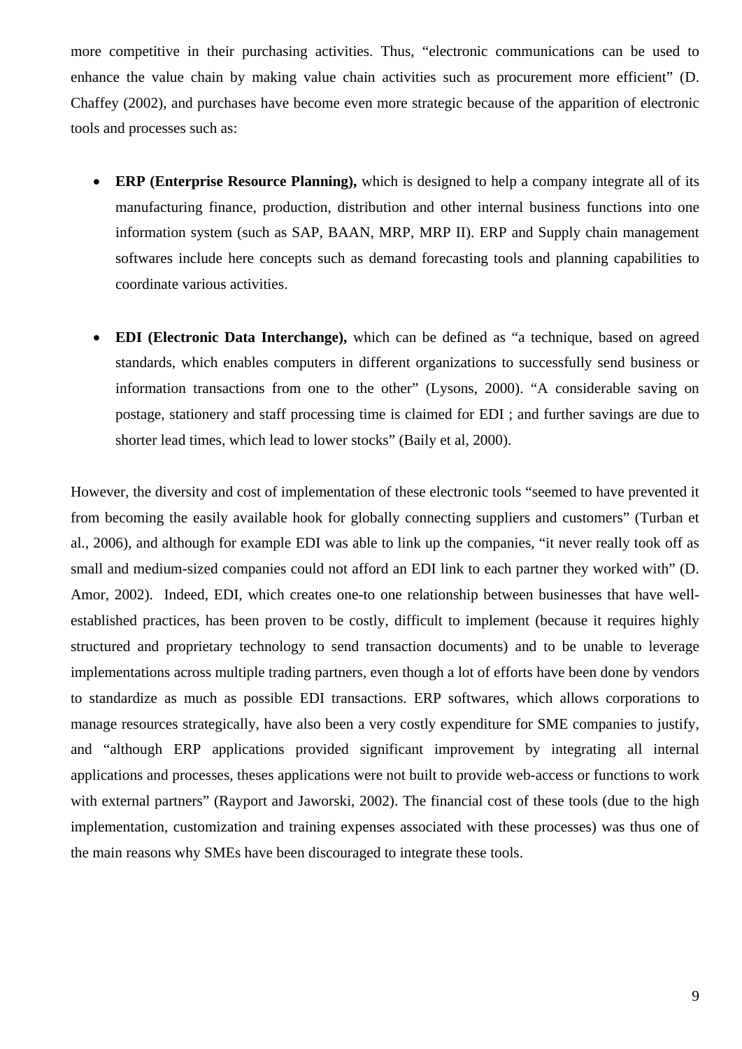more competitive in their purchasing activities. Thus, "electronic communications can be used to enhance the value chain by making value chain activities such as procurement more efficient" (D. Chaffey (2002), and purchases have become even more strategic because of the apparition of electronic tools and processes such as:

- **ERP (Enterprise Resource Planning),** which is designed to help a company integrate all of its manufacturing finance, production, distribution and other internal business functions into one information system (such as SAP, BAAN, MRP, MRP II). ERP and Supply chain management softwares include here concepts such as demand forecasting tools and planning capabilities to coordinate various activities.

- **EDI (Electronic Data Interchange),** which can be defined as "a technique, based on agreed standards, which enables computers in different organizations to successfully send business or information transactions from one to the other" (Lysons, 2000). "A considerable saving on postage, stationery and staff processing time is claimed for EDI ; and further savings are due to shorter lead times, which lead to lower stocks" (Baily et al, 2000).

However, the diversity and cost of implementation of these electronic tools "seemed to have prevented it from becoming the easily available hook for globally connecting suppliers and customers" (Turban et al., 2006), and although for example EDI was able to link up the companies, "it never really took off as small and medium-sized companies could not afford an EDI link to each partner they worked with" (D. Amor, 2002). Indeed, EDI, which creates one-to one relationship between businesses that have well-established practices, has been proven to be costly, difficult to implement (because it requires highly structured and proprietary technology to send transaction documents) and to be unable to leverage implementations across multiple trading partners, even though a lot of efforts have been done by vendors to standardize as much as possible EDI transactions. ERP softwares, which allows corporations to manage resources strategically, have also been a very costly expenditure for SME companies to justify, and "although ERP applications provided significant improvement by integrating all internal applications and processes, theses applications were not built to provide web-access or functions to work with external partners" (Rayport and Jaworski, 2002). The financial cost of these tools (due to the high implementation, customization and training expenses associated with these processes) was thus one of the main reasons why SMEs have been discouraged to integrate these tools.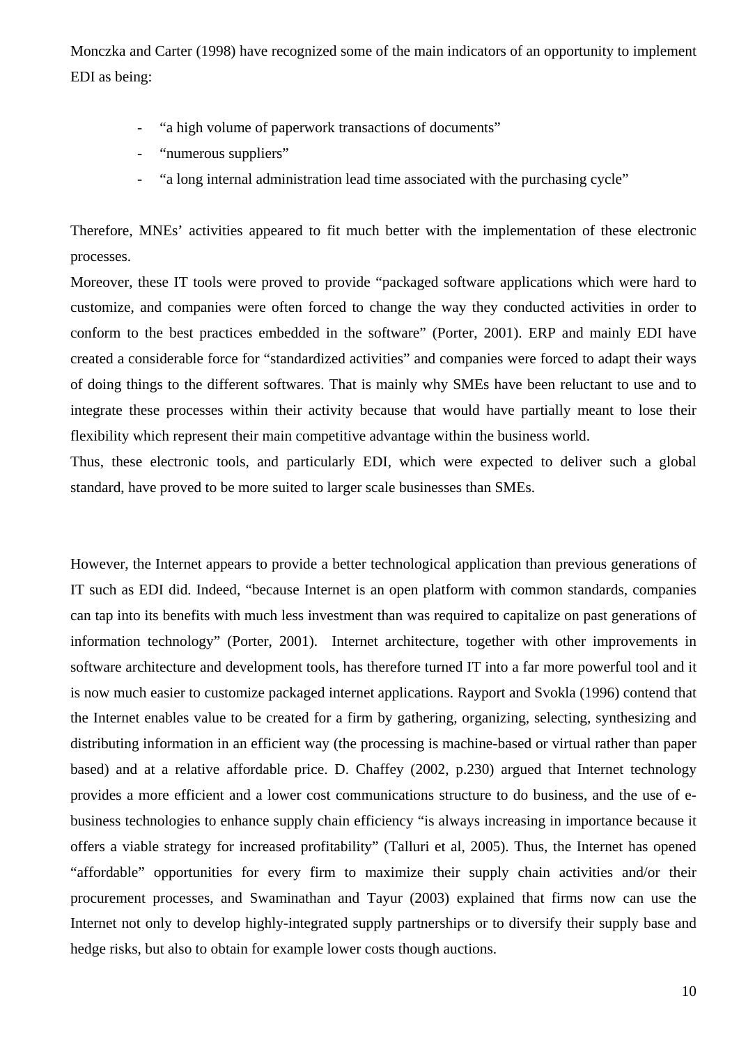Monczka and Carter (1998) have recognized some of the main indicators of an opportunity to implement EDI as being:

- "a high volume of paperwork transactions of documents"
- "numerous suppliers"
- "a long internal administration lead time associated with the purchasing cycle"

Therefore, MNEs' activities appeared to fit much better with the implementation of these electronic processes.

Moreover, these IT tools were proved to provide "packaged software applications which were hard to customize, and companies were often forced to change the way they conducted activities in order to conform to the best practices embedded in the software" (Porter, 2001). ERP and mainly EDI have created a considerable force for "standardized activities" and companies were forced to adapt their ways of doing things to the different softwares. That is mainly why SMEs have been reluctant to use and to integrate these processes within their activity because that would have partially meant to lose their flexibility which represent their main competitive advantage within the business world.

Thus, these electronic tools, and particularly EDI, which were expected to deliver such a global standard, have proved to be more suited to larger scale businesses than SMEs.

However, the Internet appears to provide a better technological application than previous generations of IT such as EDI did. Indeed, "because Internet is an open platform with common standards, companies can tap into its benefits with much less investment than was required to capitalize on past generations of information technology" (Porter, 2001). Internet architecture, together with other improvements in software architecture and development tools, has therefore turned IT into a far more powerful tool and it is now much easier to customize packaged internet applications. Rayport and Svokla (1996) contend that the Internet enables value to be created for a firm by gathering, organizing, selecting, synthesizing and distributing information in an efficient way (the processing is machine-based or virtual rather than paper based) and at a relative affordable price. D. Chaffey (2002, p.230) argued that Internet technology provides a more efficient and a lower cost communications structure to do business, and the use of e-business technologies to enhance supply chain efficiency "is always increasing in importance because it offers a viable strategy for increased profitability" (Talluri et al, 2005). Thus, the Internet has opened "affordable" opportunities for every firm to maximize their supply chain activities and/or their procurement processes, and Swaminathan and Tayur (2003) explained that firms now can use the Internet not only to develop highly-integrated supply partnerships or to diversify their supply base and hedge risks, but also to obtain for example lower costs though auctions.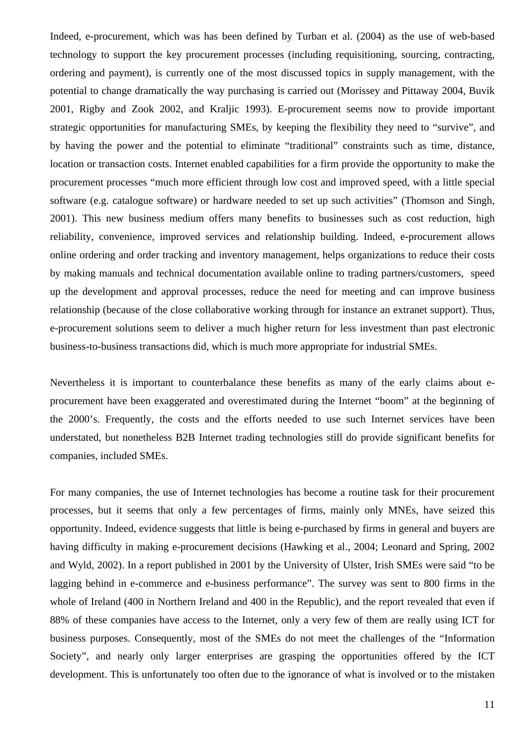Indeed, e-procurement, which was has been defined by Turban et al. (2004) as the use of web-based technology to support the key procurement processes (including requisitioning, sourcing, contracting, ordering and payment), is currently one of the most discussed topics in supply management, with the potential to change dramatically the way purchasing is carried out (Morissey and Pittaway 2004, Buvik 2001, Rigby and Zook 2002, and Kraljic 1993). E-procurement seems now to provide important strategic opportunities for manufacturing SMEs, by keeping the flexibility they need to "survive", and by having the power and the potential to eliminate "traditional" constraints such as time, distance, location or transaction costs. Internet enabled capabilities for a firm provide the opportunity to make the procurement processes "much more efficient through low cost and improved speed, with a little special software (e.g. catalogue software) or hardware needed to set up such activities" (Thomson and Singh, 2001). This new business medium offers many benefits to businesses such as cost reduction, high reliability, convenience, improved services and relationship building. Indeed, e-procurement allows online ordering and order tracking and inventory management, helps organizations to reduce their costs by making manuals and technical documentation available online to trading partners/customers, speed up the development and approval processes, reduce the need for meeting and can improve business relationship (because of the close collaborative working through for instance an extranet support). Thus, e-procurement solutions seem to deliver a much higher return for less investment than past electronic business-to-business transactions did, which is much more appropriate for industrial SMEs.

Nevertheless it is important to counterbalance these benefits as many of the early claims about e-procurement have been exaggerated and overestimated during the Internet "boom" at the beginning of the 2000's. Frequently, the costs and the efforts needed to use such Internet services have been understated, but nonetheless B2B Internet trading technologies still do provide significant benefits for companies, included SMEs.

For many companies, the use of Internet technologies has become a routine task for their procurement processes, but it seems that only a few percentages of firms, mainly only MNEs, have seized this opportunity. Indeed, evidence suggests that little is being e-purchased by firms in general and buyers are having difficulty in making e-procurement decisions (Hawking et al., 2004; Leonard and Spring, 2002 and Wyld, 2002). In a report published in 2001 by the University of Ulster, Irish SMEs were said "to be lagging behind in e-commerce and e-business performance". The survey was sent to 800 firms in the whole of Ireland (400 in Northern Ireland and 400 in the Republic), and the report revealed that even if 88% of these companies have access to the Internet, only a very few of them are really using ICT for business purposes. Consequently, most of the SMEs do not meet the challenges of the "Information Society", and nearly only larger enterprises are grasping the opportunities offered by the ICT development. This is unfortunately too often due to the ignorance of what is involved or to the mistaken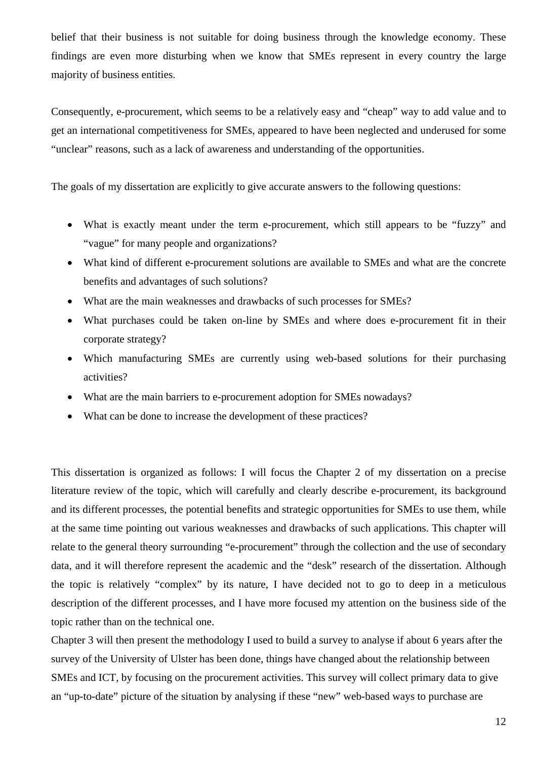belief that their business is not suitable for doing business through the knowledge economy. These findings are even more disturbing when we know that SMEs represent in every country the large majority of business entities.

Consequently, e-procurement, which seems to be a relatively easy and “cheap” way to add value and to get an international competitiveness for SMEs, appeared to have been neglected and underused for some “unclear” reasons, such as a lack of awareness and understanding of the opportunities.

The goals of my dissertation are explicitly to give accurate answers to the following questions:

- What is exactly meant under the term e-procurement, which still appears to be “fuzzy” and “vague” for many people and organizations?
- What kind of different e-procurement solutions are available to SMEs and what are the concrete benefits and advantages of such solutions?
- What are the main weaknesses and drawbacks of such processes for SMEs?
- What purchases could be taken on-line by SMEs and where does e-procurement fit in their corporate strategy?
- Which manufacturing SMEs are currently using web-based solutions for their purchasing activities?
- What are the main barriers to e-procurement adoption for SMEs nowadays?
- What can be done to increase the development of these practices?

This dissertation is organized as follows: I will focus the Chapter 2 of my dissertation on a precise literature review of the topic, which will carefully and clearly describe e-procurement, its background and its different processes, the potential benefits and strategic opportunities for SMEs to use them, while at the same time pointing out various weaknesses and drawbacks of such applications. This chapter will relate to the general theory surrounding “e-procurement” through the collection and the use of secondary data, and it will therefore represent the academic and the “desk” research of the dissertation. Although the topic is relatively “complex” by its nature, I have decided not to go to deep in a meticulous description of the different processes, and I have more focused my attention on the business side of the topic rather than on the technical one.

Chapter 3 will then present the methodology I used to build a survey to analyse if about 6 years after the survey of the University of Ulster has been done, things have changed about the relationship between SMEs and ICT, by focusing on the procurement activities. This survey will collect primary data to give an “up-to-date” picture of the situation by analysing if these “new” web-based ways to purchase are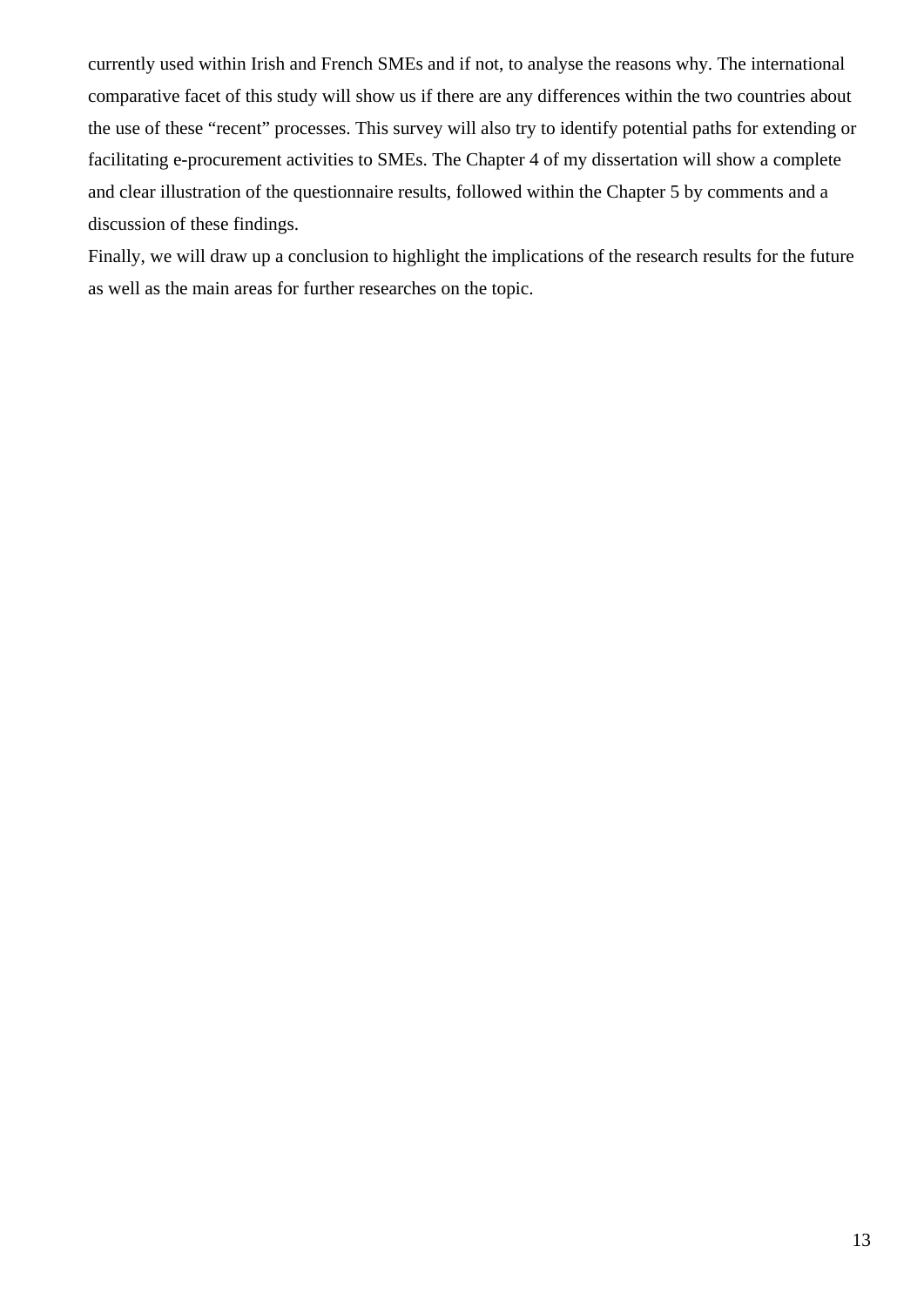currently used within Irish and French SMEs and if not, to analyse the reasons why. The international comparative facet of this study will show us if there are any differences within the two countries about the use of these "recent" processes. This survey will also try to identify potential paths for extending or facilitating e-procurement activities to SMEs. The Chapter 4 of my dissertation will show a complete and clear illustration of the questionnaire results, followed within the Chapter 5 by comments and a discussion of these findings.

Finally, we will draw up a conclusion to highlight the implications of the research results for the future as well as the main areas for further researches on the topic.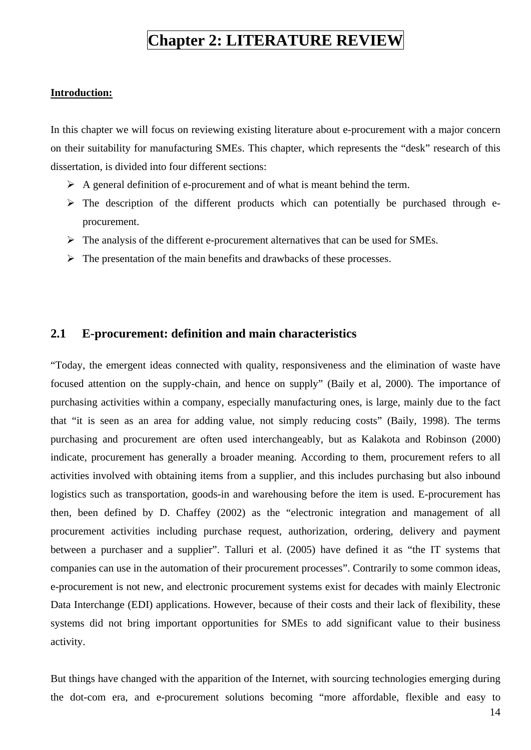# Chapter 2: LITERATURE REVIEW

**Introduction:**

In this chapter we will focus on reviewing existing literature about e-procurement with a major concern on their suitability for manufacturing SMEs. This chapter, which represents the "desk" research of this dissertation, is divided into four different sections:

- A general definition of e-procurement and of what is meant behind the term.
- The description of the different products which can potentially be purchased through e-procurement.
- The analysis of the different e-procurement alternatives that can be used for SMEs.
- The presentation of the main benefits and drawbacks of these processes.

## 2.1 E-procurement: definition and main characteristics

"Today, the emergent ideas connected with quality, responsiveness and the elimination of waste have focused attention on the supply-chain, and hence on supply" (Baily et al, 2000). The importance of purchasing activities within a company, especially manufacturing ones, is large, mainly due to the fact that "it is seen as an area for adding value, not simply reducing costs" (Baily, 1998). The terms purchasing and procurement are often used interchangeably, but as Kalakota and Robinson (2000) indicate, procurement has generally a broader meaning. According to them, procurement refers to all activities involved with obtaining items from a supplier, and this includes purchasing but also inbound logistics such as transportation, goods-in and warehousing before the item is used. E-procurement has then, been defined by D. Chaffey (2002) as the "electronic integration and management of all procurement activities including purchase request, authorization, ordering, delivery and payment between a purchaser and a supplier". Talluri et al. (2005) have defined it as "the IT systems that companies can use in the automation of their procurement processes". Contrarily to some common ideas, e-procurement is not new, and electronic procurement systems exist for decades with mainly Electronic Data Interchange (EDI) applications. However, because of their costs and their lack of flexibility, these systems did not bring important opportunities for SMEs to add significant value to their business activity.

But things have changed with the apparition of the Internet, with sourcing technologies emerging during the dot-com era, and e-procurement solutions becoming "more affordable, flexible and easy to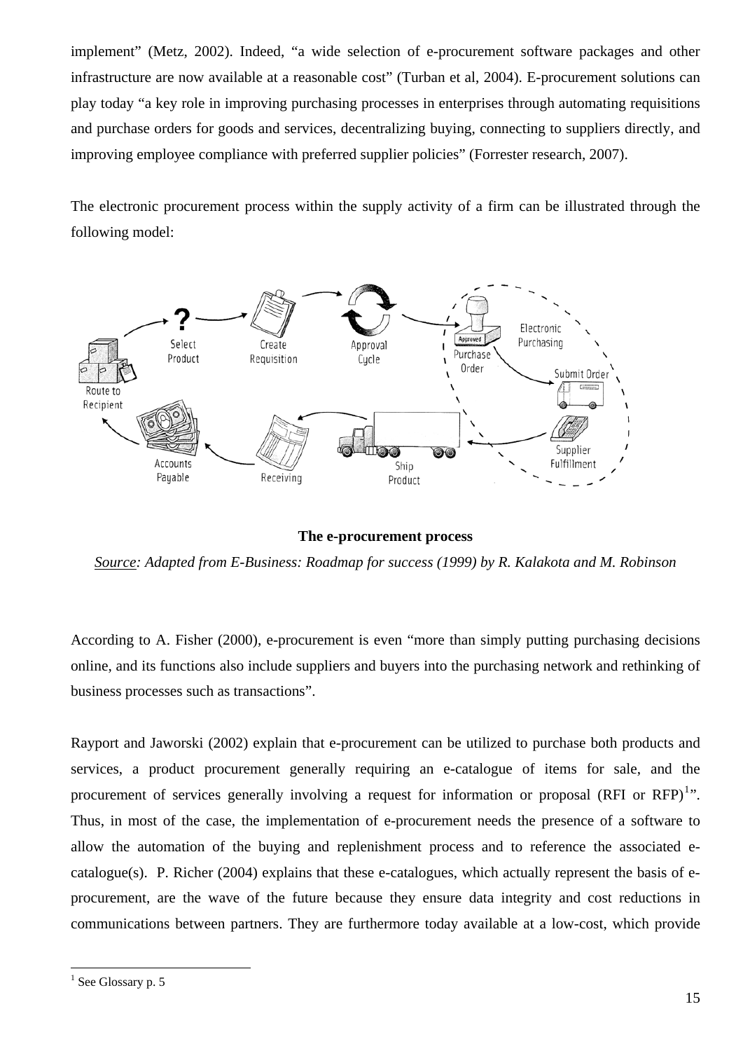implement" (Metz, 2002). Indeed, "a wide selection of e-procurement software packages and other infrastructure are now available at a reasonable cost" (Turban et al, 2004). E-procurement solutions can play today "a key role in improving purchasing processes in enterprises through automating requisitions and purchase orders for goods and services, decentralizing buying, connecting to suppliers directly, and improving employee compliance with preferred supplier policies" (Forrester research, 2007).

The electronic procurement process within the supply activity of a firm can be illustrated through the following model:

**The e-procurement process**

*Source: Adapted from E-Business: Roadmap for success (1999) by R. Kalakota and M. Robinson*

According to A. Fisher (2000), e-procurement is even "more than simply putting purchasing decisions online, and its functions also include suppliers and buyers into the purchasing network and rethinking of business processes such as transactions".

Rayport and Jaworski (2002) explain that e-procurement can be utilized to purchase both products and services, a product procurement generally requiring an e-catalogue of items for sale, and the procurement of services generally involving a request for information or proposal (RFI or RFP)[1]". Thus, in most of the case, the implementation of e-procurement needs the presence of a software to allow the automation of the buying and replenishment process and to reference the associated e-catalogue(s). P. Richer (2004) explains that these e-catalogues, which actually represent the basis of e-procurement, are the wave of the future because they ensure data integrity and cost reductions in communications between partners. They are furthermore today available at a low-cost, which provide

[1] See Glossary p. 5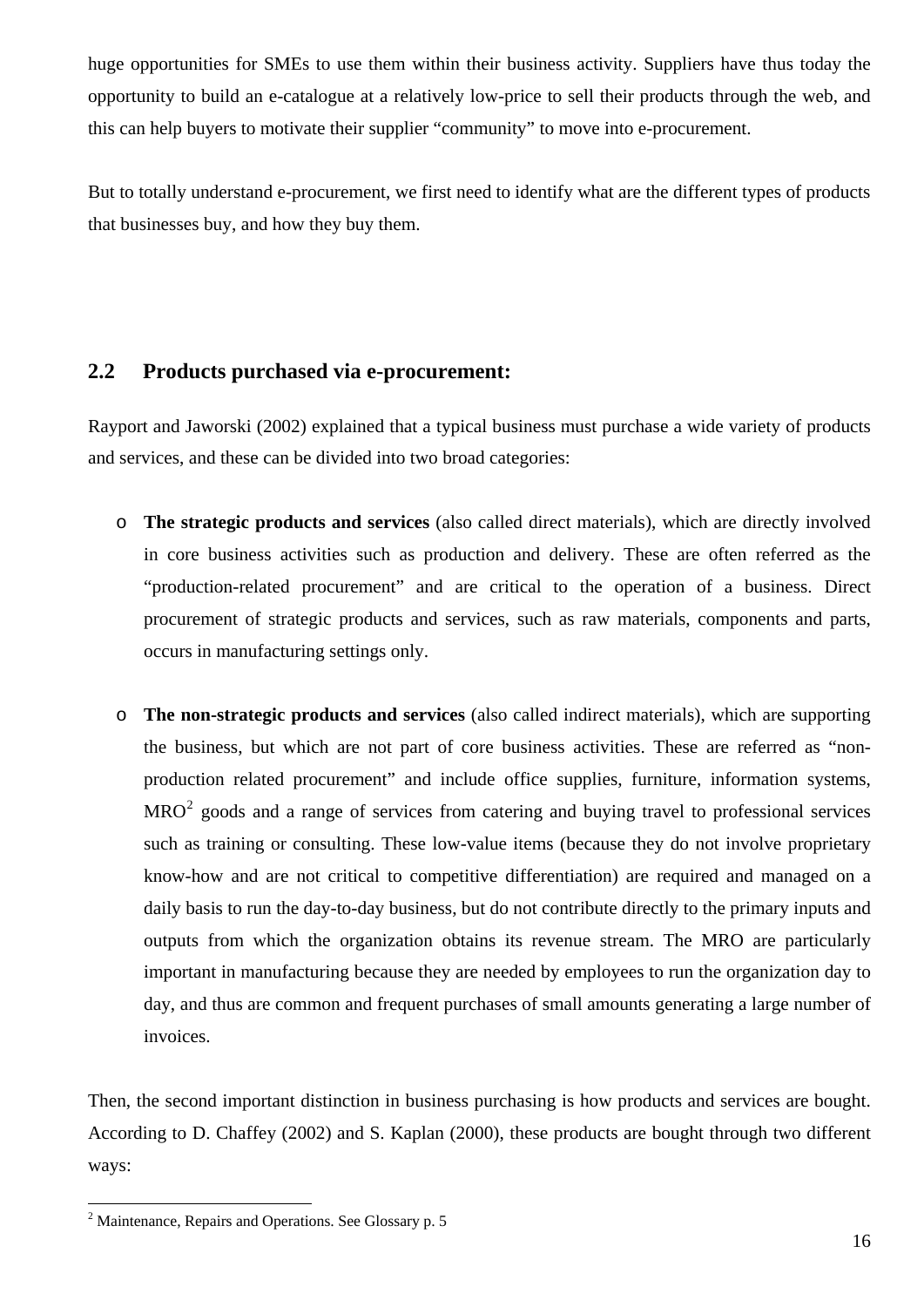huge opportunities for SMEs to use them within their business activity. Suppliers have thus today the opportunity to build an e-catalogue at a relatively low-price to sell their products through the web, and this can help buyers to motivate their supplier "community" to move into e-procurement.

But to totally understand e-procurement, we first need to identify what are the different types of products that businesses buy, and how they buy them.

## 2.2 Products purchased via e-procurement:

Rayport and Jaworski (2002) explained that a typical business must purchase a wide variety of products and services, and these can be divided into two broad categories:

- **The strategic products and services** (also called direct materials), which are directly involved in core business activities such as production and delivery. These are often referred as the "production-related procurement" and are critical to the operation of a business. Direct procurement of strategic products and services, such as raw materials, components and parts, occurs in manufacturing settings only.

- **The non-strategic products and services** (also called indirect materials), which are supporting the business, but which are not part of core business activities. These are referred as "non-production related procurement" and include office supplies, furniture, information systems, MRO[2] goods and a range of services from catering and buying travel to professional services such as training or consulting. These low-value items (because they do not involve proprietary know-how and are not critical to competitive differentiation) are required and managed on a daily basis to run the day-to-day business, but do not contribute directly to the primary inputs and outputs from which the organization obtains its revenue stream. The MRO are particularly important in manufacturing because they are needed by employees to run the organization day to day, and thus are common and frequent purchases of small amounts generating a large number of invoices.

Then, the second important distinction in business purchasing is how products and services are bought. According to D. Chaffey (2002) and S. Kaplan (2000), these products are bought through two different ways:

[2] Maintenance, Repairs and Operations. See Glossary p. 5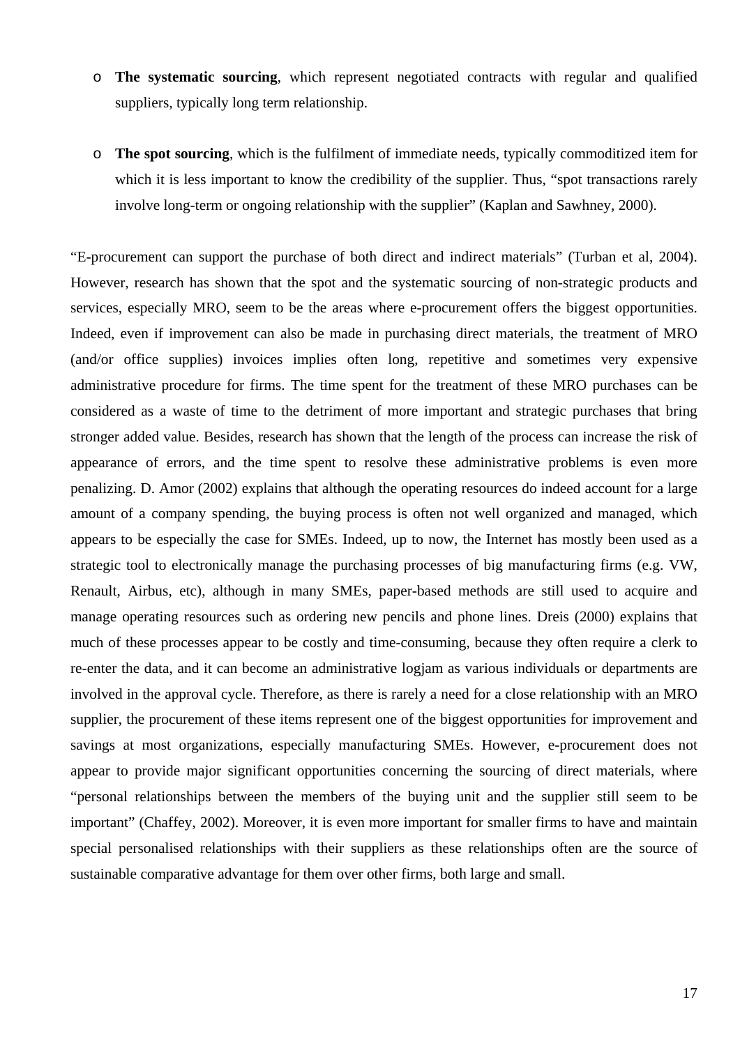- **The systematic sourcing**, which represent negotiated contracts with regular and qualified suppliers, typically long term relationship.

- **The spot sourcing**, which is the fulfilment of immediate needs, typically commoditized item for which it is less important to know the credibility of the supplier. Thus, "spot transactions rarely involve long-term or ongoing relationship with the supplier" (Kaplan and Sawhney, 2000).

"E-procurement can support the purchase of both direct and indirect materials" (Turban et al, 2004). However, research has shown that the spot and the systematic sourcing of non-strategic products and services, especially MRO, seem to be the areas where e-procurement offers the biggest opportunities. Indeed, even if improvement can also be made in purchasing direct materials, the treatment of MRO (and/or office supplies) invoices implies often long, repetitive and sometimes very expensive administrative procedure for firms. The time spent for the treatment of these MRO purchases can be considered as a waste of time to the detriment of more important and strategic purchases that bring stronger added value. Besides, research has shown that the length of the process can increase the risk of appearance of errors, and the time spent to resolve these administrative problems is even more penalizing. D. Amor (2002) explains that although the operating resources do indeed account for a large amount of a company spending, the buying process is often not well organized and managed, which appears to be especially the case for SMEs. Indeed, up to now, the Internet has mostly been used as a strategic tool to electronically manage the purchasing processes of big manufacturing firms (e.g. VW, Renault, Airbus, etc), although in many SMEs, paper-based methods are still used to acquire and manage operating resources such as ordering new pencils and phone lines. Dreis (2000) explains that much of these processes appear to be costly and time-consuming, because they often require a clerk to re-enter the data, and it can become an administrative logjam as various individuals or departments are involved in the approval cycle. Therefore, as there is rarely a need for a close relationship with an MRO supplier, the procurement of these items represent one of the biggest opportunities for improvement and savings at most organizations, especially manufacturing SMEs. However, e-procurement does not appear to provide major significant opportunities concerning the sourcing of direct materials, where "personal relationships between the members of the buying unit and the supplier still seem to be important" (Chaffey, 2002). Moreover, it is even more important for smaller firms to have and maintain special personalised relationships with their suppliers as these relationships often are the source of sustainable comparative advantage for them over other firms, both large and small.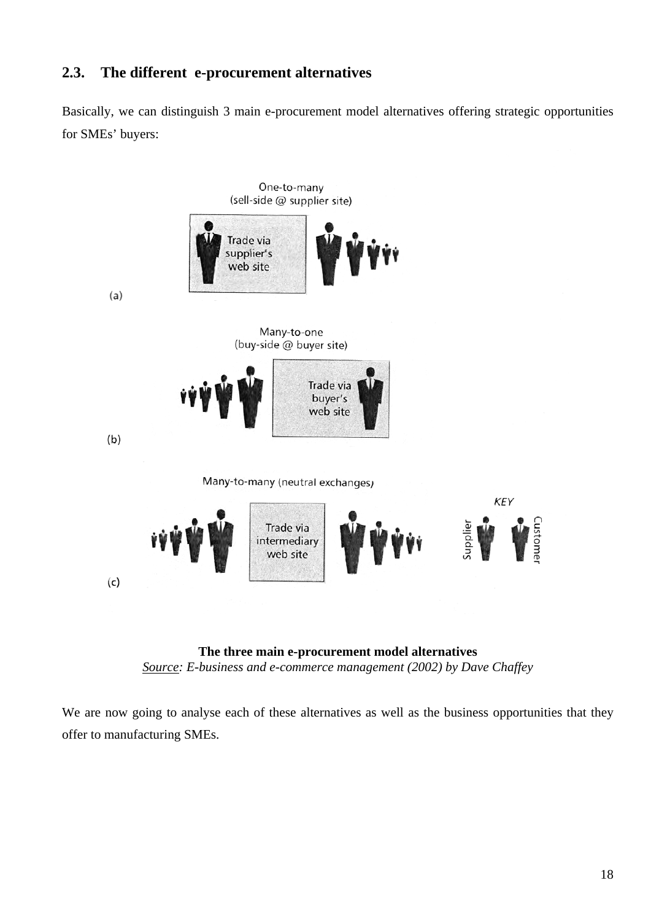## 2.3. The different e-procurement alternatives

Basically, we can distinguish 3 main e-procurement model alternatives offering strategic opportunities for SMEs' buyers:

**The three main e-procurement model alternatives**
*<u>Source</u>: E-business and e-commerce management (2002) by Dave Chaffey*

We are now going to analyse each of these alternatives as well as the business opportunities that they offer to manufacturing SMEs.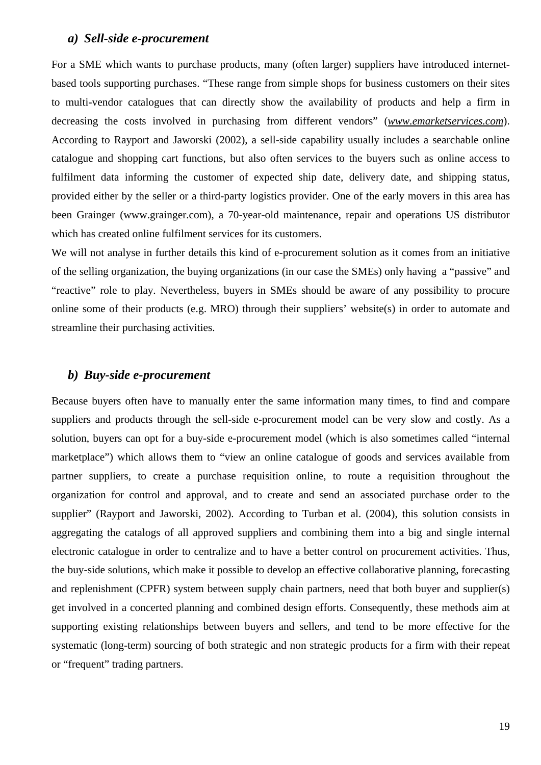### a) Sell-side e-procurement

For a SME which wants to purchase products, many (often larger) suppliers have introduced internet-based tools supporting purchases. "These range from simple shops for business customers on their sites to multi-vendor catalogues that can directly show the availability of products and help a firm in decreasing the costs involved in purchasing from different vendors" (*www.emarketservices.com*). According to Rayport and Jaworski (2002), a sell-side capability usually includes a searchable online catalogue and shopping cart functions, but also often services to the buyers such as online access to fulfilment data informing the customer of expected ship date, delivery date, and shipping status, provided either by the seller or a third-party logistics provider. One of the early movers in this area has been Grainger (www.grainger.com), a 70-year-old maintenance, repair and operations US distributor which has created online fulfilment services for its customers.

We will not analyse in further details this kind of e-procurement solution as it comes from an initiative of the selling organization, the buying organizations (in our case the SMEs) only having a "passive" and "reactive" role to play. Nevertheless, buyers in SMEs should be aware of any possibility to procure online some of their products (e.g. MRO) through their suppliers' website(s) in order to automate and streamline their purchasing activities.

### b) Buy-side e-procurement

Because buyers often have to manually enter the same information many times, to find and compare suppliers and products through the sell-side e-procurement model can be very slow and costly. As a solution, buyers can opt for a buy-side e-procurement model (which is also sometimes called "internal marketplace") which allows them to "view an online catalogue of goods and services available from partner suppliers, to create a purchase requisition online, to route a requisition throughout the organization for control and approval, and to create and send an associated purchase order to the supplier" (Rayport and Jaworski, 2002). According to Turban et al. (2004), this solution consists in aggregating the catalogs of all approved suppliers and combining them into a big and single internal electronic catalogue in order to centralize and to have a better control on procurement activities. Thus, the buy-side solutions, which make it possible to develop an effective collaborative planning, forecasting and replenishment (CPFR) system between supply chain partners, need that both buyer and supplier(s) get involved in a concerted planning and combined design efforts. Consequently, these methods aim at supporting existing relationships between buyers and sellers, and tend to be more effective for the systematic (long-term) sourcing of both strategic and non strategic products for a firm with their repeat or "frequent" trading partners.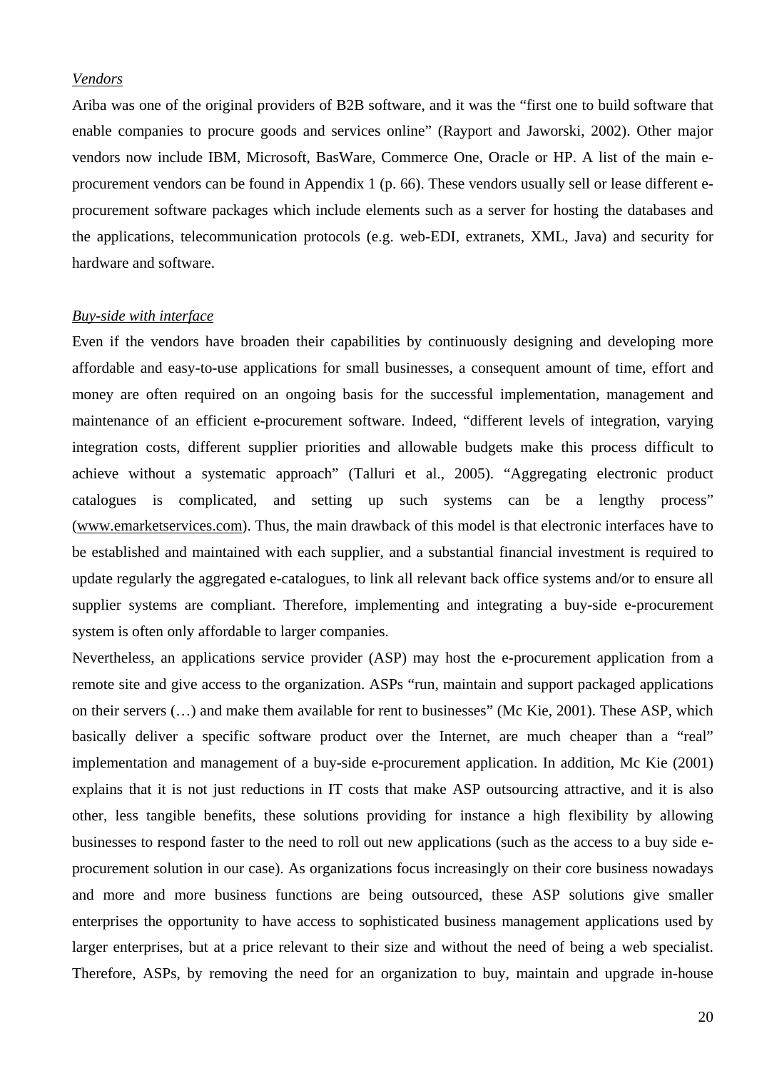*Vendors*

Ariba was one of the original providers of B2B software, and it was the "first one to build software that enable companies to procure goods and services online" (Rayport and Jaworski, 2002). Other major vendors now include IBM, Microsoft, BasWare, Commerce One, Oracle or HP. A list of the main e-procurement vendors can be found in Appendix 1 (p. 66). These vendors usually sell or lease different e-procurement software packages which include elements such as a server for hosting the databases and the applications, telecommunication protocols (e.g. web-EDI, extranets, XML, Java) and security for hardware and software.

*Buy-side with interface*

Even if the vendors have broaden their capabilities by continuously designing and developing more affordable and easy-to-use applications for small businesses, a consequent amount of time, effort and money are often required on an ongoing basis for the successful implementation, management and maintenance of an efficient e-procurement software. Indeed, "different levels of integration, varying integration costs, different supplier priorities and allowable budgets make this process difficult to achieve without a systematic approach" (Talluri et al., 2005). "Aggregating electronic product catalogues is complicated, and setting up such systems can be a lengthy process" (www.emarketservices.com). Thus, the main drawback of this model is that electronic interfaces have to be established and maintained with each supplier, and a substantial financial investment is required to update regularly the aggregated e-catalogues, to link all relevant back office systems and/or to ensure all supplier systems are compliant. Therefore, implementing and integrating a buy-side e-procurement system is often only affordable to larger companies.

Nevertheless, an applications service provider (ASP) may host the e-procurement application from a remote site and give access to the organization. ASPs "run, maintain and support packaged applications on their servers (…) and make them available for rent to businesses" (Mc Kie, 2001). These ASP, which basically deliver a specific software product over the Internet, are much cheaper than a "real" implementation and management of a buy-side e-procurement application. In addition, Mc Kie (2001) explains that it is not just reductions in IT costs that make ASP outsourcing attractive, and it is also other, less tangible benefits, these solutions providing for instance a high flexibility by allowing businesses to respond faster to the need to roll out new applications (such as the access to a buy side e-procurement solution in our case). As organizations focus increasingly on their core business nowadays and more and more business functions are being outsourced, these ASP solutions give smaller enterprises the opportunity to have access to sophisticated business management applications used by larger enterprises, but at a price relevant to their size and without the need of being a web specialist. Therefore, ASPs, by removing the need for an organization to buy, maintain and upgrade in-house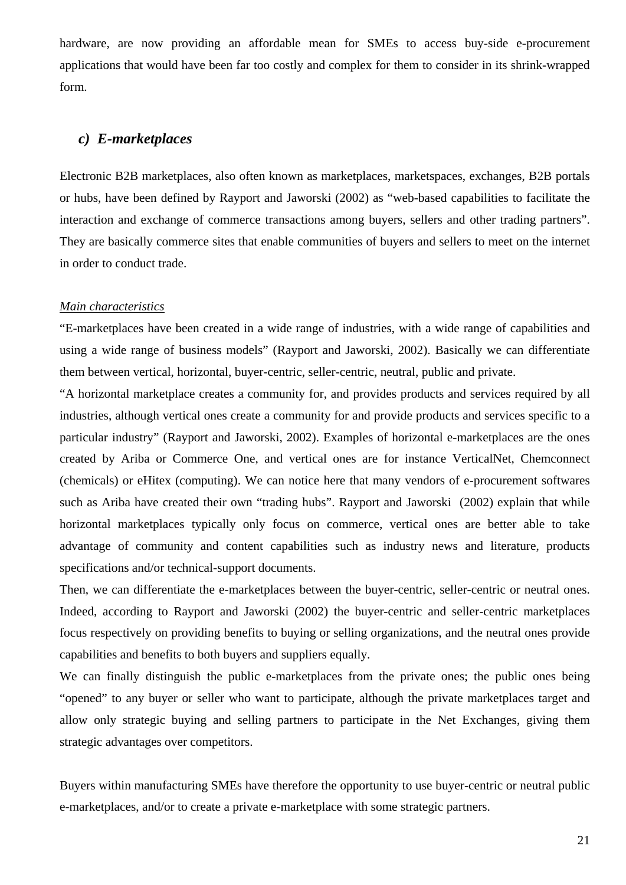hardware, are now providing an affordable mean for SMEs to access buy-side e-procurement applications that would have been far too costly and complex for them to consider in its shrink-wrapped form.

### *c) E-marketplaces*

Electronic B2B marketplaces, also often known as marketplaces, marketspaces, exchanges, B2B portals or hubs, have been defined by Rayport and Jaworski (2002) as "web-based capabilities to facilitate the interaction and exchange of commerce transactions among buyers, sellers and other trading partners". They are basically commerce sites that enable communities of buyers and sellers to meet on the internet in order to conduct trade.

<u>*Main characteristics*</u>

"E-marketplaces have been created in a wide range of industries, with a wide range of capabilities and using a wide range of business models" (Rayport and Jaworski, 2002). Basically we can differentiate them between vertical, horizontal, buyer-centric, seller-centric, neutral, public and private.

"A horizontal marketplace creates a community for, and provides products and services required by all industries, although vertical ones create a community for and provide products and services specific to a particular industry" (Rayport and Jaworski, 2002). Examples of horizontal e-marketplaces are the ones created by Ariba or Commerce One, and vertical ones are for instance VerticalNet, Chemconnect (chemicals) or eHitex (computing). We can notice here that many vendors of e-procurement softwares such as Ariba have created their own "trading hubs". Rayport and Jaworski (2002) explain that while horizontal marketplaces typically only focus on commerce, vertical ones are better able to take advantage of community and content capabilities such as industry news and literature, products specifications and/or technical-support documents.

Then, we can differentiate the e-marketplaces between the buyer-centric, seller-centric or neutral ones. Indeed, according to Rayport and Jaworski (2002) the buyer-centric and seller-centric marketplaces focus respectively on providing benefits to buying or selling organizations, and the neutral ones provide capabilities and benefits to both buyers and suppliers equally.

We can finally distinguish the public e-marketplaces from the private ones; the public ones being "opened" to any buyer or seller who want to participate, although the private marketplaces target and allow only strategic buying and selling partners to participate in the Net Exchanges, giving them strategic advantages over competitors.

Buyers within manufacturing SMEs have therefore the opportunity to use buyer-centric or neutral public e-marketplaces, and/or to create a private e-marketplace with some strategic partners.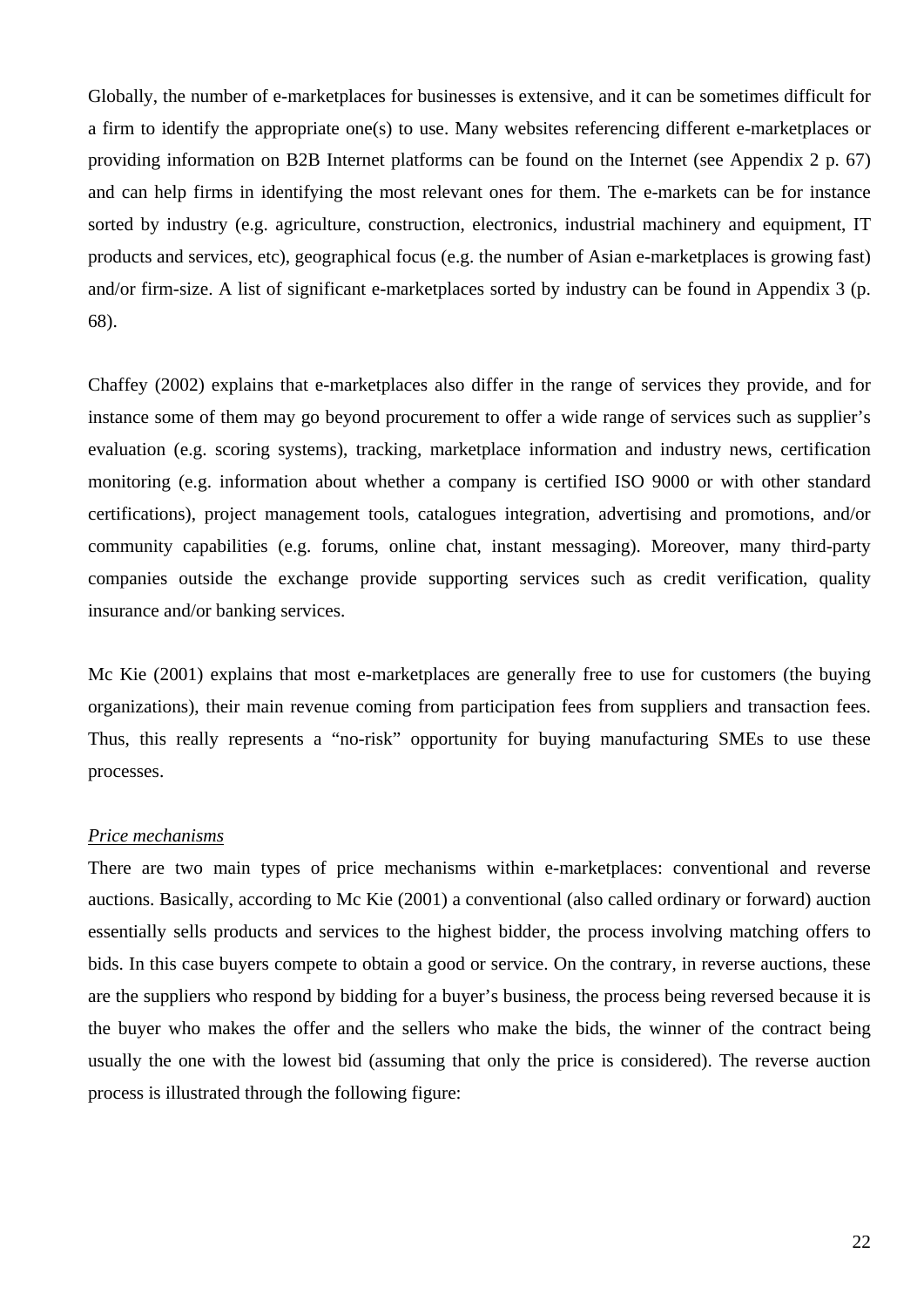Globally, the number of e-marketplaces for businesses is extensive, and it can be sometimes difficult for a firm to identify the appropriate one(s) to use. Many websites referencing different e-marketplaces or providing information on B2B Internet platforms can be found on the Internet (see Appendix 2 p. 67) and can help firms in identifying the most relevant ones for them. The e-markets can be for instance sorted by industry (e.g. agriculture, construction, electronics, industrial machinery and equipment, IT products and services, etc), geographical focus (e.g. the number of Asian e-marketplaces is growing fast) and/or firm-size. A list of significant e-marketplaces sorted by industry can be found in Appendix 3 (p. 68).

Chaffey (2002) explains that e-marketplaces also differ in the range of services they provide, and for instance some of them may go beyond procurement to offer a wide range of services such as supplier's evaluation (e.g. scoring systems), tracking, marketplace information and industry news, certification monitoring (e.g. information about whether a company is certified ISO 9000 or with other standard certifications), project management tools, catalogues integration, advertising and promotions, and/or community capabilities (e.g. forums, online chat, instant messaging). Moreover, many third-party companies outside the exchange provide supporting services such as credit verification, quality insurance and/or banking services.

Mc Kie (2001) explains that most e-marketplaces are generally free to use for customers (the buying organizations), their main revenue coming from participation fees from suppliers and transaction fees. Thus, this really represents a "no-risk" opportunity for buying manufacturing SMEs to use these processes.

<u>*Price mechanisms*</u>

There are two main types of price mechanisms within e-marketplaces: conventional and reverse auctions. Basically, according to Mc Kie (2001) a conventional (also called ordinary or forward) auction essentially sells products and services to the highest bidder, the process involving matching offers to bids. In this case buyers compete to obtain a good or service. On the contrary, in reverse auctions, these are the suppliers who respond by bidding for a buyer's business, the process being reversed because it is the buyer who makes the offer and the sellers who make the bids, the winner of the contract being usually the one with the lowest bid (assuming that only the price is considered). The reverse auction process is illustrated through the following figure: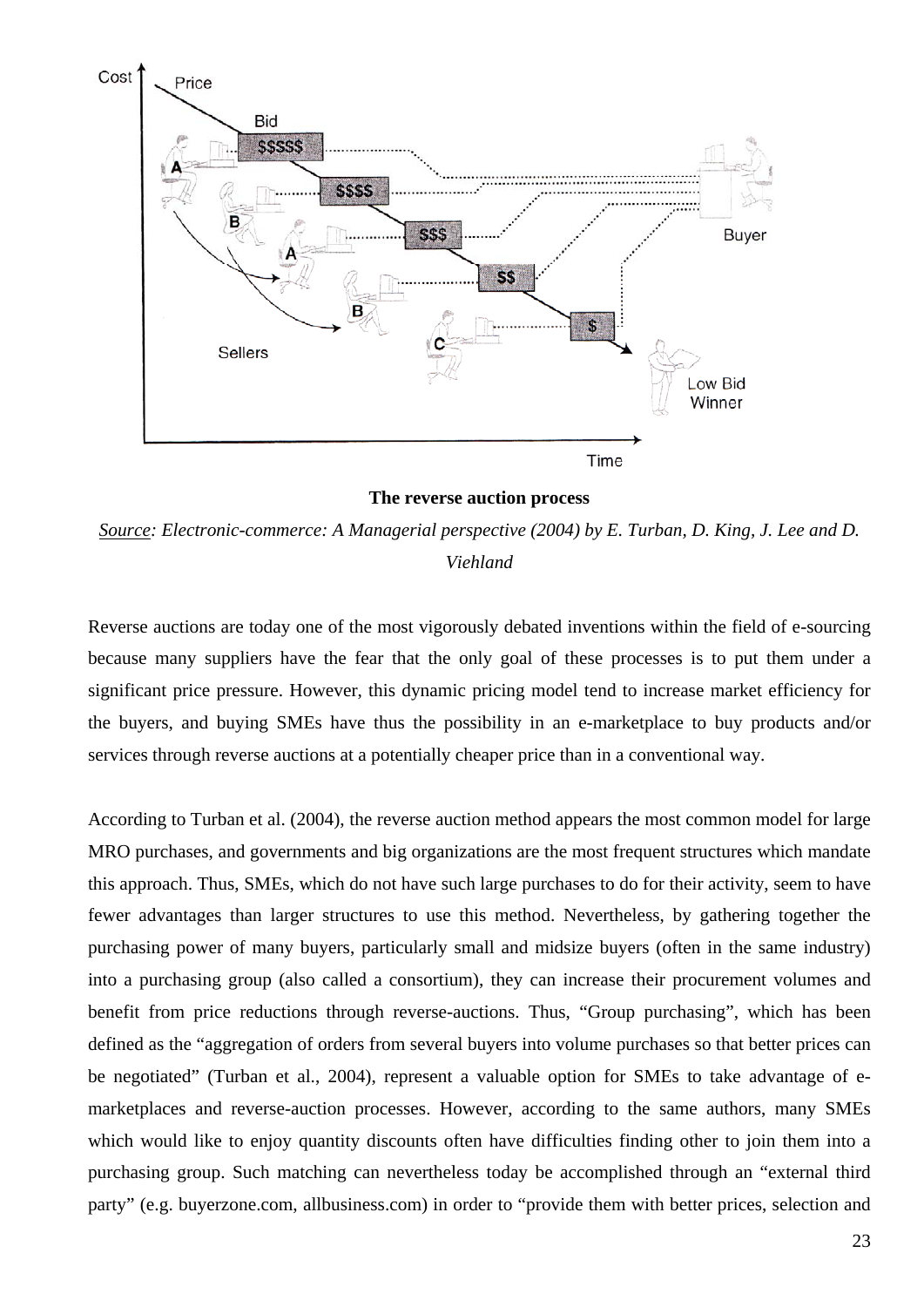**The reverse auction process**

*Source: Electronic-commerce: A Managerial perspective (2004) by E. Turban, D. King, J. Lee and D. Viehland*

Reverse auctions are today one of the most vigorously debated inventions within the field of e-sourcing because many suppliers have the fear that the only goal of these processes is to put them under a significant price pressure. However, this dynamic pricing model tend to increase market efficiency for the buyers, and buying SMEs have thus the possibility in an e-marketplace to buy products and/or services through reverse auctions at a potentially cheaper price than in a conventional way.

According to Turban et al. (2004), the reverse auction method appears the most common model for large MRO purchases, and governments and big organizations are the most frequent structures which mandate this approach. Thus, SMEs, which do not have such large purchases to do for their activity, seem to have fewer advantages than larger structures to use this method. Nevertheless, by gathering together the purchasing power of many buyers, particularly small and midsize buyers (often in the same industry) into a purchasing group (also called a consortium), they can increase their procurement volumes and benefit from price reductions through reverse-auctions. Thus, "Group purchasing", which has been defined as the "aggregation of orders from several buyers into volume purchases so that better prices can be negotiated" (Turban et al., 2004), represent a valuable option for SMEs to take advantage of e-marketplaces and reverse-auction processes. However, according to the same authors, many SMEs which would like to enjoy quantity discounts often have difficulties finding other to join them into a purchasing group. Such matching can nevertheless today be accomplished through an "external third party" (e.g. buyerzone.com, allbusiness.com) in order to "provide them with better prices, selection and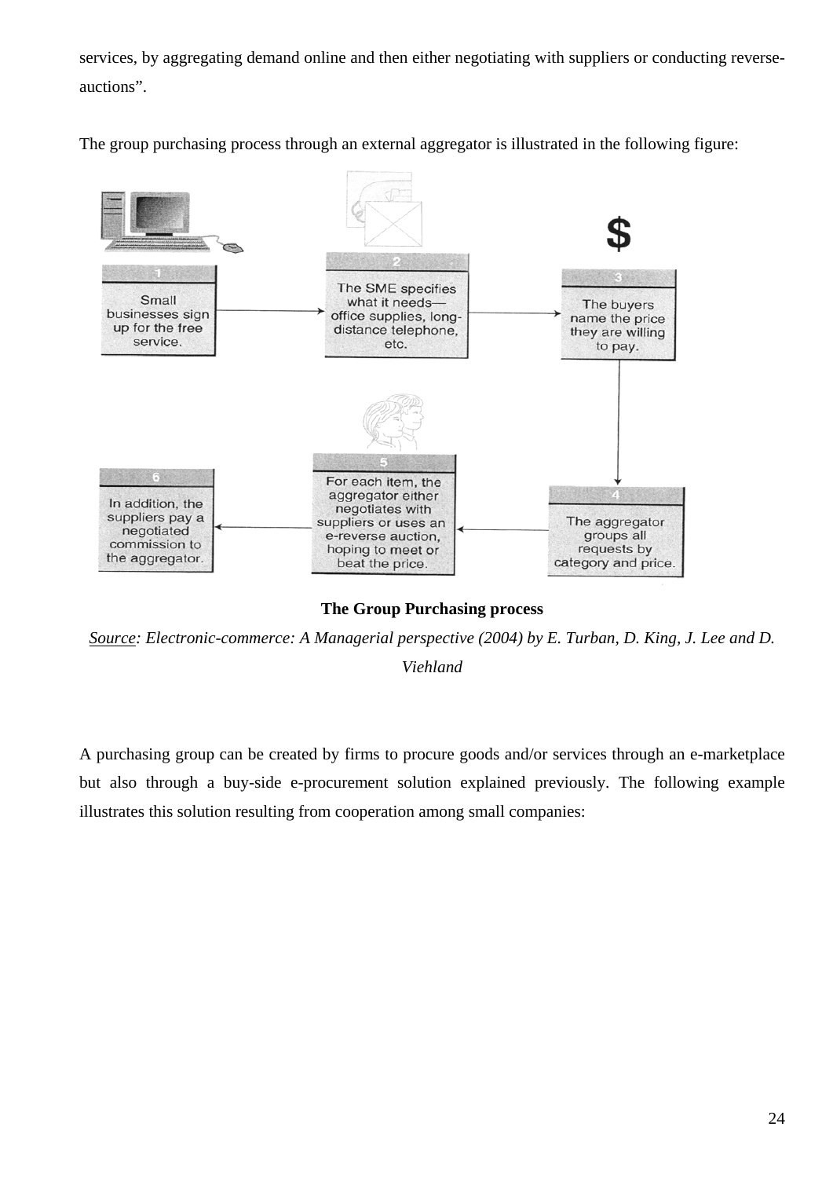services, by aggregating demand online and then either negotiating with suppliers or conducting reverse-auctions".

The group purchasing process through an external aggregator is illustrated in the following figure:

1. Small businesses sign up for the free service.
2. The SME specifies what it needs—office supplies, long-distance telephone, etc.
3. The buyers name the price they are willing to pay.
4. The aggregator groups all requests by category and price.
5. For each item, the aggregator either negotiates with suppliers or uses an e-reverse auction, hoping to meet or beat the price.
6. In addition, the suppliers pay a negotiated commission to the aggregator.

**The Group Purchasing process**

*<u>Source</u>: Electronic-commerce: A Managerial perspective (2004) by E. Turban, D. King, J. Lee and D. Viehland*

A purchasing group can be created by firms to procure goods and/or services through an e-marketplace but also through a buy-side e-procurement solution explained previously. The following example illustrates this solution resulting from cooperation among small companies: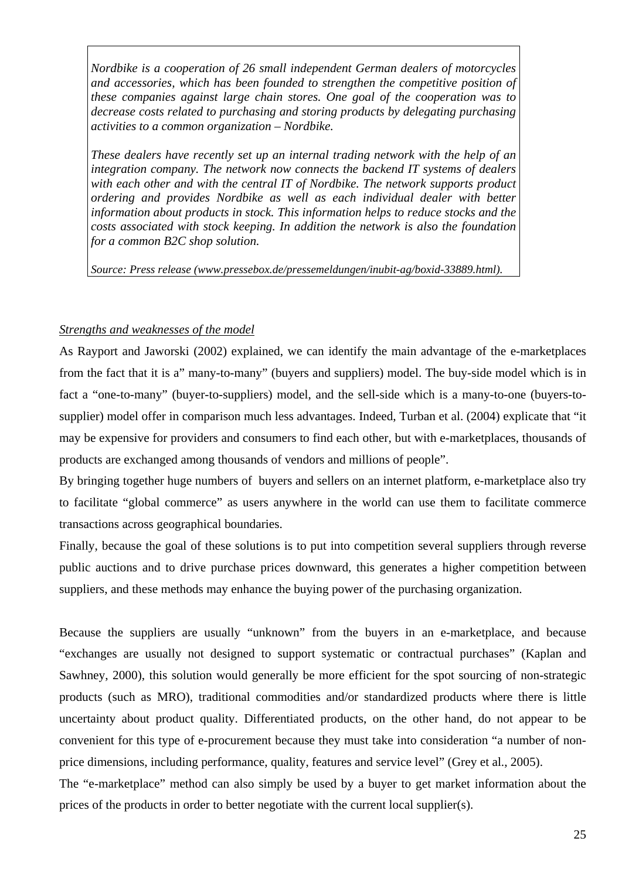> *Nordbike is a cooperation of 26 small independent German dealers of motorcycles and accessories, which has been founded to strengthen the competitive position of these companies against large chain stores. One goal of the cooperation was to decrease costs related to purchasing and storing products by delegating purchasing activities to a common organization – Nordbike.*
>
> *These dealers have recently set up an internal trading network with the help of an integration company. The network now connects the backend IT systems of dealers with each other and with the central IT of Nordbike. The network supports product ordering and provides Nordbike as well as each individual dealer with better information about products in stock. This information helps to reduce stocks and the costs associated with stock keeping. In addition the network is also the foundation for a common B2C shop solution.*
>
> *Source: Press release (www.pressebox.de/pressemeldungen/inubit-ag/boxid-33889.html).*

*Strengths and weaknesses of the model*

As Rayport and Jaworski (2002) explained, we can identify the main advantage of the e-marketplaces from the fact that it is a" many-to-many" (buyers and suppliers) model. The buy-side model which is in fact a "one-to-many" (buyer-to-suppliers) model, and the sell-side which is a many-to-one (buyers-to-supplier) model offer in comparison much less advantages. Indeed, Turban et al. (2004) explicate that "it may be expensive for providers and consumers to find each other, but with e-marketplaces, thousands of products are exchanged among thousands of vendors and millions of people".

By bringing together huge numbers of buyers and sellers on an internet platform, e-marketplace also try to facilitate "global commerce" as users anywhere in the world can use them to facilitate commerce transactions across geographical boundaries.

Finally, because the goal of these solutions is to put into competition several suppliers through reverse public auctions and to drive purchase prices downward, this generates a higher competition between suppliers, and these methods may enhance the buying power of the purchasing organization.

Because the suppliers are usually "unknown" from the buyers in an e-marketplace, and because "exchanges are usually not designed to support systematic or contractual purchases" (Kaplan and Sawhney, 2000), this solution would generally be more efficient for the spot sourcing of non-strategic products (such as MRO), traditional commodities and/or standardized products where there is little uncertainty about product quality. Differentiated products, on the other hand, do not appear to be convenient for this type of e-procurement because they must take into consideration "a number of non-price dimensions, including performance, quality, features and service level" (Grey et al., 2005).

The "e-marketplace" method can also simply be used by a buyer to get market information about the prices of the products in order to better negotiate with the current local supplier(s).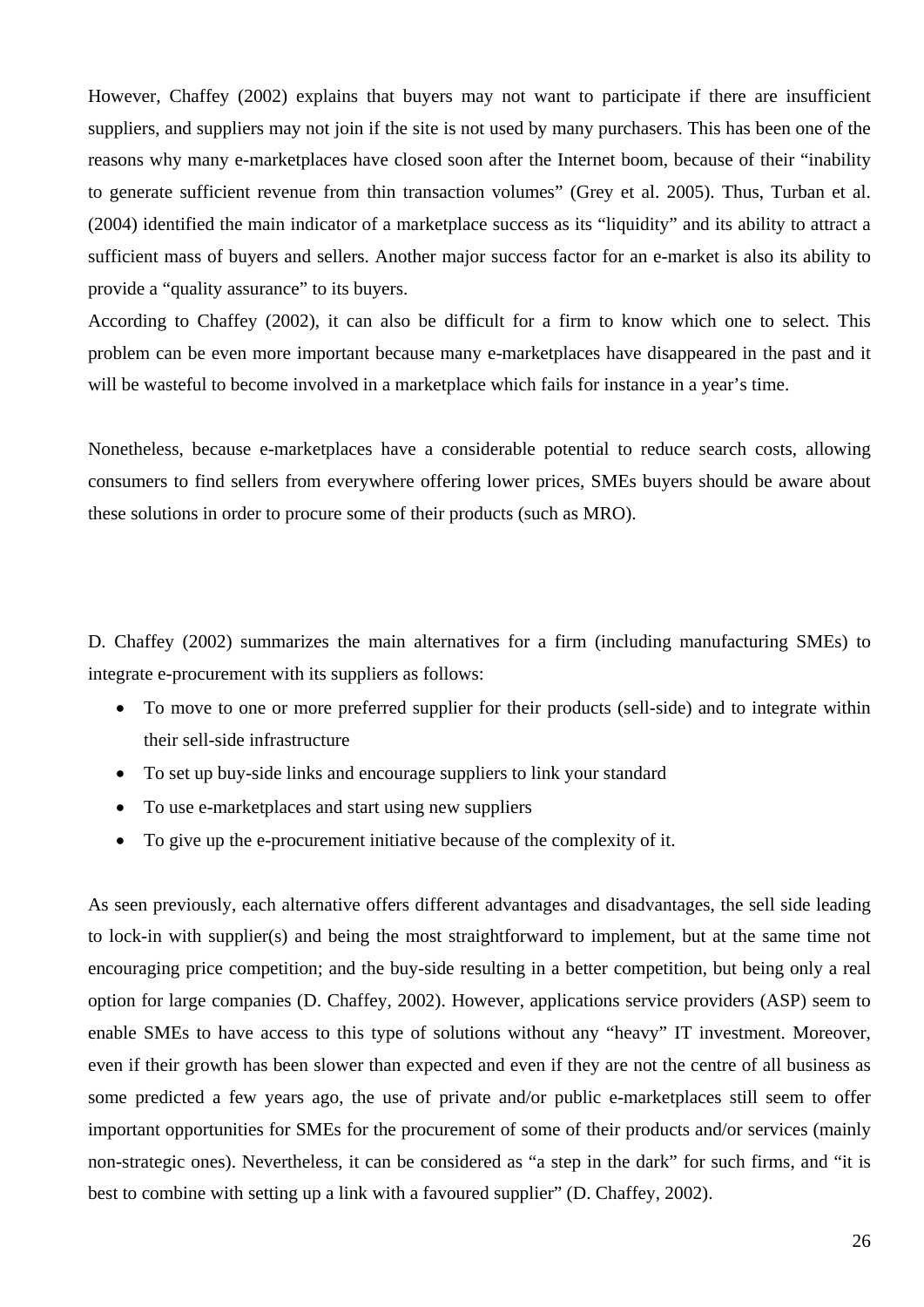However, Chaffey (2002) explains that buyers may not want to participate if there are insufficient suppliers, and suppliers may not join if the site is not used by many purchasers. This has been one of the reasons why many e-marketplaces have closed soon after the Internet boom, because of their "inability to generate sufficient revenue from thin transaction volumes" (Grey et al. 2005). Thus, Turban et al. (2004) identified the main indicator of a marketplace success as its "liquidity" and its ability to attract a sufficient mass of buyers and sellers. Another major success factor for an e-market is also its ability to provide a "quality assurance" to its buyers.

According to Chaffey (2002), it can also be difficult for a firm to know which one to select. This problem can be even more important because many e-marketplaces have disappeared in the past and it will be wasteful to become involved in a marketplace which fails for instance in a year's time.

Nonetheless, because e-marketplaces have a considerable potential to reduce search costs, allowing consumers to find sellers from everywhere offering lower prices, SMEs buyers should be aware about these solutions in order to procure some of their products (such as MRO).

D. Chaffey (2002) summarizes the main alternatives for a firm (including manufacturing SMEs) to integrate e-procurement with its suppliers as follows:

- To move to one or more preferred supplier for their products (sell-side) and to integrate within their sell-side infrastructure
- To set up buy-side links and encourage suppliers to link your standard
- To use e-marketplaces and start using new suppliers
- To give up the e-procurement initiative because of the complexity of it.

As seen previously, each alternative offers different advantages and disadvantages, the sell side leading to lock-in with supplier(s) and being the most straightforward to implement, but at the same time not encouraging price competition; and the buy-side resulting in a better competition, but being only a real option for large companies (D. Chaffey, 2002). However, applications service providers (ASP) seem to enable SMEs to have access to this type of solutions without any "heavy" IT investment. Moreover, even if their growth has been slower than expected and even if they are not the centre of all business as some predicted a few years ago, the use of private and/or public e-marketplaces still seem to offer important opportunities for SMEs for the procurement of some of their products and/or services (mainly non-strategic ones). Nevertheless, it can be considered as "a step in the dark" for such firms, and "it is best to combine with setting up a link with a favoured supplier" (D. Chaffey, 2002).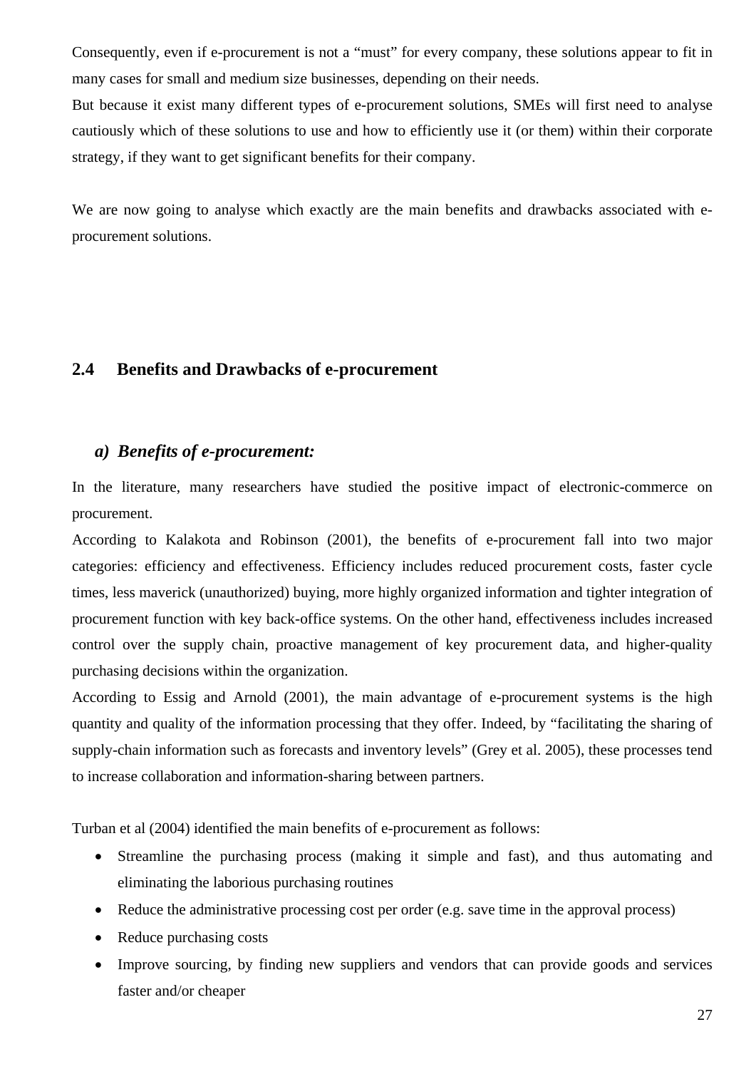Consequently, even if e-procurement is not a “must” for every company, these solutions appear to fit in many cases for small and medium size businesses, depending on their needs.

But because it exist many different types of e-procurement solutions, SMEs will first need to analyse cautiously which of these solutions to use and how to efficiently use it (or them) within their corporate strategy, if they want to get significant benefits for their company.

We are now going to analyse which exactly are the main benefits and drawbacks associated with e-procurement solutions.

## 2.4 Benefits and Drawbacks of e-procurement

### *a) Benefits of e-procurement:*

In the literature, many researchers have studied the positive impact of electronic-commerce on procurement.

According to Kalakota and Robinson (2001), the benefits of e-procurement fall into two major categories: efficiency and effectiveness. Efficiency includes reduced procurement costs, faster cycle times, less maverick (unauthorized) buying, more highly organized information and tighter integration of procurement function with key back-office systems. On the other hand, effectiveness includes increased control over the supply chain, proactive management of key procurement data, and higher-quality purchasing decisions within the organization.

According to Essig and Arnold (2001), the main advantage of e-procurement systems is the high quantity and quality of the information processing that they offer. Indeed, by “facilitating the sharing of supply-chain information such as forecasts and inventory levels” (Grey et al. 2005), these processes tend to increase collaboration and information-sharing between partners.

Turban et al (2004) identified the main benefits of e-procurement as follows:

- Streamline the purchasing process (making it simple and fast), and thus automating and eliminating the laborious purchasing routines
- Reduce the administrative processing cost per order (e.g. save time in the approval process)
- Reduce purchasing costs
- Improve sourcing, by finding new suppliers and vendors that can provide goods and services faster and/or cheaper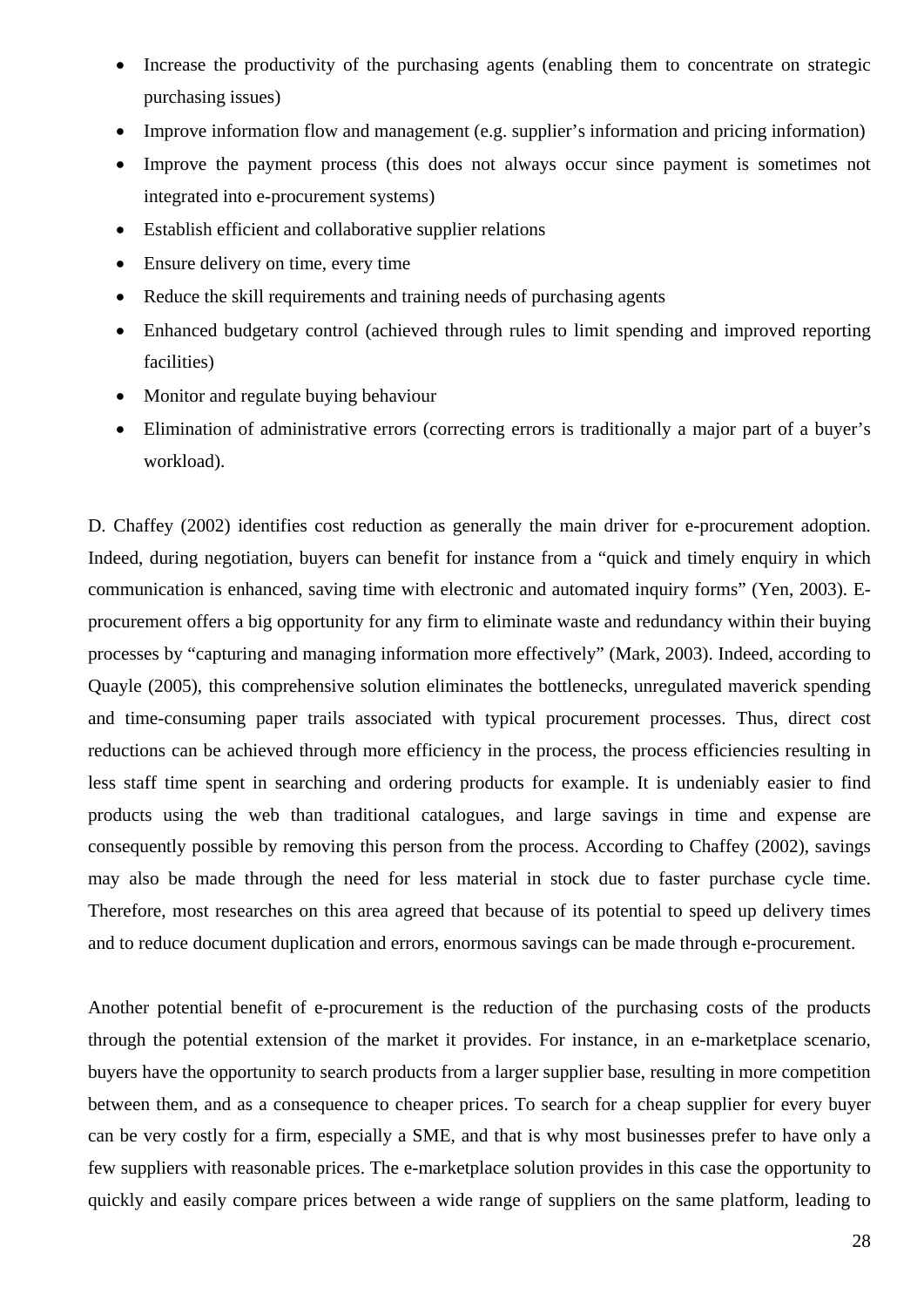- Increase the productivity of the purchasing agents (enabling them to concentrate on strategic purchasing issues)
- Improve information flow and management (e.g. supplier's information and pricing information)
- Improve the payment process (this does not always occur since payment is sometimes not integrated into e-procurement systems)
- Establish efficient and collaborative supplier relations
- Ensure delivery on time, every time
- Reduce the skill requirements and training needs of purchasing agents
- Enhanced budgetary control (achieved through rules to limit spending and improved reporting facilities)
- Monitor and regulate buying behaviour
- Elimination of administrative errors (correcting errors is traditionally a major part of a buyer's workload).

D. Chaffey (2002) identifies cost reduction as generally the main driver for e-procurement adoption. Indeed, during negotiation, buyers can benefit for instance from a "quick and timely enquiry in which communication is enhanced, saving time with electronic and automated inquiry forms" (Yen, 2003). E-procurement offers a big opportunity for any firm to eliminate waste and redundancy within their buying processes by "capturing and managing information more effectively" (Mark, 2003). Indeed, according to Quayle (2005), this comprehensive solution eliminates the bottlenecks, unregulated maverick spending and time-consuming paper trails associated with typical procurement processes. Thus, direct cost reductions can be achieved through more efficiency in the process, the process efficiencies resulting in less staff time spent in searching and ordering products for example. It is undeniably easier to find products using the web than traditional catalogues, and large savings in time and expense are consequently possible by removing this person from the process. According to Chaffey (2002), savings may also be made through the need for less material in stock due to faster purchase cycle time. Therefore, most researches on this area agreed that because of its potential to speed up delivery times and to reduce document duplication and errors, enormous savings can be made through e-procurement.

Another potential benefit of e-procurement is the reduction of the purchasing costs of the products through the potential extension of the market it provides. For instance, in an e-marketplace scenario, buyers have the opportunity to search products from a larger supplier base, resulting in more competition between them, and as a consequence to cheaper prices. To search for a cheap supplier for every buyer can be very costly for a firm, especially a SME, and that is why most businesses prefer to have only a few suppliers with reasonable prices. The e-marketplace solution provides in this case the opportunity to quickly and easily compare prices between a wide range of suppliers on the same platform, leading to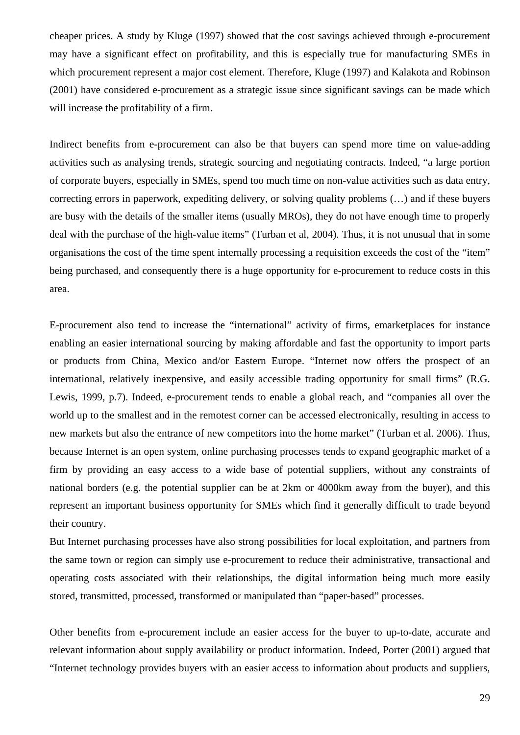cheaper prices. A study by Kluge (1997) showed that the cost savings achieved through e-procurement may have a significant effect on profitability, and this is especially true for manufacturing SMEs in which procurement represent a major cost element. Therefore, Kluge (1997) and Kalakota and Robinson (2001) have considered e-procurement as a strategic issue since significant savings can be made which will increase the profitability of a firm.

Indirect benefits from e-procurement can also be that buyers can spend more time on value-adding activities such as analysing trends, strategic sourcing and negotiating contracts. Indeed, "a large portion of corporate buyers, especially in SMEs, spend too much time on non-value activities such as data entry, correcting errors in paperwork, expediting delivery, or solving quality problems (…) and if these buyers are busy with the details of the smaller items (usually MROs), they do not have enough time to properly deal with the purchase of the high-value items" (Turban et al, 2004). Thus, it is not unusual that in some organisations the cost of the time spent internally processing a requisition exceeds the cost of the "item" being purchased, and consequently there is a huge opportunity for e-procurement to reduce costs in this area.

E-procurement also tend to increase the "international" activity of firms, emarketplaces for instance enabling an easier international sourcing by making affordable and fast the opportunity to import parts or products from China, Mexico and/or Eastern Europe. "Internet now offers the prospect of an international, relatively inexpensive, and easily accessible trading opportunity for small firms" (R.G. Lewis, 1999, p.7). Indeed, e-procurement tends to enable a global reach, and "companies all over the world up to the smallest and in the remotest corner can be accessed electronically, resulting in access to new markets but also the entrance of new competitors into the home market" (Turban et al. 2006). Thus, because Internet is an open system, online purchasing processes tends to expand geographic market of a firm by providing an easy access to a wide base of potential suppliers, without any constraints of national borders (e.g. the potential supplier can be at 2km or 4000km away from the buyer), and this represent an important business opportunity for SMEs which find it generally difficult to trade beyond their country.

But Internet purchasing processes have also strong possibilities for local exploitation, and partners from the same town or region can simply use e-procurement to reduce their administrative, transactional and operating costs associated with their relationships, the digital information being much more easily stored, transmitted, processed, transformed or manipulated than "paper-based" processes.

Other benefits from e-procurement include an easier access for the buyer to up-to-date, accurate and relevant information about supply availability or product information. Indeed, Porter (2001) argued that "Internet technology provides buyers with an easier access to information about products and suppliers,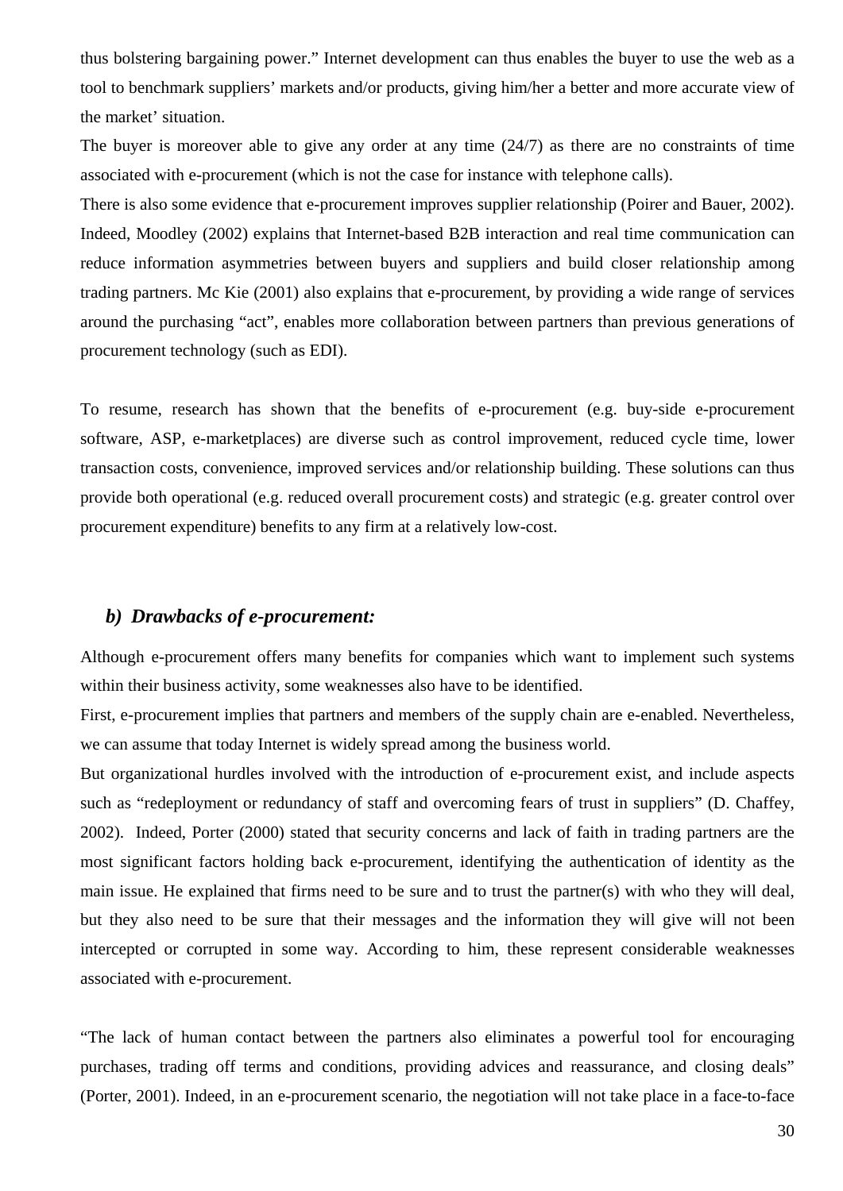thus bolstering bargaining power." Internet development can thus enables the buyer to use the web as a tool to benchmark suppliers' markets and/or products, giving him/her a better and more accurate view of the market' situation.

The buyer is moreover able to give any order at any time (24/7) as there are no constraints of time associated with e-procurement (which is not the case for instance with telephone calls).

There is also some evidence that e-procurement improves supplier relationship (Poirer and Bauer, 2002). Indeed, Moodley (2002) explains that Internet-based B2B interaction and real time communication can reduce information asymmetries between buyers and suppliers and build closer relationship among trading partners. Mc Kie (2001) also explains that e-procurement, by providing a wide range of services around the purchasing "act", enables more collaboration between partners than previous generations of procurement technology (such as EDI).

To resume, research has shown that the benefits of e-procurement (e.g. buy-side e-procurement software, ASP, e-marketplaces) are diverse such as control improvement, reduced cycle time, lower transaction costs, convenience, improved services and/or relationship building. These solutions can thus provide both operational (e.g. reduced overall procurement costs) and strategic (e.g. greater control over procurement expenditure) benefits to any firm at a relatively low-cost.

### *b) Drawbacks of e-procurement:*

Although e-procurement offers many benefits for companies which want to implement such systems within their business activity, some weaknesses also have to be identified.

First, e-procurement implies that partners and members of the supply chain are e-enabled. Nevertheless, we can assume that today Internet is widely spread among the business world.

But organizational hurdles involved with the introduction of e-procurement exist, and include aspects such as "redeployment or redundancy of staff and overcoming fears of trust in suppliers" (D. Chaffey, 2002). Indeed, Porter (2000) stated that security concerns and lack of faith in trading partners are the most significant factors holding back e-procurement, identifying the authentication of identity as the main issue. He explained that firms need to be sure and to trust the partner(s) with who they will deal, but they also need to be sure that their messages and the information they will give will not been intercepted or corrupted in some way. According to him, these represent considerable weaknesses associated with e-procurement.

"The lack of human contact between the partners also eliminates a powerful tool for encouraging purchases, trading off terms and conditions, providing advices and reassurance, and closing deals" (Porter, 2001). Indeed, in an e-procurement scenario, the negotiation will not take place in a face-to-face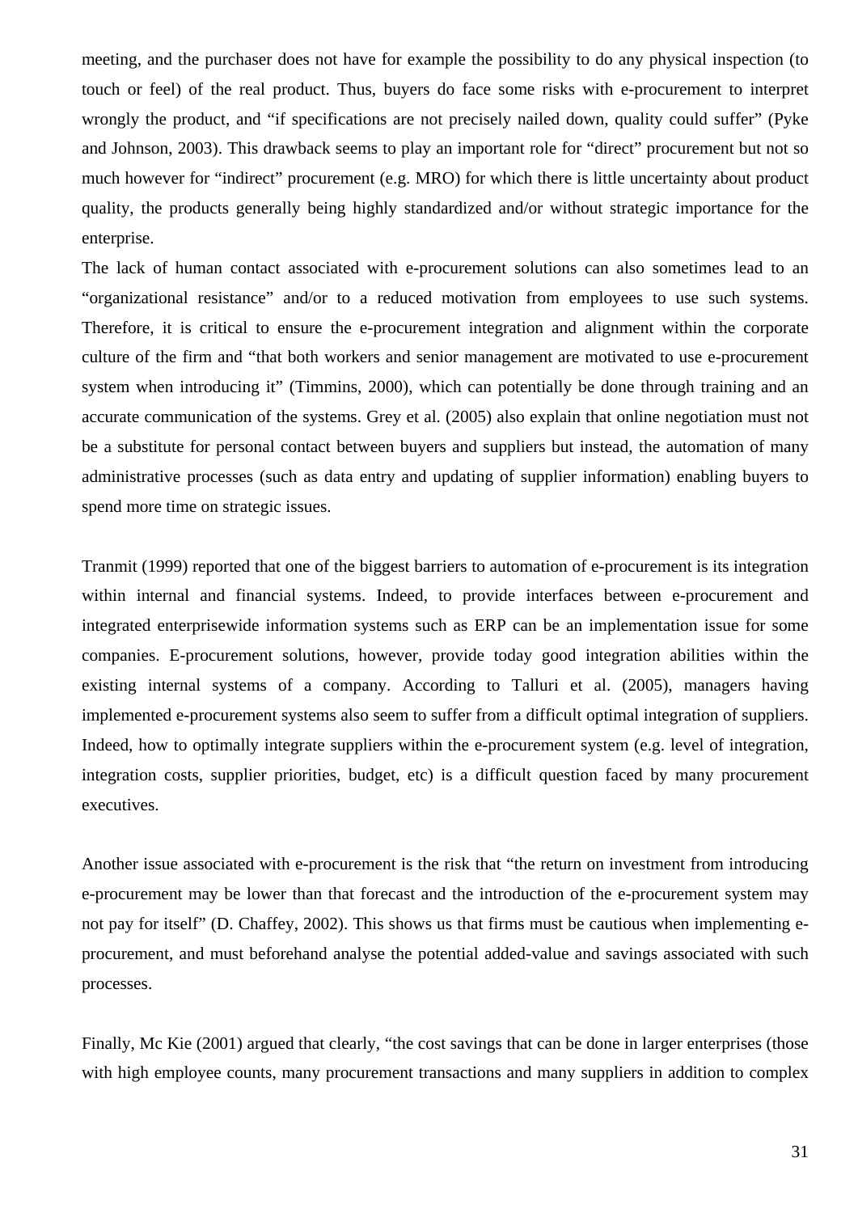meeting, and the purchaser does not have for example the possibility to do any physical inspection (to touch or feel) of the real product. Thus, buyers do face some risks with e-procurement to interpret wrongly the product, and "if specifications are not precisely nailed down, quality could suffer" (Pyke and Johnson, 2003). This drawback seems to play an important role for "direct" procurement but not so much however for "indirect" procurement (e.g. MRO) for which there is little uncertainty about product quality, the products generally being highly standardized and/or without strategic importance for the enterprise.

The lack of human contact associated with e-procurement solutions can also sometimes lead to an "organizational resistance" and/or to a reduced motivation from employees to use such systems. Therefore, it is critical to ensure the e-procurement integration and alignment within the corporate culture of the firm and "that both workers and senior management are motivated to use e-procurement system when introducing it" (Timmins, 2000), which can potentially be done through training and an accurate communication of the systems. Grey et al. (2005) also explain that online negotiation must not be a substitute for personal contact between buyers and suppliers but instead, the automation of many administrative processes (such as data entry and updating of supplier information) enabling buyers to spend more time on strategic issues.

Tranmit (1999) reported that one of the biggest barriers to automation of e-procurement is its integration within internal and financial systems. Indeed, to provide interfaces between e-procurement and integrated enterprisewide information systems such as ERP can be an implementation issue for some companies. E-procurement solutions, however, provide today good integration abilities within the existing internal systems of a company. According to Talluri et al. (2005), managers having implemented e-procurement systems also seem to suffer from a difficult optimal integration of suppliers. Indeed, how to optimally integrate suppliers within the e-procurement system (e.g. level of integration, integration costs, supplier priorities, budget, etc) is a difficult question faced by many procurement executives.

Another issue associated with e-procurement is the risk that "the return on investment from introducing e-procurement may be lower than that forecast and the introduction of the e-procurement system may not pay for itself" (D. Chaffey, 2002). This shows us that firms must be cautious when implementing e-procurement, and must beforehand analyse the potential added-value and savings associated with such processes.

Finally, Mc Kie (2001) argued that clearly, "the cost savings that can be done in larger enterprises (those with high employee counts, many procurement transactions and many suppliers in addition to complex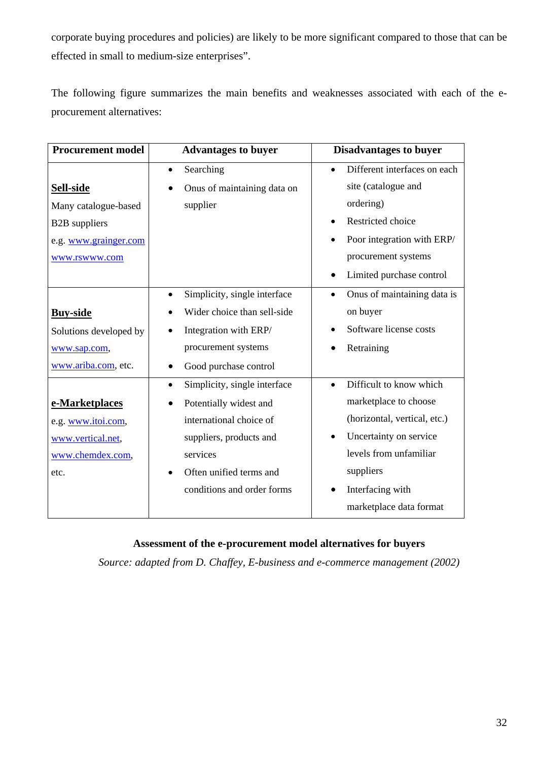corporate buying procedures and policies) are likely to be more significant compared to those that can be effected in small to medium-size enterprises".

The following figure summarizes the main benefits and weaknesses associated with each of the e-procurement alternatives:

| Procurement model | Advantages to buyer | Disadvantages to buyer |
|---|---|---|
| **Sell-side**<br>Many catalogue-based B2B suppliers<br>e.g. www.grainger.com<br>www.rswww.com | • Searching<br>• Onus of maintaining data on supplier | • Different interfaces on each site (catalogue and ordering)<br>• Restricted choice<br>• Poor integration with ERP/ procurement systems<br>• Limited purchase control |
| **Buy-side**<br>Solutions developed by www.sap.com, www.ariba.com, etc. | • Simplicity, single interface<br>• Wider choice than sell-side<br>• Integration with ERP/ procurement systems<br>• Good purchase control | • Onus of maintaining data is on buyer<br>• Software license costs<br>• Retraining |
| **e-Marketplaces**<br>e.g. www.itoi.com, www.vertical.net, www.chemdex.com, etc. | • Simplicity, single interface<br>• Potentially widest and international choice of suppliers, products and services<br>• Often unified terms and conditions and order forms | • Difficult to know which marketplace to choose (horizontal, vertical, etc.)<br>• Uncertainty on service levels from unfamiliar suppliers<br>• Interfacing with marketplace data format |

**Assessment of the e-procurement model alternatives for buyers**

*Source: adapted from D. Chaffey, E-business and e-commerce management (2002)*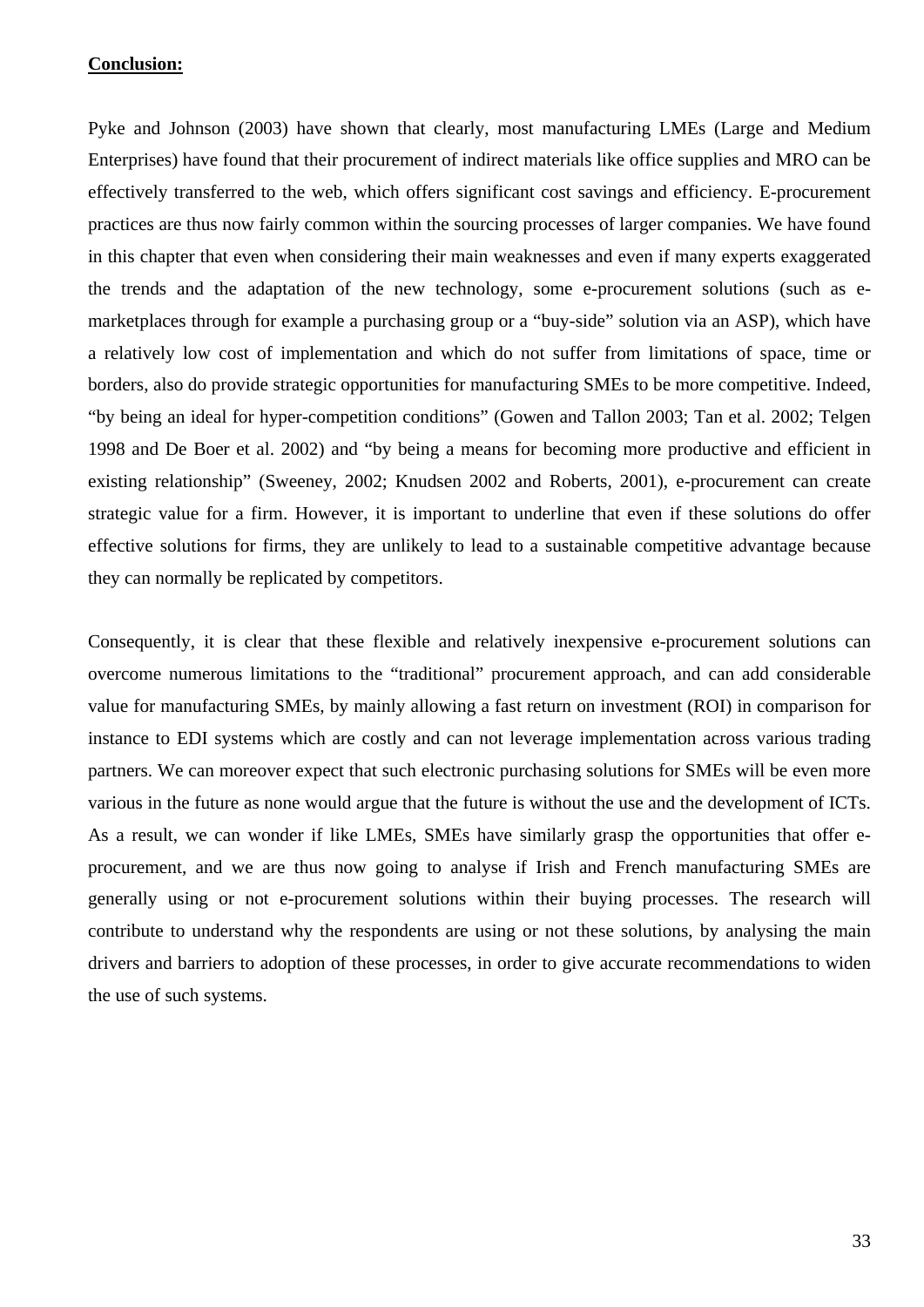**Conclusion:**

Pyke and Johnson (2003) have shown that clearly, most manufacturing LMEs (Large and Medium Enterprises) have found that their procurement of indirect materials like office supplies and MRO can be effectively transferred to the web, which offers significant cost savings and efficiency. E-procurement practices are thus now fairly common within the sourcing processes of larger companies. We have found in this chapter that even when considering their main weaknesses and even if many experts exaggerated the trends and the adaptation of the new technology, some e-procurement solutions (such as e-marketplaces through for example a purchasing group or a "buy-side" solution via an ASP), which have a relatively low cost of implementation and which do not suffer from limitations of space, time or borders, also do provide strategic opportunities for manufacturing SMEs to be more competitive. Indeed, "by being an ideal for hyper-competition conditions" (Gowen and Tallon 2003; Tan et al. 2002; Telgen 1998 and De Boer et al. 2002) and "by being a means for becoming more productive and efficient in existing relationship" (Sweeney, 2002; Knudsen 2002 and Roberts, 2001), e-procurement can create strategic value for a firm. However, it is important to underline that even if these solutions do offer effective solutions for firms, they are unlikely to lead to a sustainable competitive advantage because they can normally be replicated by competitors.

Consequently, it is clear that these flexible and relatively inexpensive e-procurement solutions can overcome numerous limitations to the "traditional" procurement approach, and can add considerable value for manufacturing SMEs, by mainly allowing a fast return on investment (ROI) in comparison for instance to EDI systems which are costly and can not leverage implementation across various trading partners. We can moreover expect that such electronic purchasing solutions for SMEs will be even more various in the future as none would argue that the future is without the use and the development of ICTs. As a result, we can wonder if like LMEs, SMEs have similarly grasp the opportunities that offer e-procurement, and we are thus now going to analyse if Irish and French manufacturing SMEs are generally using or not e-procurement solutions within their buying processes. The research will contribute to understand why the respondents are using or not these solutions, by analysing the main drivers and barriers to adoption of these processes, in order to give accurate recommendations to widen the use of such systems.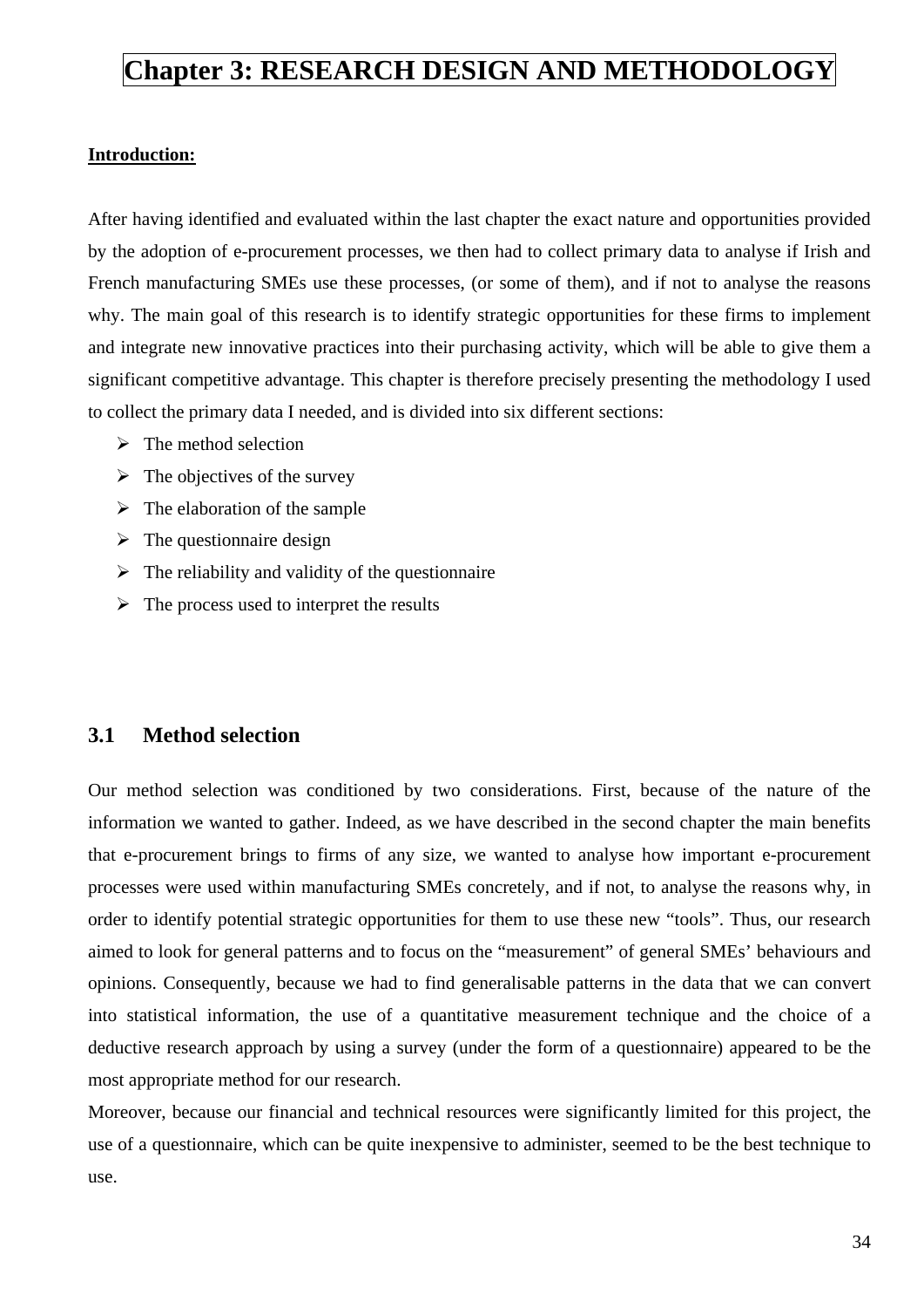# Chapter 3: RESEARCH DESIGN AND METHODOLOGY

**Introduction:**

After having identified and evaluated within the last chapter the exact nature and opportunities provided by the adoption of e-procurement processes, we then had to collect primary data to analyse if Irish and French manufacturing SMEs use these processes, (or some of them), and if not to analyse the reasons why. The main goal of this research is to identify strategic opportunities for these firms to implement and integrate new innovative practices into their purchasing activity, which will be able to give them a significant competitive advantage. This chapter is therefore precisely presenting the methodology I used to collect the primary data I needed, and is divided into six different sections:

- The method selection
- The objectives of the survey
- The elaboration of the sample
- The questionnaire design
- The reliability and validity of the questionnaire
- The process used to interpret the results

## 3.1 Method selection

Our method selection was conditioned by two considerations. First, because of the nature of the information we wanted to gather. Indeed, as we have described in the second chapter the main benefits that e-procurement brings to firms of any size, we wanted to analyse how important e-procurement processes were used within manufacturing SMEs concretely, and if not, to analyse the reasons why, in order to identify potential strategic opportunities for them to use these new "tools". Thus, our research aimed to look for general patterns and to focus on the "measurement" of general SMEs' behaviours and opinions. Consequently, because we had to find generalisable patterns in the data that we can convert into statistical information, the use of a quantitative measurement technique and the choice of a deductive research approach by using a survey (under the form of a questionnaire) appeared to be the most appropriate method for our research.

Moreover, because our financial and technical resources were significantly limited for this project, the use of a questionnaire, which can be quite inexpensive to administer, seemed to be the best technique to use.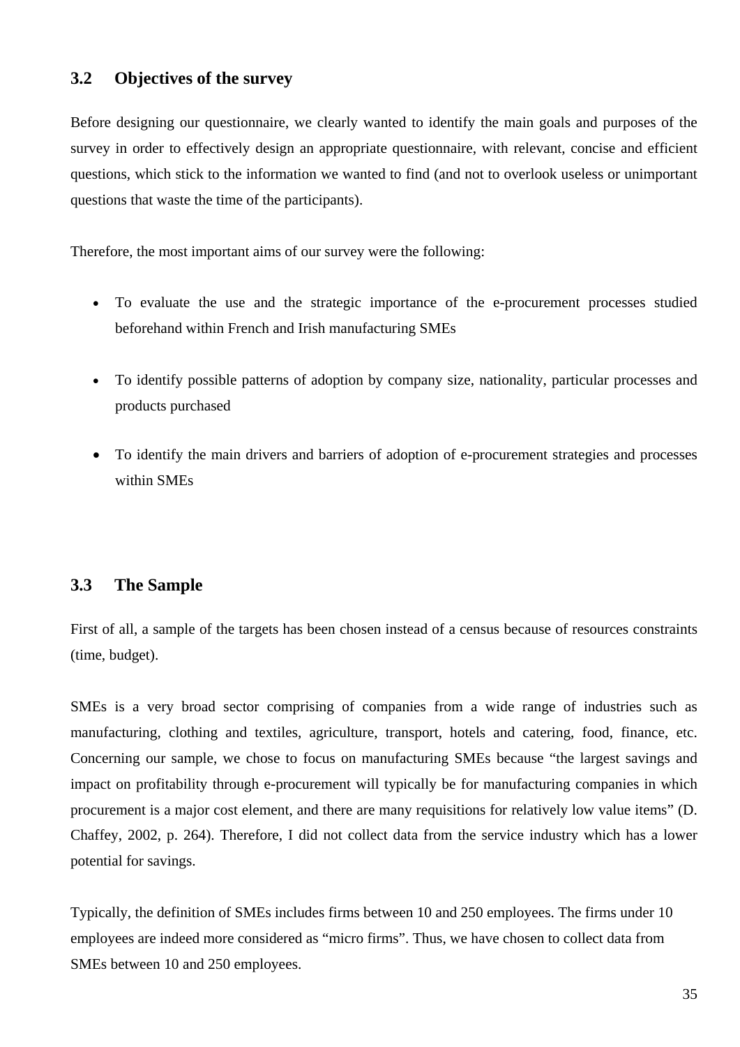## 3.2 Objectives of the survey

Before designing our questionnaire, we clearly wanted to identify the main goals and purposes of the survey in order to effectively design an appropriate questionnaire, with relevant, concise and efficient questions, which stick to the information we wanted to find (and not to overlook useless or unimportant questions that waste the time of the participants).

Therefore, the most important aims of our survey were the following:

- To evaluate the use and the strategic importance of the e-procurement processes studied beforehand within French and Irish manufacturing SMEs
- To identify possible patterns of adoption by company size, nationality, particular processes and products purchased
- To identify the main drivers and barriers of adoption of e-procurement strategies and processes within SMEs

## 3.3 The Sample

First of all, a sample of the targets has been chosen instead of a census because of resources constraints (time, budget).

SMEs is a very broad sector comprising of companies from a wide range of industries such as manufacturing, clothing and textiles, agriculture, transport, hotels and catering, food, finance, etc. Concerning our sample, we chose to focus on manufacturing SMEs because "the largest savings and impact on profitability through e-procurement will typically be for manufacturing companies in which procurement is a major cost element, and there are many requisitions for relatively low value items" (D. Chaffey, 2002, p. 264). Therefore, I did not collect data from the service industry which has a lower potential for savings.

Typically, the definition of SMEs includes firms between 10 and 250 employees. The firms under 10 employees are indeed more considered as "micro firms". Thus, we have chosen to collect data from SMEs between 10 and 250 employees.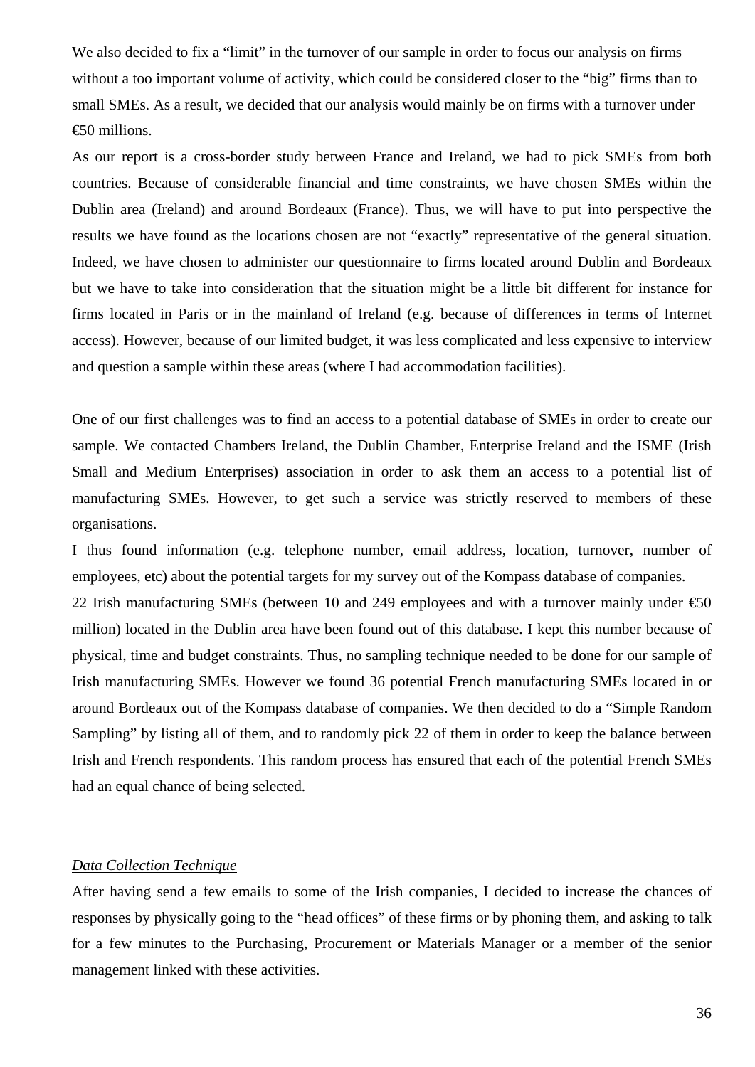We also decided to fix a "limit" in the turnover of our sample in order to focus our analysis on firms without a too important volume of activity, which could be considered closer to the "big" firms than to small SMEs. As a result, we decided that our analysis would mainly be on firms with a turnover under €50 millions.

As our report is a cross-border study between France and Ireland, we had to pick SMEs from both countries. Because of considerable financial and time constraints, we have chosen SMEs within the Dublin area (Ireland) and around Bordeaux (France). Thus, we will have to put into perspective the results we have found as the locations chosen are not "exactly" representative of the general situation. Indeed, we have chosen to administer our questionnaire to firms located around Dublin and Bordeaux but we have to take into consideration that the situation might be a little bit different for instance for firms located in Paris or in the mainland of Ireland (e.g. because of differences in terms of Internet access). However, because of our limited budget, it was less complicated and less expensive to interview and question a sample within these areas (where I had accommodation facilities).

One of our first challenges was to find an access to a potential database of SMEs in order to create our sample. We contacted Chambers Ireland, the Dublin Chamber, Enterprise Ireland and the ISME (Irish Small and Medium Enterprises) association in order to ask them an access to a potential list of manufacturing SMEs. However, to get such a service was strictly reserved to members of these organisations.

I thus found information (e.g. telephone number, email address, location, turnover, number of employees, etc) about the potential targets for my survey out of the Kompass database of companies.

22 Irish manufacturing SMEs (between 10 and 249 employees and with a turnover mainly under €50 million) located in the Dublin area have been found out of this database. I kept this number because of physical, time and budget constraints. Thus, no sampling technique needed to be done for our sample of Irish manufacturing SMEs. However we found 36 potential French manufacturing SMEs located in or around Bordeaux out of the Kompass database of companies. We then decided to do a "Simple Random Sampling" by listing all of them, and to randomly pick 22 of them in order to keep the balance between Irish and French respondents. This random process has ensured that each of the potential French SMEs had an equal chance of being selected.

*Data Collection Technique*

After having send a few emails to some of the Irish companies, I decided to increase the chances of responses by physically going to the "head offices" of these firms or by phoning them, and asking to talk for a few minutes to the Purchasing, Procurement or Materials Manager or a member of the senior management linked with these activities.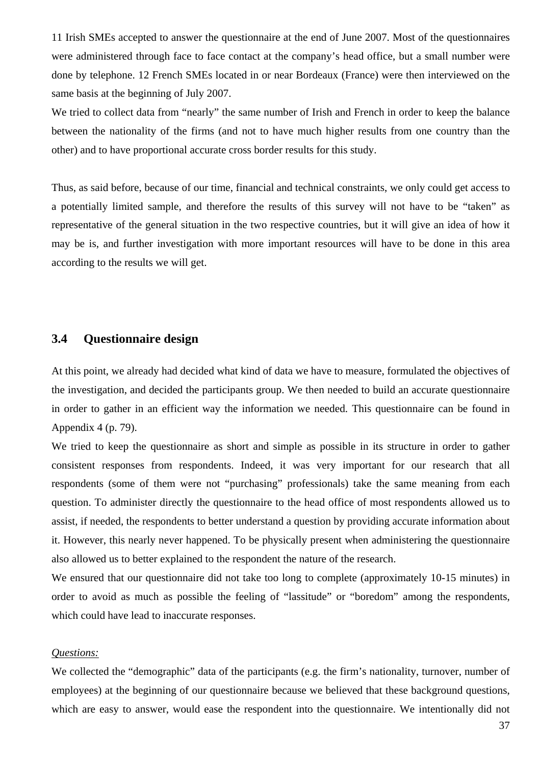11 Irish SMEs accepted to answer the questionnaire at the end of June 2007. Most of the questionnaires were administered through face to face contact at the company's head office, but a small number were done by telephone. 12 French SMEs located in or near Bordeaux (France) were then interviewed on the same basis at the beginning of July 2007.

We tried to collect data from "nearly" the same number of Irish and French in order to keep the balance between the nationality of the firms (and not to have much higher results from one country than the other) and to have proportional accurate cross border results for this study.

Thus, as said before, because of our time, financial and technical constraints, we only could get access to a potentially limited sample, and therefore the results of this survey will not have to be "taken" as representative of the general situation in the two respective countries, but it will give an idea of how it may be is, and further investigation with more important resources will have to be done in this area according to the results we will get.

## 3.4 Questionnaire design

At this point, we already had decided what kind of data we have to measure, formulated the objectives of the investigation, and decided the participants group. We then needed to build an accurate questionnaire in order to gather in an efficient way the information we needed. This questionnaire can be found in Appendix 4 (p. 79).

We tried to keep the questionnaire as short and simple as possible in its structure in order to gather consistent responses from respondents. Indeed, it was very important for our research that all respondents (some of them were not "purchasing" professionals) take the same meaning from each question. To administer directly the questionnaire to the head office of most respondents allowed us to assist, if needed, the respondents to better understand a question by providing accurate information about it. However, this nearly never happened. To be physically present when administering the questionnaire also allowed us to better explained to the respondent the nature of the research.

We ensured that our questionnaire did not take too long to complete (approximately 10-15 minutes) in order to avoid as much as possible the feeling of "lassitude" or "boredom" among the respondents, which could have lead to inaccurate responses.

*Questions:*

We collected the "demographic" data of the participants (e.g. the firm's nationality, turnover, number of employees) at the beginning of our questionnaire because we believed that these background questions, which are easy to answer, would ease the respondent into the questionnaire. We intentionally did not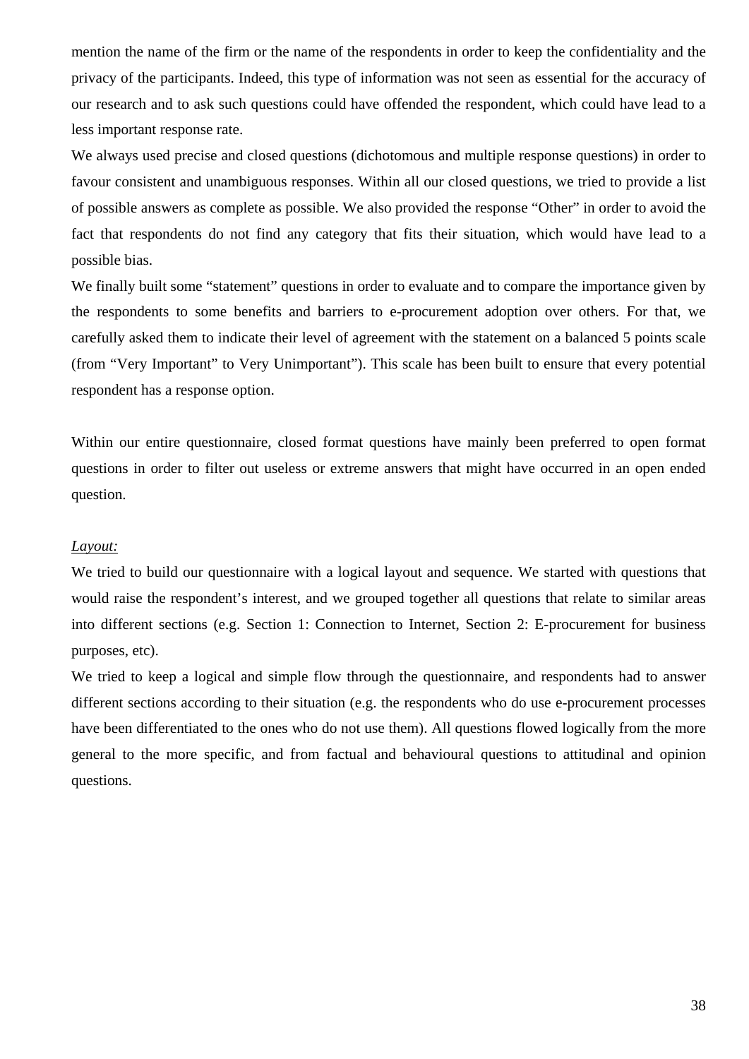mention the name of the firm or the name of the respondents in order to keep the confidentiality and the privacy of the participants. Indeed, this type of information was not seen as essential for the accuracy of our research and to ask such questions could have offended the respondent, which could have lead to a less important response rate.

We always used precise and closed questions (dichotomous and multiple response questions) in order to favour consistent and unambiguous responses. Within all our closed questions, we tried to provide a list of possible answers as complete as possible. We also provided the response “Other” in order to avoid the fact that respondents do not find any category that fits their situation, which would have lead to a possible bias.

We finally built some “statement” questions in order to evaluate and to compare the importance given by the respondents to some benefits and barriers to e-procurement adoption over others. For that, we carefully asked them to indicate their level of agreement with the statement on a balanced 5 points scale (from “Very Important” to Very Unimportant”). This scale has been built to ensure that every potential respondent has a response option.

Within our entire questionnaire, closed format questions have mainly been preferred to open format questions in order to filter out useless or extreme answers that might have occurred in an open ended question.

*Layout:*

We tried to build our questionnaire with a logical layout and sequence. We started with questions that would raise the respondent’s interest, and we grouped together all questions that relate to similar areas into different sections (e.g. Section 1: Connection to Internet, Section 2: E-procurement for business purposes, etc).

We tried to keep a logical and simple flow through the questionnaire, and respondents had to answer different sections according to their situation (e.g. the respondents who do use e-procurement processes have been differentiated to the ones who do not use them). All questions flowed logically from the more general to the more specific, and from factual and behavioural questions to attitudinal and opinion questions.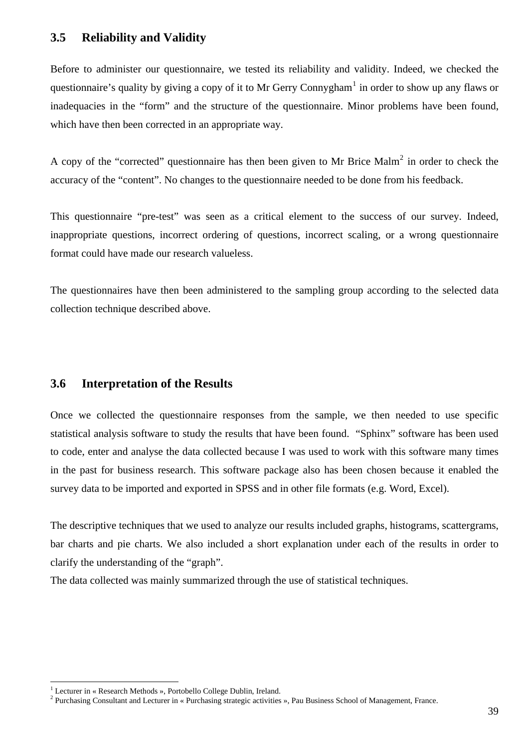## 3.5 Reliability and Validity

Before to administer our questionnaire, we tested its reliability and validity. Indeed, we checked the questionnaire's quality by giving a copy of it to Mr Gerry Connygham[1] in order to show up any flaws or inadequacies in the "form" and the structure of the questionnaire. Minor problems have been found, which have then been corrected in an appropriate way.

A copy of the "corrected" questionnaire has then been given to Mr Brice Malm[2] in order to check the accuracy of the "content". No changes to the questionnaire needed to be done from his feedback.

This questionnaire "pre-test" was seen as a critical element to the success of our survey. Indeed, inappropriate questions, incorrect ordering of questions, incorrect scaling, or a wrong questionnaire format could have made our research valueless.

The questionnaires have then been administered to the sampling group according to the selected data collection technique described above.

## 3.6 Interpretation of the Results

Once we collected the questionnaire responses from the sample, we then needed to use specific statistical analysis software to study the results that have been found. "Sphinx" software has been used to code, enter and analyse the data collected because I was used to work with this software many times in the past for business research. This software package also has been chosen because it enabled the survey data to be imported and exported in SPSS and in other file formats (e.g. Word, Excel).

The descriptive techniques that we used to analyze our results included graphs, histograms, scattergrams, bar charts and pie charts. We also included a short explanation under each of the results in order to clarify the understanding of the "graph".

The data collected was mainly summarized through the use of statistical techniques.

---

[1] Lecturer in « Research Methods », Portobello College Dublin, Ireland.

[2] Purchasing Consultant and Lecturer in « Purchasing strategic activities », Pau Business School of Management, France.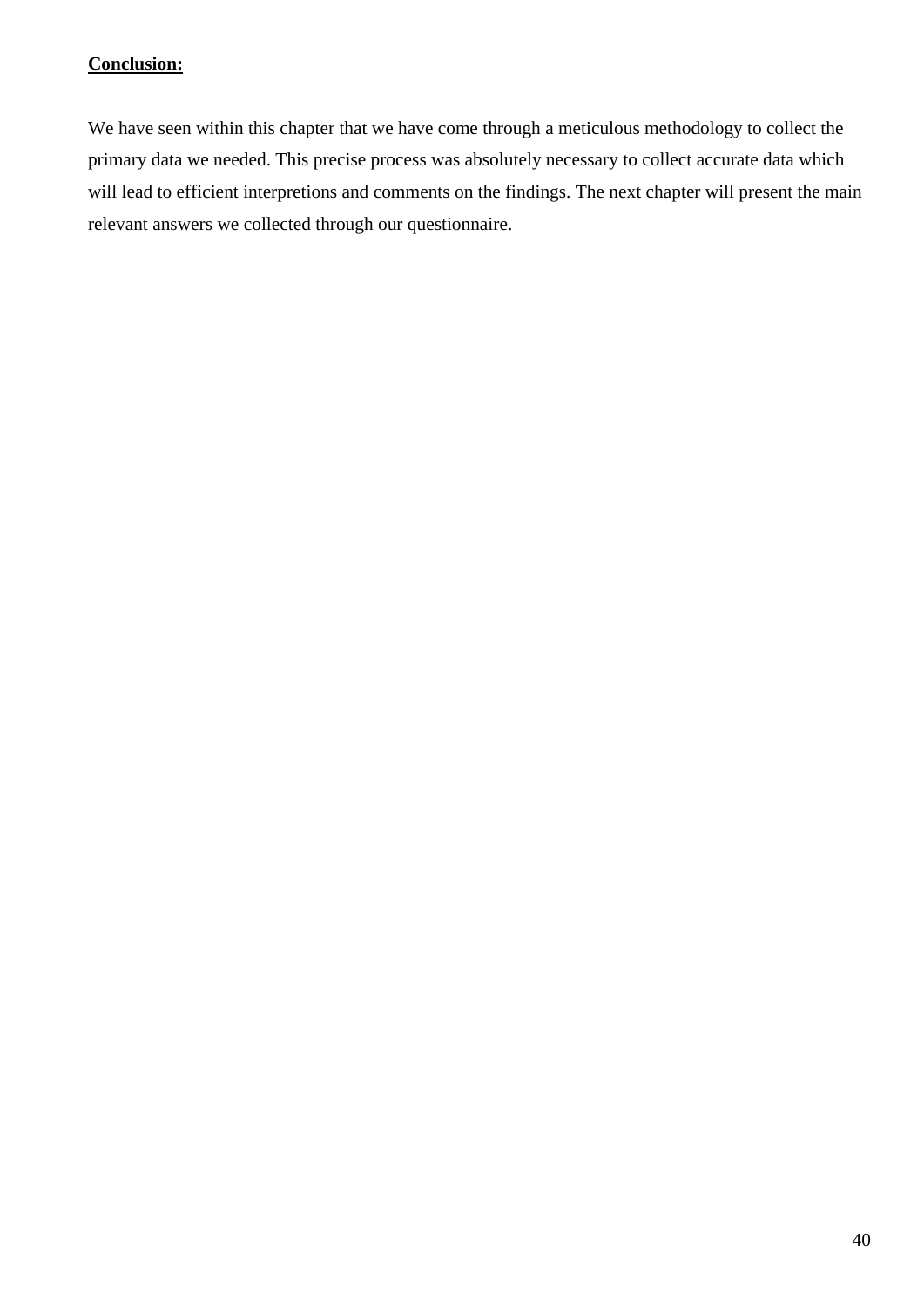**Conclusion:**

We have seen within this chapter that we have come through a meticulous methodology to collect the primary data we needed. This precise process was absolutely necessary to collect accurate data which will lead to efficient interpretions and comments on the findings. The next chapter will present the main relevant answers we collected through our questionnaire.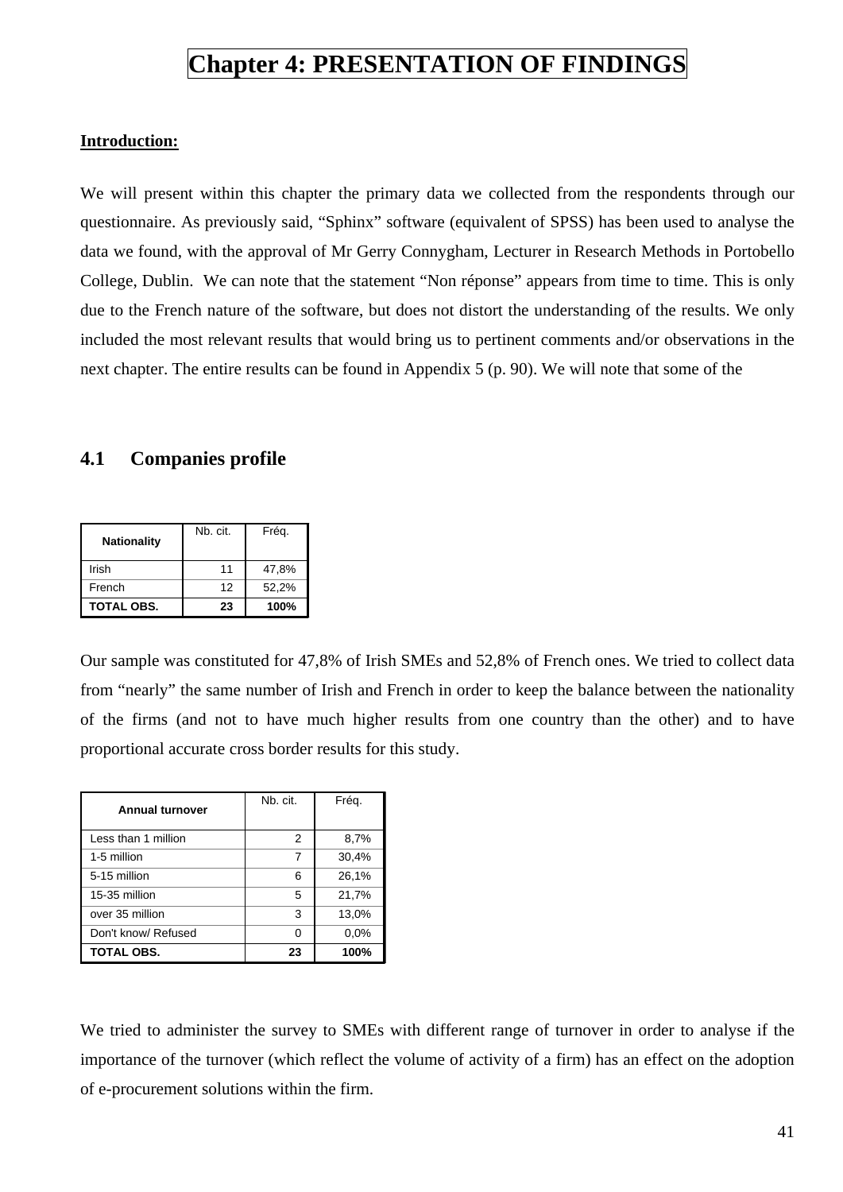# Chapter 4: PRESENTATION OF FINDINGS

**Introduction:**

We will present within this chapter the primary data we collected from the respondents through our questionnaire. As previously said, "Sphinx" software (equivalent of SPSS) has been used to analyse the data we found, with the approval of Mr Gerry Connygham, Lecturer in Research Methods in Portobello College, Dublin. We can note that the statement "Non réponse" appears from time to time. This is only due to the French nature of the software, but does not distort the understanding of the results. We only included the most relevant results that would bring us to pertinent comments and/or observations in the next chapter. The entire results can be found in Appendix 5 (p. 90). We will note that some of the

## 4.1 Companies profile

| Nationality | Nb. cit. | Fréq. |
|---|---|---|
| Irish | 11 | 47,8% |
| French | 12 | 52,2% |
| **TOTAL OBS.** | **23** | **100%** |

Our sample was constituted for 47,8% of Irish SMEs and 52,8% of French ones. We tried to collect data from "nearly" the same number of Irish and French in order to keep the balance between the nationality of the firms (and not to have much higher results from one country than the other) and to have proportional accurate cross border results for this study.

| Annual turnover | Nb. cit. | Fréq. |
|---|---|---|
| Less than 1 million | 2 | 8,7% |
| 1-5 million | 7 | 30,4% |
| 5-15 million | 6 | 26,1% |
| 15-35 million | 5 | 21,7% |
| over 35 million | 3 | 13,0% |
| Don't know/ Refused | 0 | 0,0% |
| **TOTAL OBS.** | **23** | **100%** |

We tried to administer the survey to SMEs with different range of turnover in order to analyse if the importance of the turnover (which reflect the volume of activity of a firm) has an effect on the adoption of e-procurement solutions within the firm.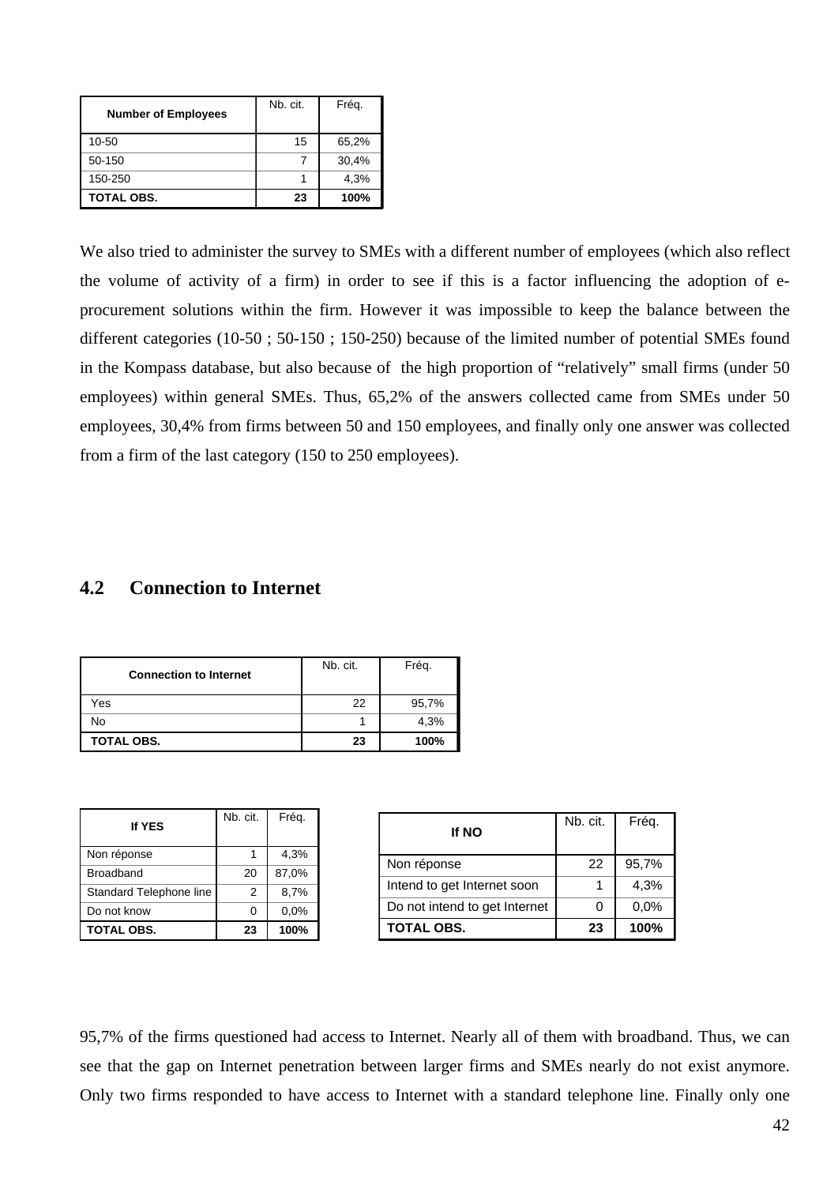| Number of Employees | Nb. cit. | Fréq. |
|---|---|---|
| 10-50 | 15 | 65,2% |
| 50-150 | 7 | 30,4% |
| 150-250 | 1 | 4,3% |
| **TOTAL OBS.** | **23** | **100%** |

We also tried to administer the survey to SMEs with a different number of employees (which also reflect the volume of activity of a firm) in order to see if this is a factor influencing the adoption of e-procurement solutions within the firm. However it was impossible to keep the balance between the different categories (10-50 ; 50-150 ; 150-250) because of the limited number of potential SMEs found in the Kompass database, but also because of the high proportion of "relatively" small firms (under 50 employees) within general SMEs. Thus, 65,2% of the answers collected came from SMEs under 50 employees, 30,4% from firms between 50 and 150 employees, and finally only one answer was collected from a firm of the last category (150 to 250 employees).

## 4.2 Connection to Internet

| Connection to Internet | Nb. cit. | Fréq. |
|---|---|---|
| Yes | 22 | 95,7% |
| No | 1 | 4,3% |
| **TOTAL OBS.** | **23** | **100%** |

| If YES | Nb. cit. | Fréq. |
|---|---|---|
| Non réponse | 1 | 4,3% |
| Broadband | 20 | 87,0% |
| Standard Telephone line | 2 | 8,7% |
| Do not know | 0 | 0,0% |
| **TOTAL OBS.** | **23** | **100%** |

| If NO | Nb. cit. | Fréq. |
|---|---|---|
| Non réponse | 22 | 95,7% |
| Intend to get Internet soon | 1 | 4,3% |
| Do not intend to get Internet | 0 | 0,0% |
| **TOTAL OBS.** | **23** | **100%** |

95,7% of the firms questioned had access to Internet. Nearly all of them with broadband. Thus, we can see that the gap on Internet penetration between larger firms and SMEs nearly do not exist anymore. Only two firms responded to have access to Internet with a standard telephone line. Finally only one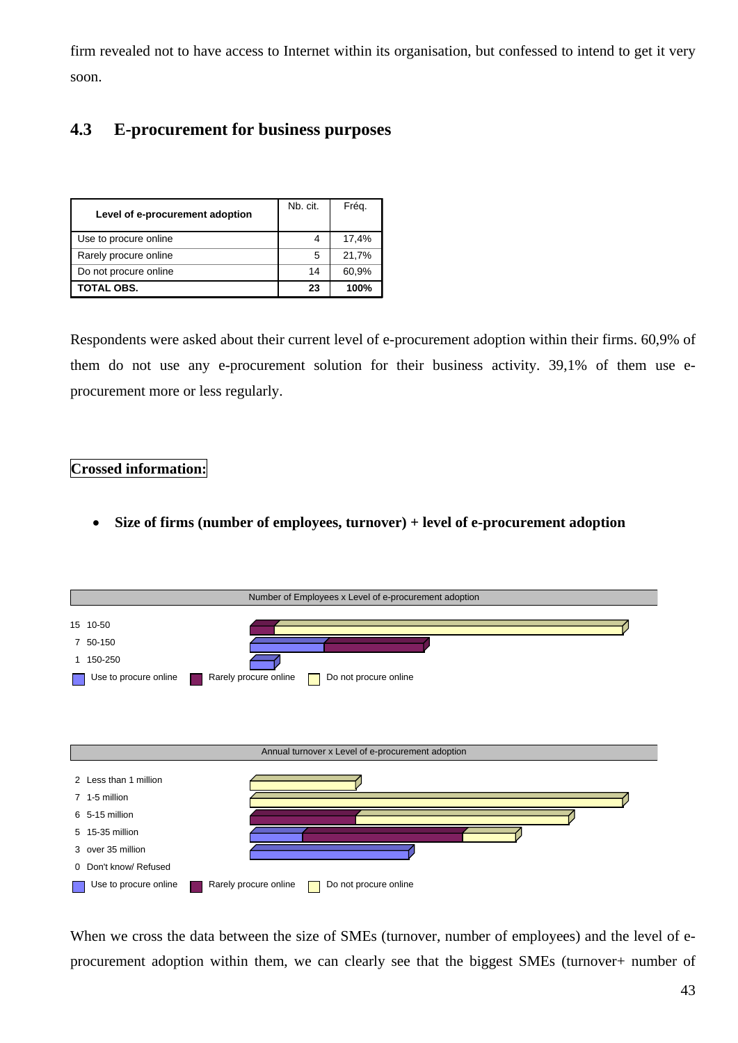firm revealed not to have access to Internet within its organisation, but confessed to intend to get it very soon.

## 4.3 E-procurement for business purposes

| Level of e-procurement adoption | Nb. cit. | Fréq. |
|---|---|---|
| Use to procure online | 4 | 17,4% |
| Rarely procure online | 5 | 21,7% |
| Do not procure online | 14 | 60,9% |
| **TOTAL OBS.** | **23** | **100%** |

Respondents were asked about their current level of e-procurement adoption within their firms. 60,9% of them do not use any e-procurement solution for their business activity. 39,1% of them use e-procurement more or less regularly.

**Crossed information:**

- **Size of firms (number of employees, turnover) + level of e-procurement adoption**

Number of Employees x Level of e-procurement adoption

15 10-50
7 50-150
1 150-250

Use to procure online | Rarely procure online | Do not procure online

Annual turnover x Level of e-procurement adoption

2 Less than 1 million
7 1-5 million
6 5-15 million
5 15-35 million
3 over 35 million
0 Don't know/ Refused

Use to procure online | Rarely procure online | Do not procure online

When we cross the data between the size of SMEs (turnover, number of employees) and the level of e-procurement adoption within them, we can clearly see that the biggest SMEs (turnover+ number of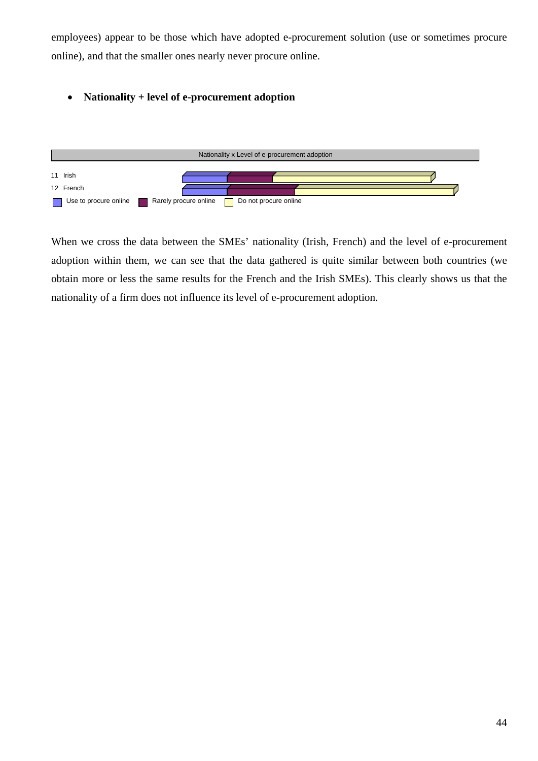employees) appear to be those which have adopted e-procurement solution (use or sometimes procure online), and that the smaller ones nearly never procure online.

- **Nationality + level of e-procurement adoption**

Nationality x Level of e-procurement adoption

11 Irish

12 French

Use to procure online | Rarely procure online | Do not procure online

When we cross the data between the SMEs' nationality (Irish, French) and the level of e-procurement adoption within them, we can see that the data gathered is quite similar between both countries (we obtain more or less the same results for the French and the Irish SMEs). This clearly shows us that the nationality of a firm does not influence its level of e-procurement adoption.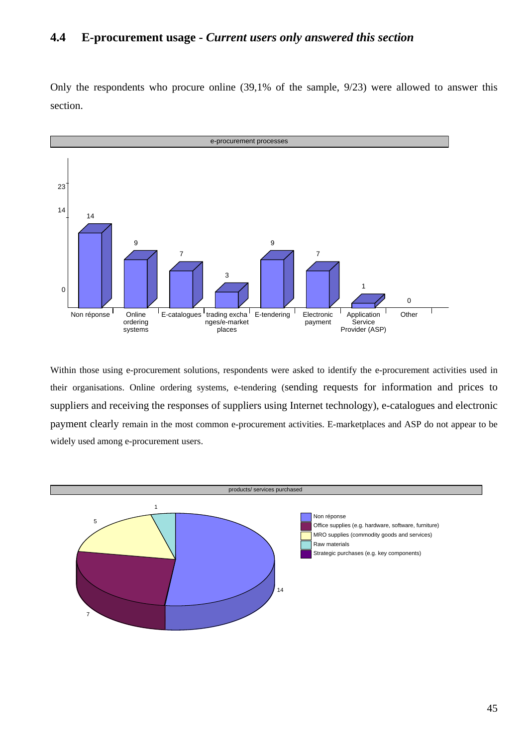## 4.4 E-procurement usage - *Current users only answered this section*

Only the respondents who procure online (39,1% of the sample, 9/23) were allowed to answer this section.

e-procurement processes

| Category | Value |
|---|---|
| Non réponse | 14 |
| Online ordering systems | 9 |
| E-catalogues | 7 |
| trading exchanges/e-market places | 3 |
| E-tendering | 9 |
| Electronic payment | 7 |
| Application Service Provider (ASP) | 1 |
| Other | 0 |

Within those using e-procurement solutions, respondents were asked to identify the e-procurement activities used in their organisations. Online ordering systems, e-tendering (sending requests for information and prices to suppliers and receiving the responses of suppliers using Internet technology), e-catalogues and electronic payment clearly remain in the most common e-procurement activities. E-marketplaces and ASP do not appear to be widely used among e-procurement users.

products/ services purchased

| Category | Value |
|---|---|
| Non réponse | 14 |
| Office supplies (e.g. hardware, software, furniture) | 7 |
| MRO supplies (commodity goods and services) | 5 |
| Raw materials | 1 |
| Strategic purchases (e.g. key components) | |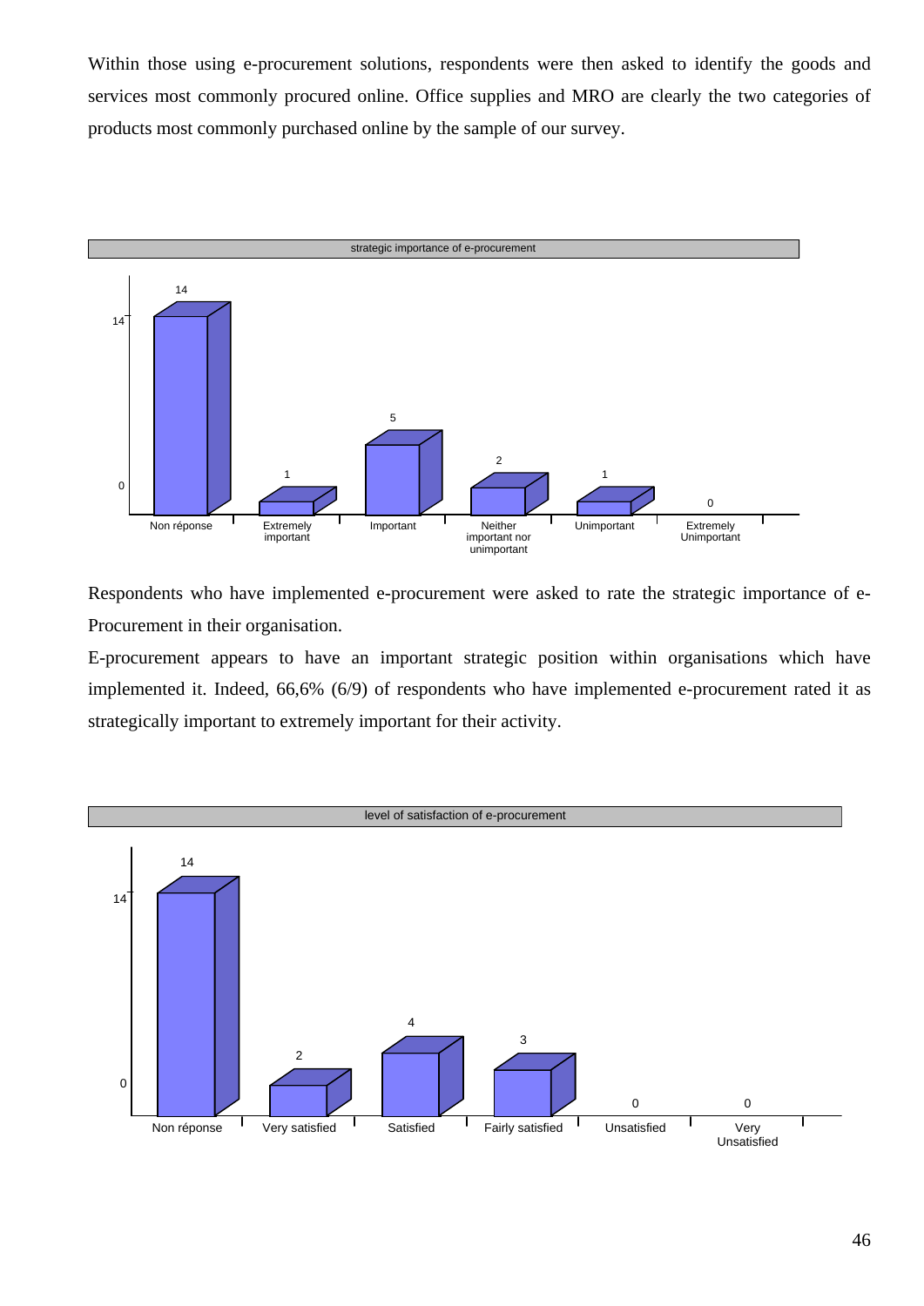Within those using e-procurement solutions, respondents were then asked to identify the goods and services most commonly procured online. Office supplies and MRO are clearly the two categories of products most commonly purchased online by the sample of our survey.

strategic importance of e-procurement

| Non réponse | Extremely important | Important | Neither important nor unimportant | Unimportant | Extremely Unimportant |
|---|---|---|---|---|---|
| 14 | 1 | 5 | 2 | 1 | 0 |

Respondents who have implemented e-procurement were asked to rate the strategic importance of e-Procurement in their organisation.

E-procurement appears to have an important strategic position within organisations which have implemented it. Indeed, 66,6% (6/9) of respondents who have implemented e-procurement rated it as strategically important to extremely important for their activity.

level of satisfaction of e-procurement

| Non réponse | Very satisfied | Satisfied | Fairly satisfied | Unsatisfied | Very Unsatisfied |
|---|---|---|---|---|---|
| 14 | 2 | 4 | 3 | 0 | 0 |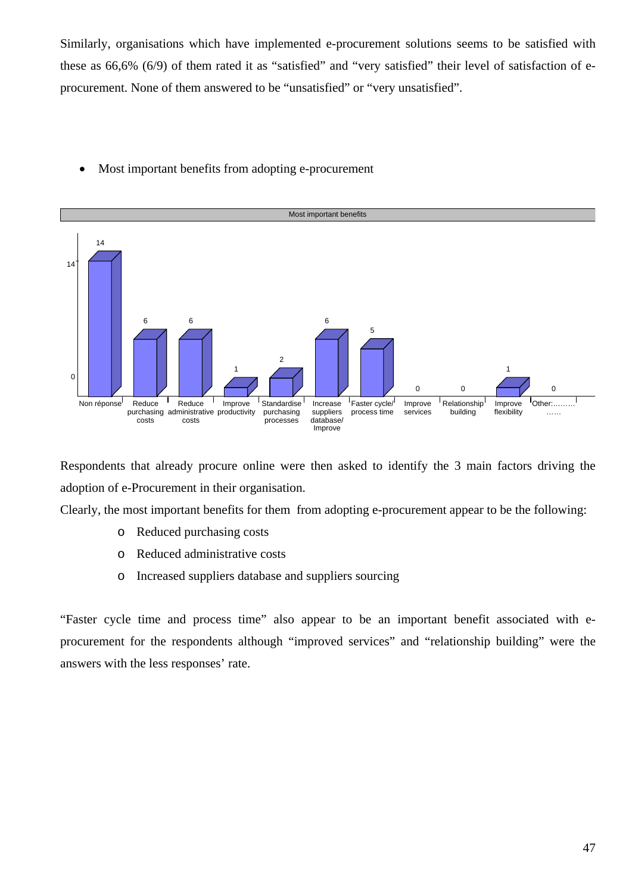Similarly, organisations which have implemented e-procurement solutions seems to be satisfied with these as 66,6% (6/9) of them rated it as “satisfied” and “very satisfied” their level of satisfaction of e-procurement. None of them answered to be “unsatisfied” or “very unsatisfied”.

- Most important benefits from adopting e-procurement

Most important benefits

| Benefit | Count |
|---|---|
| Non réponse | 14 |
| Reduce purchasing costs | 6 |
| Reduce administrative costs | 6 |
| Improve productivity | 1 |
| Standardise purchasing processes | 2 |
| Increase suppliers database/ Improve | 6 |
| Faster cycle/ process time | 5 |
| Improve services | 0 |
| Relationship building | 0 |
| Improve flexibility | 1 |
| Other:……… …… | 0 |

Respondents that already procure online were then asked to identify the 3 main factors driving the adoption of e-Procurement in their organisation.

Clearly, the most important benefits for them from adopting e-procurement appear to be the following:

- Reduced purchasing costs
- Reduced administrative costs
- Increased suppliers database and suppliers sourcing

“Faster cycle time and process time” also appear to be an important benefit associated with e-procurement for the respondents although “improved services” and “relationship building” were the answers with the less responses’ rate.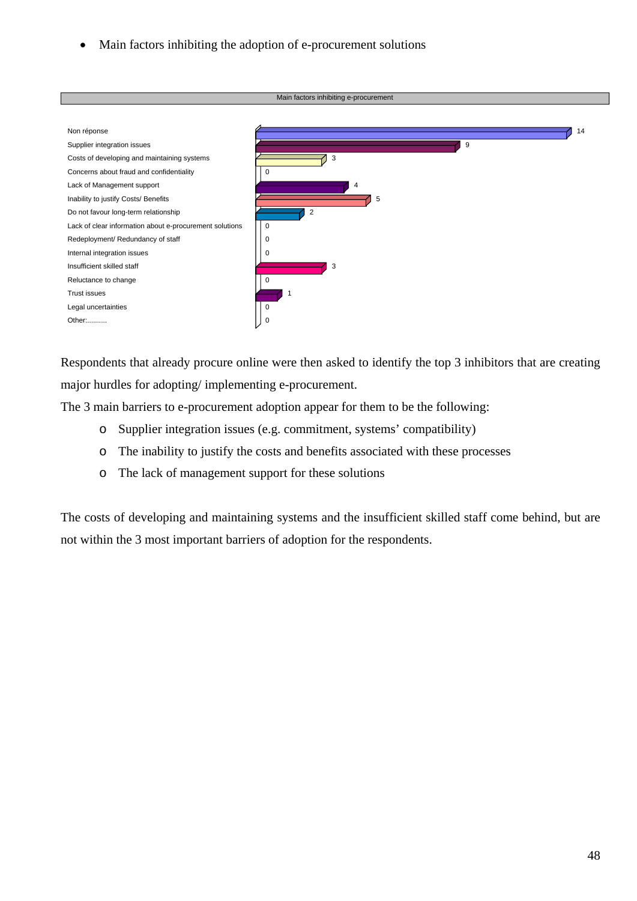- Main factors inhibiting the adoption of e-procurement solutions

Main factors inhibiting e-procurement

| Factor | Count |
|---|---|
| Non réponse | 14 |
| Supplier integration issues | 9 |
| Costs of developing and maintaining systems | 3 |
| Concerns about fraud and confidentiality | 0 |
| Lack of Management support | 4 |
| Inability to justify Costs/ Benefits | 5 |
| Do not favour long-term relationship | 2 |
| Lack of clear information about e-procurement solutions | 0 |
| Redeployment/ Redundancy of staff | 0 |
| Internal integration issues | 0 |
| Insufficient skilled staff | 3 |
| Reluctance to change | 0 |
| Trust issues | 1 |
| Legal uncertainties | 0 |
| Other:.......... | 0 |

Respondents that already procure online were then asked to identify the top 3 inhibitors that are creating major hurdles for adopting/ implementing e-procurement.

The 3 main barriers to e-procurement adoption appear for them to be the following:

- Supplier integration issues (e.g. commitment, systems' compatibility)
- The inability to justify the costs and benefits associated with these processes
- The lack of management support for these solutions

The costs of developing and maintaining systems and the insufficient skilled staff come behind, but are not within the 3 most important barriers of adoption for the respondents.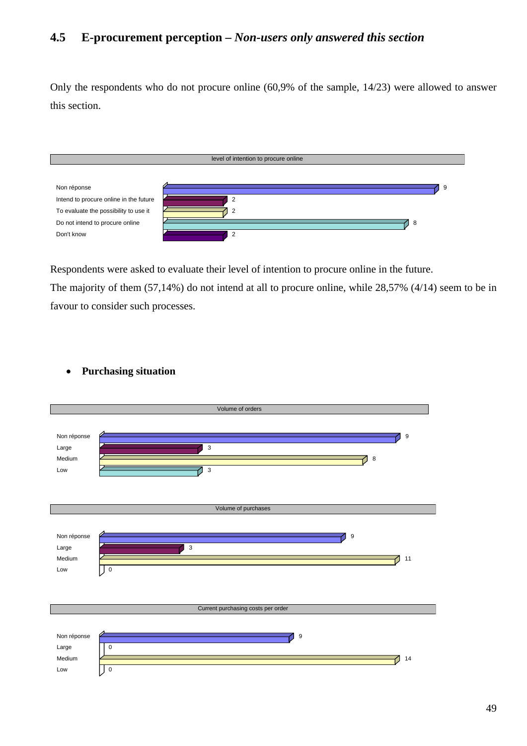## 4.5 E-procurement perception – *Non-users only answered this section*

Only the respondents who do not procure online (60,9% of the sample, 14/23) were allowed to answer this section.

| level of intention to procure online | |
|---|---|
| Non réponse | 9 |
| Intend to procure online in the future | 2 |
| To evaluate the possibility to use it | 2 |
| Do not intend to procure online | 8 |
| Don't know | 2 |

Respondents were asked to evaluate their level of intention to procure online in the future.
The majority of them (57,14%) do not intend at all to procure online, while 28,57% (4/14) seem to be in favour to consider such processes.

- **Purchasing situation**

| Volume of orders | |
|---|---|
| Non réponse | 9 |
| Large | 3 |
| Medium | 8 |
| Low | 3 |

| Volume of purchases | |
|---|---|
| Non réponse | 9 |
| Large | 3 |
| Medium | 11 |
| Low | 0 |

| Current purchasing costs per order | |
|---|---|
| Non réponse | 9 |
| Large | 0 |
| Medium | 14 |
| Low | 0 |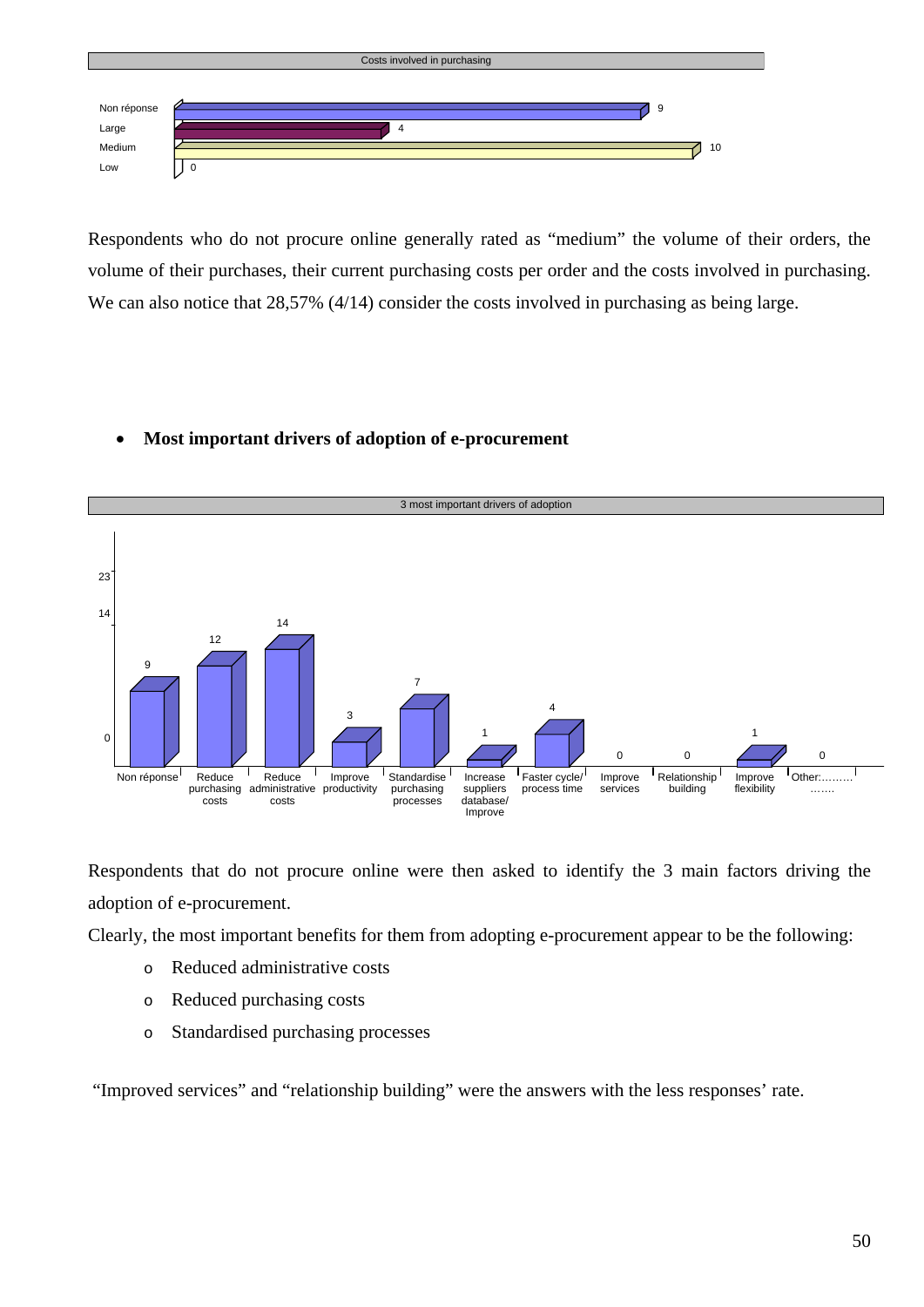Costs involved in purchasing

| | |
|---|---|
| Non réponse | 9 |
| Large | 4 |
| Medium | 10 |
| Low | 0 |

Respondents who do not procure online generally rated as "medium" the volume of their orders, the volume of their purchases, their current purchasing costs per order and the costs involved in purchasing. We can also notice that 28,57% (4/14) consider the costs involved in purchasing as being large.

- **Most important drivers of adoption of e-procurement**

3 most important drivers of adoption

| | |
|---|---|
| Non réponse | 9 |
| Reduce purchasing costs | 12 |
| Reduce administrative costs | 14 |
| Improve productivity | 3 |
| Standardise purchasing processes | 7 |
| Increase suppliers database/ Improve | 1 |
| Faster cycle/ process time | 4 |
| Improve services | 0 |
| Relationship building | 0 |
| Improve flexibility | 1 |
| Other:……… ……. | 0 |

Respondents that do not procure online were then asked to identify the 3 main factors driving the adoption of e-procurement.

Clearly, the most important benefits for them from adopting e-procurement appear to be the following:

- Reduced administrative costs
- Reduced purchasing costs
- Standardised purchasing processes

"Improved services" and "relationship building" were the answers with the less responses' rate.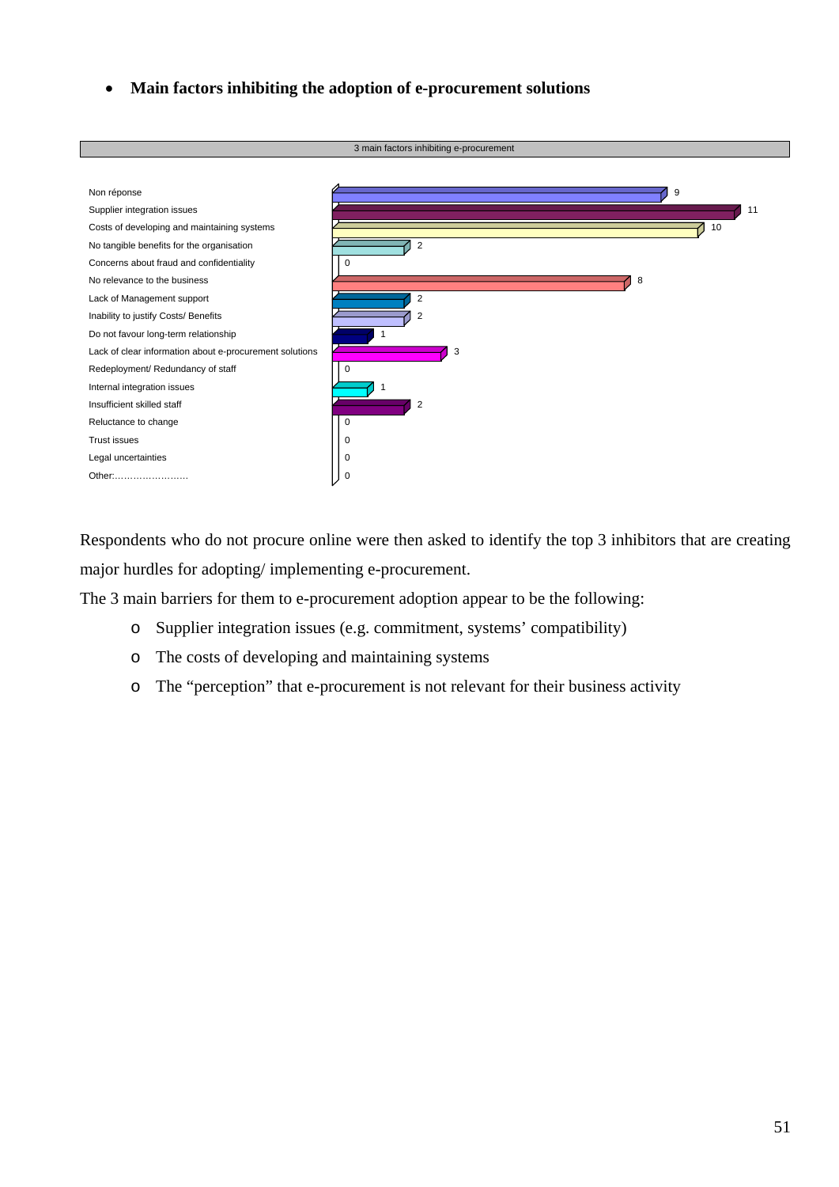- **Main factors inhibiting the adoption of e-procurement solutions**

3 main factors inhibiting e-procurement

| Factor | Count |
|---|---|
| Non réponse | 9 |
| Supplier integration issues | 11 |
| Costs of developing and maintaining systems | 10 |
| No tangible benefits for the organisation | 2 |
| Concerns about fraud and confidentiality | 0 |
| No relevance to the business | 8 |
| Lack of Management support | 2 |
| Inability to justify Costs/ Benefits | 2 |
| Do not favour long-term relationship | 1 |
| Lack of clear information about e-procurement solutions | 3 |
| Redeployment/ Redundancy of staff | 0 |
| Internal integration issues | 1 |
| Insufficient skilled staff | 2 |
| Reluctance to change | 0 |
| Trust issues | 0 |
| Legal uncertainties | 0 |
| Other:…………………… | 0 |

Respondents who do not procure online were then asked to identify the top 3 inhibitors that are creating major hurdles for adopting/ implementing e-procurement.

The 3 main barriers for them to e-procurement adoption appear to be the following:

- Supplier integration issues (e.g. commitment, systems' compatibility)
- The costs of developing and maintaining systems
- The "perception" that e-procurement is not relevant for their business activity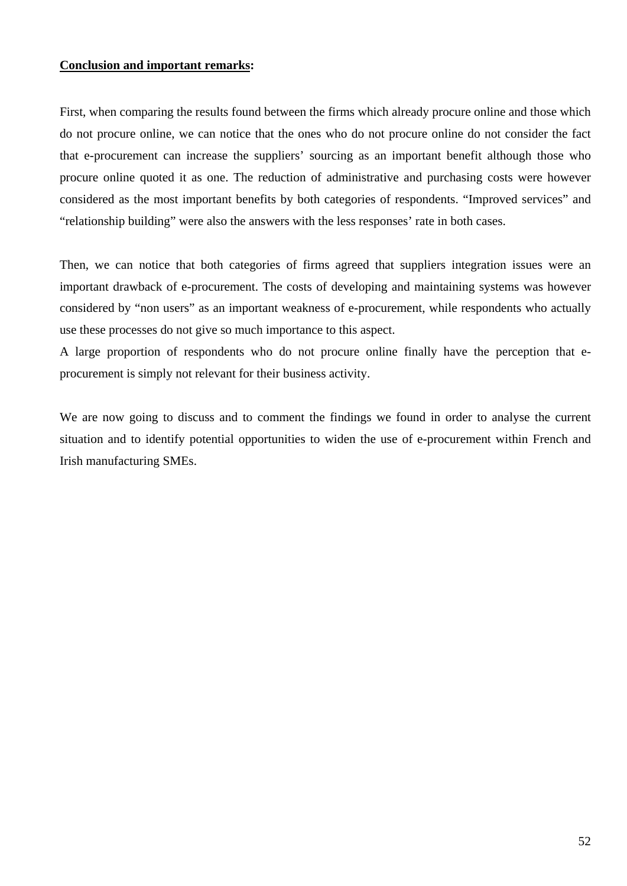**Conclusion and important remarks:**

First, when comparing the results found between the firms which already procure online and those which do not procure online, we can notice that the ones who do not procure online do not consider the fact that e-procurement can increase the suppliers' sourcing as an important benefit although those who procure online quoted it as one. The reduction of administrative and purchasing costs were however considered as the most important benefits by both categories of respondents. "Improved services" and "relationship building" were also the answers with the less responses' rate in both cases.

Then, we can notice that both categories of firms agreed that suppliers integration issues were an important drawback of e-procurement. The costs of developing and maintaining systems was however considered by "non users" as an important weakness of e-procurement, while respondents who actually use these processes do not give so much importance to this aspect.
A large proportion of respondents who do not procure online finally have the perception that e-procurement is simply not relevant for their business activity.

We are now going to discuss and to comment the findings we found in order to analyse the current situation and to identify potential opportunities to widen the use of e-procurement within French and Irish manufacturing SMEs.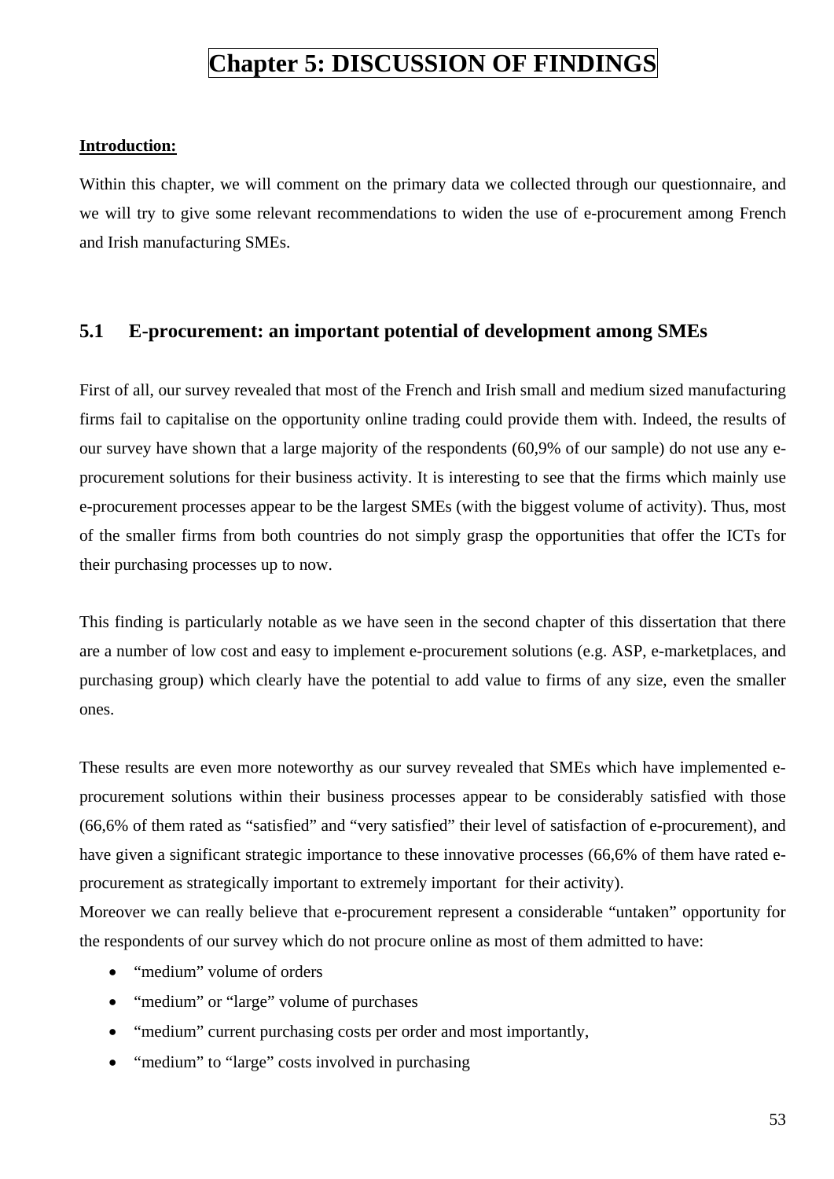# Chapter 5: DISCUSSION OF FINDINGS

**Introduction:**

Within this chapter, we will comment on the primary data we collected through our questionnaire, and we will try to give some relevant recommendations to widen the use of e-procurement among French and Irish manufacturing SMEs.

## 5.1 E-procurement: an important potential of development among SMEs

First of all, our survey revealed that most of the French and Irish small and medium sized manufacturing firms fail to capitalise on the opportunity online trading could provide them with. Indeed, the results of our survey have shown that a large majority of the respondents (60,9% of our sample) do not use any e-procurement solutions for their business activity. It is interesting to see that the firms which mainly use e-procurement processes appear to be the largest SMEs (with the biggest volume of activity). Thus, most of the smaller firms from both countries do not simply grasp the opportunities that offer the ICTs for their purchasing processes up to now.

This finding is particularly notable as we have seen in the second chapter of this dissertation that there are a number of low cost and easy to implement e-procurement solutions (e.g. ASP, e-marketplaces, and purchasing group) which clearly have the potential to add value to firms of any size, even the smaller ones.

These results are even more noteworthy as our survey revealed that SMEs which have implemented e-procurement solutions within their business processes appear to be considerably satisfied with those (66,6% of them rated as "satisfied" and "very satisfied" their level of satisfaction of e-procurement), and have given a significant strategic importance to these innovative processes (66,6% of them have rated e-procurement as strategically important to extremely important for their activity).

Moreover we can really believe that e-procurement represent a considerable "untaken" opportunity for the respondents of our survey which do not procure online as most of them admitted to have:

- "medium" volume of orders
- "medium" or "large" volume of purchases
- "medium" current purchasing costs per order and most importantly,
- "medium" to "large" costs involved in purchasing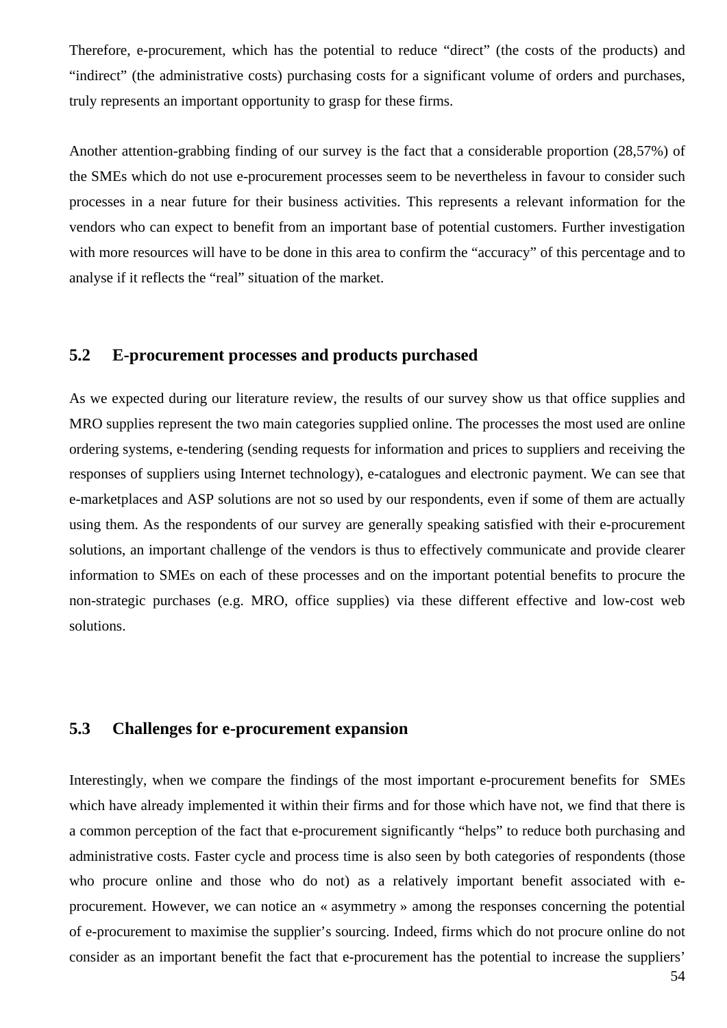Therefore, e-procurement, which has the potential to reduce "direct" (the costs of the products) and "indirect" (the administrative costs) purchasing costs for a significant volume of orders and purchases, truly represents an important opportunity to grasp for these firms.

Another attention-grabbing finding of our survey is the fact that a considerable proportion (28,57%) of the SMEs which do not use e-procurement processes seem to be nevertheless in favour to consider such processes in a near future for their business activities. This represents a relevant information for the vendors who can expect to benefit from an important base of potential customers. Further investigation with more resources will have to be done in this area to confirm the "accuracy" of this percentage and to analyse if it reflects the "real" situation of the market.

## 5.2 E-procurement processes and products purchased

As we expected during our literature review, the results of our survey show us that office supplies and MRO supplies represent the two main categories supplied online. The processes the most used are online ordering systems, e-tendering (sending requests for information and prices to suppliers and receiving the responses of suppliers using Internet technology), e-catalogues and electronic payment. We can see that e-marketplaces and ASP solutions are not so used by our respondents, even if some of them are actually using them. As the respondents of our survey are generally speaking satisfied with their e-procurement solutions, an important challenge of the vendors is thus to effectively communicate and provide clearer information to SMEs on each of these processes and on the important potential benefits to procure the non-strategic purchases (e.g. MRO, office supplies) via these different effective and low-cost web solutions.

## 5.3 Challenges for e-procurement expansion

Interestingly, when we compare the findings of the most important e-procurement benefits for SMEs which have already implemented it within their firms and for those which have not, we find that there is a common perception of the fact that e-procurement significantly "helps" to reduce both purchasing and administrative costs. Faster cycle and process time is also seen by both categories of respondents (those who procure online and those who do not) as a relatively important benefit associated with e-procurement. However, we can notice an « asymmetry » among the responses concerning the potential of e-procurement to maximise the supplier's sourcing. Indeed, firms which do not procure online do not consider as an important benefit the fact that e-procurement has the potential to increase the suppliers'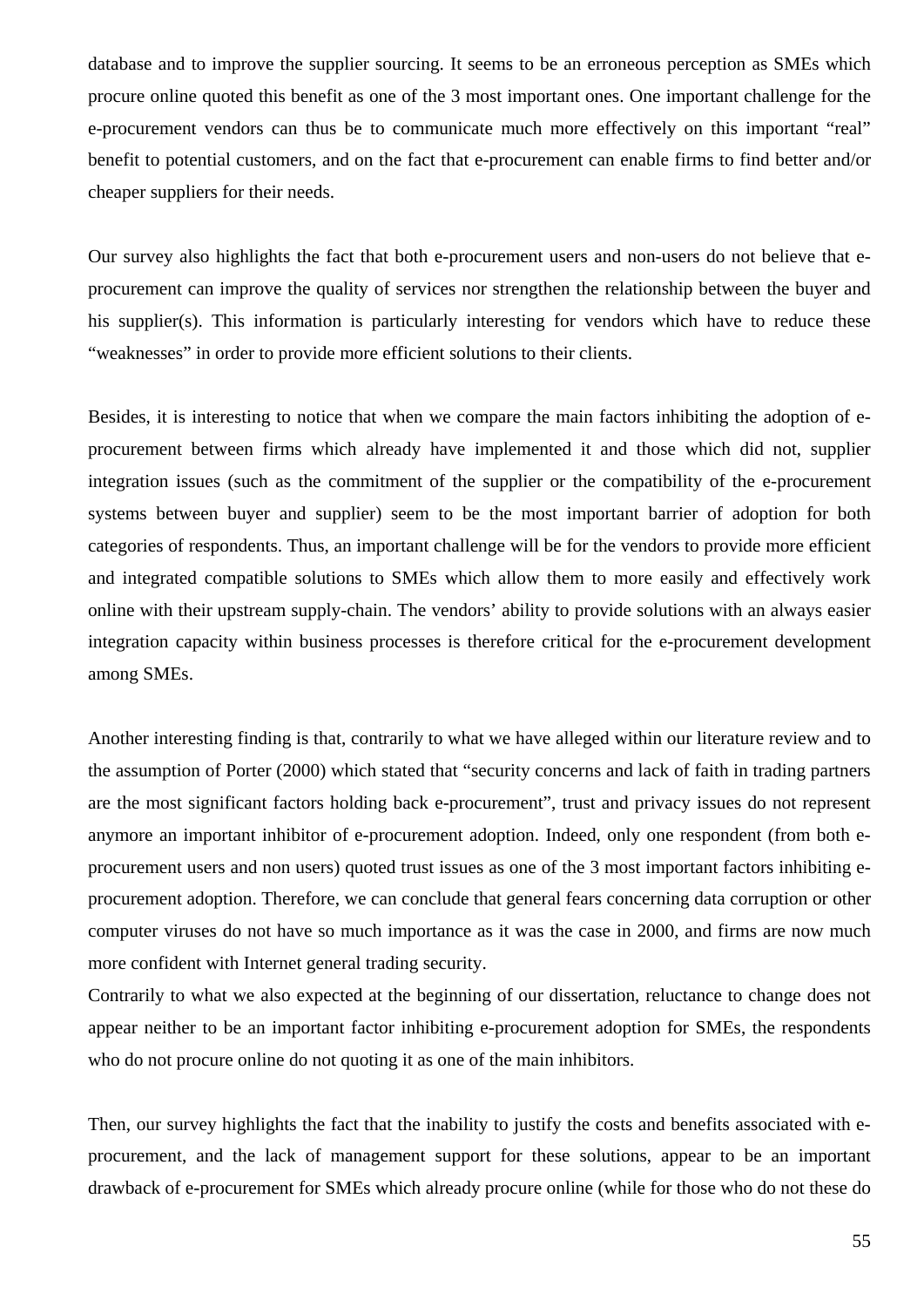database and to improve the supplier sourcing. It seems to be an erroneous perception as SMEs which procure online quoted this benefit as one of the 3 most important ones. One important challenge for the e-procurement vendors can thus be to communicate much more effectively on this important "real" benefit to potential customers, and on the fact that e-procurement can enable firms to find better and/or cheaper suppliers for their needs.

Our survey also highlights the fact that both e-procurement users and non-users do not believe that e-procurement can improve the quality of services nor strengthen the relationship between the buyer and his supplier(s). This information is particularly interesting for vendors which have to reduce these "weaknesses" in order to provide more efficient solutions to their clients.

Besides, it is interesting to notice that when we compare the main factors inhibiting the adoption of e-procurement between firms which already have implemented it and those which did not, supplier integration issues (such as the commitment of the supplier or the compatibility of the e-procurement systems between buyer and supplier) seem to be the most important barrier of adoption for both categories of respondents. Thus, an important challenge will be for the vendors to provide more efficient and integrated compatible solutions to SMEs which allow them to more easily and effectively work online with their upstream supply-chain. The vendors' ability to provide solutions with an always easier integration capacity within business processes is therefore critical for the e-procurement development among SMEs.

Another interesting finding is that, contrarily to what we have alleged within our literature review and to the assumption of Porter (2000) which stated that "security concerns and lack of faith in trading partners are the most significant factors holding back e-procurement", trust and privacy issues do not represent anymore an important inhibitor of e-procurement adoption. Indeed, only one respondent (from both e-procurement users and non users) quoted trust issues as one of the 3 most important factors inhibiting e-procurement adoption. Therefore, we can conclude that general fears concerning data corruption or other computer viruses do not have so much importance as it was the case in 2000, and firms are now much more confident with Internet general trading security.

Contrarily to what we also expected at the beginning of our dissertation, reluctance to change does not appear neither to be an important factor inhibiting e-procurement adoption for SMEs, the respondents who do not procure online do not quoting it as one of the main inhibitors.

Then, our survey highlights the fact that the inability to justify the costs and benefits associated with e-procurement, and the lack of management support for these solutions, appear to be an important drawback of e-procurement for SMEs which already procure online (while for those who do not these do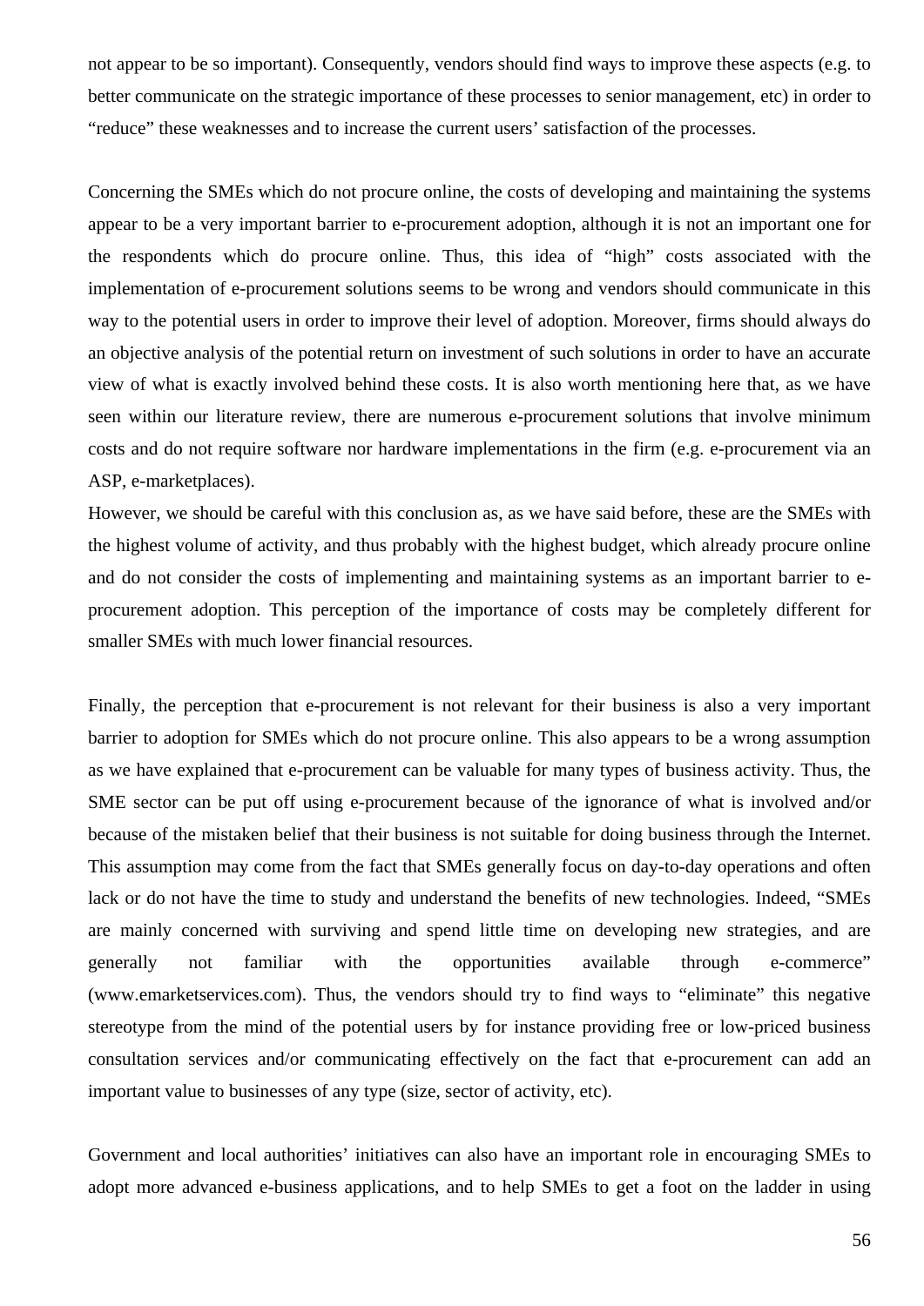not appear to be so important). Consequently, vendors should find ways to improve these aspects (e.g. to better communicate on the strategic importance of these processes to senior management, etc) in order to "reduce" these weaknesses and to increase the current users' satisfaction of the processes.

Concerning the SMEs which do not procure online, the costs of developing and maintaining the systems appear to be a very important barrier to e-procurement adoption, although it is not an important one for the respondents which do procure online. Thus, this idea of "high" costs associated with the implementation of e-procurement solutions seems to be wrong and vendors should communicate in this way to the potential users in order to improve their level of adoption. Moreover, firms should always do an objective analysis of the potential return on investment of such solutions in order to have an accurate view of what is exactly involved behind these costs. It is also worth mentioning here that, as we have seen within our literature review, there are numerous e-procurement solutions that involve minimum costs and do not require software nor hardware implementations in the firm (e.g. e-procurement via an ASP, e-marketplaces).

However, we should be careful with this conclusion as, as we have said before, these are the SMEs with the highest volume of activity, and thus probably with the highest budget, which already procure online and do not consider the costs of implementing and maintaining systems as an important barrier to e-procurement adoption. This perception of the importance of costs may be completely different for smaller SMEs with much lower financial resources.

Finally, the perception that e-procurement is not relevant for their business is also a very important barrier to adoption for SMEs which do not procure online. This also appears to be a wrong assumption as we have explained that e-procurement can be valuable for many types of business activity. Thus, the SME sector can be put off using e-procurement because of the ignorance of what is involved and/or because of the mistaken belief that their business is not suitable for doing business through the Internet. This assumption may come from the fact that SMEs generally focus on day-to-day operations and often lack or do not have the time to study and understand the benefits of new technologies. Indeed, "SMEs are mainly concerned with surviving and spend little time on developing new strategies, and are generally not familiar with the opportunities available through e-commerce" (www.emarketservices.com). Thus, the vendors should try to find ways to "eliminate" this negative stereotype from the mind of the potential users by for instance providing free or low-priced business consultation services and/or communicating effectively on the fact that e-procurement can add an important value to businesses of any type (size, sector of activity, etc).

Government and local authorities' initiatives can also have an important role in encouraging SMEs to adopt more advanced e-business applications, and to help SMEs to get a foot on the ladder in using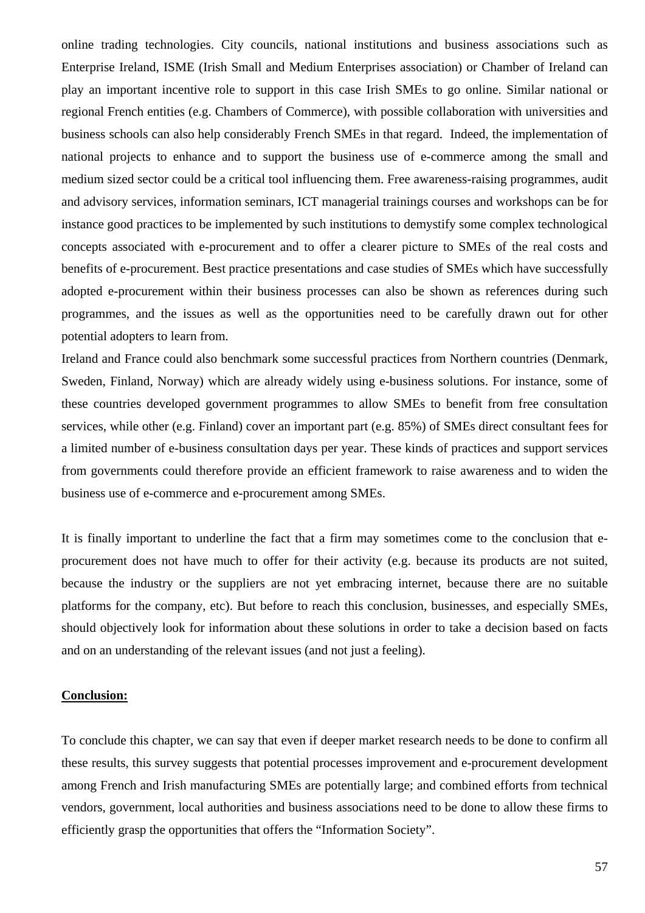online trading technologies. City councils, national institutions and business associations such as Enterprise Ireland, ISME (Irish Small and Medium Enterprises association) or Chamber of Ireland can play an important incentive role to support in this case Irish SMEs to go online. Similar national or regional French entities (e.g. Chambers of Commerce), with possible collaboration with universities and business schools can also help considerably French SMEs in that regard. Indeed, the implementation of national projects to enhance and to support the business use of e-commerce among the small and medium sized sector could be a critical tool influencing them. Free awareness-raising programmes, audit and advisory services, information seminars, ICT managerial trainings courses and workshops can be for instance good practices to be implemented by such institutions to demystify some complex technological concepts associated with e-procurement and to offer a clearer picture to SMEs of the real costs and benefits of e-procurement. Best practice presentations and case studies of SMEs which have successfully adopted e-procurement within their business processes can also be shown as references during such programmes, and the issues as well as the opportunities need to be carefully drawn out for other potential adopters to learn from.

Ireland and France could also benchmark some successful practices from Northern countries (Denmark, Sweden, Finland, Norway) which are already widely using e-business solutions. For instance, some of these countries developed government programmes to allow SMEs to benefit from free consultation services, while other (e.g. Finland) cover an important part (e.g. 85%) of SMEs direct consultant fees for a limited number of e-business consultation days per year. These kinds of practices and support services from governments could therefore provide an efficient framework to raise awareness and to widen the business use of e-commerce and e-procurement among SMEs.

It is finally important to underline the fact that a firm may sometimes come to the conclusion that e-procurement does not have much to offer for their activity (e.g. because its products are not suited, because the industry or the suppliers are not yet embracing internet, because there are no suitable platforms for the company, etc). But before to reach this conclusion, businesses, and especially SMEs, should objectively look for information about these solutions in order to take a decision based on facts and on an understanding of the relevant issues (and not just a feeling).

**Conclusion:**

To conclude this chapter, we can say that even if deeper market research needs to be done to confirm all these results, this survey suggests that potential processes improvement and e-procurement development among French and Irish manufacturing SMEs are potentially large; and combined efforts from technical vendors, government, local authorities and business associations need to be done to allow these firms to efficiently grasp the opportunities that offers the "Information Society".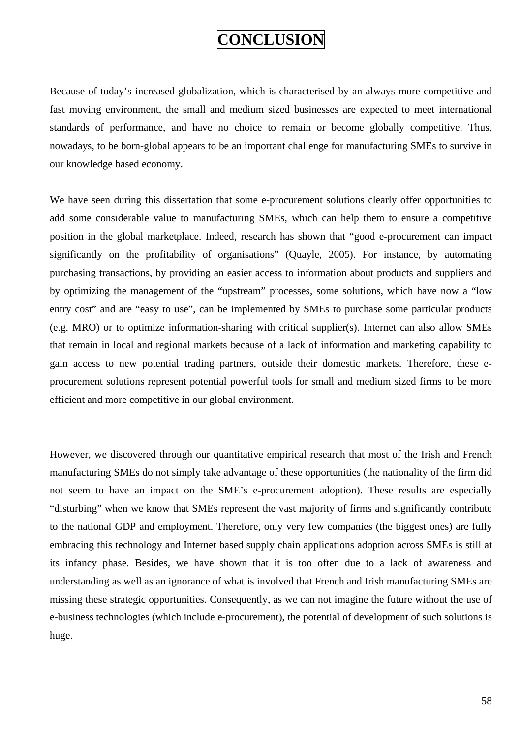# CONCLUSION

Because of today's increased globalization, which is characterised by an always more competitive and fast moving environment, the small and medium sized businesses are expected to meet international standards of performance, and have no choice to remain or become globally competitive. Thus, nowadays, to be born-global appears to be an important challenge for manufacturing SMEs to survive in our knowledge based economy.

We have seen during this dissertation that some e-procurement solutions clearly offer opportunities to add some considerable value to manufacturing SMEs, which can help them to ensure a competitive position in the global marketplace. Indeed, research has shown that "good e-procurement can impact significantly on the profitability of organisations" (Quayle, 2005). For instance, by automating purchasing transactions, by providing an easier access to information about products and suppliers and by optimizing the management of the "upstream" processes, some solutions, which have now a "low entry cost" and are "easy to use", can be implemented by SMEs to purchase some particular products (e.g. MRO) or to optimize information-sharing with critical supplier(s). Internet can also allow SMEs that remain in local and regional markets because of a lack of information and marketing capability to gain access to new potential trading partners, outside their domestic markets. Therefore, these e-procurement solutions represent potential powerful tools for small and medium sized firms to be more efficient and more competitive in our global environment.

However, we discovered through our quantitative empirical research that most of the Irish and French manufacturing SMEs do not simply take advantage of these opportunities (the nationality of the firm did not seem to have an impact on the SME's e-procurement adoption). These results are especially "disturbing" when we know that SMEs represent the vast majority of firms and significantly contribute to the national GDP and employment. Therefore, only very few companies (the biggest ones) are fully embracing this technology and Internet based supply chain applications adoption across SMEs is still at its infancy phase. Besides, we have shown that it is too often due to a lack of awareness and understanding as well as an ignorance of what is involved that French and Irish manufacturing SMEs are missing these strategic opportunities. Consequently, as we can not imagine the future without the use of e-business technologies (which include e-procurement), the potential of development of such solutions is huge.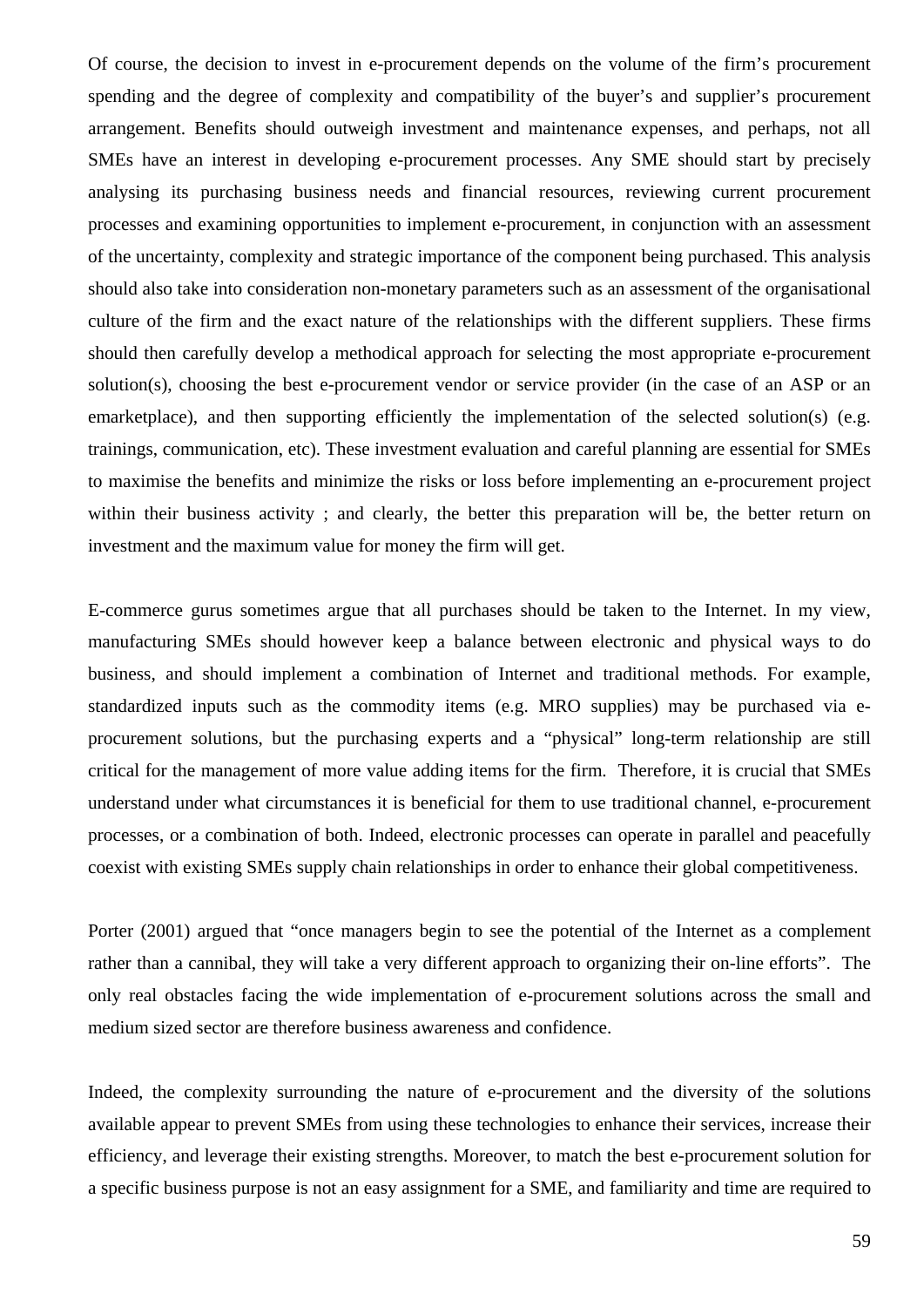Of course, the decision to invest in e-procurement depends on the volume of the firm's procurement spending and the degree of complexity and compatibility of the buyer's and supplier's procurement arrangement. Benefits should outweigh investment and maintenance expenses, and perhaps, not all SMEs have an interest in developing e-procurement processes. Any SME should start by precisely analysing its purchasing business needs and financial resources, reviewing current procurement processes and examining opportunities to implement e-procurement, in conjunction with an assessment of the uncertainty, complexity and strategic importance of the component being purchased. This analysis should also take into consideration non-monetary parameters such as an assessment of the organisational culture of the firm and the exact nature of the relationships with the different suppliers. These firms should then carefully develop a methodical approach for selecting the most appropriate e-procurement solution(s), choosing the best e-procurement vendor or service provider (in the case of an ASP or an emarketplace), and then supporting efficiently the implementation of the selected solution(s) (e.g. trainings, communication, etc). These investment evaluation and careful planning are essential for SMEs to maximise the benefits and minimize the risks or loss before implementing an e-procurement project within their business activity ; and clearly, the better this preparation will be, the better return on investment and the maximum value for money the firm will get.

E-commerce gurus sometimes argue that all purchases should be taken to the Internet. In my view, manufacturing SMEs should however keep a balance between electronic and physical ways to do business, and should implement a combination of Internet and traditional methods. For example, standardized inputs such as the commodity items (e.g. MRO supplies) may be purchased via e-procurement solutions, but the purchasing experts and a "physical" long-term relationship are still critical for the management of more value adding items for the firm. Therefore, it is crucial that SMEs understand under what circumstances it is beneficial for them to use traditional channel, e-procurement processes, or a combination of both. Indeed, electronic processes can operate in parallel and peacefully coexist with existing SMEs supply chain relationships in order to enhance their global competitiveness.

Porter (2001) argued that "once managers begin to see the potential of the Internet as a complement rather than a cannibal, they will take a very different approach to organizing their on-line efforts". The only real obstacles facing the wide implementation of e-procurement solutions across the small and medium sized sector are therefore business awareness and confidence.

Indeed, the complexity surrounding the nature of e-procurement and the diversity of the solutions available appear to prevent SMEs from using these technologies to enhance their services, increase their efficiency, and leverage their existing strengths. Moreover, to match the best e-procurement solution for a specific business purpose is not an easy assignment for a SME, and familiarity and time are required to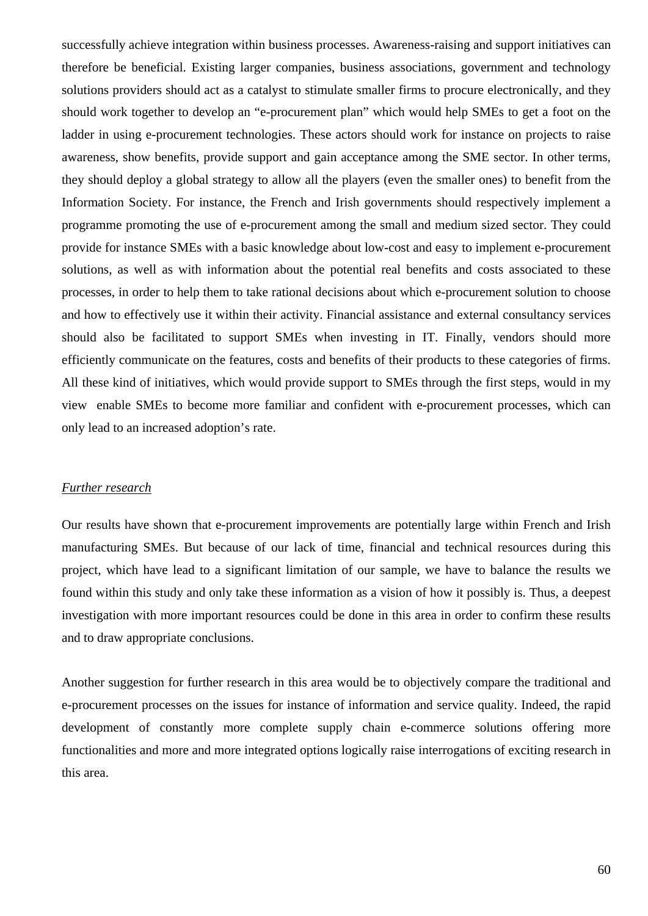successfully achieve integration within business processes. Awareness-raising and support initiatives can therefore be beneficial. Existing larger companies, business associations, government and technology solutions providers should act as a catalyst to stimulate smaller firms to procure electronically, and they should work together to develop an "e-procurement plan" which would help SMEs to get a foot on the ladder in using e-procurement technologies. These actors should work for instance on projects to raise awareness, show benefits, provide support and gain acceptance among the SME sector. In other terms, they should deploy a global strategy to allow all the players (even the smaller ones) to benefit from the Information Society. For instance, the French and Irish governments should respectively implement a programme promoting the use of e-procurement among the small and medium sized sector. They could provide for instance SMEs with a basic knowledge about low-cost and easy to implement e-procurement solutions, as well as with information about the potential real benefits and costs associated to these processes, in order to help them to take rational decisions about which e-procurement solution to choose and how to effectively use it within their activity. Financial assistance and external consultancy services should also be facilitated to support SMEs when investing in IT. Finally, vendors should more efficiently communicate on the features, costs and benefits of their products to these categories of firms. All these kind of initiatives, which would provide support to SMEs through the first steps, would in my view enable SMEs to become more familiar and confident with e-procurement processes, which can only lead to an increased adoption's rate.

*Further research*

Our results have shown that e-procurement improvements are potentially large within French and Irish manufacturing SMEs. But because of our lack of time, financial and technical resources during this project, which have lead to a significant limitation of our sample, we have to balance the results we found within this study and only take these information as a vision of how it possibly is. Thus, a deepest investigation with more important resources could be done in this area in order to confirm these results and to draw appropriate conclusions.

Another suggestion for further research in this area would be to objectively compare the traditional and e-procurement processes on the issues for instance of information and service quality. Indeed, the rapid development of constantly more complete supply chain e-commerce solutions offering more functionalities and more and more integrated options logically raise interrogations of exciting research in this area.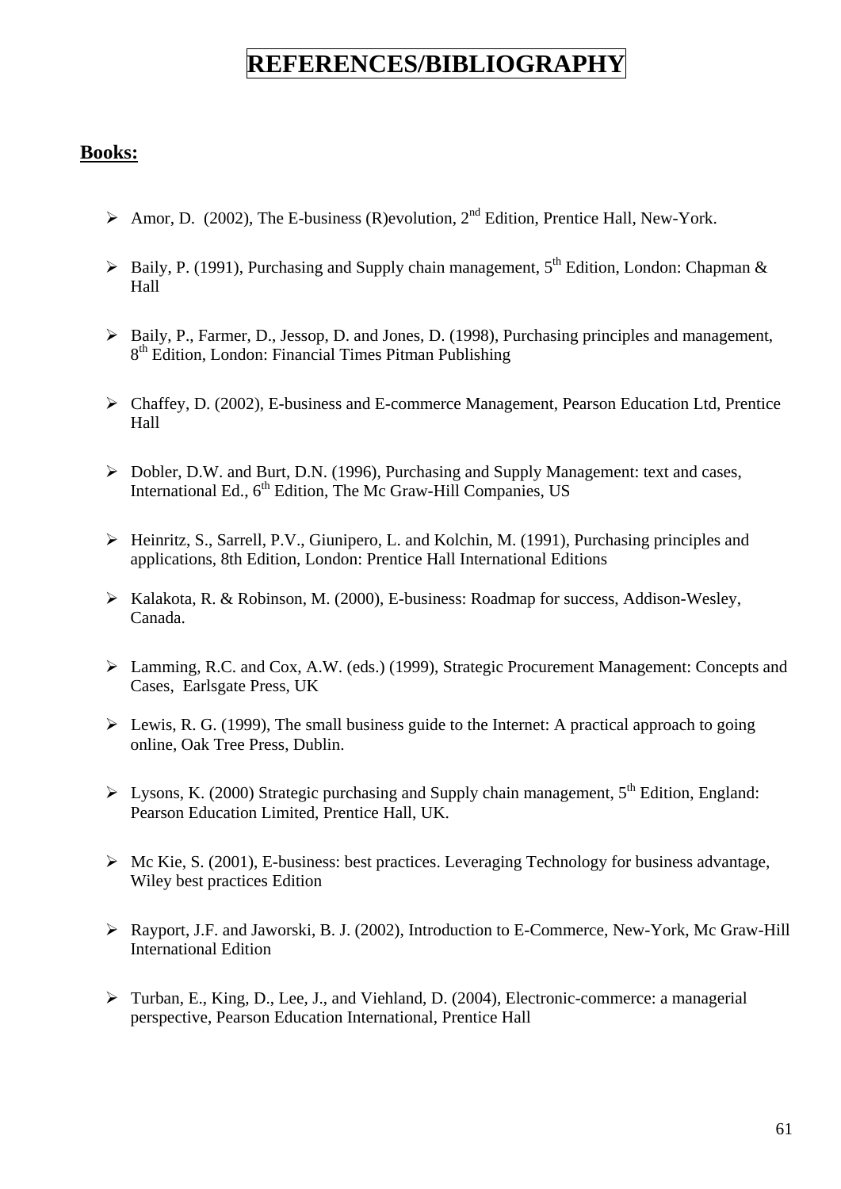# REFERENCES/BIBLIOGRAPHY

## Books:

- Amor, D. (2002), The E-business (R)evolution, 2nd Edition, Prentice Hall, New-York.

- Baily, P. (1991), Purchasing and Supply chain management, 5th Edition, London: Chapman & Hall

- Baily, P., Farmer, D., Jessop, D. and Jones, D. (1998), Purchasing principles and management, 8th Edition, London: Financial Times Pitman Publishing

- Chaffey, D. (2002), E-business and E-commerce Management, Pearson Education Ltd, Prentice Hall

- Dobler, D.W. and Burt, D.N. (1996), Purchasing and Supply Management: text and cases, International Ed., 6th Edition, The Mc Graw-Hill Companies, US

- Heinritz, S., Sarrell, P.V., Giunipero, L. and Kolchin, M. (1991), Purchasing principles and applications, 8th Edition, London: Prentice Hall International Editions

- Kalakota, R. & Robinson, M. (2000), E-business: Roadmap for success, Addison-Wesley, Canada.

- Lamming, R.C. and Cox, A.W. (eds.) (1999), Strategic Procurement Management: Concepts and Cases, Earlsgate Press, UK

- Lewis, R. G. (1999), The small business guide to the Internet: A practical approach to going online, Oak Tree Press, Dublin.

- Lysons, K. (2000) Strategic purchasing and Supply chain management, 5th Edition, England: Pearson Education Limited, Prentice Hall, UK.

- Mc Kie, S. (2001), E-business: best practices. Leveraging Technology for business advantage, Wiley best practices Edition

- Rayport, J.F. and Jaworski, B. J. (2002), Introduction to E-Commerce, New-York, Mc Graw-Hill International Edition

- Turban, E., King, D., Lee, J., and Viehland, D. (2004), Electronic-commerce: a managerial perspective, Pearson Education International, Prentice Hall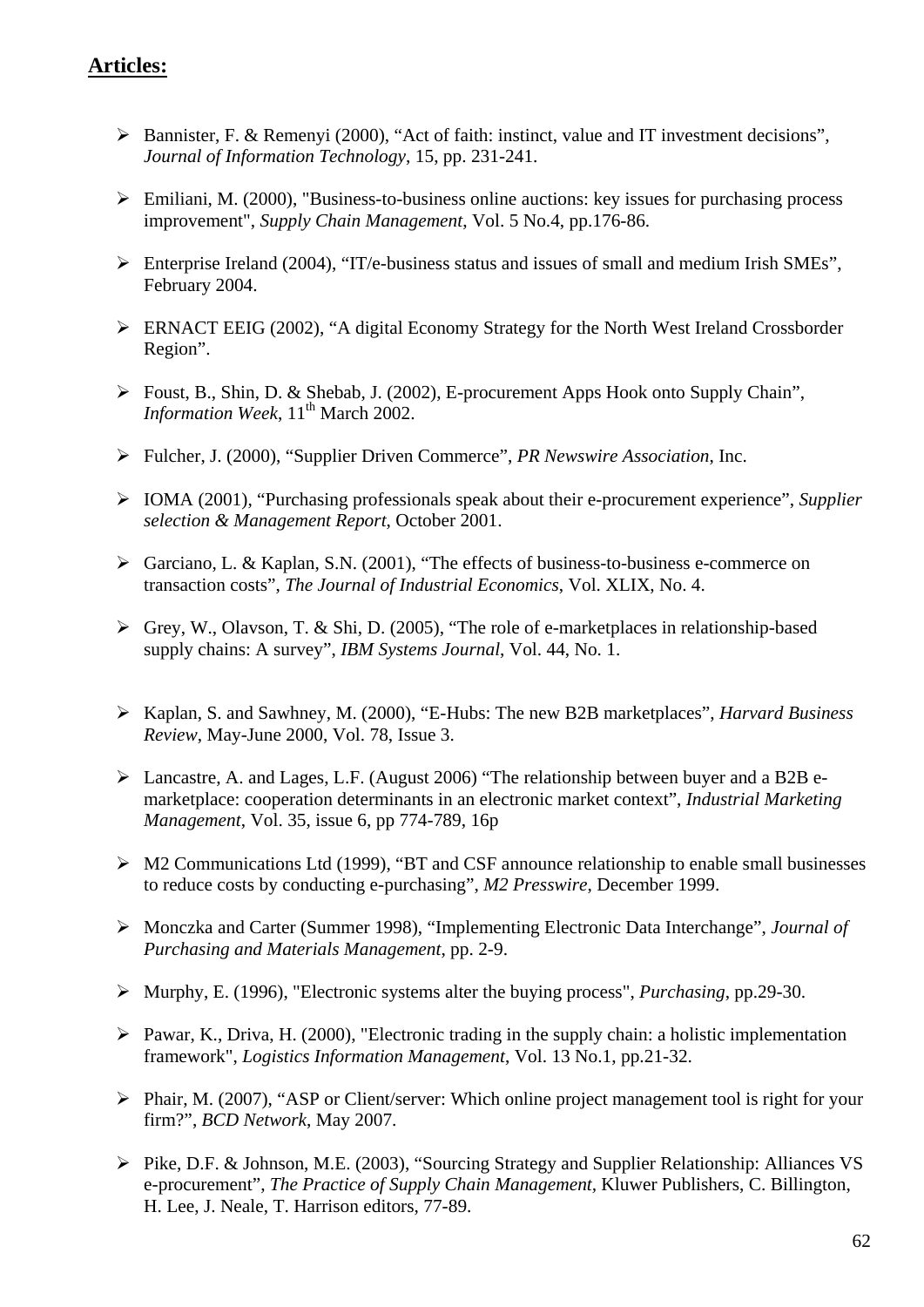**Articles:**

- Bannister, F. & Remenyi (2000), "Act of faith: instinct, value and IT investment decisions", *Journal of Information Technology*, 15, pp. 231-241.

- Emiliani, M. (2000), "Business-to-business online auctions: key issues for purchasing process improvement", *Supply Chain Management*, Vol. 5 No.4, pp.176-86.

- Enterprise Ireland (2004), "IT/e-business status and issues of small and medium Irish SMEs", February 2004.

- ERNACT EEIG (2002), "A digital Economy Strategy for the North West Ireland Crossborder Region".

- Foust, B., Shin, D. & Shebab, J. (2002), E-procurement Apps Hook onto Supply Chain", *Information Week*, 11th March 2002.

- Fulcher, J. (2000), "Supplier Driven Commerce", *PR Newswire Association*, Inc.

- IOMA (2001), "Purchasing professionals speak about their e-procurement experience", *Supplier selection & Management Report*, October 2001.

- Garciano, L. & Kaplan, S.N. (2001), "The effects of business-to-business e-commerce on transaction costs", *The Journal of Industrial Economics*, Vol. XLIX, No. 4.

- Grey, W., Olavson, T. & Shi, D. (2005), "The role of e-marketplaces in relationship-based supply chains: A survey", *IBM Systems Journal*, Vol. 44, No. 1.

- Kaplan, S. and Sawhney, M. (2000), "E-Hubs: The new B2B marketplaces", *Harvard Business Review*, May-June 2000, Vol. 78, Issue 3.

- Lancastre, A. and Lages, L.F. (August 2006) "The relationship between buyer and a B2B e-marketplace: cooperation determinants in an electronic market context", *Industrial Marketing Management*, Vol. 35, issue 6, pp 774-789, 16p

- M2 Communications Ltd (1999), "BT and CSF announce relationship to enable small businesses to reduce costs by conducting e-purchasing", *M2 Presswire*, December 1999.

- Monczka and Carter (Summer 1998), "Implementing Electronic Data Interchange", *Journal of Purchasing and Materials Management*, pp. 2-9.

- Murphy, E. (1996), "Electronic systems alter the buying process", *Purchasing*, pp.29-30.

- Pawar, K., Driva, H. (2000), "Electronic trading in the supply chain: a holistic implementation framework", *Logistics Information Management*, Vol. 13 No.1, pp.21-32.

- Phair, M. (2007), "ASP or Client/server: Which online project management tool is right for your firm?", *BCD Network*, May 2007.

- Pike, D.F. & Johnson, M.E. (2003), "Sourcing Strategy and Supplier Relationship: Alliances VS e-procurement", *The Practice of Supply Chain Management*, Kluwer Publishers, C. Billington, H. Lee, J. Neale, T. Harrison editors, 77-89.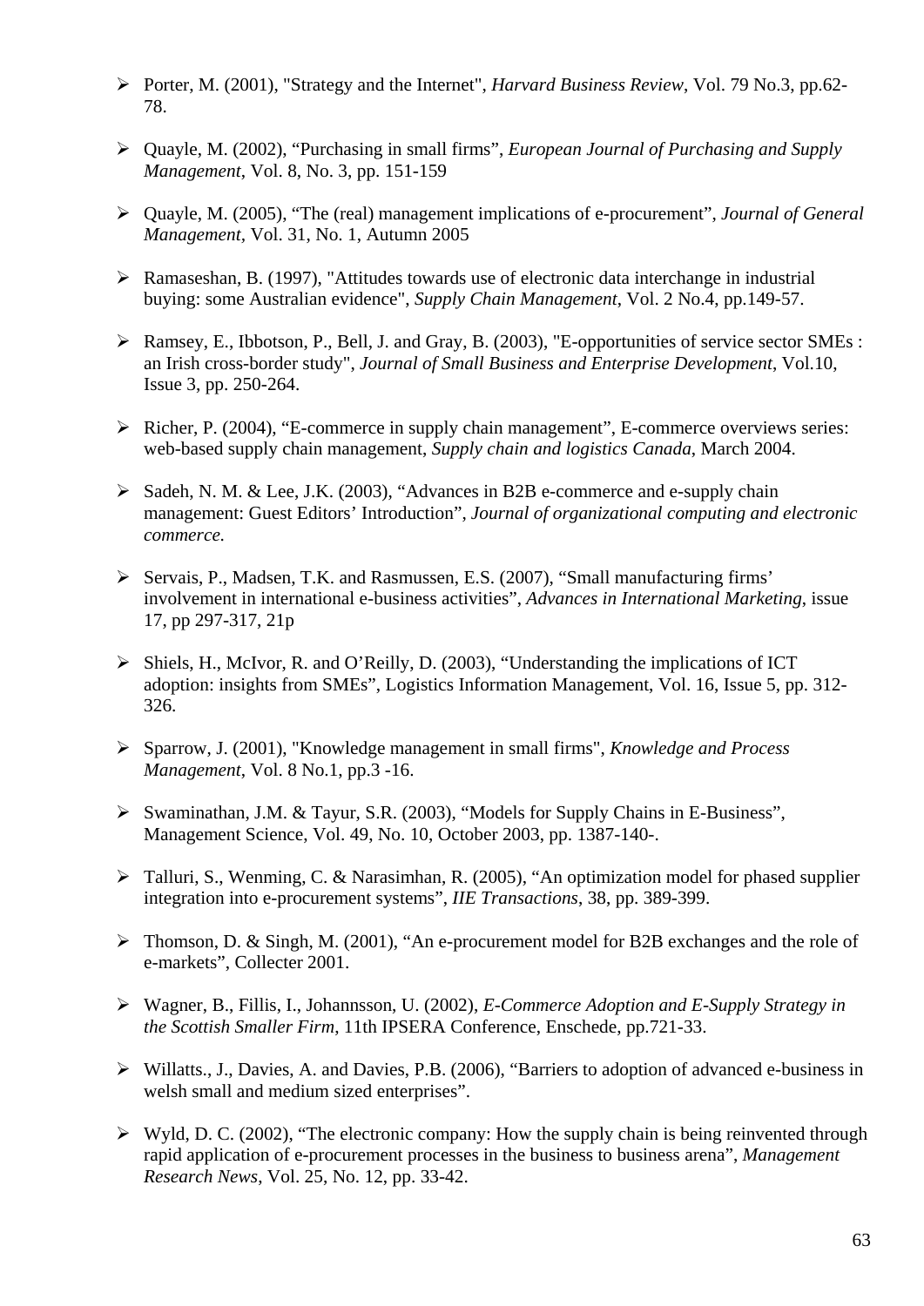- Porter, M. (2001), "Strategy and the Internet", *Harvard Business Review*, Vol. 79 No.3, pp.62-78.

- Quayle, M. (2002), "Purchasing in small firms", *European Journal of Purchasing and Supply Management*, Vol. 8, No. 3, pp. 151-159

- Quayle, M. (2005), "The (real) management implications of e-procurement", *Journal of General Management*, Vol. 31, No. 1, Autumn 2005

- Ramaseshan, B. (1997), "Attitudes towards use of electronic data interchange in industrial buying: some Australian evidence", *Supply Chain Management*, Vol. 2 No.4, pp.149-57.

- Ramsey, E., Ibbotson, P., Bell, J. and Gray, B. (2003), "E-opportunities of service sector SMEs : an Irish cross-border study", *Journal of Small Business and Enterprise Development*, Vol.10, Issue 3, pp. 250-264.

- Richer, P. (2004), "E-commerce in supply chain management", E-commerce overviews series: web-based supply chain management, *Supply chain and logistics Canada*, March 2004.

- Sadeh, N. M. & Lee, J.K. (2003), "Advances in B2B e-commerce and e-supply chain management: Guest Editors' Introduction", *Journal of organizational computing and electronic commerce.*

- Servais, P., Madsen, T.K. and Rasmussen, E.S. (2007), "Small manufacturing firms' involvement in international e-business activities", *Advances in International Marketing*, issue 17, pp 297-317, 21p

- Shiels, H., McIvor, R. and O'Reilly, D. (2003), "Understanding the implications of ICT adoption: insights from SMEs", Logistics Information Management, Vol. 16, Issue 5, pp. 312-326.

- Sparrow, J. (2001), "Knowledge management in small firms", *Knowledge and Process Management*, Vol. 8 No.1, pp.3 -16.

- Swaminathan, J.M. & Tayur, S.R. (2003), "Models for Supply Chains in E-Business", Management Science, Vol. 49, No. 10, October 2003, pp. 1387-140-.

- Talluri, S., Wenming, C. & Narasimhan, R. (2005), "An optimization model for phased supplier integration into e-procurement systems", *IIE Transactions*, 38, pp. 389-399.

- Thomson, D. & Singh, M. (2001), "An e-procurement model for B2B exchanges and the role of e-markets", Collecter 2001.

- Wagner, B., Fillis, I., Johannsson, U. (2002), *E-Commerce Adoption and E-Supply Strategy in the Scottish Smaller Firm*, 11th IPSERA Conference, Enschede, pp.721-33.

- Willatts., J., Davies, A. and Davies, P.B. (2006), "Barriers to adoption of advanced e-business in welsh small and medium sized enterprises".

- Wyld, D. C. (2002), "The electronic company: How the supply chain is being reinvented through rapid application of e-procurement processes in the business to business arena", *Management Research News*, Vol. 25, No. 12, pp. 33-42.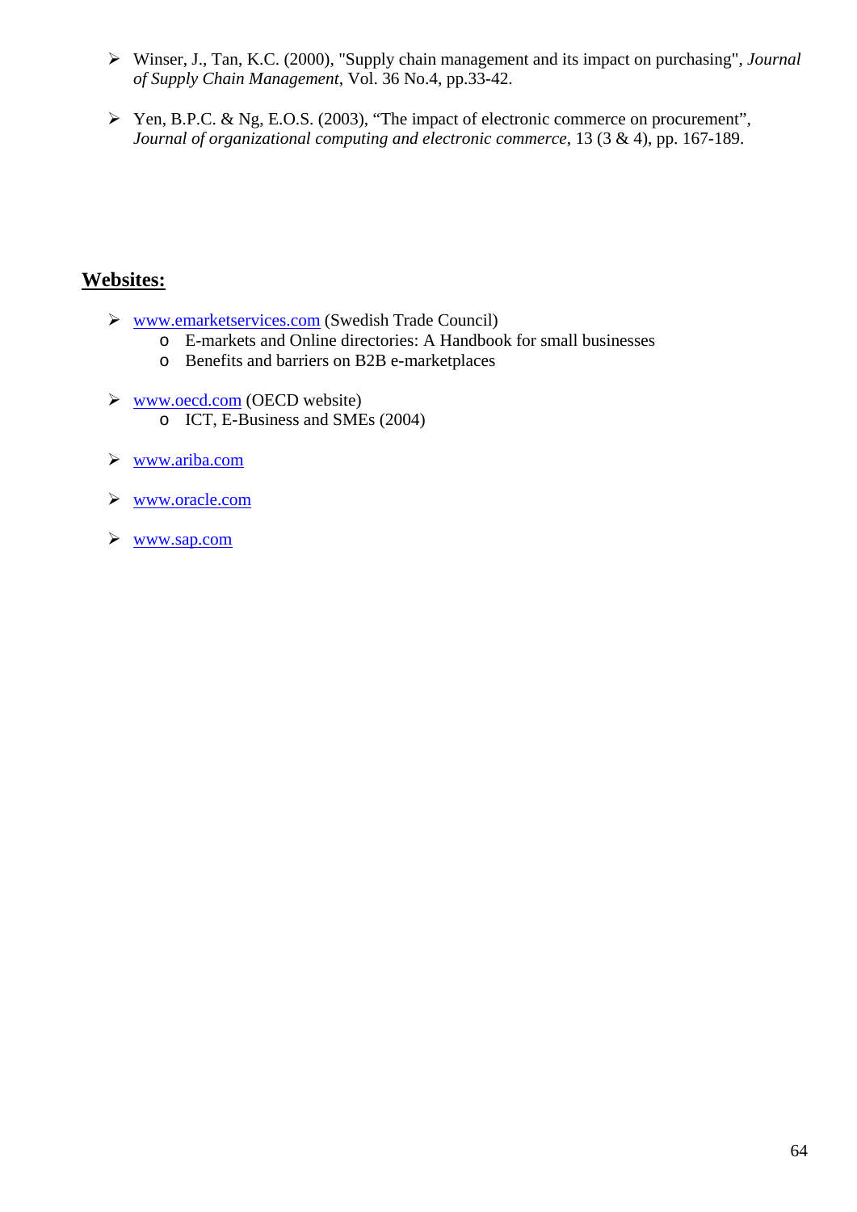- Winser, J., Tan, K.C. (2000), "Supply chain management and its impact on purchasing", *Journal of Supply Chain Management*, Vol. 36 No.4, pp.33-42.

- Yen, B.P.C. & Ng, E.O.S. (2003), "The impact of electronic commerce on procurement", *Journal of organizational computing and electronic commerce*, 13 (3 & 4), pp. 167-189.

## Websites:

- www.emarketservices.com (Swedish Trade Council)
  - E-markets and Online directories: A Handbook for small businesses
  - Benefits and barriers on B2B e-marketplaces

- www.oecd.com (OECD website)
  - ICT, E-Business and SMEs (2004)

- www.ariba.com

- www.oracle.com

- www.sap.com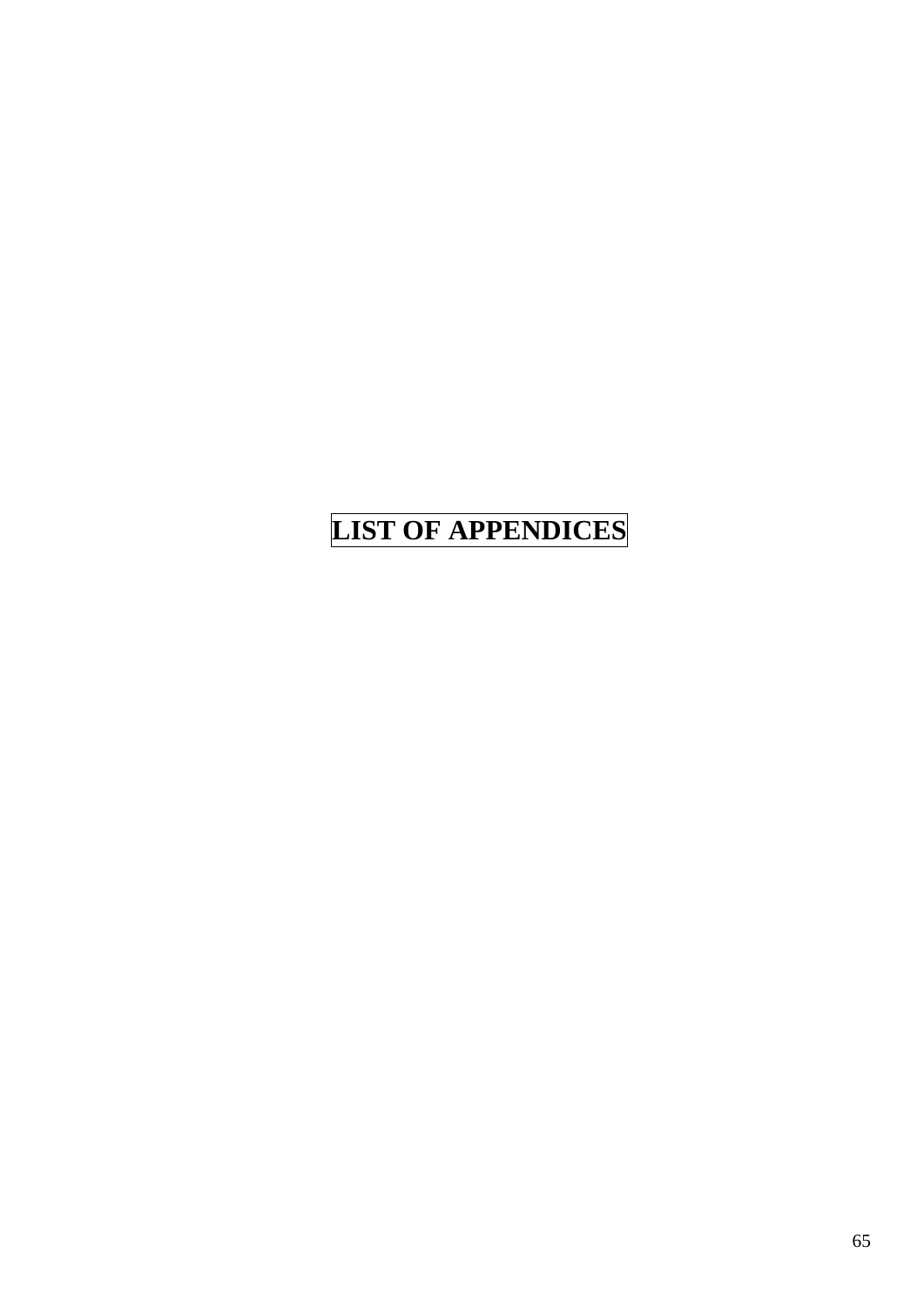# LIST OF APPENDICES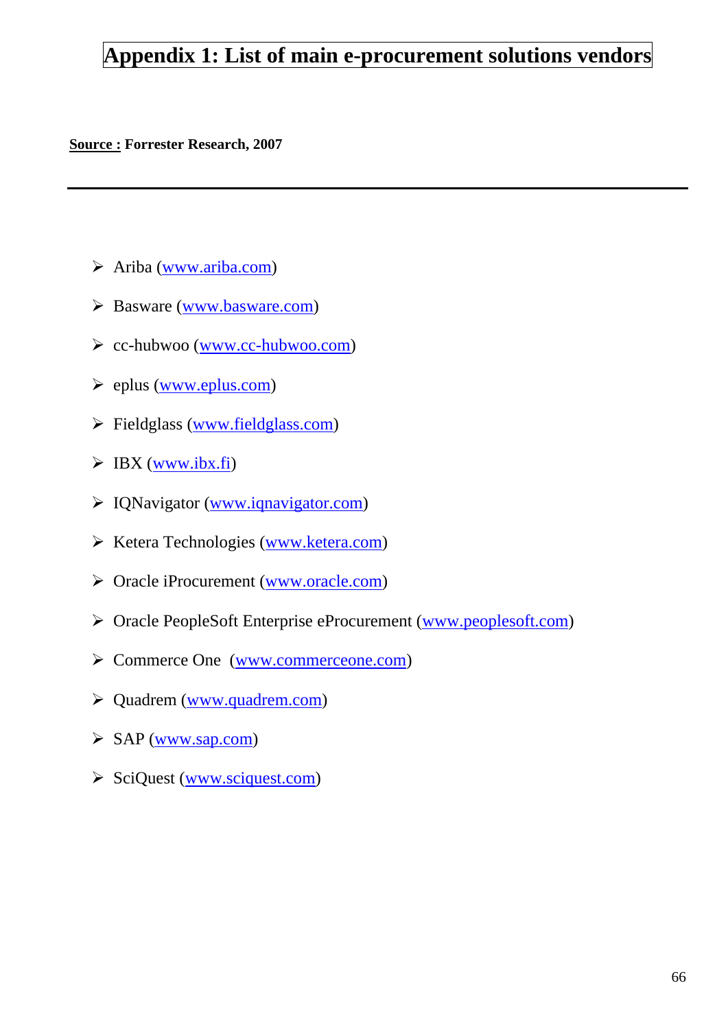# Appendix 1: List of main e-procurement solutions vendors

**Source : Forrester Research, 2007**

---

- Ariba (www.ariba.com)
- Basware (www.basware.com)
- cc-hubwoo (www.cc-hubwoo.com)
- eplus (www.eplus.com)
- Fieldglass (www.fieldglass.com)
- IBX (www.ibx.fi)
- IQNavigator (www.iqnavigator.com)
- Ketera Technologies (www.ketera.com)
- Oracle iProcurement (www.oracle.com)
- Oracle PeopleSoft Enterprise eProcurement (www.peoplesoft.com)
- Commerce One (www.commerceone.com)
- Quadrem (www.quadrem.com)
- SAP (www.sap.com)
- SciQuest (www.sciquest.com)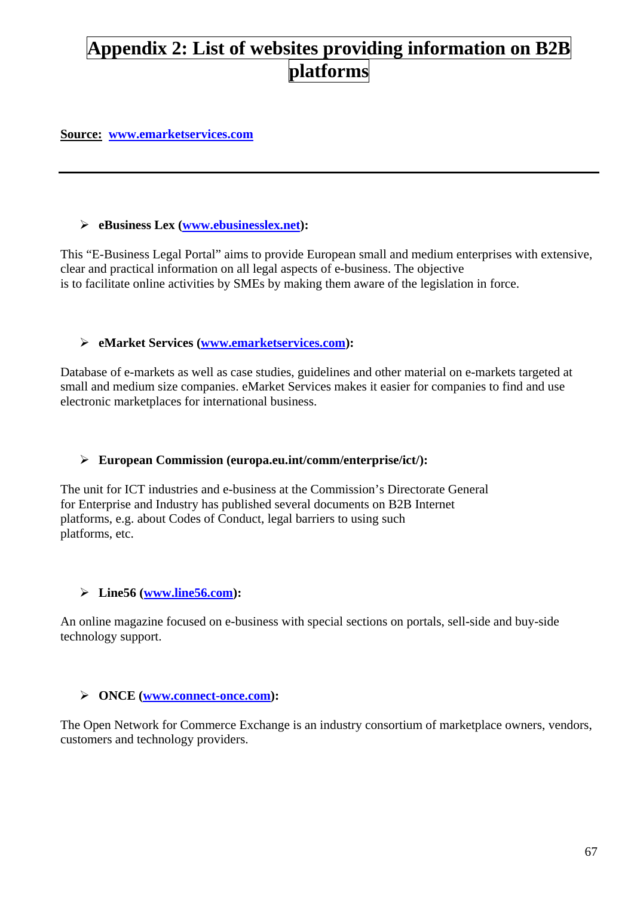# Appendix 2: List of websites providing information on B2B platforms

**Source: www.emarketservices.com**

---

- **eBusiness Lex (www.ebusinesslex.net):**

This "E-Business Legal Portal" aims to provide European small and medium enterprises with extensive, clear and practical information on all legal aspects of e-business. The objective is to facilitate online activities by SMEs by making them aware of the legislation in force.

- **eMarket Services (www.emarketservices.com):**

Database of e-markets as well as case studies, guidelines and other material on e-markets targeted at small and medium size companies. eMarket Services makes it easier for companies to find and use electronic marketplaces for international business.

- **European Commission (europa.eu.int/comm/enterprise/ict/):**

The unit for ICT industries and e-business at the Commission's Directorate General for Enterprise and Industry has published several documents on B2B Internet platforms, e.g. about Codes of Conduct, legal barriers to using such platforms, etc.

- **Line56 (www.line56.com):**

An online magazine focused on e-business with special sections on portals, sell-side and buy-side technology support.

- **ONCE (www.connect-once.com):**

The Open Network for Commerce Exchange is an industry consortium of marketplace owners, vendors, customers and technology providers.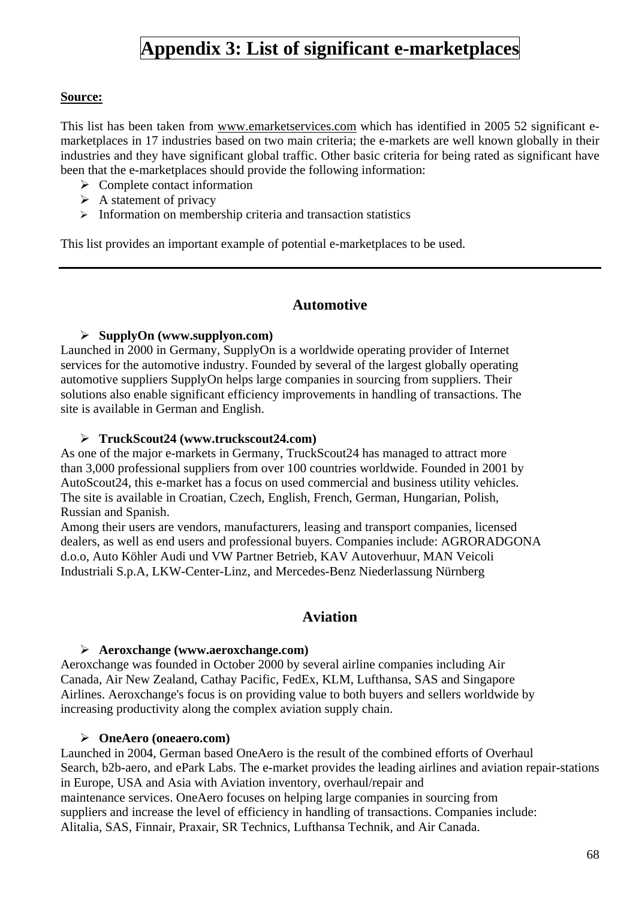# Appendix 3: List of significant e-marketplaces

**Source:**

This list has been taken from www.emarketservices.com which has identified in 2005 52 significant e-marketplaces in 17 industries based on two main criteria; the e-markets are well known globally in their industries and they have significant global traffic. Other basic criteria for being rated as significant have been that the e-marketplaces should provide the following information:

- Complete contact information
- A statement of privacy
- Information on membership criteria and transaction statistics

This list provides an important example of potential e-marketplaces to be used.

---

## Automotive

- **SupplyOn (www.supplyon.com)**

Launched in 2000 in Germany, SupplyOn is a worldwide operating provider of Internet services for the automotive industry. Founded by several of the largest globally operating automotive suppliers SupplyOn helps large companies in sourcing from suppliers. Their solutions also enable significant efficiency improvements in handling of transactions. The site is available in German and English.

- **TruckScout24 (www.truckscout24.com)**

As one of the major e-markets in Germany, TruckScout24 has managed to attract more than 3,000 professional suppliers from over 100 countries worldwide. Founded in 2001 by AutoScout24, this e-market has a focus on used commercial and business utility vehicles. The site is available in Croatian, Czech, English, French, German, Hungarian, Polish, Russian and Spanish.
Among their users are vendors, manufacturers, leasing and transport companies, licensed dealers, as well as end users and professional buyers. Companies include: AGRORADGONA d.o.o, Auto Köhler Audi und VW Partner Betrieb, KAV Autoverhuur, MAN Veicoli Industriali S.p.A, LKW-Center-Linz, and Mercedes-Benz Niederlassung Nürnberg

## Aviation

- **Aeroxchange (www.aeroxchange.com)**

Aeroxchange was founded in October 2000 by several airline companies including Air Canada, Air New Zealand, Cathay Pacific, FedEx, KLM, Lufthansa, SAS and Singapore Airlines. Aeroxchange's focus is on providing value to both buyers and sellers worldwide by increasing productivity along the complex aviation supply chain.

- **OneAero (oneaero.com)**

Launched in 2004, German based OneAero is the result of the combined efforts of Overhaul Search, b2b-aero, and ePark Labs. The e-market provides the leading airlines and aviation repair-stations in Europe, USA and Asia with Aviation inventory, overhaul/repair and maintenance services. OneAero focuses on helping large companies in sourcing from suppliers and increase the level of efficiency in handling of transactions. Companies include: Alitalia, SAS, Finnair, Praxair, SR Technics, Lufthansa Technik, and Air Canada.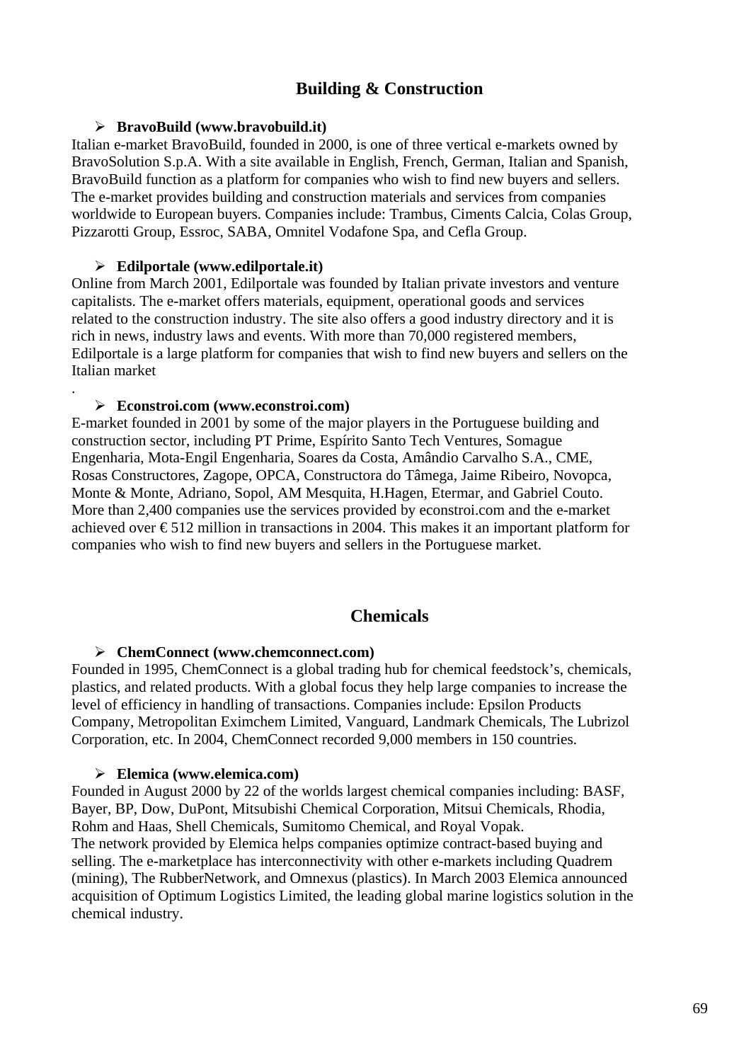## Building & Construction

- **BravoBuild (www.bravobuild.it)**

Italian e-market BravoBuild, founded in 2000, is one of three vertical e-markets owned by BravoSolution S.p.A. With a site available in English, French, German, Italian and Spanish, BravoBuild function as a platform for companies who wish to find new buyers and sellers. The e-market provides building and construction materials and services from companies worldwide to European buyers. Companies include: Trambus, Ciments Calcia, Colas Group, Pizzarotti Group, Essroc, SABA, Omnitel Vodafone Spa, and Cefla Group.

- **Edilportale (www.edilportale.it)**

Online from March 2001, Edilportale was founded by Italian private investors and venture capitalists. The e-market offers materials, equipment, operational goods and services related to the construction industry. The site also offers a good industry directory and it is rich in news, industry laws and events. With more than 70,000 registered members, Edilportale is a large platform for companies that wish to find new buyers and sellers on the Italian market

.

- **Econstroi.com (www.econstroi.com)**

E-market founded in 2001 by some of the major players in the Portuguese building and construction sector, including PT Prime, Espírito Santo Tech Ventures, Somague Engenharia, Mota-Engil Engenharia, Soares da Costa, Amândio Carvalho S.A., CME, Rosas Constructores, Zagope, OPCA, Constructora do Tâmega, Jaime Ribeiro, Novopca, Monte & Monte, Adriano, Sopol, AM Mesquita, H.Hagen, Etermar, and Gabriel Couto. More than 2,400 companies use the services provided by econstroi.com and the e-market achieved over € 512 million in transactions in 2004. This makes it an important platform for companies who wish to find new buyers and sellers in the Portuguese market.

## Chemicals

- **ChemConnect (www.chemconnect.com)**

Founded in 1995, ChemConnect is a global trading hub for chemical feedstock's, chemicals, plastics, and related products. With a global focus they help large companies to increase the level of efficiency in handling of transactions. Companies include: Epsilon Products Company, Metropolitan Eximchem Limited, Vanguard, Landmark Chemicals, The Lubrizol Corporation, etc. In 2004, ChemConnect recorded 9,000 members in 150 countries.

- **Elemica (www.elemica.com)**

Founded in August 2000 by 22 of the worlds largest chemical companies including: BASF, Bayer, BP, Dow, DuPont, Mitsubishi Chemical Corporation, Mitsui Chemicals, Rhodia, Rohm and Haas, Shell Chemicals, Sumitomo Chemical, and Royal Vopak.
The network provided by Elemica helps companies optimize contract-based buying and selling. The e-marketplace has interconnectivity with other e-markets including Quadrem (mining), The RubberNetwork, and Omnexus (plastics). In March 2003 Elemica announced acquisition of Optimum Logistics Limited, the leading global marine logistics solution in the chemical industry.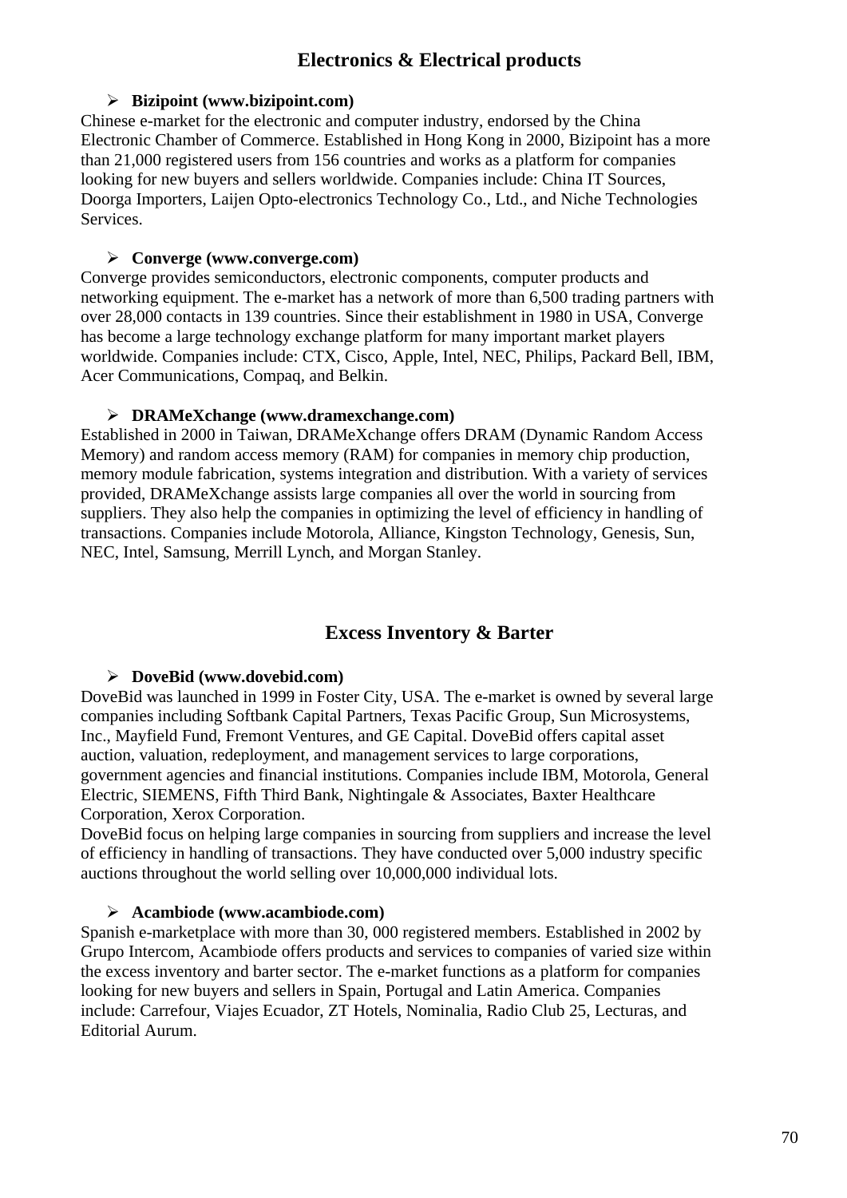## Electronics & Electrical products

- **Bizipoint (www.bizipoint.com)**

Chinese e-market for the electronic and computer industry, endorsed by the China Electronic Chamber of Commerce. Established in Hong Kong in 2000, Bizipoint has a more than 21,000 registered users from 156 countries and works as a platform for companies looking for new buyers and sellers worldwide. Companies include: China IT Sources, Doorga Importers, Laijen Opto-electronics Technology Co., Ltd., and Niche Technologies Services.

- **Converge (www.converge.com)**

Converge provides semiconductors, electronic components, computer products and networking equipment. The e-market has a network of more than 6,500 trading partners with over 28,000 contacts in 139 countries. Since their establishment in 1980 in USA, Converge has become a large technology exchange platform for many important market players worldwide. Companies include: CTX, Cisco, Apple, Intel, NEC, Philips, Packard Bell, IBM, Acer Communications, Compaq, and Belkin.

- **DRAMeXchange (www.dramexchange.com)**

Established in 2000 in Taiwan, DRAMeXchange offers DRAM (Dynamic Random Access Memory) and random access memory (RAM) for companies in memory chip production, memory module fabrication, systems integration and distribution. With a variety of services provided, DRAMeXchange assists large companies all over the world in sourcing from suppliers. They also help the companies in optimizing the level of efficiency in handling of transactions. Companies include Motorola, Alliance, Kingston Technology, Genesis, Sun, NEC, Intel, Samsung, Merrill Lynch, and Morgan Stanley.

## Excess Inventory & Barter

- **DoveBid (www.dovebid.com)**

DoveBid was launched in 1999 in Foster City, USA. The e-market is owned by several large companies including Softbank Capital Partners, Texas Pacific Group, Sun Microsystems, Inc., Mayfield Fund, Fremont Ventures, and GE Capital. DoveBid offers capital asset auction, valuation, redeployment, and management services to large corporations, government agencies and financial institutions. Companies include IBM, Motorola, General Electric, SIEMENS, Fifth Third Bank, Nightingale & Associates, Baxter Healthcare Corporation, Xerox Corporation.
DoveBid focus on helping large companies in sourcing from suppliers and increase the level of efficiency in handling of transactions. They have conducted over 5,000 industry specific auctions throughout the world selling over 10,000,000 individual lots.

- **Acambiode (www.acambiode.com)**

Spanish e-marketplace with more than 30, 000 registered members. Established in 2002 by Grupo Intercom, Acambiode offers products and services to companies of varied size within the excess inventory and barter sector. The e-market functions as a platform for companies looking for new buyers and sellers in Spain, Portugal and Latin America. Companies include: Carrefour, Viajes Ecuador, ZT Hotels, Nominalia, Radio Club 25, Lecturas, and Editorial Aurum.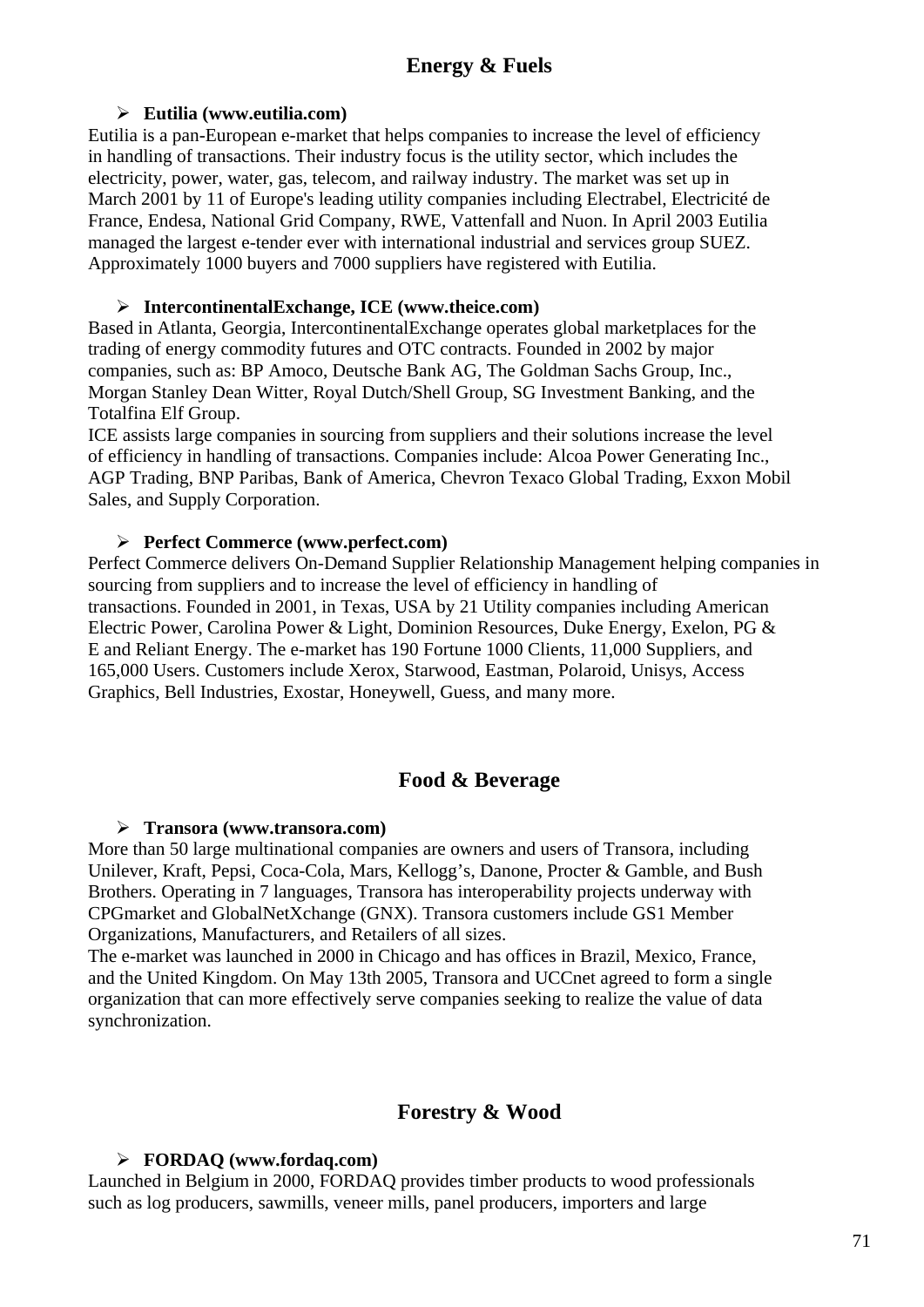## Energy & Fuels

- **Eutilia (www.eutilia.com)**

Eutilia is a pan-European e-market that helps companies to increase the level of efficiency in handling of transactions. Their industry focus is the utility sector, which includes the electricity, power, water, gas, telecom, and railway industry. The market was set up in March 2001 by 11 of Europe's leading utility companies including Electrabel, Electricité de France, Endesa, National Grid Company, RWE, Vattenfall and Nuon. In April 2003 Eutilia managed the largest e-tender ever with international industrial and services group SUEZ. Approximately 1000 buyers and 7000 suppliers have registered with Eutilia.

- **IntercontinentalExchange, ICE (www.theice.com)**

Based in Atlanta, Georgia, IntercontinentalExchange operates global marketplaces for the trading of energy commodity futures and OTC contracts. Founded in 2002 by major companies, such as: BP Amoco, Deutsche Bank AG, The Goldman Sachs Group, Inc., Morgan Stanley Dean Witter, Royal Dutch/Shell Group, SG Investment Banking, and the Totalfina Elf Group.

ICE assists large companies in sourcing from suppliers and their solutions increase the level of efficiency in handling of transactions. Companies include: Alcoa Power Generating Inc., AGP Trading, BNP Paribas, Bank of America, Chevron Texaco Global Trading, Exxon Mobil Sales, and Supply Corporation.

- **Perfect Commerce (www.perfect.com)**

Perfect Commerce delivers On-Demand Supplier Relationship Management helping companies in sourcing from suppliers and to increase the level of efficiency in handling of transactions. Founded in 2001, in Texas, USA by 21 Utility companies including American Electric Power, Carolina Power & Light, Dominion Resources, Duke Energy, Exelon, PG & E and Reliant Energy. The e-market has 190 Fortune 1000 Clients, 11,000 Suppliers, and 165,000 Users. Customers include Xerox, Starwood, Eastman, Polaroid, Unisys, Access Graphics, Bell Industries, Exostar, Honeywell, Guess, and many more.

## Food & Beverage

- **Transora (www.transora.com)**

More than 50 large multinational companies are owners and users of Transora, including Unilever, Kraft, Pepsi, Coca-Cola, Mars, Kellogg’s, Danone, Procter & Gamble, and Bush Brothers. Operating in 7 languages, Transora has interoperability projects underway with CPGmarket and GlobalNetXchange (GNX). Transora customers include GS1 Member Organizations, Manufacturers, and Retailers of all sizes.

The e-market was launched in 2000 in Chicago and has offices in Brazil, Mexico, France, and the United Kingdom. On May 13th 2005, Transora and UCCnet agreed to form a single organization that can more effectively serve companies seeking to realize the value of data synchronization.

## Forestry & Wood

- **FORDAQ (www.fordaq.com)**

Launched in Belgium in 2000, FORDAQ provides timber products to wood professionals such as log producers, sawmills, veneer mills, panel producers, importers and large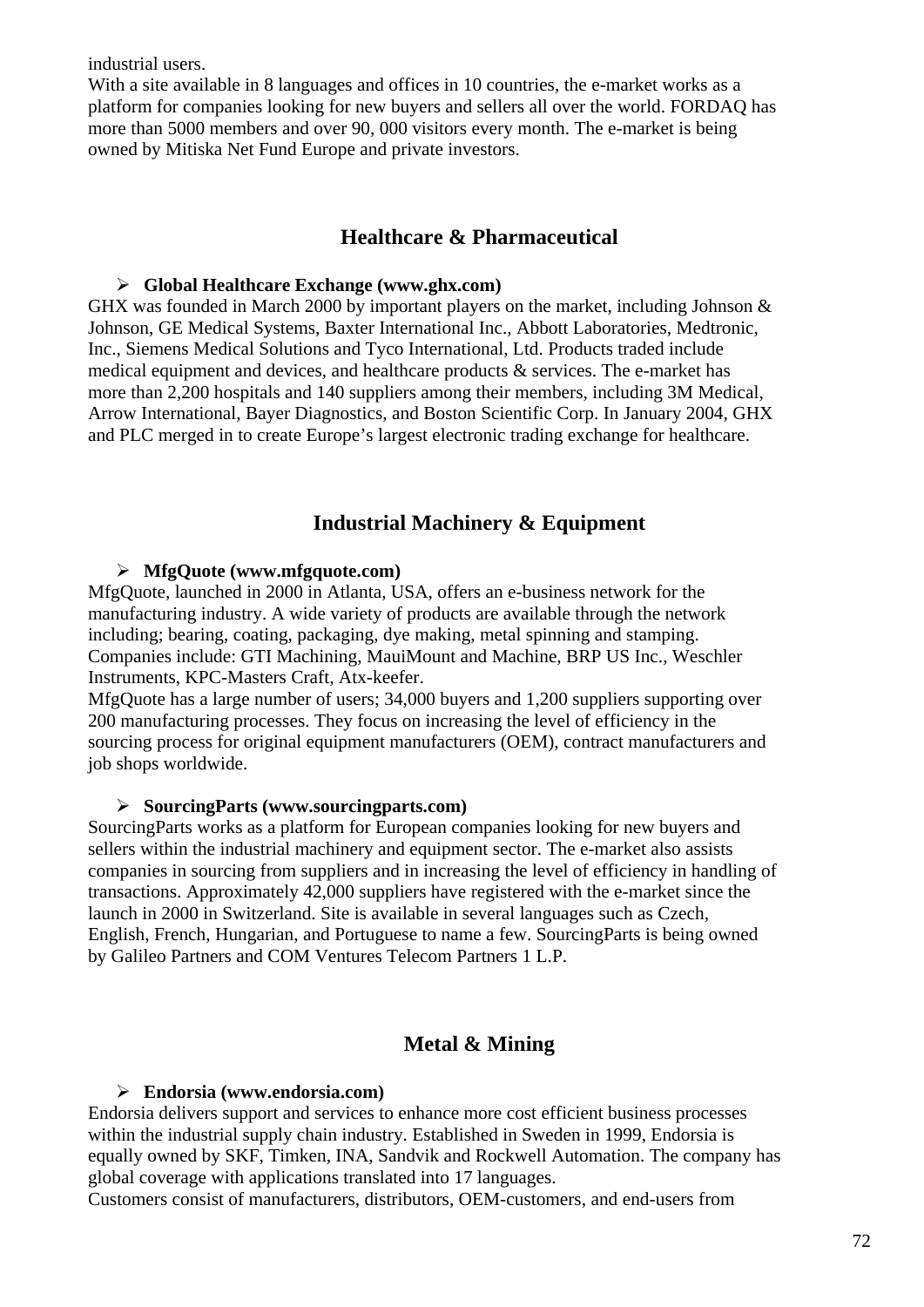industrial users.
With a site available in 8 languages and offices in 10 countries, the e-market works as a platform for companies looking for new buyers and sellers all over the world. FORDAQ has more than 5000 members and over 90, 000 visitors every month. The e-market is being owned by Mitiska Net Fund Europe and private investors.

## Healthcare & Pharmaceutical

- **Global Healthcare Exchange (www.ghx.com)**

GHX was founded in March 2000 by important players on the market, including Johnson & Johnson, GE Medical Systems, Baxter International Inc., Abbott Laboratories, Medtronic, Inc., Siemens Medical Solutions and Tyco International, Ltd. Products traded include medical equipment and devices, and healthcare products & services. The e-market has more than 2,200 hospitals and 140 suppliers among their members, including 3M Medical, Arrow International, Bayer Diagnostics, and Boston Scientific Corp. In January 2004, GHX and PLC merged in to create Europe's largest electronic trading exchange for healthcare.

## Industrial Machinery & Equipment

- **MfgQuote (www.mfgquote.com)**

MfgQuote, launched in 2000 in Atlanta, USA, offers an e-business network for the manufacturing industry. A wide variety of products are available through the network including; bearing, coating, packaging, dye making, metal spinning and stamping. Companies include: GTI Machining, MauiMount and Machine, BRP US Inc., Weschler Instruments, KPC-Masters Craft, Atx-keefer.
MfgQuote has a large number of users; 34,000 buyers and 1,200 suppliers supporting over 200 manufacturing processes. They focus on increasing the level of efficiency in the sourcing process for original equipment manufacturers (OEM), contract manufacturers and job shops worldwide.

- **SourcingParts (www.sourcingparts.com)**

SourcingParts works as a platform for European companies looking for new buyers and sellers within the industrial machinery and equipment sector. The e-market also assists companies in sourcing from suppliers and in increasing the level of efficiency in handling of transactions. Approximately 42,000 suppliers have registered with the e-market since the launch in 2000 in Switzerland. Site is available in several languages such as Czech, English, French, Hungarian, and Portuguese to name a few. SourcingParts is being owned by Galileo Partners and COM Ventures Telecom Partners 1 L.P.

## Metal & Mining

- **Endorsia (www.endorsia.com)**

Endorsia delivers support and services to enhance more cost efficient business processes within the industrial supply chain industry. Established in Sweden in 1999, Endorsia is equally owned by SKF, Timken, INA, Sandvik and Rockwell Automation. The company has global coverage with applications translated into 17 languages.
Customers consist of manufacturers, distributors, OEM-customers, and end-users from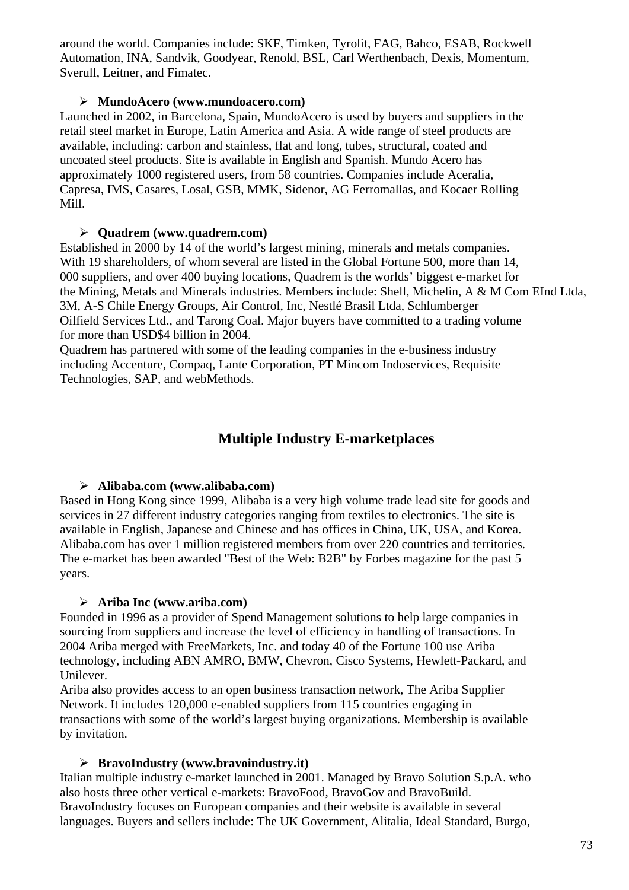around the world. Companies include: SKF, Timken, Tyrolit, FAG, Bahco, ESAB, Rockwell Automation, INA, Sandvik, Goodyear, Renold, BSL, Carl Werthenbach, Dexis, Momentum, Sverull, Leitner, and Fimatec.

- **MundoAcero (www.mundoacero.com)**

Launched in 2002, in Barcelona, Spain, MundoAcero is used by buyers and suppliers in the retail steel market in Europe, Latin America and Asia. A wide range of steel products are available, including: carbon and stainless, flat and long, tubes, structural, coated and uncoated steel products. Site is available in English and Spanish. Mundo Acero has approximately 1000 registered users, from 58 countries. Companies include Aceralia, Capresa, IMS, Casares, Losal, GSB, MMK, Sidenor, AG Ferromallas, and Kocaer Rolling Mill.

- **Quadrem (www.quadrem.com)**

Established in 2000 by 14 of the world's largest mining, minerals and metals companies. With 19 shareholders, of whom several are listed in the Global Fortune 500, more than 14, 000 suppliers, and over 400 buying locations, Quadrem is the worlds' biggest e-market for the Mining, Metals and Minerals industries. Members include: Shell, Michelin, A & M Com EInd Ltda, 3M, A-S Chile Energy Groups, Air Control, Inc, Nestlé Brasil Ltda, Schlumberger Oilfield Services Ltd., and Tarong Coal. Major buyers have committed to a trading volume for more than USD$4 billion in 2004.
Quadrem has partnered with some of the leading companies in the e-business industry including Accenture, Compaq, Lante Corporation, PT Mincom Indoservices, Requisite Technologies, SAP, and webMethods.

## Multiple Industry E-marketplaces

- **Alibaba.com (www.alibaba.com)**

Based in Hong Kong since 1999, Alibaba is a very high volume trade lead site for goods and services in 27 different industry categories ranging from textiles to electronics. The site is available in English, Japanese and Chinese and has offices in China, UK, USA, and Korea. Alibaba.com has over 1 million registered members from over 220 countries and territories. The e-market has been awarded "Best of the Web: B2B" by Forbes magazine for the past 5 years.

- **Ariba Inc (www.ariba.com)**

Founded in 1996 as a provider of Spend Management solutions to help large companies in sourcing from suppliers and increase the level of efficiency in handling of transactions. In 2004 Ariba merged with FreeMarkets, Inc. and today 40 of the Fortune 100 use Ariba technology, including ABN AMRO, BMW, Chevron, Cisco Systems, Hewlett-Packard, and Unilever.
Ariba also provides access to an open business transaction network, The Ariba Supplier Network. It includes 120,000 e-enabled suppliers from 115 countries engaging in transactions with some of the world's largest buying organizations. Membership is available by invitation.

- **BravoIndustry (www.bravoindustry.it)**

Italian multiple industry e-market launched in 2001. Managed by Bravo Solution S.p.A. who also hosts three other vertical e-markets: BravoFood, BravoGov and BravoBuild. BravoIndustry focuses on European companies and their website is available in several languages. Buyers and sellers include: The UK Government, Alitalia, Ideal Standard, Burgo,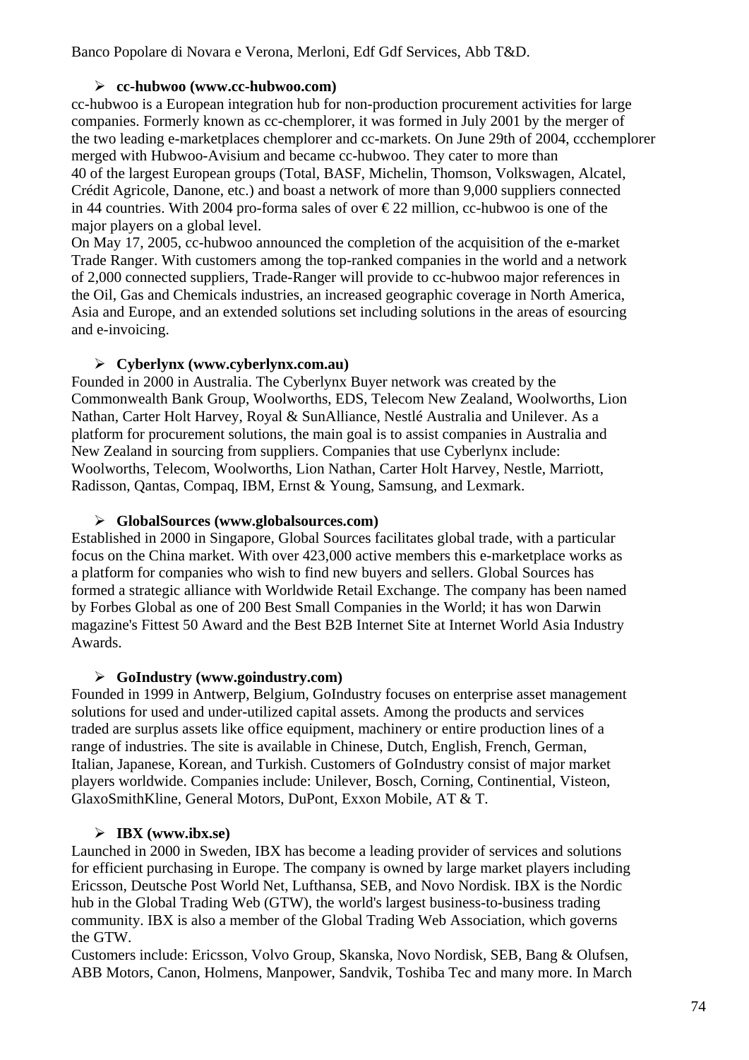Banco Popolare di Novara e Verona, Merloni, Edf Gdf Services, Abb T&D.

- **cc-hubwoo (www.cc-hubwoo.com)**

cc-hubwoo is a European integration hub for non-production procurement activities for large companies. Formerly known as cc-chemplorer, it was formed in July 2001 by the merger of the two leading e-marketplaces chemplorer and cc-markets. On June 29th of 2004, ccchemplorer merged with Hubwoo-Avisium and became cc-hubwoo. They cater to more than 40 of the largest European groups (Total, BASF, Michelin, Thomson, Volkswagen, Alcatel, Crédit Agricole, Danone, etc.) and boast a network of more than 9,000 suppliers connected in 44 countries. With 2004 pro-forma sales of over € 22 million, cc-hubwoo is one of the major players on a global level.
On May 17, 2005, cc-hubwoo announced the completion of the acquisition of the e-market Trade Ranger. With customers among the top-ranked companies in the world and a network of 2,000 connected suppliers, Trade-Ranger will provide to cc-hubwoo major references in the Oil, Gas and Chemicals industries, an increased geographic coverage in North America, Asia and Europe, and an extended solutions set including solutions in the areas of esourcing and e-invoicing.

- **Cyberlynx (www.cyberlynx.com.au)**

Founded in 2000 in Australia. The Cyberlynx Buyer network was created by the Commonwealth Bank Group, Woolworths, EDS, Telecom New Zealand, Woolworths, Lion Nathan, Carter Holt Harvey, Royal & SunAlliance, Nestlé Australia and Unilever. As a platform for procurement solutions, the main goal is to assist companies in Australia and New Zealand in sourcing from suppliers. Companies that use Cyberlynx include: Woolworths, Telecom, Woolworths, Lion Nathan, Carter Holt Harvey, Nestle, Marriott, Radisson, Qantas, Compaq, IBM, Ernst & Young, Samsung, and Lexmark.

- **GlobalSources (www.globalsources.com)**

Established in 2000 in Singapore, Global Sources facilitates global trade, with a particular focus on the China market. With over 423,000 active members this e-marketplace works as a platform for companies who wish to find new buyers and sellers. Global Sources has formed a strategic alliance with Worldwide Retail Exchange. The company has been named by Forbes Global as one of 200 Best Small Companies in the World; it has won Darwin magazine's Fittest 50 Award and the Best B2B Internet Site at Internet World Asia Industry Awards.

- **GoIndustry (www.goindustry.com)**

Founded in 1999 in Antwerp, Belgium, GoIndustry focuses on enterprise asset management solutions for used and under-utilized capital assets. Among the products and services traded are surplus assets like office equipment, machinery or entire production lines of a range of industries. The site is available in Chinese, Dutch, English, French, German, Italian, Japanese, Korean, and Turkish. Customers of GoIndustry consist of major market players worldwide. Companies include: Unilever, Bosch, Corning, Continental, Visteon, GlaxoSmithKline, General Motors, DuPont, Exxon Mobile, AT & T.

- **IBX (www.ibx.se)**

Launched in 2000 in Sweden, IBX has become a leading provider of services and solutions for efficient purchasing in Europe. The company is owned by large market players including Ericsson, Deutsche Post World Net, Lufthansa, SEB, and Novo Nordisk. IBX is the Nordic hub in the Global Trading Web (GTW), the world's largest business-to-business trading community. IBX is also a member of the Global Trading Web Association, which governs the GTW.
Customers include: Ericsson, Volvo Group, Skanska, Novo Nordisk, SEB, Bang & Olufsen, ABB Motors, Canon, Holmens, Manpower, Sandvik, Toshiba Tec and many more. In March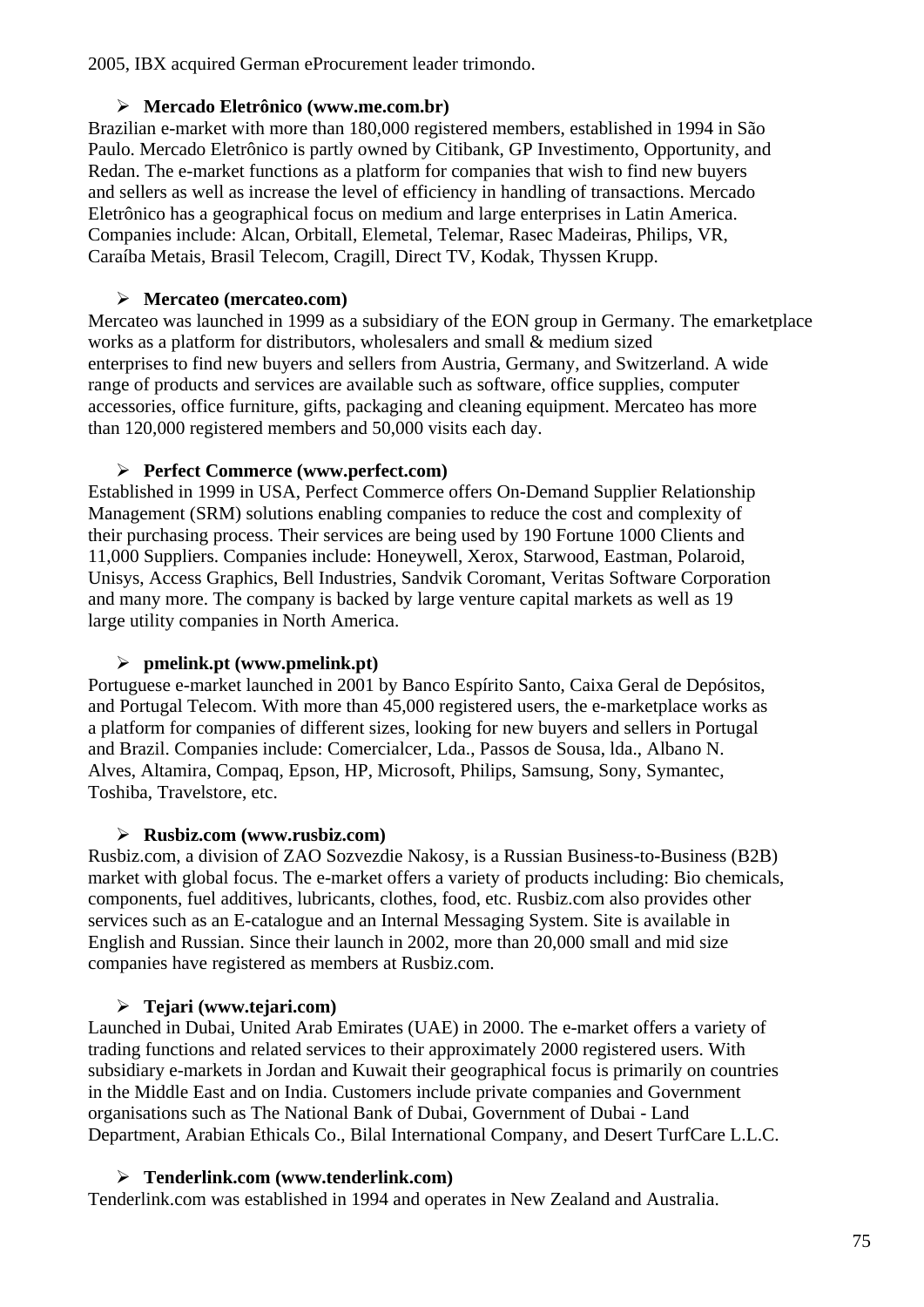2005, IBX acquired German eProcurement leader trimondo.

- **Mercado Eletrônico (www.me.com.br)**

Brazilian e-market with more than 180,000 registered members, established in 1994 in São Paulo. Mercado Eletrônico is partly owned by Citibank, GP Investimento, Opportunity, and Redan. The e-market functions as a platform for companies that wish to find new buyers and sellers as well as increase the level of efficiency in handling of transactions. Mercado Eletrônico has a geographical focus on medium and large enterprises in Latin America. Companies include: Alcan, Orbitall, Elemetal, Telemar, Rasec Madeiras, Philips, VR, Caraíba Metais, Brasil Telecom, Cragill, Direct TV, Kodak, Thyssen Krupp.

- **Mercateo (mercateo.com)**

Mercateo was launched in 1999 as a subsidiary of the EON group in Germany. The emarketplace works as a platform for distributors, wholesalers and small & medium sized enterprises to find new buyers and sellers from Austria, Germany, and Switzerland. A wide range of products and services are available such as software, office supplies, computer accessories, office furniture, gifts, packaging and cleaning equipment. Mercateo has more than 120,000 registered members and 50,000 visits each day.

- **Perfect Commerce (www.perfect.com)**

Established in 1999 in USA, Perfect Commerce offers On-Demand Supplier Relationship Management (SRM) solutions enabling companies to reduce the cost and complexity of their purchasing process. Their services are being used by 190 Fortune 1000 Clients and 11,000 Suppliers. Companies include: Honeywell, Xerox, Starwood, Eastman, Polaroid, Unisys, Access Graphics, Bell Industries, Sandvik Coromant, Veritas Software Corporation and many more. The company is backed by large venture capital markets as well as 19 large utility companies in North America.

- **pmelink.pt (www.pmelink.pt)**

Portuguese e-market launched in 2001 by Banco Espírito Santo, Caixa Geral de Depósitos, and Portugal Telecom. With more than 45,000 registered users, the e-marketplace works as a platform for companies of different sizes, looking for new buyers and sellers in Portugal and Brazil. Companies include: Comercialcer, Lda., Passos de Sousa, lda., Albano N. Alves, Altamira, Compaq, Epson, HP, Microsoft, Philips, Samsung, Sony, Symantec, Toshiba, Travelstore, etc.

- **Rusbiz.com (www.rusbiz.com)**

Rusbiz.com, a division of ZAO Sozvezdie Nakosy, is a Russian Business-to-Business (B2B) market with global focus. The e-market offers a variety of products including: Bio chemicals, components, fuel additives, lubricants, clothes, food, etc. Rusbiz.com also provides other services such as an E-catalogue and an Internal Messaging System. Site is available in English and Russian. Since their launch in 2002, more than 20,000 small and mid size companies have registered as members at Rusbiz.com.

- **Tejari (www.tejari.com)**

Launched in Dubai, United Arab Emirates (UAE) in 2000. The e-market offers a variety of trading functions and related services to their approximately 2000 registered users. With subsidiary e-markets in Jordan and Kuwait their geographical focus is primarily on countries in the Middle East and on India. Customers include private companies and Government organisations such as The National Bank of Dubai, Government of Dubai - Land Department, Arabian Ethicals Co., Bilal International Company, and Desert TurfCare L.L.C.

- **Tenderlink.com (www.tenderlink.com)**

Tenderlink.com was established in 1994 and operates in New Zealand and Australia.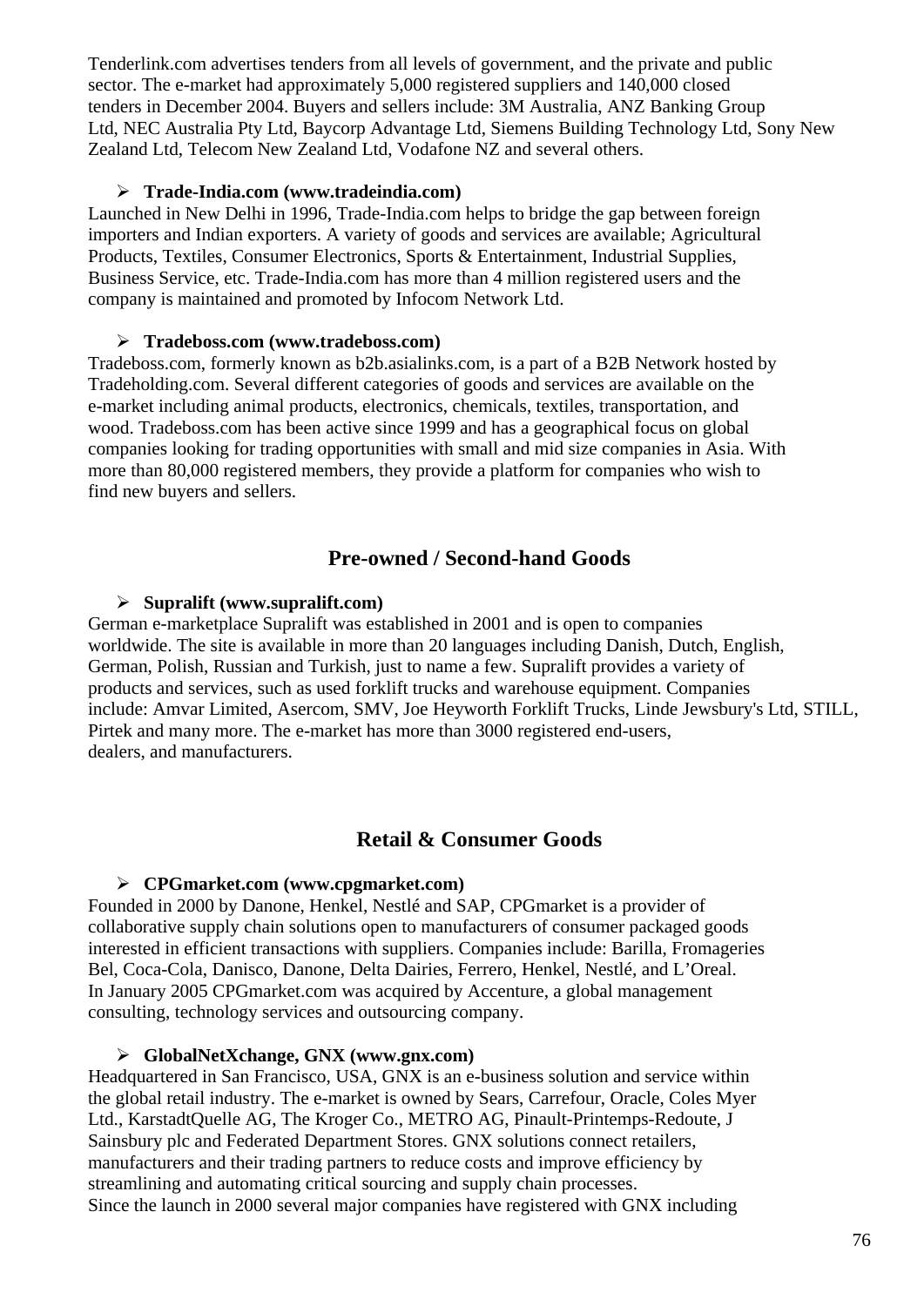Tenderlink.com advertises tenders from all levels of government, and the private and public sector. The e-market had approximately 5,000 registered suppliers and 140,000 closed tenders in December 2004. Buyers and sellers include: 3M Australia, ANZ Banking Group Ltd, NEC Australia Pty Ltd, Baycorp Advantage Ltd, Siemens Building Technology Ltd, Sony New Zealand Ltd, Telecom New Zealand Ltd, Vodafone NZ and several others.

- **Trade-India.com (www.tradeindia.com)**

Launched in New Delhi in 1996, Trade-India.com helps to bridge the gap between foreign importers and Indian exporters. A variety of goods and services are available; Agricultural Products, Textiles, Consumer Electronics, Sports & Entertainment, Industrial Supplies, Business Service, etc. Trade-India.com has more than 4 million registered users and the company is maintained and promoted by Infocom Network Ltd.

- **Tradeboss.com (www.tradeboss.com)**

Tradeboss.com, formerly known as b2b.asialinks.com, is a part of a B2B Network hosted by Tradeholding.com. Several different categories of goods and services are available on the e-market including animal products, electronics, chemicals, textiles, transportation, and wood. Tradeboss.com has been active since 1999 and has a geographical focus on global companies looking for trading opportunities with small and mid size companies in Asia. With more than 80,000 registered members, they provide a platform for companies who wish to find new buyers and sellers.

## Pre-owned / Second-hand Goods

- **Supralift (www.supralift.com)**

German e-marketplace Supralift was established in 2001 and is open to companies worldwide. The site is available in more than 20 languages including Danish, Dutch, English, German, Polish, Russian and Turkish, just to name a few. Supralift provides a variety of products and services, such as used forklift trucks and warehouse equipment. Companies include: Amvar Limited, Asercom, SMV, Joe Heyworth Forklift Trucks, Linde Jewsbury's Ltd, STILL, Pirtek and many more. The e-market has more than 3000 registered end-users, dealers, and manufacturers.

## Retail & Consumer Goods

- **CPGmarket.com (www.cpgmarket.com)**

Founded in 2000 by Danone, Henkel, Nestlé and SAP, CPGmarket is a provider of collaborative supply chain solutions open to manufacturers of consumer packaged goods interested in efficient transactions with suppliers. Companies include: Barilla, Fromageries Bel, Coca-Cola, Danisco, Danone, Delta Dairies, Ferrero, Henkel, Nestlé, and L'Oreal. In January 2005 CPGmarket.com was acquired by Accenture, a global management consulting, technology services and outsourcing company.

- **GlobalNetXchange, GNX (www.gnx.com)**

Headquartered in San Francisco, USA, GNX is an e-business solution and service within the global retail industry. The e-market is owned by Sears, Carrefour, Oracle, Coles Myer Ltd., KarstadtQuelle AG, The Kroger Co., METRO AG, Pinault-Printemps-Redoute, J Sainsbury plc and Federated Department Stores. GNX solutions connect retailers, manufacturers and their trading partners to reduce costs and improve efficiency by streamlining and automating critical sourcing and supply chain processes.
Since the launch in 2000 several major companies have registered with GNX including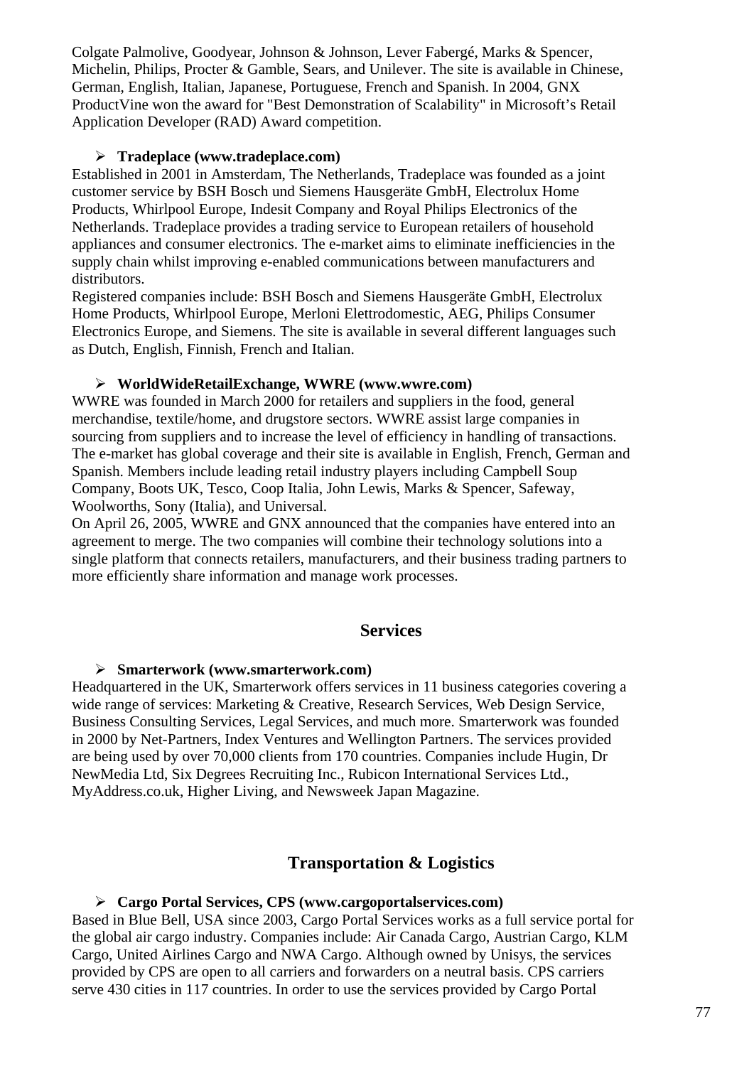Colgate Palmolive, Goodyear, Johnson & Johnson, Lever Fabergé, Marks & Spencer, Michelin, Philips, Procter & Gamble, Sears, and Unilever. The site is available in Chinese, German, English, Italian, Japanese, Portuguese, French and Spanish. In 2004, GNX ProductVine won the award for "Best Demonstration of Scalability" in Microsoft's Retail Application Developer (RAD) Award competition.

- **Tradeplace (www.tradeplace.com)**

Established in 2001 in Amsterdam, The Netherlands, Tradeplace was founded as a joint customer service by BSH Bosch und Siemens Hausgeräte GmbH, Electrolux Home Products, Whirlpool Europe, Indesit Company and Royal Philips Electronics of the Netherlands. Tradeplace provides a trading service to European retailers of household appliances and consumer electronics. The e-market aims to eliminate inefficiencies in the supply chain whilst improving e-enabled communications between manufacturers and distributors.
Registered companies include: BSH Bosch and Siemens Hausgeräte GmbH, Electrolux Home Products, Whirlpool Europe, Merloni Elettrodomestic, AEG, Philips Consumer Electronics Europe, and Siemens. The site is available in several different languages such as Dutch, English, Finnish, French and Italian.

- **WorldWideRetailExchange, WWRE (www.wwre.com)**

WWRE was founded in March 2000 for retailers and suppliers in the food, general merchandise, textile/home, and drugstore sectors. WWRE assist large companies in sourcing from suppliers and to increase the level of efficiency in handling of transactions. The e-market has global coverage and their site is available in English, French, German and Spanish. Members include leading retail industry players including Campbell Soup Company, Boots UK, Tesco, Coop Italia, John Lewis, Marks & Spencer, Safeway, Woolworths, Sony (Italia), and Universal.
On April 26, 2005, WWRE and GNX announced that the companies have entered into an agreement to merge. The two companies will combine their technology solutions into a single platform that connects retailers, manufacturers, and their business trading partners to more efficiently share information and manage work processes.

## Services

- **Smarterwork (www.smarterwork.com)**

Headquartered in the UK, Smarterwork offers services in 11 business categories covering a wide range of services: Marketing & Creative, Research Services, Web Design Service, Business Consulting Services, Legal Services, and much more. Smarterwork was founded in 2000 by Net-Partners, Index Ventures and Wellington Partners. The services provided are being used by over 70,000 clients from 170 countries. Companies include Hugin, Dr NewMedia Ltd, Six Degrees Recruiting Inc., Rubicon International Services Ltd., MyAddress.co.uk, Higher Living, and Newsweek Japan Magazine.

## Transportation & Logistics

- **Cargo Portal Services, CPS (www.cargoportalservices.com)**

Based in Blue Bell, USA since 2003, Cargo Portal Services works as a full service portal for the global air cargo industry. Companies include: Air Canada Cargo, Austrian Cargo, KLM Cargo, United Airlines Cargo and NWA Cargo. Although owned by Unisys, the services provided by CPS are open to all carriers and forwarders on a neutral basis. CPS carriers serve 430 cities in 117 countries. In order to use the services provided by Cargo Portal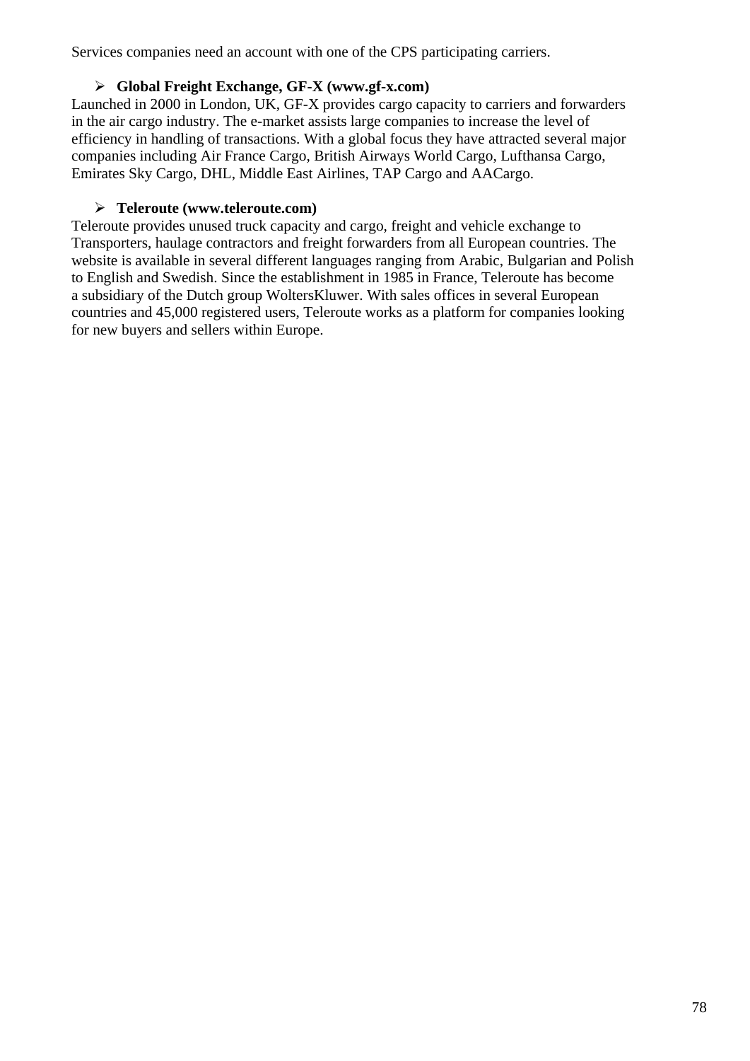Services companies need an account with one of the CPS participating carriers.

- **Global Freight Exchange, GF-X (www.gf-x.com)**

Launched in 2000 in London, UK, GF-X provides cargo capacity to carriers and forwarders in the air cargo industry. The e-market assists large companies to increase the level of efficiency in handling of transactions. With a global focus they have attracted several major companies including Air France Cargo, British Airways World Cargo, Lufthansa Cargo, Emirates Sky Cargo, DHL, Middle East Airlines, TAP Cargo and AACargo.

- **Teleroute (www.teleroute.com)**

Teleroute provides unused truck capacity and cargo, freight and vehicle exchange to Transporters, haulage contractors and freight forwarders from all European countries. The website is available in several different languages ranging from Arabic, Bulgarian and Polish to English and Swedish. Since the establishment in 1985 in France, Teleroute has become a subsidiary of the Dutch group WoltersKluwer. With sales offices in several European countries and 45,000 registered users, Teleroute works as a platform for companies looking for new buyers and sellers within Europe.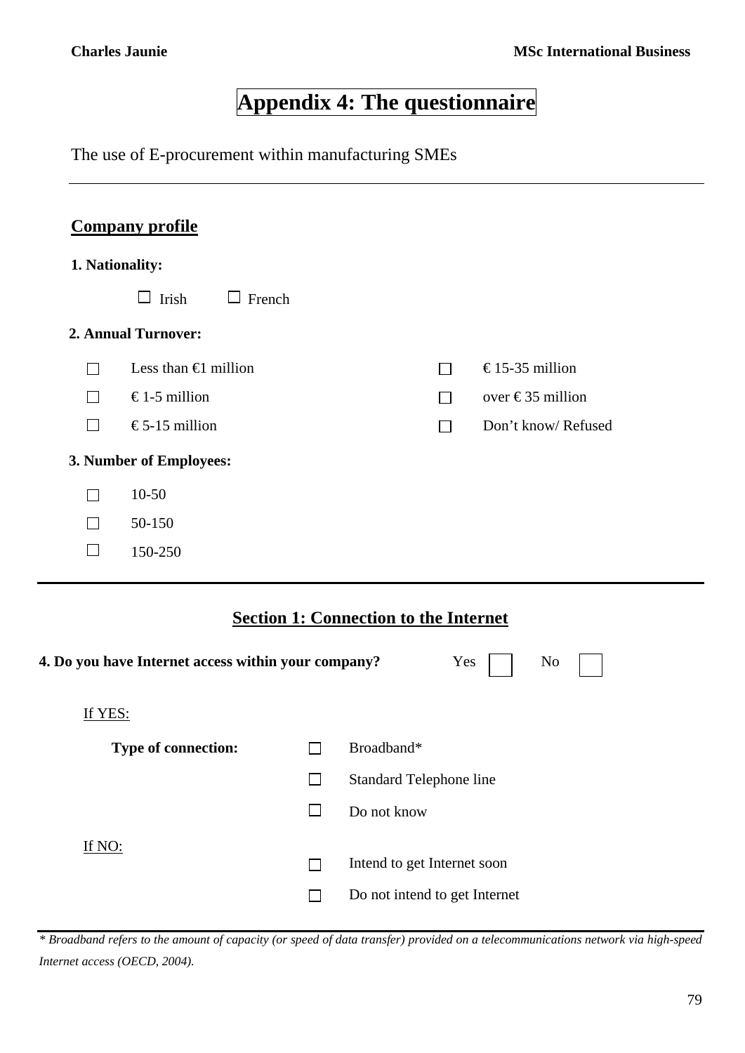# Appendix 4: The questionnaire

The use of E-procurement within manufacturing SMEs

---

## Company profile

**1. Nationality:**

☐ Irish ☐ French

**2. Annual Turnover:**

☐ Less than €1 million
☐ € 1-5 million
☐ € 5-15 million
☐ € 15-35 million
☐ over € 35 million
☐ Don't know/ Refused

**3. Number of Employees:**

☐ 10-50
☐ 50-150
☐ 150-250

---

## Section 1: Connection to the Internet

**4. Do you have Internet access within your company?** Yes ☐ No ☐

If YES:

**Type of connection:**

☐ Broadband*
☐ Standard Telephone line
☐ Do not know

If NO:

☐ Intend to get Internet soon
☐ Do not intend to get Internet

---

*\* Broadband refers to the amount of capacity (or speed of data transfer) provided on a telecommunications network via high-speed Internet access (OECD, 2004).*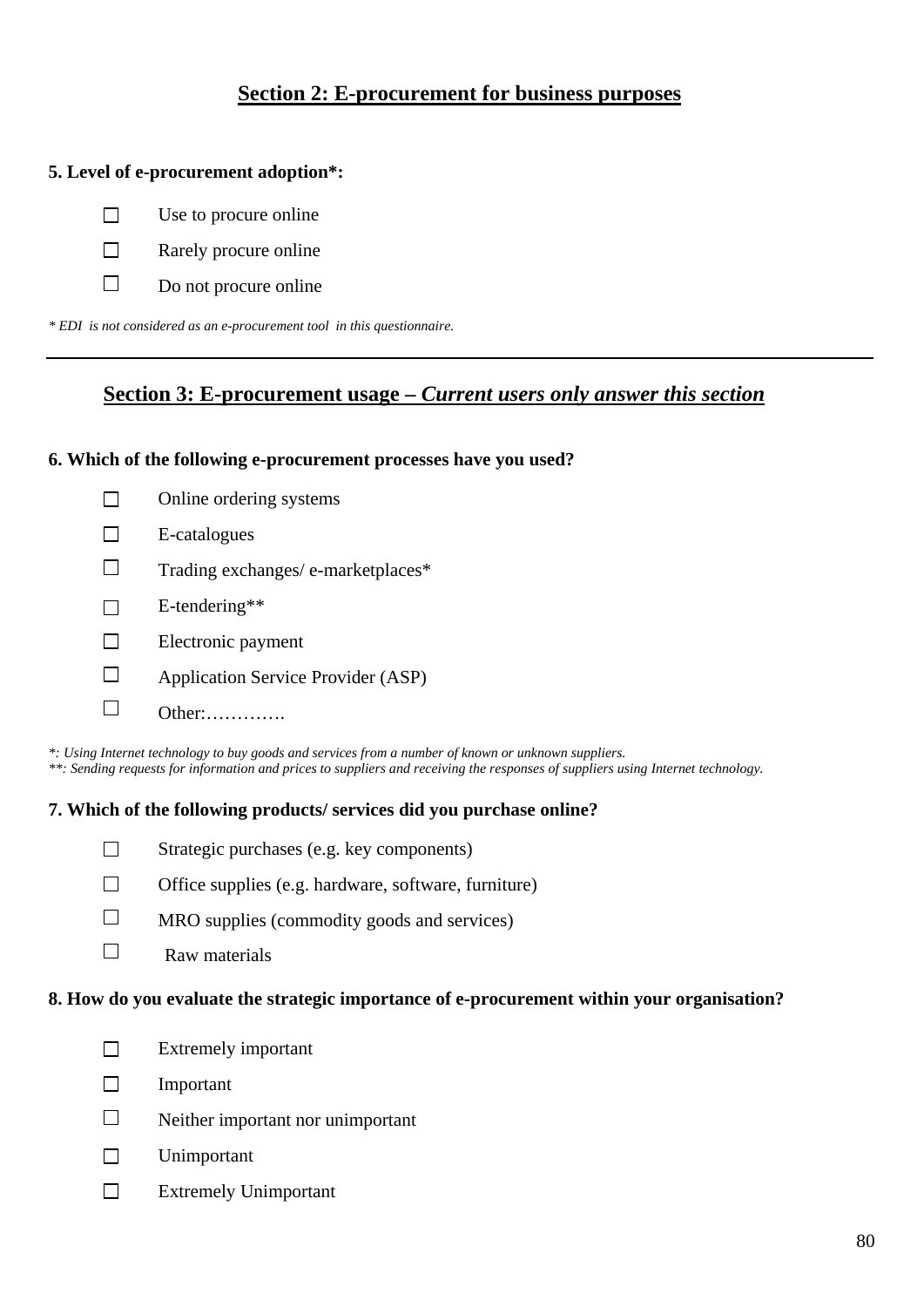## Section 2: E-procurement for business purposes

**5. Level of e-procurement adoption*:**

- ☐ Use to procure online
- ☐ Rarely procure online
- ☐ Do not procure online

*\* EDI is not considered as an e-procurement tool in this questionnaire.*

---

## Section 3: E-procurement usage – *Current users only answer this section*

**6. Which of the following e-procurement processes have you used?**

- ☐ Online ordering systems
- ☐ E-catalogues
- ☐ Trading exchanges/ e-marketplaces*
- ☐ E-tendering**
- ☐ Electronic payment
- ☐ Application Service Provider (ASP)
- ☐ Other:………….

*\*: Using Internet technology to buy goods and services from a number of known or unknown suppliers.*
*\*\*: Sending requests for information and prices to suppliers and receiving the responses of suppliers using Internet technology.*

**7. Which of the following products/ services did you purchase online?**

- ☐ Strategic purchases (e.g. key components)
- ☐ Office supplies (e.g. hardware, software, furniture)
- ☐ MRO supplies (commodity goods and services)
- ☐ Raw materials

**8. How do you evaluate the strategic importance of e-procurement within your organisation?**

- ☐ Extremely important
- ☐ Important
- ☐ Neither important nor unimportant
- ☐ Unimportant
- ☐ Extremely Unimportant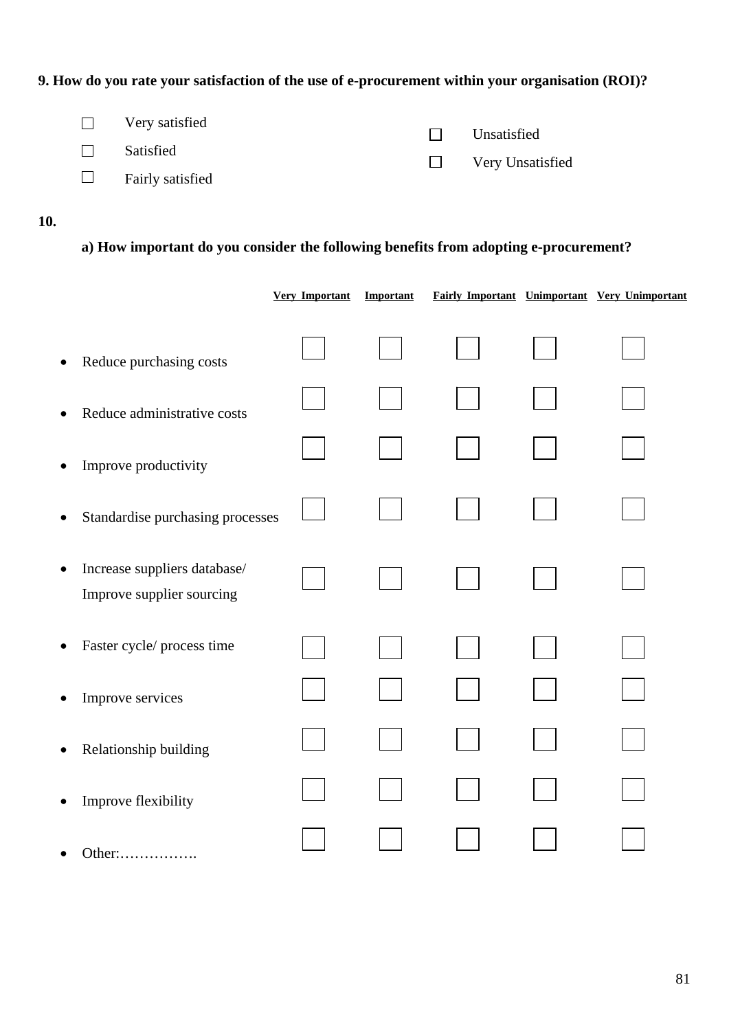**9. How do you rate your satisfaction of the use of e-procurement within your organisation (ROI)?**

- ☐ Very satisfied
- ☐ Satisfied
- ☐ Fairly satisfied
- ☐ Unsatisfied
- ☐ Very Unsatisfied

**10.**

**a) How important do you consider the following benefits from adopting e-procurement?**

| | Very Important | Important | Fairly Important | Unimportant | Very Unimportant |
|---|---|---|---|---|---|
| • Reduce purchasing costs | ☐ | ☐ | ☐ | ☐ | ☐ |
| • Reduce administrative costs | ☐ | ☐ | ☐ | ☐ | ☐ |
| • Improve productivity | ☐ | ☐ | ☐ | ☐ | ☐ |
| • Standardise purchasing processes | ☐ | ☐ | ☐ | ☐ | ☐ |
| • Increase suppliers database/ Improve supplier sourcing | ☐ | ☐ | ☐ | ☐ | ☐ |
| • Faster cycle/ process time | ☐ | ☐ | ☐ | ☐ | ☐ |
| • Improve services | ☐ | ☐ | ☐ | ☐ | ☐ |
| • Relationship building | ☐ | ☐ | ☐ | ☐ | ☐ |
| • Improve flexibility | ☐ | ☐ | ☐ | ☐ | ☐ |
| • Other:……………. | ☐ | ☐ | ☐ | ☐ | ☐ |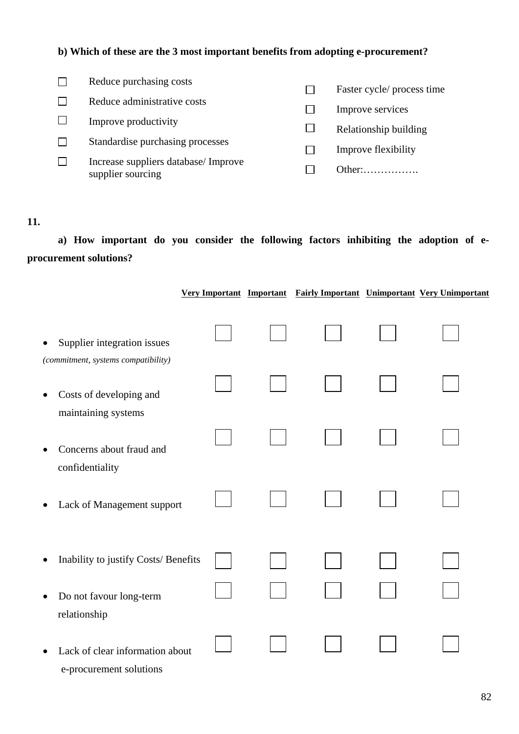**b) Which of these are the 3 most important benefits from adopting e-procurement?**

- ☐ Reduce purchasing costs
- ☐ Reduce administrative costs
- ☐ Improve productivity
- ☐ Standardise purchasing processes
- ☐ Increase suppliers database/ Improve supplier sourcing
- ☐ Faster cycle/ process time
- ☐ Improve services
- ☐ Relationship building
- ☐ Improve flexibility
- ☐ Other:…………….

**11.**

**a) How important do you consider the following factors inhibiting the adoption of e-procurement solutions?**

| | Very Important | Important | Fairly Important | Unimportant | Very Unimportant |
|---|---|---|---|---|---|
| Supplier integration issues *(commitment, systems compatibility)* | ☐ | ☐ | ☐ | ☐ | ☐ |
| Costs of developing and maintaining systems | ☐ | ☐ | ☐ | ☐ | ☐ |
| Concerns about fraud and confidentiality | ☐ | ☐ | ☐ | ☐ | ☐ |
| Lack of Management support | ☐ | ☐ | ☐ | ☐ | ☐ |
| Inability to justify Costs/ Benefits | ☐ | ☐ | ☐ | ☐ | ☐ |
| Do not favour long-term relationship | ☐ | ☐ | ☐ | ☐ | ☐ |
| Lack of clear information about e-procurement solutions | ☐ | ☐ | ☐ | ☐ | ☐ |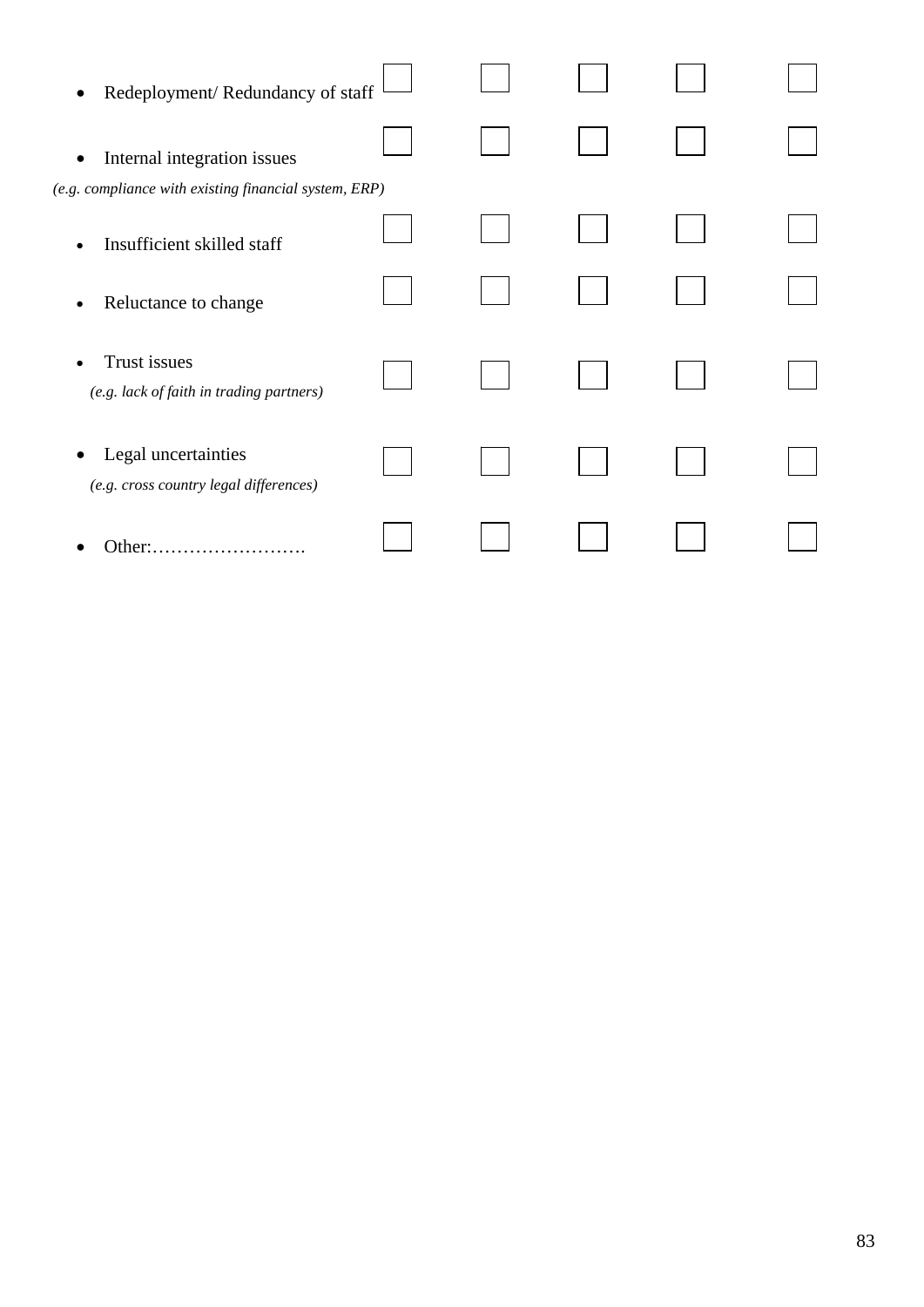| | | | | | |
|---|---|---|---|---|---|
| • Redeployment/ Redundancy of staff | ☐ | ☐ | ☐ | ☐ | ☐ |
| • Internal integration issues<br>*(e.g. compliance with existing financial system, ERP)* | ☐ | ☐ | ☐ | ☐ | ☐ |
| • Insufficient skilled staff | ☐ | ☐ | ☐ | ☐ | ☐ |
| • Reluctance to change | ☐ | ☐ | ☐ | ☐ | ☐ |
| • Trust issues<br>*(e.g. lack of faith in trading partners)* | ☐ | ☐ | ☐ | ☐ | ☐ |
| • Legal uncertainties<br>*(e.g. cross country legal differences)* | ☐ | ☐ | ☐ | ☐ | ☐ |
| • Other:……………………. | ☐ | ☐ | ☐ | ☐ | ☐ |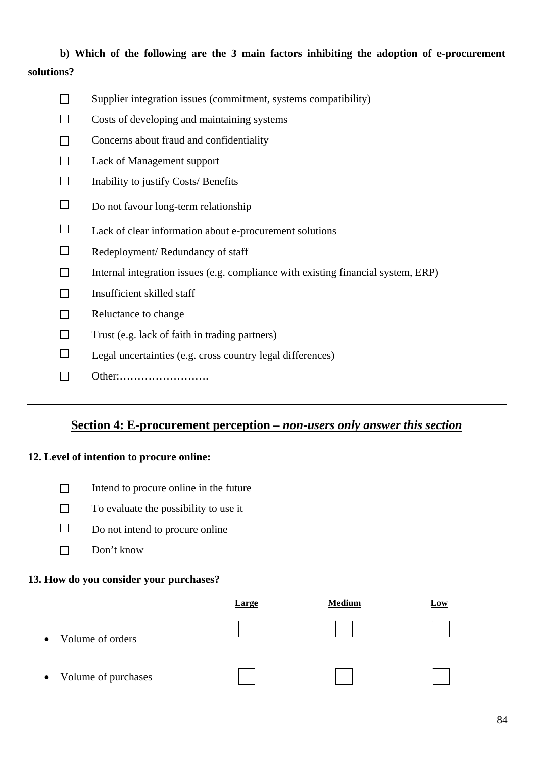**b) Which of the following are the 3 main factors inhibiting the adoption of e-procurement solutions?**

- ☐ Supplier integration issues (commitment, systems compatibility)
- ☐ Costs of developing and maintaining systems
- ☐ Concerns about fraud and confidentiality
- ☐ Lack of Management support
- ☐ Inability to justify Costs/ Benefits
- ☐ Do not favour long-term relationship
- ☐ Lack of clear information about e-procurement solutions
- ☐ Redeployment/ Redundancy of staff
- ☐ Internal integration issues (e.g. compliance with existing financial system, ERP)
- ☐ Insufficient skilled staff
- ☐ Reluctance to change
- ☐ Trust (e.g. lack of faith in trading partners)
- ☐ Legal uncertainties (e.g. cross country legal differences)
- ☐ Other:…………………….

---

## Section 4: E-procurement perception – *non-users only answer this section*

**12. Level of intention to procure online:**

- ☐ Intend to procure online in the future
- ☐ To evaluate the possibility to use it
- ☐ Do not intend to procure online
- ☐ Don't know

**13. How do you consider your purchases?**

| | Large | Medium | Low |
|---|---|---|---|
| • Volume of orders | ☐ | ☐ | ☐ |
| • Volume of purchases | ☐ | ☐ | ☐ |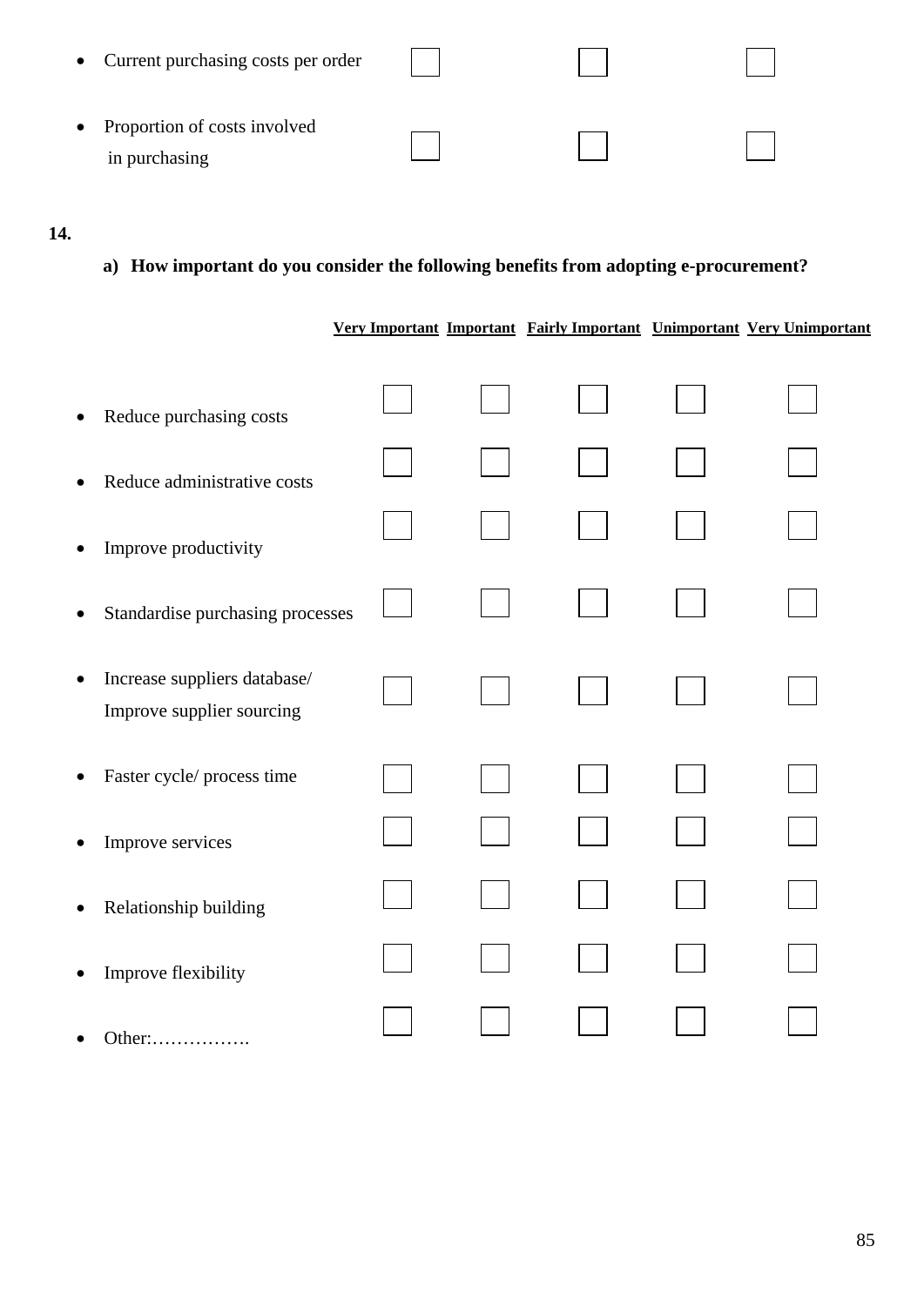| | | | |
|---|---|---|---|
| • Current purchasing costs per order | ☐ | ☐ | ☐ |
| • Proportion of costs involved in purchasing | ☐ | ☐ | ☐ |

**14.**

**a) How important do you consider the following benefits from adopting e-procurement?**

| | Very Important | Important | Fairly Important | Unimportant | Very Unimportant |
|---|---|---|---|---|---|
| • Reduce purchasing costs | ☐ | ☐ | ☐ | ☐ | ☐ |
| • Reduce administrative costs | ☐ | ☐ | ☐ | ☐ | ☐ |
| • Improve productivity | ☐ | ☐ | ☐ | ☐ | ☐ |
| • Standardise purchasing processes | ☐ | ☐ | ☐ | ☐ | ☐ |
| • Increase suppliers database/ Improve supplier sourcing | ☐ | ☐ | ☐ | ☐ | ☐ |
| • Faster cycle/ process time | ☐ | ☐ | ☐ | ☐ | ☐ |
| • Improve services | ☐ | ☐ | ☐ | ☐ | ☐ |
| • Relationship building | ☐ | ☐ | ☐ | ☐ | ☐ |
| • Improve flexibility | ☐ | ☐ | ☐ | ☐ | ☐ |
| • Other:……………. | ☐ | ☐ | ☐ | ☐ | ☐ |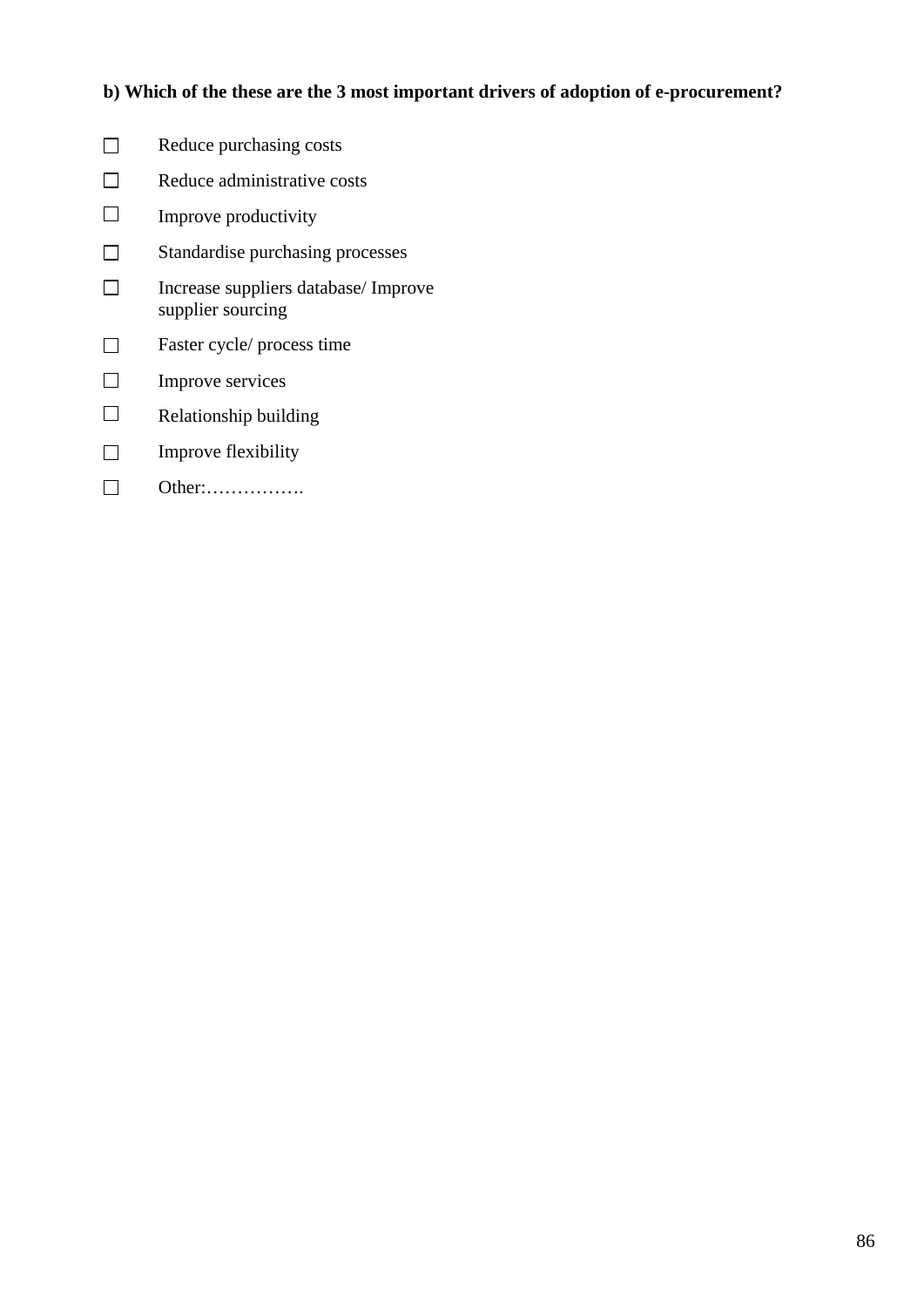**b) Which of the these are the 3 most important drivers of adoption of e-procurement?**

- ☐ Reduce purchasing costs
- ☐ Reduce administrative costs
- ☐ Improve productivity
- ☐ Standardise purchasing processes
- ☐ Increase suppliers database/ Improve supplier sourcing
- ☐ Faster cycle/ process time
- ☐ Improve services
- ☐ Relationship building
- ☐ Improve flexibility
- ☐ Other:…………….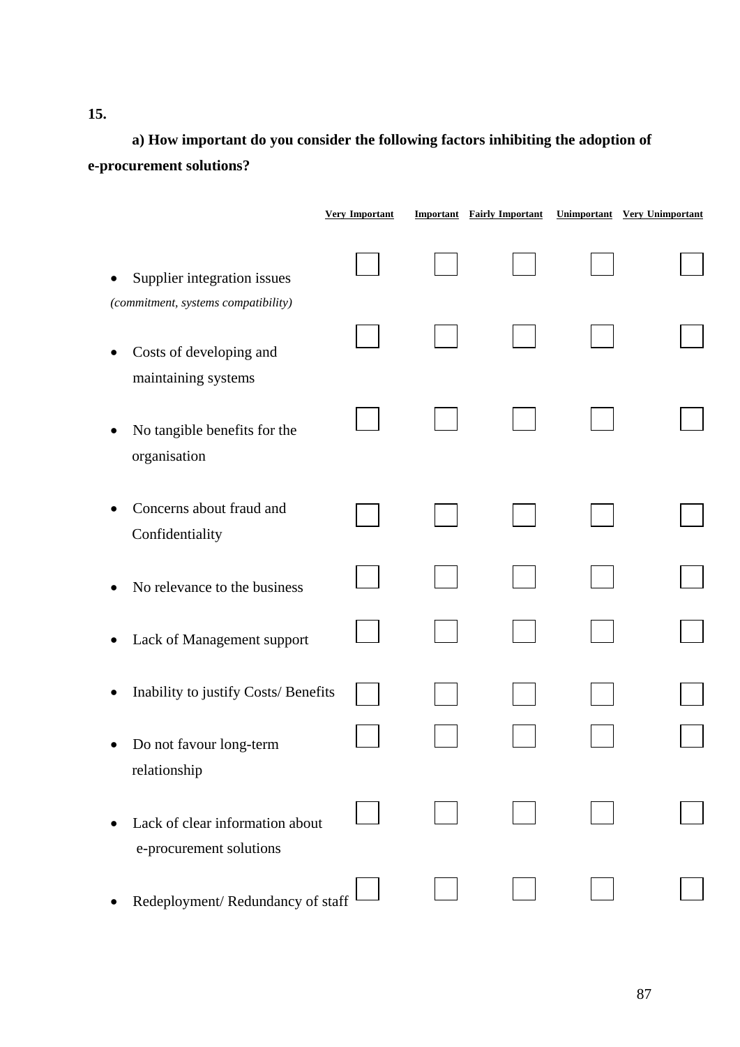**15.**

**a) How important do you consider the following factors inhibiting the adoption of e-procurement solutions?**

| | Very Important | Important | Fairly Important | Unimportant | Very Unimportant |
|---|---|---|---|---|---|
| • Supplier integration issues *(commitment, systems compatibility)* | ☐ | ☐ | ☐ | ☐ | ☐ |
| • Costs of developing and maintaining systems | ☐ | ☐ | ☐ | ☐ | ☐ |
| • No tangible benefits for the organisation | ☐ | ☐ | ☐ | ☐ | ☐ |
| • Concerns about fraud and Confidentiality | ☐ | ☐ | ☐ | ☐ | ☐ |
| • No relevance to the business | ☐ | ☐ | ☐ | ☐ | ☐ |
| • Lack of Management support | ☐ | ☐ | ☐ | ☐ | ☐ |
| • Inability to justify Costs/ Benefits | ☐ | ☐ | ☐ | ☐ | ☐ |
| • Do not favour long-term relationship | ☐ | ☐ | ☐ | ☐ | ☐ |
| • Lack of clear information about e-procurement solutions | ☐ | ☐ | ☐ | ☐ | ☐ |
| • Redeployment/ Redundancy of staff | ☐ | ☐ | ☐ | ☐ | ☐ |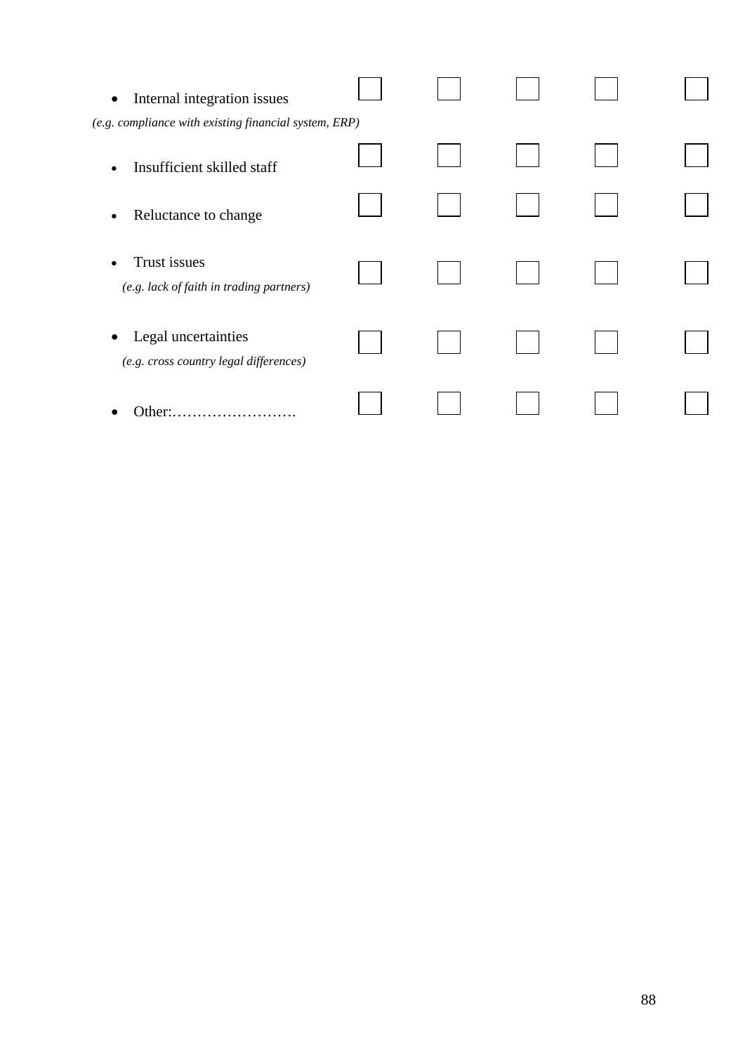| | | | | | |
|---|---|---|---|---|---|
| • Internal integration issues *(e.g. compliance with existing financial system, ERP)* | ☐ | ☐ | ☐ | ☐ | ☐ |
| • Insufficient skilled staff | ☐ | ☐ | ☐ | ☐ | ☐ |
| • Reluctance to change | ☐ | ☐ | ☐ | ☐ | ☐ |
| • Trust issues *(e.g. lack of faith in trading partners)* | ☐ | ☐ | ☐ | ☐ | ☐ |
| • Legal uncertainties *(e.g. cross country legal differences)* | ☐ | ☐ | ☐ | ☐ | ☐ |
| • Other:……………………. | ☐ | ☐ | ☐ | ☐ | ☐ |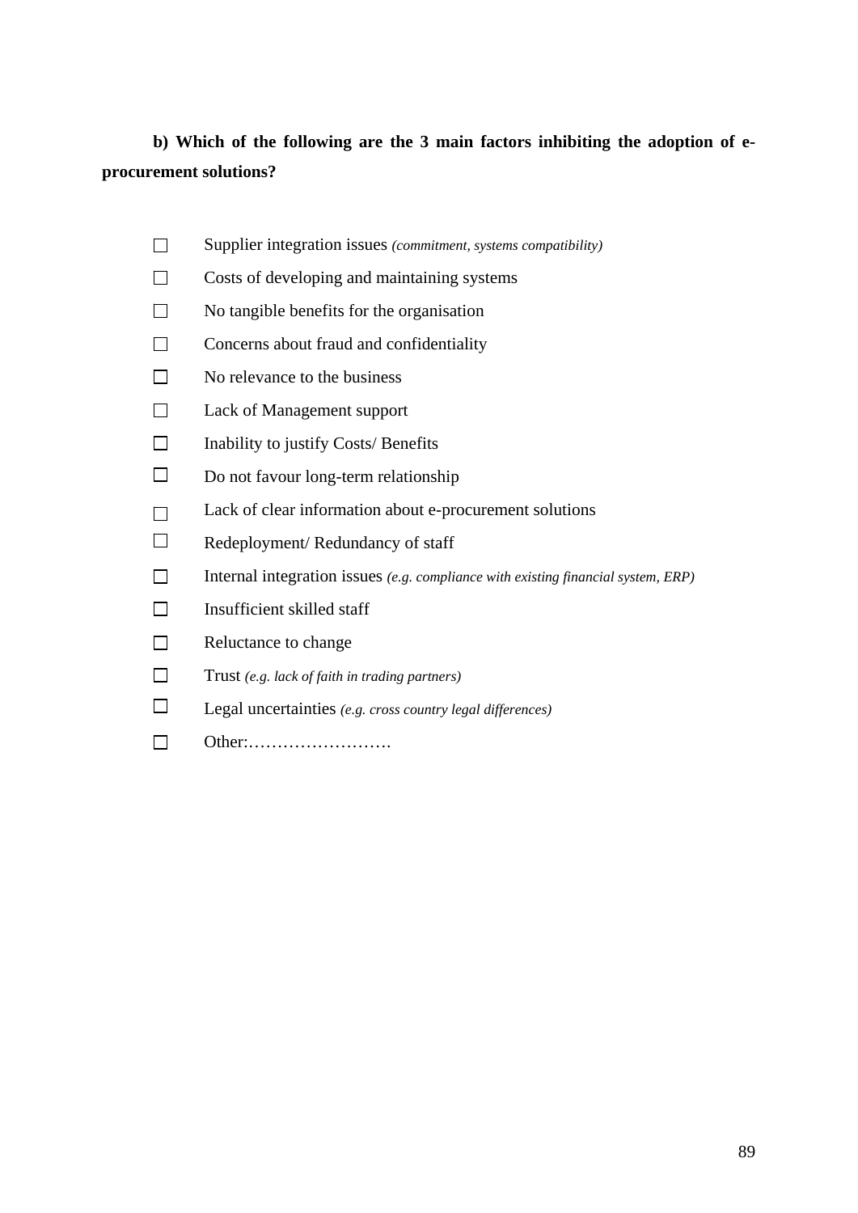**b) Which of the following are the 3 main factors inhibiting the adoption of e-procurement solutions?**

- ☐ Supplier integration issues *(commitment, systems compatibility)*
- ☐ Costs of developing and maintaining systems
- ☐ No tangible benefits for the organisation
- ☐ Concerns about fraud and confidentiality
- ☐ No relevance to the business
- ☐ Lack of Management support
- ☐ Inability to justify Costs/ Benefits
- ☐ Do not favour long-term relationship
- ☐ Lack of clear information about e-procurement solutions
- ☐ Redeployment/ Redundancy of staff
- ☐ Internal integration issues *(e.g. compliance with existing financial system, ERP)*
- ☐ Insufficient skilled staff
- ☐ Reluctance to change
- ☐ Trust *(e.g. lack of faith in trading partners)*
- ☐ Legal uncertainties *(e.g. cross country legal differences)*
- ☐ Other:…………………….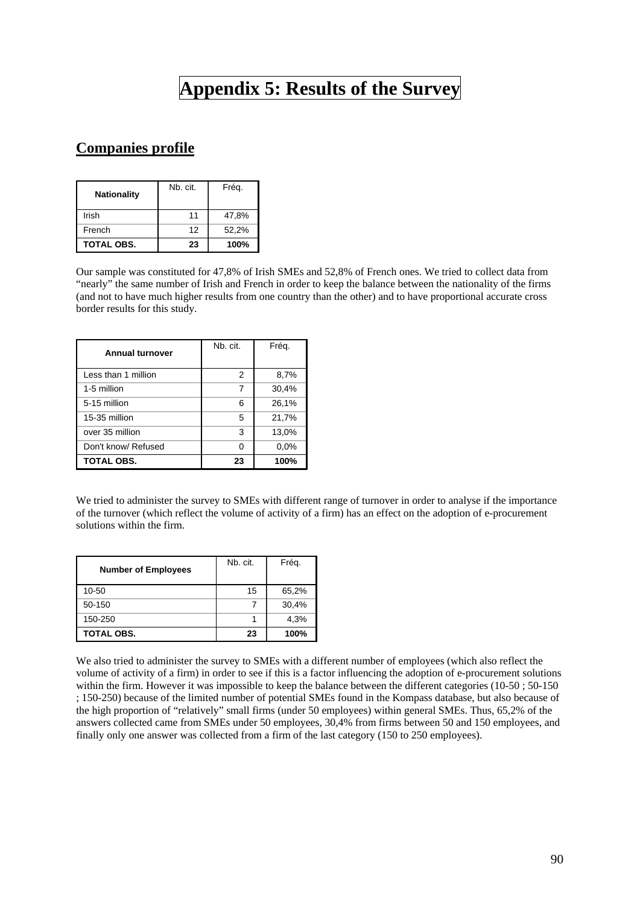# Appendix 5: Results of the Survey

## Companies profile

| Nationality | Nb. cit. | Fréq. |
|---|---|---|
| Irish | 11 | 47,8% |
| French | 12 | 52,2% |
| **TOTAL OBS.** | **23** | **100%** |

Our sample was constituted for 47,8% of Irish SMEs and 52,8% of French ones. We tried to collect data from "nearly" the same number of Irish and French in order to keep the balance between the nationality of the firms (and not to have much higher results from one country than the other) and to have proportional accurate cross border results for this study.

| Annual turnover | Nb. cit. | Fréq. |
|---|---|---|
| Less than 1 million | 2 | 8,7% |
| 1-5 million | 7 | 30,4% |
| 5-15 million | 6 | 26,1% |
| 15-35 million | 5 | 21,7% |
| over 35 million | 3 | 13,0% |
| Don't know/ Refused | 0 | 0,0% |
| **TOTAL OBS.** | **23** | **100%** |

We tried to administer the survey to SMEs with different range of turnover in order to analyse if the importance of the turnover (which reflect the volume of activity of a firm) has an effect on the adoption of e-procurement solutions within the firm.

| Number of Employees | Nb. cit. | Fréq. |
|---|---|---|
| 10-50 | 15 | 65,2% |
| 50-150 | 7 | 30,4% |
| 150-250 | 1 | 4,3% |
| **TOTAL OBS.** | **23** | **100%** |

We also tried to administer the survey to SMEs with a different number of employees (which also reflect the volume of activity of a firm) in order to see if this is a factor influencing the adoption of e-procurement solutions within the firm. However it was impossible to keep the balance between the different categories (10-50 ; 50-150 ; 150-250) because of the limited number of potential SMEs found in the Kompass database, but also because of the high proportion of "relatively" small firms (under 50 employees) within general SMEs. Thus, 65,2% of the answers collected came from SMEs under 50 employees, 30,4% from firms between 50 and 150 employees, and finally only one answer was collected from a firm of the last category (150 to 250 employees).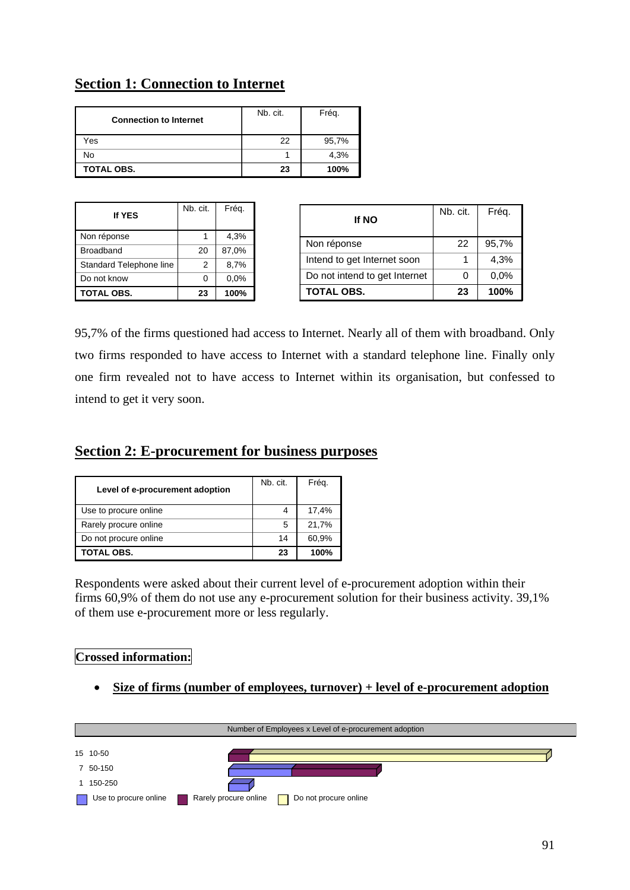## Section 1: Connection to Internet

| Connection to Internet | Nb. cit. | Fréq. |
|---|---|---|
| Yes | 22 | 95,7% |
| No | 1 | 4,3% |
| **TOTAL OBS.** | **23** | **100%** |

| If YES | Nb. cit. | Fréq. |
|---|---|---|
| Non réponse | 1 | 4,3% |
| Broadband | 20 | 87,0% |
| Standard Telephone line | 2 | 8,7% |
| Do not know | 0 | 0,0% |
| **TOTAL OBS.** | **23** | **100%** |

| If NO | Nb. cit. | Fréq. |
|---|---|---|
| Non réponse | 22 | 95,7% |
| Intend to get Internet soon | 1 | 4,3% |
| Do not intend to get Internet | 0 | 0,0% |
| **TOTAL OBS.** | **23** | **100%** |

95,7% of the firms questioned had access to Internet. Nearly all of them with broadband. Only two firms responded to have access to Internet with a standard telephone line. Finally only one firm revealed not to have access to Internet within its organisation, but confessed to intend to get it very soon.

## Section 2: E-procurement for business purposes

| Level of e-procurement adoption | Nb. cit. | Fréq. |
|---|---|---|
| Use to procure online | 4 | 17,4% |
| Rarely procure online | 5 | 21,7% |
| Do not procure online | 14 | 60,9% |
| **TOTAL OBS.** | **23** | **100%** |

Respondents were asked about their current level of e-procurement adoption within their firms 60,9% of them do not use any e-procurement solution for their business activity. 39,1% of them use e-procurement more or less regularly.

**Crossed information:**

- **Size of firms (number of employees, turnover) + level of e-procurement adoption**

Number of Employees x Level of e-procurement adoption

15 10-50
7 50-150
1 150-250

Use to procure online | Rarely procure online | Do not procure online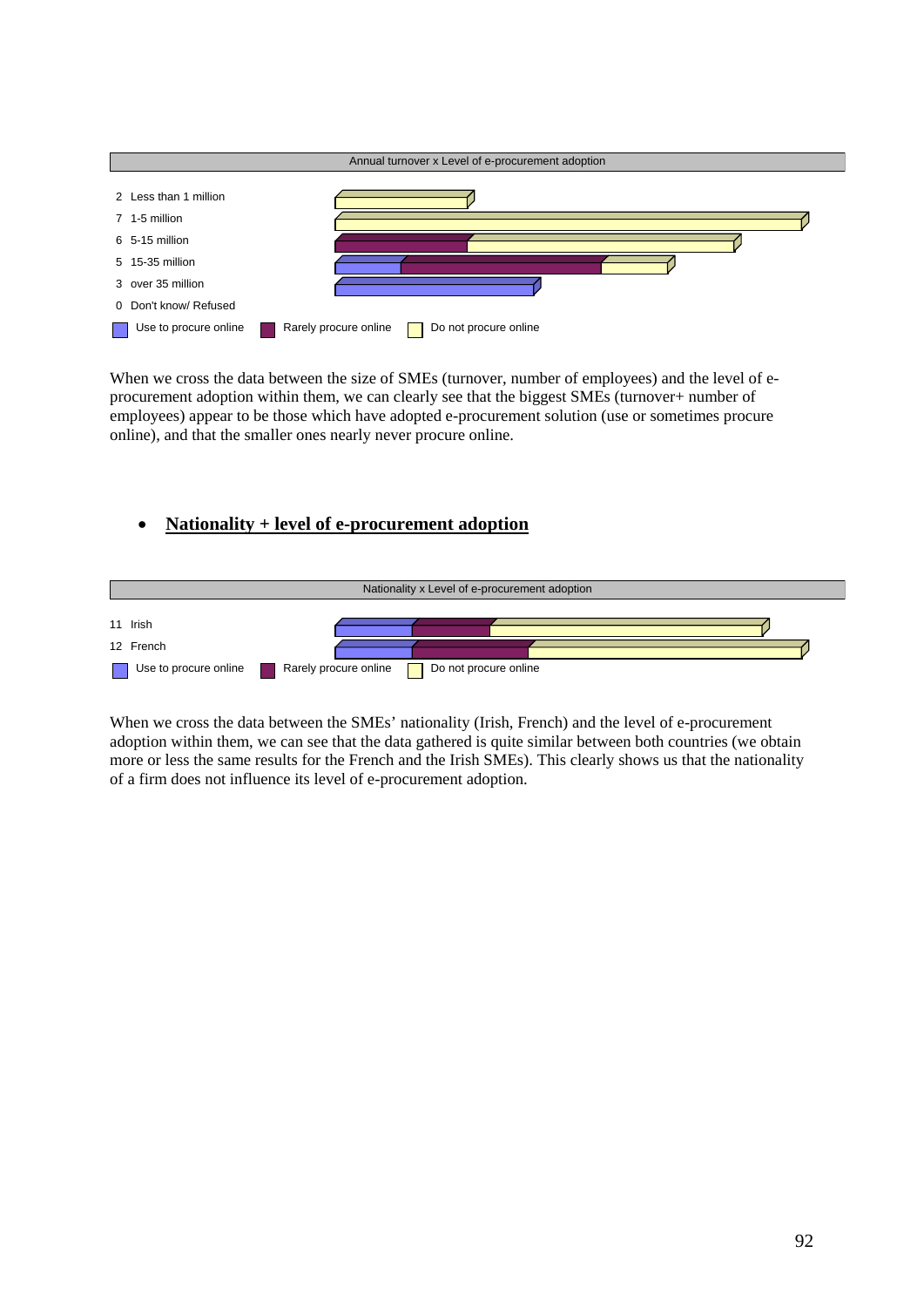Annual turnover x Level of e-procurement adoption

| Count | Annual turnover |
|---|---|
| 2 | Less than 1 million |
| 7 | 1-5 million |
| 6 | 5-15 million |
| 5 | 15-35 million |
| 3 | over 35 million |
| 0 | Don't know/ Refused |

Legend: Use to procure online · Rarely procure online · Do not procure online

When we cross the data between the size of SMEs (turnover, number of employees) and the level of e-procurement adoption within them, we can clearly see that the biggest SMEs (turnover+ number of employees) appear to be those which have adopted e-procurement solution (use or sometimes procure online), and that the smaller ones nearly never procure online.

- **Nationality + level of e-procurement adoption**

Nationality x Level of e-procurement adoption

| Count | Nationality |
|---|---|
| 11 | Irish |
| 12 | French |

Legend: Use to procure online · Rarely procure online · Do not procure online

When we cross the data between the SMEs' nationality (Irish, French) and the level of e-procurement adoption within them, we can see that the data gathered is quite similar between both countries (we obtain more or less the same results for the French and the Irish SMEs). This clearly shows us that the nationality of a firm does not influence its level of e-procurement adoption.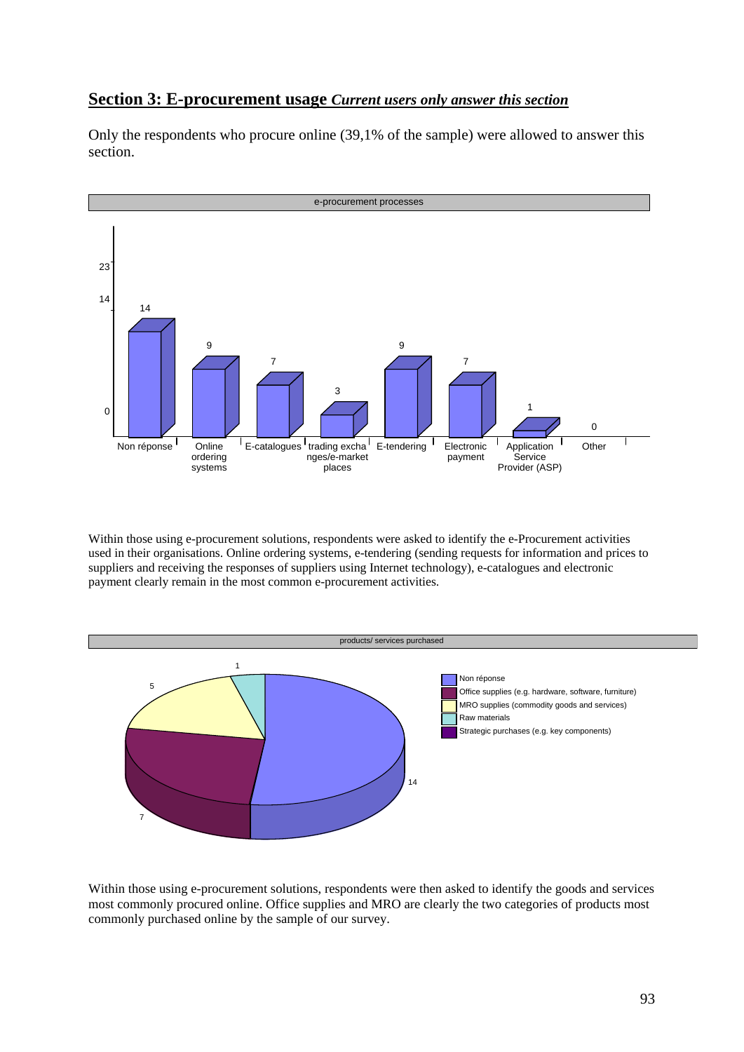## **Section 3: E-procurement usage** ***Current users only answer this section***

Only the respondents who procure online (39,1% of the sample) were allowed to answer this section.

e-procurement processes

| Process | Count |
|---|---|
| Non réponse | 14 |
| Online ordering systems | 9 |
| E-catalogues | 7 |
| trading exchanges/e-market places | 3 |
| E-tendering | 9 |
| Electronic payment | 7 |
| Application Service Provider (ASP) | 1 |
| Other | 0 |

Within those using e-procurement solutions, respondents were asked to identify the e-Procurement activities used in their organisations. Online ordering systems, e-tendering (sending requests for information and prices to suppliers and receiving the responses of suppliers using Internet technology), e-catalogues and electronic payment clearly remain in the most common e-procurement activities.

products/ services purchased

| Category | Count |
|---|---|
| Non réponse | 14 |
| Office supplies (e.g. hardware, software, furniture) | 7 |
| MRO supplies (commodity goods and services) | 5 |
| Raw materials | 1 |
| Strategic purchases (e.g. key components) | |

Within those using e-procurement solutions, respondents were then asked to identify the goods and services most commonly procured online. Office supplies and MRO are clearly the two categories of products most commonly purchased online by the sample of our survey.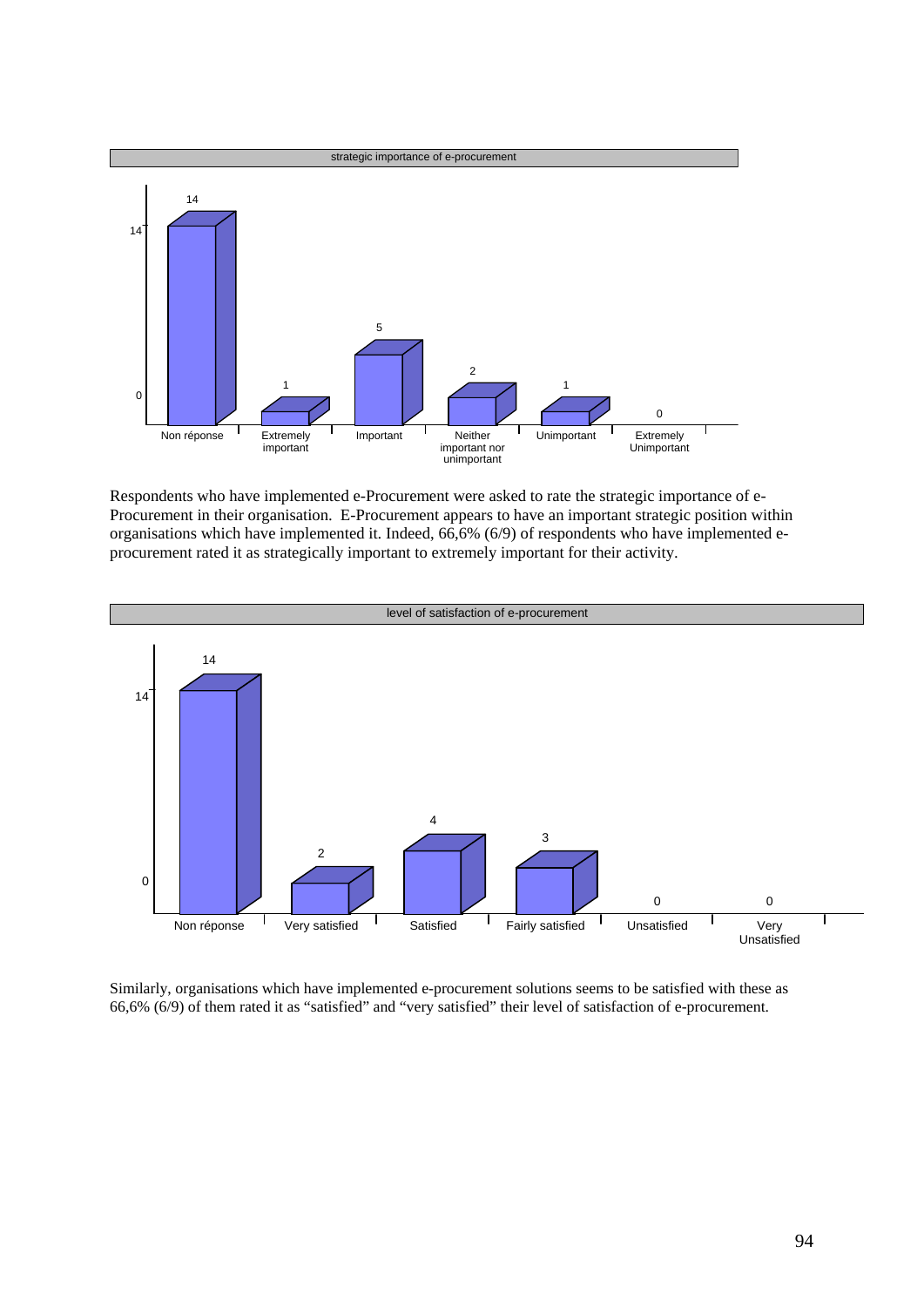strategic importance of e-procurement

| Non réponse | Extremely important | Important | Neither important nor unimportant | Unimportant | Extremely Unimportant |
|---|---|---|---|---|---|
| 14 | 1 | 5 | 2 | 1 | 0 |

Respondents who have implemented e-Procurement were asked to rate the strategic importance of e-Procurement in their organisation. E-Procurement appears to have an important strategic position within organisations which have implemented it. Indeed, 66,6% (6/9) of respondents who have implemented e-procurement rated it as strategically important to extremely important for their activity.

level of satisfaction of e-procurement

| Non réponse | Very satisfied | Satisfied | Fairly satisfied | Unsatisfied | Very Unsatisfied |
|---|---|---|---|---|---|
| 14 | 2 | 4 | 3 | 0 | 0 |

Similarly, organisations which have implemented e-procurement solutions seems to be satisfied with these as 66,6% (6/9) of them rated it as "satisfied" and "very satisfied" their level of satisfaction of e-procurement.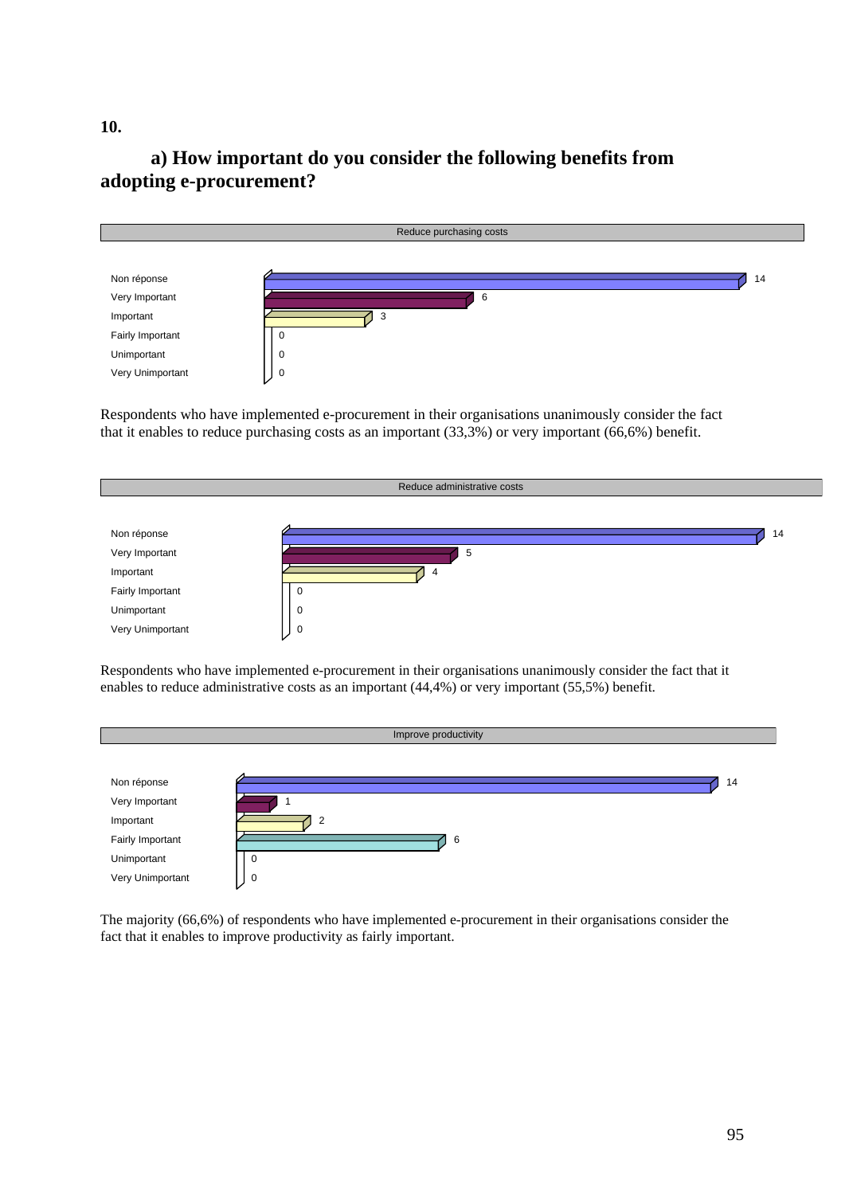**10.**

## a) How important do you consider the following benefits from adopting e-procurement?

**Reduce purchasing costs**

| Response | Count |
|---|---|
| Non réponse | 14 |
| Very Important | 6 |
| Important | 3 |
| Fairly Important | 0 |
| Unimportant | 0 |
| Very Unimportant | 0 |

Respondents who have implemented e-procurement in their organisations unanimously consider the fact that it enables to reduce purchasing costs as an important (33,3%) or very important (66,6%) benefit.

**Reduce administrative costs**

| Response | Count |
|---|---|
| Non réponse | 14 |
| Very Important | 5 |
| Important | 4 |
| Fairly Important | 0 |
| Unimportant | 0 |
| Very Unimportant | 0 |

Respondents who have implemented e-procurement in their organisations unanimously consider the fact that it enables to reduce administrative costs as an important (44,4%) or very important (55,5%) benefit.

**Improve productivity**

| Response | Count |
|---|---|
| Non réponse | 14 |
| Very Important | 1 |
| Important | 2 |
| Fairly Important | 6 |
| Unimportant | 0 |
| Very Unimportant | 0 |

The majority (66,6%) of respondents who have implemented e-procurement in their organisations consider the fact that it enables to improve productivity as fairly important.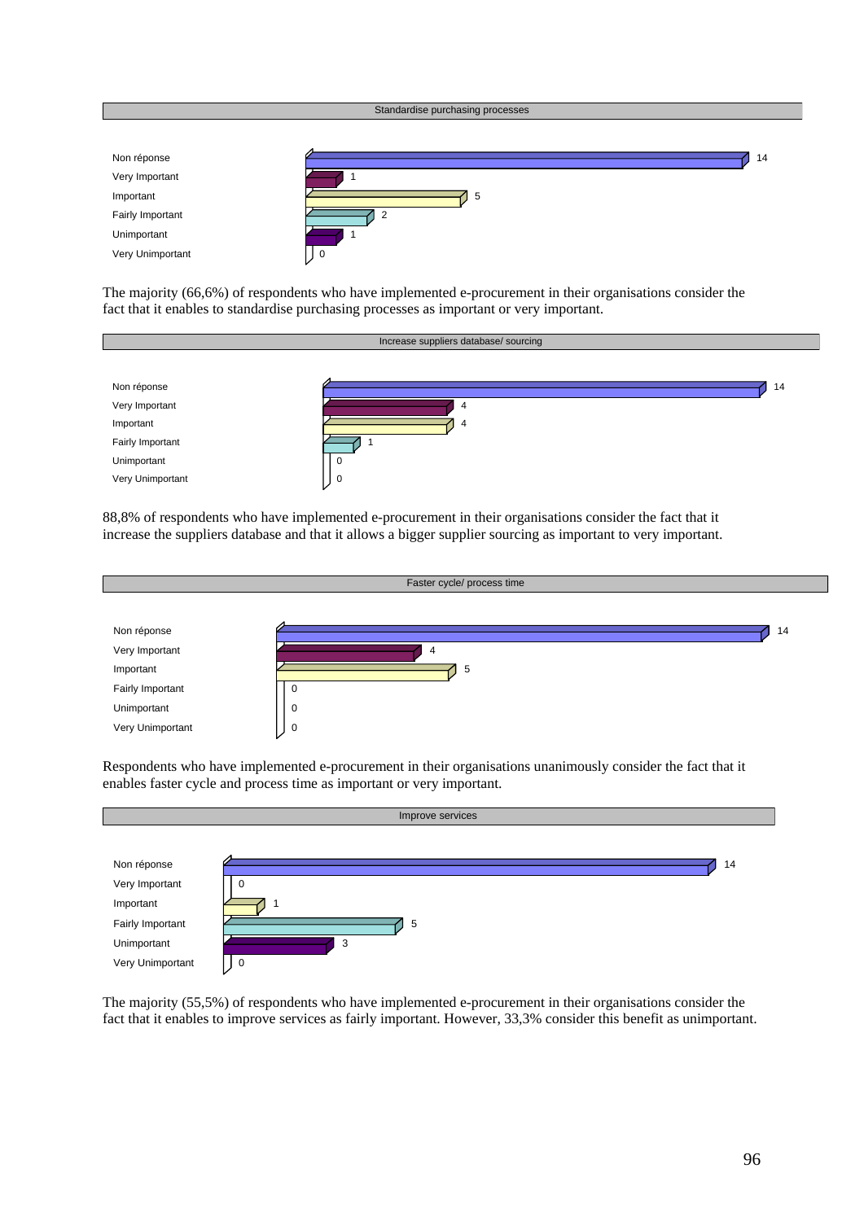**Standardise purchasing processes**

| Response | Count |
|---|---|
| Non réponse | 14 |
| Very Important | 1 |
| Important | 5 |
| Fairly Important | 2 |
| Unimportant | 1 |
| Very Unimportant | 0 |

The majority (66,6%) of respondents who have implemented e-procurement in their organisations consider the fact that it enables to standardise purchasing processes as important or very important.

**Increase suppliers database/ sourcing**

| Response | Count |
|---|---|
| Non réponse | 14 |
| Very Important | 4 |
| Important | 4 |
| Fairly Important | 1 |
| Unimportant | 0 |
| Very Unimportant | 0 |

88,8% of respondents who have implemented e-procurement in their organisations consider the fact that it increase the suppliers database and that it allows a bigger supplier sourcing as important to very important.

**Faster cycle/ process time**

| Response | Count |
|---|---|
| Non réponse | 14 |
| Very Important | 4 |
| Important | 5 |
| Fairly Important | 0 |
| Unimportant | 0 |
| Very Unimportant | 0 |

Respondents who have implemented e-procurement in their organisations unanimously consider the fact that it enables faster cycle and process time as important or very important.

**Improve services**

| Response | Count |
|---|---|
| Non réponse | 14 |
| Very Important | 0 |
| Important | 1 |
| Fairly Important | 5 |
| Unimportant | 3 |
| Very Unimportant | 0 |

The majority (55,5%) of respondents who have implemented e-procurement in their organisations consider the fact that it enables to improve services as fairly important. However, 33,3% consider this benefit as unimportant.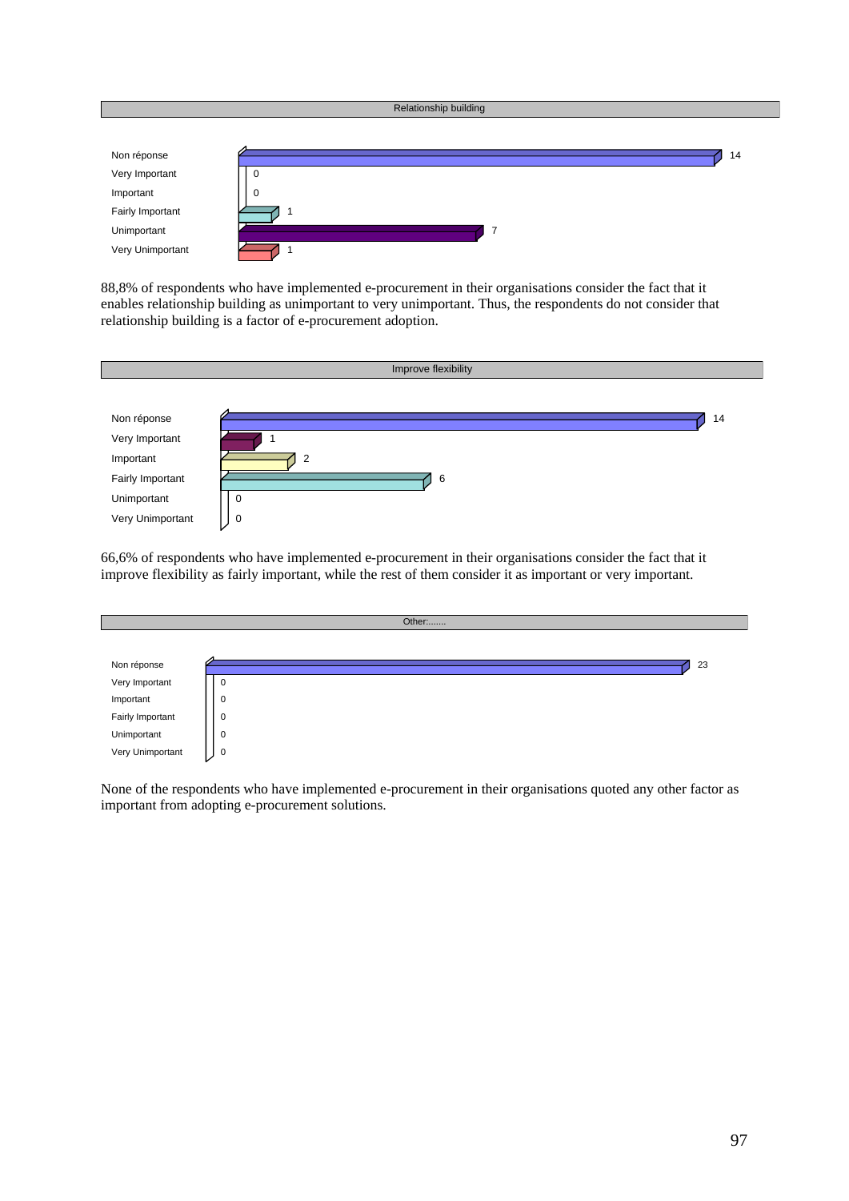**Relationship building**

| | |
|---|---|
| Non réponse | 14 |
| Very Important | 0 |
| Important | 0 |
| Fairly Important | 1 |
| Unimportant | 7 |
| Very Unimportant | 1 |

88,8% of respondents who have implemented e-procurement in their organisations consider the fact that it enables relationship building as unimportant to very unimportant. Thus, the respondents do not consider that relationship building is a factor of e-procurement adoption.

**Improve flexibility**

| | |
|---|---|
| Non réponse | 14 |
| Very Important | 1 |
| Important | 2 |
| Fairly Important | 6 |
| Unimportant | 0 |
| Very Unimportant | 0 |

66,6% of respondents who have implemented e-procurement in their organisations consider the fact that it improve flexibility as fairly important, while the rest of them consider it as important or very important.

**Other:.......**

| | |
|---|---|
| Non réponse | 23 |
| Very Important | 0 |
| Important | 0 |
| Fairly Important | 0 |
| Unimportant | 0 |
| Very Unimportant | 0 |

None of the respondents who have implemented e-procurement in their organisations quoted any other factor as important from adopting e-procurement solutions.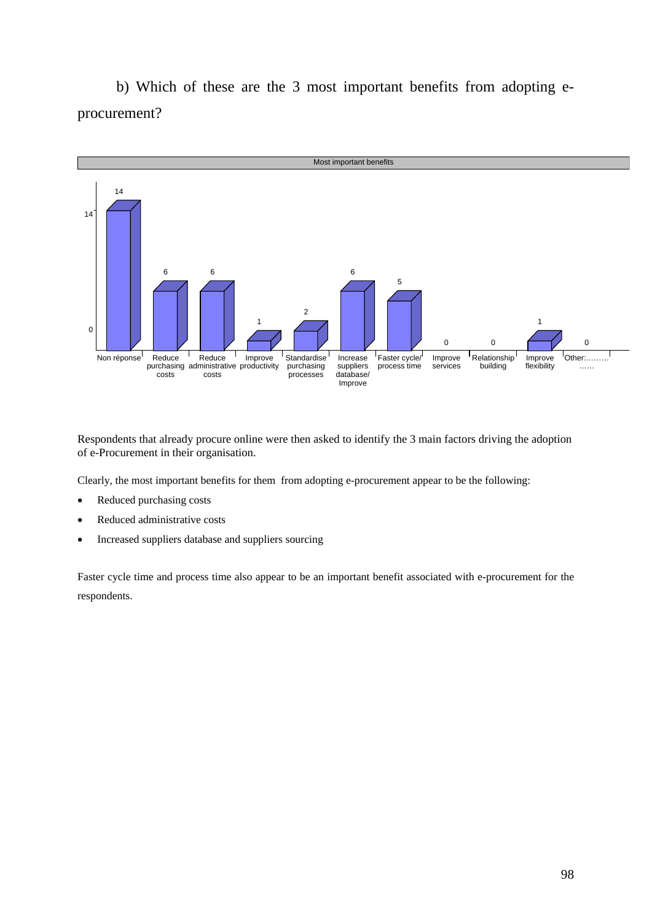b) Which of these are the 3 most important benefits from adopting e-procurement?

Most important benefits

| Non réponse | Reduce purchasing costs | Reduce administrative costs | Improve productivity | Standardise purchasing processes | Increase suppliers database/ Improve | Faster cycle/ process time | Improve services | Relationship building | Improve flexibility | Other:……… …… |
|---|---|---|---|---|---|---|---|---|---|---|
| 14 | 6 | 6 | 1 | 2 | 6 | 5 | 0 | 0 | 1 | 0 |

Respondents that already procure online were then asked to identify the 3 main factors driving the adoption of e-Procurement in their organisation.

Clearly, the most important benefits for them from adopting e-procurement appear to be the following:

- Reduced purchasing costs
- Reduced administrative costs
- Increased suppliers database and suppliers sourcing

Faster cycle time and process time also appear to be an important benefit associated with e-procurement for the respondents.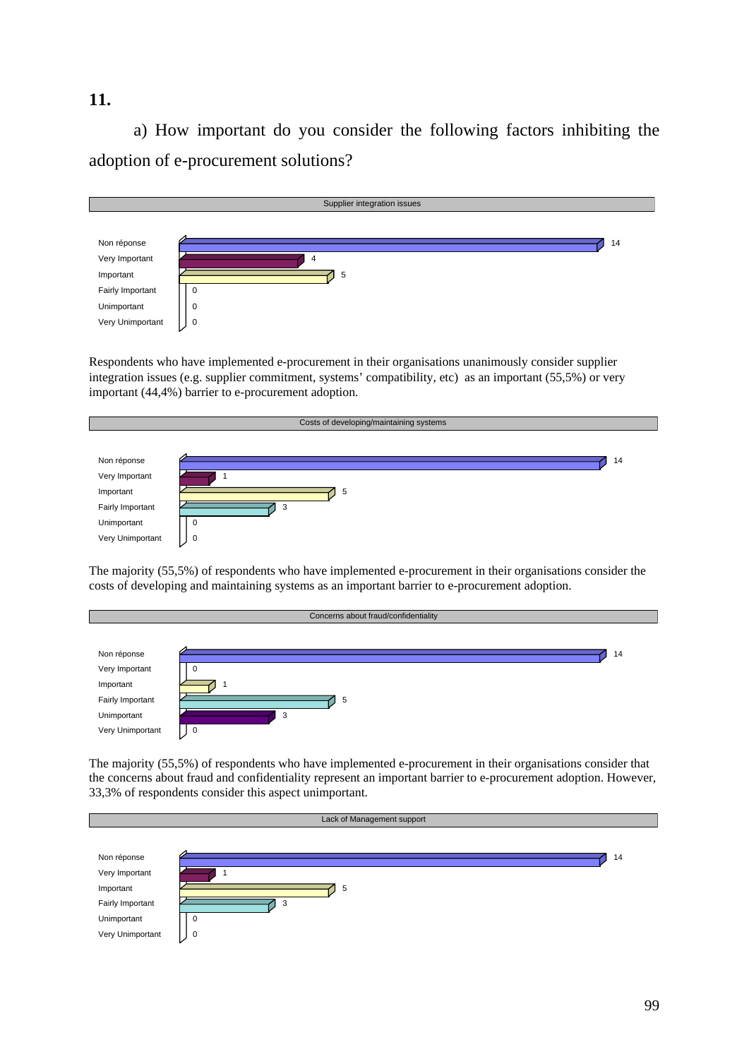**11.**

a) How important do you consider the following factors inhibiting the adoption of e-procurement solutions?

| Supplier integration issues | |
|---|---|
| Non réponse | 14 |
| Very Important | 4 |
| Important | 5 |
| Fairly Important | 0 |
| Unimportant | 0 |
| Very Unimportant | 0 |

Respondents who have implemented e-procurement in their organisations unanimously consider supplier integration issues (e.g. supplier commitment, systems' compatibility, etc) as an important (55,5%) or very important (44,4%) barrier to e-procurement adoption.

| Costs of developing/maintaining systems | |
|---|---|
| Non réponse | 14 |
| Very Important | 1 |
| Important | 5 |
| Fairly Important | 3 |
| Unimportant | 0 |
| Very Unimportant | 0 |

The majority (55,5%) of respondents who have implemented e-procurement in their organisations consider the costs of developing and maintaining systems as an important barrier to e-procurement adoption.

| Concerns about fraud/confidentiality | |
|---|---|
| Non réponse | 14 |
| Very Important | 0 |
| Important | 1 |
| Fairly Important | 5 |
| Unimportant | 3 |
| Very Unimportant | 0 |

The majority (55,5%) of respondents who have implemented e-procurement in their organisations consider that the concerns about fraud and confidentiality represent an important barrier to e-procurement adoption. However, 33,3% of respondents consider this aspect unimportant.

| Lack of Management support | |
|---|---|
| Non réponse | 14 |
| Very Important | 1 |
| Important | 5 |
| Fairly Important | 3 |
| Unimportant | 0 |
| Very Unimportant | 0 |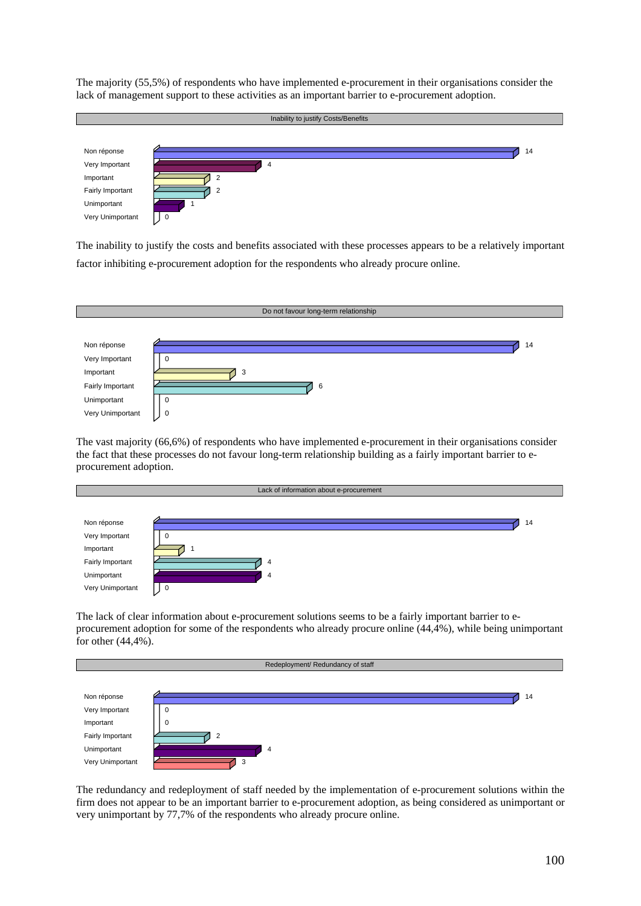The majority (55,5%) of respondents who have implemented e-procurement in their organisations consider the lack of management support to these activities as an important barrier to e-procurement adoption.

**Inability to justify Costs/Benefits**

| | |
|---|---|
| Non réponse | 14 |
| Very Important | 4 |
| Important | 2 |
| Fairly Important | 2 |
| Unimportant | 1 |
| Very Unimportant | 0 |

The inability to justify the costs and benefits associated with these processes appears to be a relatively important factor inhibiting e-procurement adoption for the respondents who already procure online.

**Do not favour long-term relationship**

| | |
|---|---|
| Non réponse | 14 |
| Very Important | 0 |
| Important | 3 |
| Fairly Important | 6 |
| Unimportant | 0 |
| Very Unimportant | 0 |

The vast majority (66,6%) of respondents who have implemented e-procurement in their organisations consider the fact that these processes do not favour long-term relationship building as a fairly important barrier to e-procurement adoption.

**Lack of information about e-procurement**

| | |
|---|---|
| Non réponse | 14 |
| Very Important | 0 |
| Important | 1 |
| Fairly Important | 4 |
| Unimportant | 4 |
| Very Unimportant | 0 |

The lack of clear information about e-procurement solutions seems to be a fairly important barrier to e-procurement adoption for some of the respondents who already procure online (44,4%), while being unimportant for other (44,4%).

**Redeployment/ Redundancy of staff**

| | |
|---|---|
| Non réponse | 14 |
| Very Important | 0 |
| Important | 0 |
| Fairly Important | 2 |
| Unimportant | 4 |
| Very Unimportant | 3 |

The redundancy and redeployment of staff needed by the implementation of e-procurement solutions within the firm does not appear to be an important barrier to e-procurement adoption, as being considered as unimportant or very unimportant by 77,7% of the respondents who already procure online.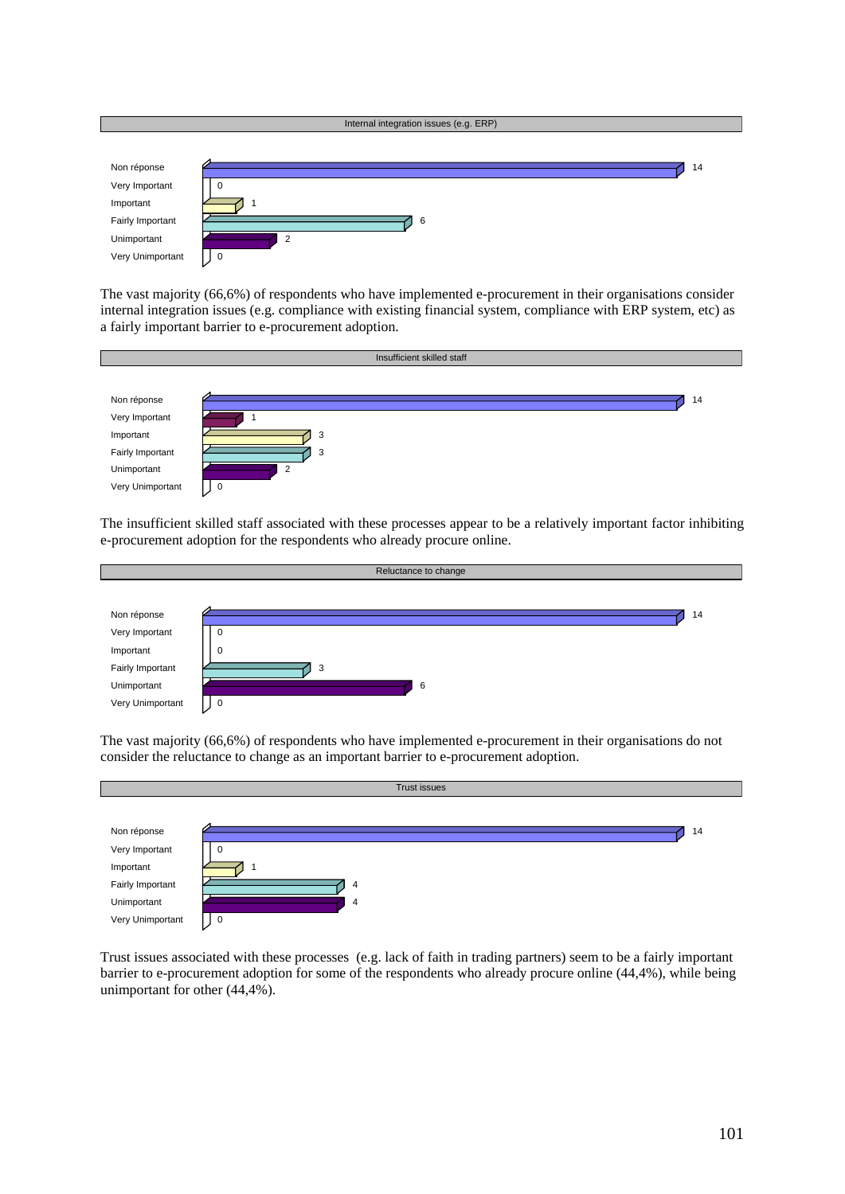**Internal integration issues (e.g. ERP)**

| Response | Count |
|---|---|
| Non réponse | 14 |
| Very Important | 0 |
| Important | 1 |
| Fairly Important | 6 |
| Unimportant | 2 |
| Very Unimportant | 0 |

The vast majority (66,6%) of respondents who have implemented e-procurement in their organisations consider internal integration issues (e.g. compliance with existing financial system, compliance with ERP system, etc) as a fairly important barrier to e-procurement adoption.

**Insufficient skilled staff**

| Response | Count |
|---|---|
| Non réponse | 14 |
| Very Important | 1 |
| Important | 3 |
| Fairly Important | 3 |
| Unimportant | 2 |
| Very Unimportant | 0 |

The insufficient skilled staff associated with these processes appear to be a relatively important factor inhibiting e-procurement adoption for the respondents who already procure online.

**Reluctance to change**

| Response | Count |
|---|---|
| Non réponse | 14 |
| Very Important | 0 |
| Important | 0 |
| Fairly Important | 3 |
| Unimportant | 6 |
| Very Unimportant | 0 |

The vast majority (66,6%) of respondents who have implemented e-procurement in their organisations do not consider the reluctance to change as an important barrier to e-procurement adoption.

**Trust issues**

| Response | Count |
|---|---|
| Non réponse | 14 |
| Very Important | 0 |
| Important | 1 |
| Fairly Important | 4 |
| Unimportant | 4 |
| Very Unimportant | 0 |

Trust issues associated with these processes (e.g. lack of faith in trading partners) seem to be a fairly important barrier to e-procurement adoption for some of the respondents who already procure online (44,4%), while being unimportant for other (44,4%).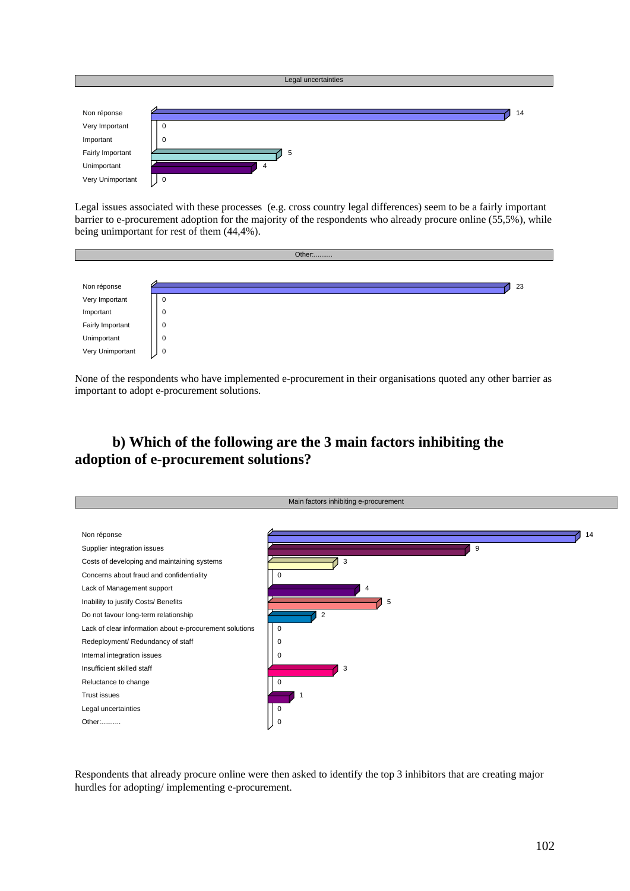**Legal uncertainties**

| | |
|---|---|
| Non réponse | 14 |
| Very Important | 0 |
| Important | 0 |
| Fairly Important | 5 |
| Unimportant | 4 |
| Very Unimportant | 0 |

Legal issues associated with these processes (e.g. cross country legal differences) seem to be a fairly important barrier to e-procurement adoption for the majority of the respondents who already procure online (55,5%), while being unimportant for rest of them (44,4%).

**Other:..........**

| | |
|---|---|
| Non réponse | 23 |
| Very Important | 0 |
| Important | 0 |
| Fairly Important | 0 |
| Unimportant | 0 |
| Very Unimportant | 0 |

None of the respondents who have implemented e-procurement in their organisations quoted any other barrier as important to adopt e-procurement solutions.

## b) Which of the following are the 3 main factors inhibiting the adoption of e-procurement solutions?

**Main factors inhibiting e-procurement**

| | |
|---|---|
| Non réponse | 14 |
| Supplier integration issues | 9 |
| Costs of developing and maintaining systems | 3 |
| Concerns about fraud and confidentiality | 0 |
| Lack of Management support | 4 |
| Inability to justify Costs/ Benefits | 5 |
| Do not favour long-term relationship | 2 |
| Lack of clear information about e-procurement solutions | 0 |
| Redeployment/ Redundancy of staff | 0 |
| Internal integration issues | 0 |
| Insufficient skilled staff | 3 |
| Reluctance to change | 0 |
| Trust issues | 1 |
| Legal uncertainties | 0 |
| Other:.......... | 0 |

Respondents that already procure online were then asked to identify the top 3 inhibitors that are creating major hurdles for adopting/ implementing e-procurement.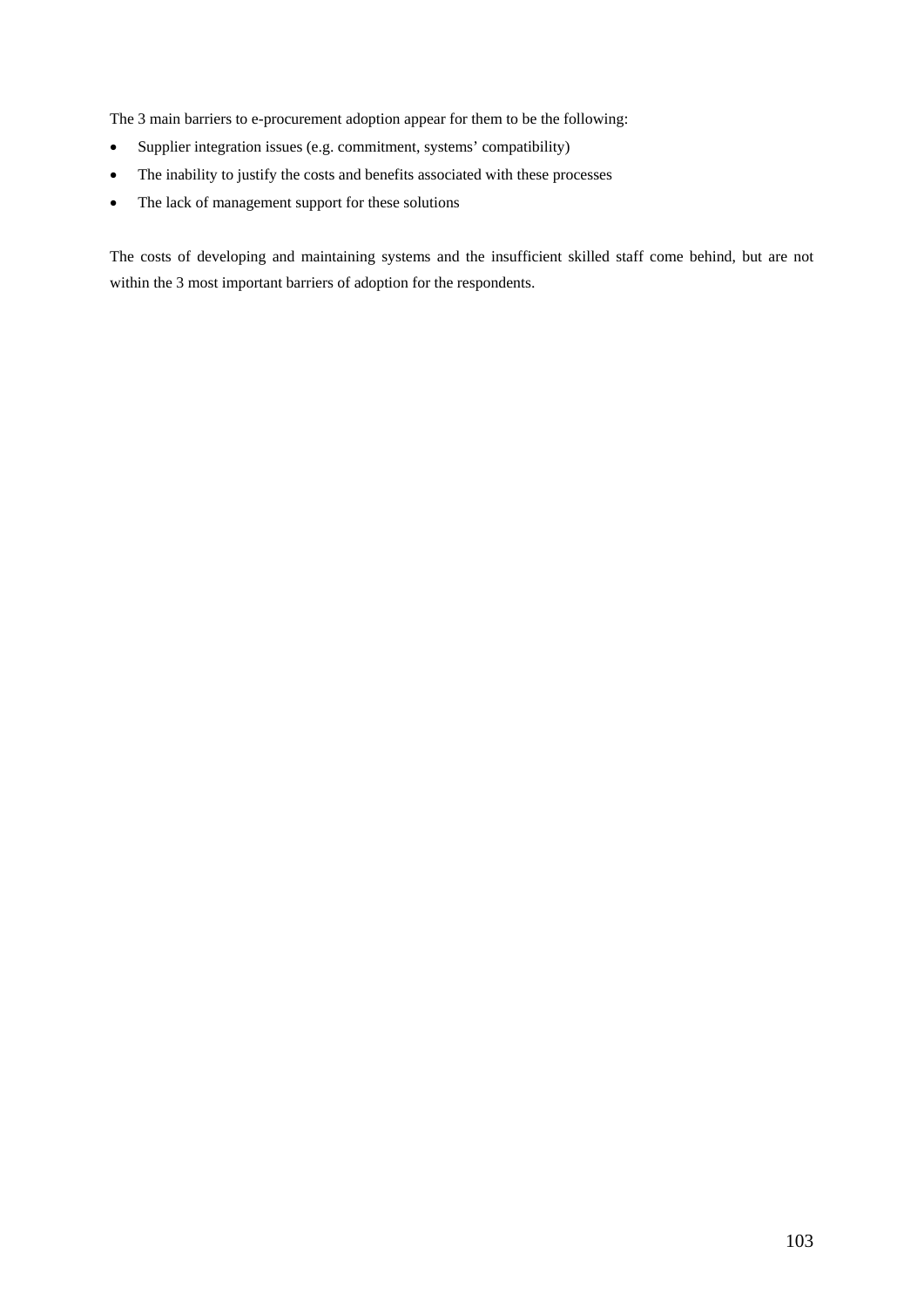The 3 main barriers to e-procurement adoption appear for them to be the following:

- Supplier integration issues (e.g. commitment, systems' compatibility)
- The inability to justify the costs and benefits associated with these processes
- The lack of management support for these solutions

The costs of developing and maintaining systems and the insufficient skilled staff come behind, but are not within the 3 most important barriers of adoption for the respondents.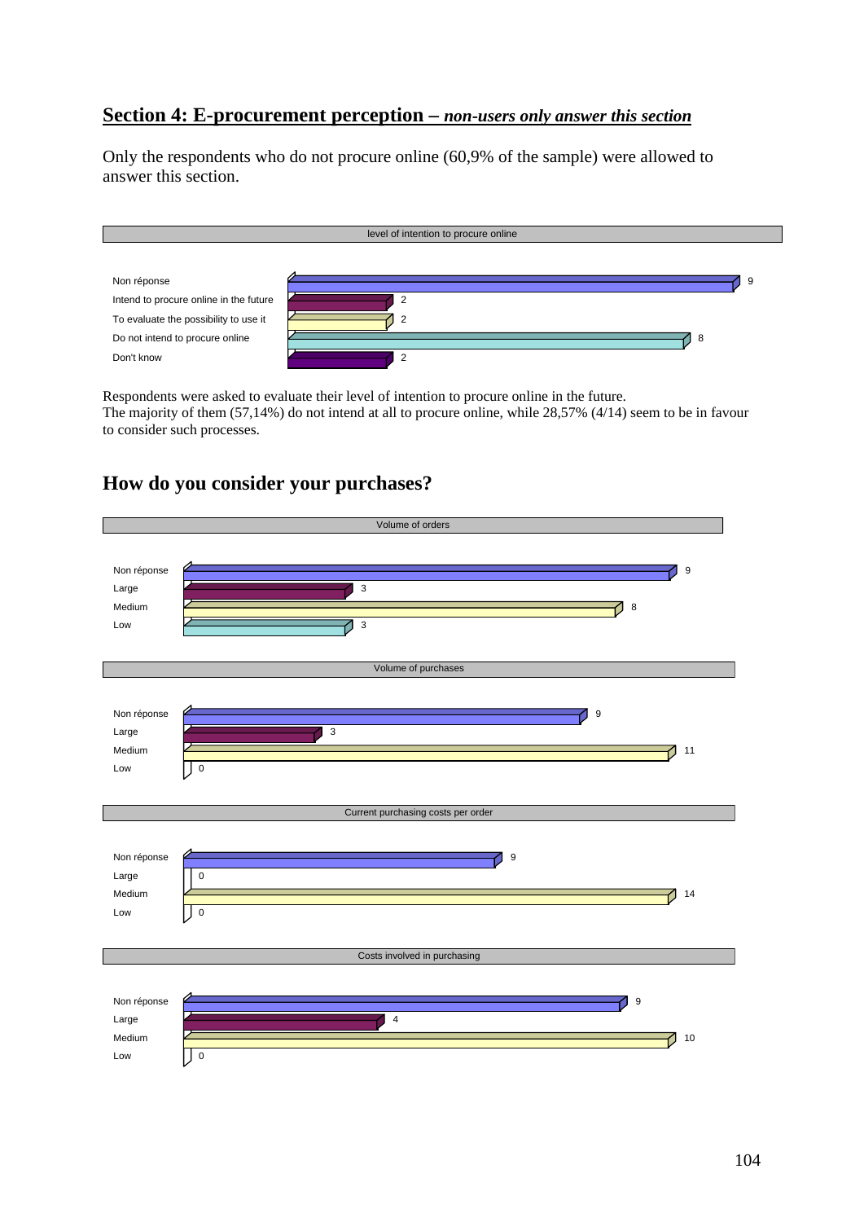## Section 4: E-procurement perception – *non-users only answer this section*

Only the respondents who do not procure online (60,9% of the sample) were allowed to answer this section.

**level of intention to procure online**

| Response | Count |
|---|---|
| Non réponse | 9 |
| Intend to procure online in the future | 2 |
| To evaluate the possibility to use it | 2 |
| Do not intend to procure online | 8 |
| Don't know | 2 |

Respondents were asked to evaluate their level of intention to procure online in the future.
The majority of them (57,14%) do not intend at all to procure online, while 28,57% (4/14) seem to be in favour to consider such processes.

## How do you consider your purchases?

**Volume of orders**

| Response | Count |
|---|---|
| Non réponse | 9 |
| Large | 3 |
| Medium | 8 |
| Low | 3 |

**Volume of purchases**

| Response | Count |
|---|---|
| Non réponse | 9 |
| Large | 3 |
| Medium | 11 |
| Low | 0 |

**Current purchasing costs per order**

| Response | Count |
|---|---|
| Non réponse | 9 |
| Large | 0 |
| Medium | 14 |
| Low | 0 |

**Costs involved in purchasing**

| Response | Count |
|---|---|
| Non réponse | 9 |
| Large | 4 |
| Medium | 10 |
| Low | 0 |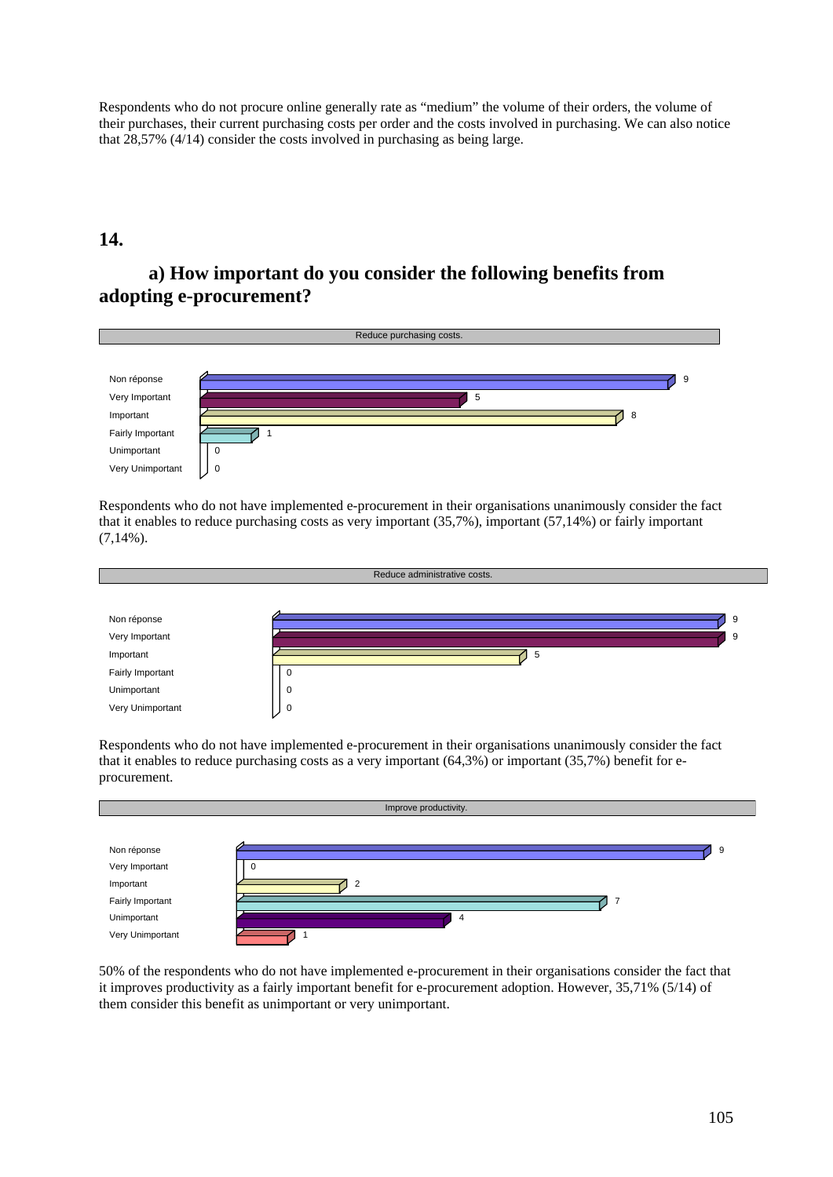Respondents who do not procure online generally rate as "medium" the volume of their orders, the volume of their purchases, their current purchasing costs per order and the costs involved in purchasing. We can also notice that 28,57% (4/14) consider the costs involved in purchasing as being large.

## 14.

### a) How important do you consider the following benefits from adopting e-procurement?

| Reduce purchasing costs. | |
|---|---|
| Non réponse | 9 |
| Very Important | 5 |
| Important | 8 |
| Fairly Important | 1 |
| Unimportant | 0 |
| Very Unimportant | 0 |

Respondents who do not have implemented e-procurement in their organisations unanimously consider the fact that it enables to reduce purchasing costs as very important (35,7%), important (57,14%) or fairly important (7,14%).

| Reduce administrative costs. | |
|---|---|
| Non réponse | 9 |
| Very Important | 9 |
| Important | 5 |
| Fairly Important | 0 |
| Unimportant | 0 |
| Very Unimportant | 0 |

Respondents who do not have implemented e-procurement in their organisations unanimously consider the fact that it enables to reduce purchasing costs as a very important (64,3%) or important (35,7%) benefit for e-procurement.

| Improve productivity. | |
|---|---|
| Non réponse | 9 |
| Very Important | 0 |
| Important | 2 |
| Fairly Important | 7 |
| Unimportant | 4 |
| Very Unimportant | 1 |

50% of the respondents who do not have implemented e-procurement in their organisations consider the fact that it improves productivity as a fairly important benefit for e-procurement adoption. However, 35,71% (5/14) of them consider this benefit as unimportant or very unimportant.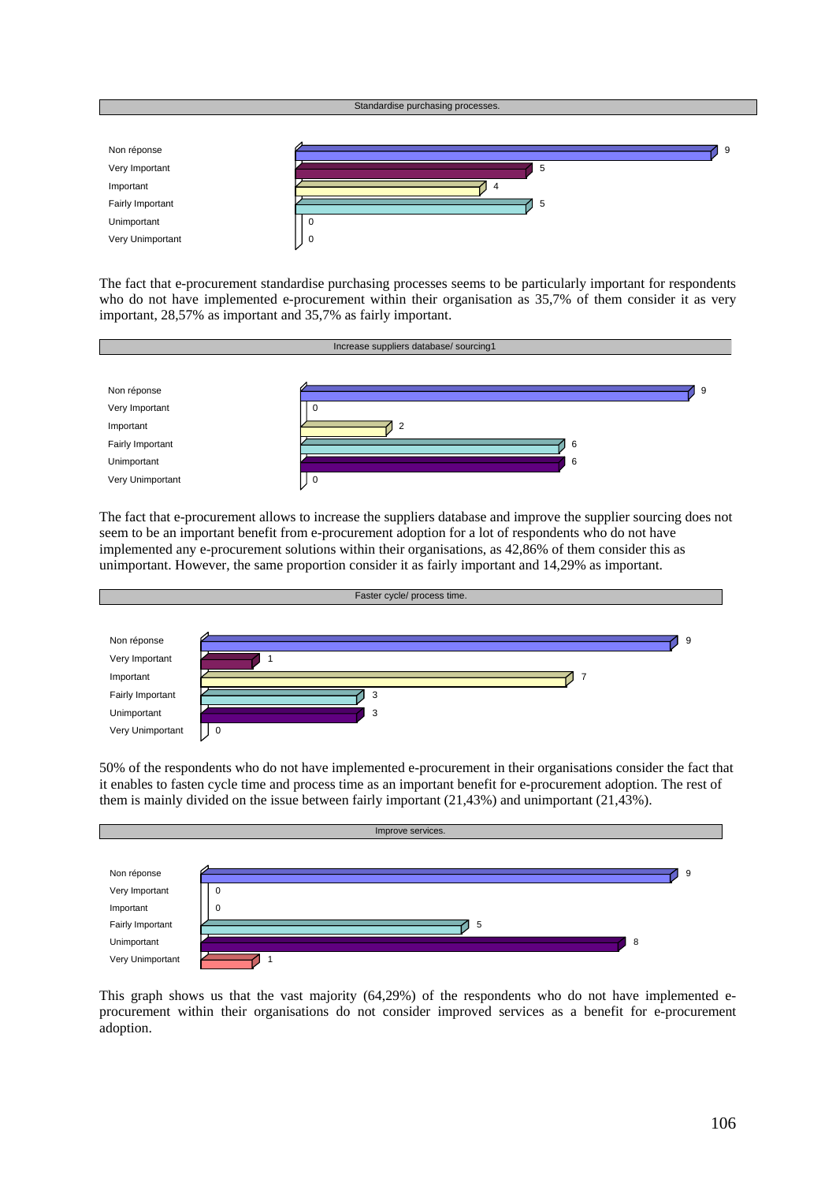**Standardise purchasing processes.**

| Response | Count |
|---|---|
| Non réponse | 9 |
| Very Important | 5 |
| Important | 4 |
| Fairly Important | 5 |
| Unimportant | 0 |
| Very Unimportant | 0 |

The fact that e-procurement standardise purchasing processes seems to be particularly important for respondents who do not have implemented e-procurement within their organisation as 35,7% of them consider it as very important, 28,57% as important and 35,7% as fairly important.

**Increase suppliers database/ sourcing1**

| Response | Count |
|---|---|
| Non réponse | 9 |
| Very Important | 0 |
| Important | 2 |
| Fairly Important | 6 |
| Unimportant | 6 |
| Very Unimportant | 0 |

The fact that e-procurement allows to increase the suppliers database and improve the supplier sourcing does not seem to be an important benefit from e-procurement adoption for a lot of respondents who do not have implemented any e-procurement solutions within their organisations, as 42,86% of them consider this as unimportant. However, the same proportion consider it as fairly important and 14,29% as important.

**Faster cycle/ process time.**

| Response | Count |
|---|---|
| Non réponse | 9 |
| Very Important | 1 |
| Important | 7 |
| Fairly Important | 3 |
| Unimportant | 3 |
| Very Unimportant | 0 |

50% of the respondents who do not have implemented e-procurement in their organisations consider the fact that it enables to fasten cycle time and process time as an important benefit for e-procurement adoption. The rest of them is mainly divided on the issue between fairly important (21,43%) and unimportant (21,43%).

**Improve services.**

| Response | Count |
|---|---|
| Non réponse | 9 |
| Very Important | 0 |
| Important | 0 |
| Fairly Important | 5 |
| Unimportant | 8 |
| Very Unimportant | 1 |

This graph shows us that the vast majority (64,29%) of the respondents who do not have implemented e-procurement within their organisations do not consider improved services as a benefit for e-procurement adoption.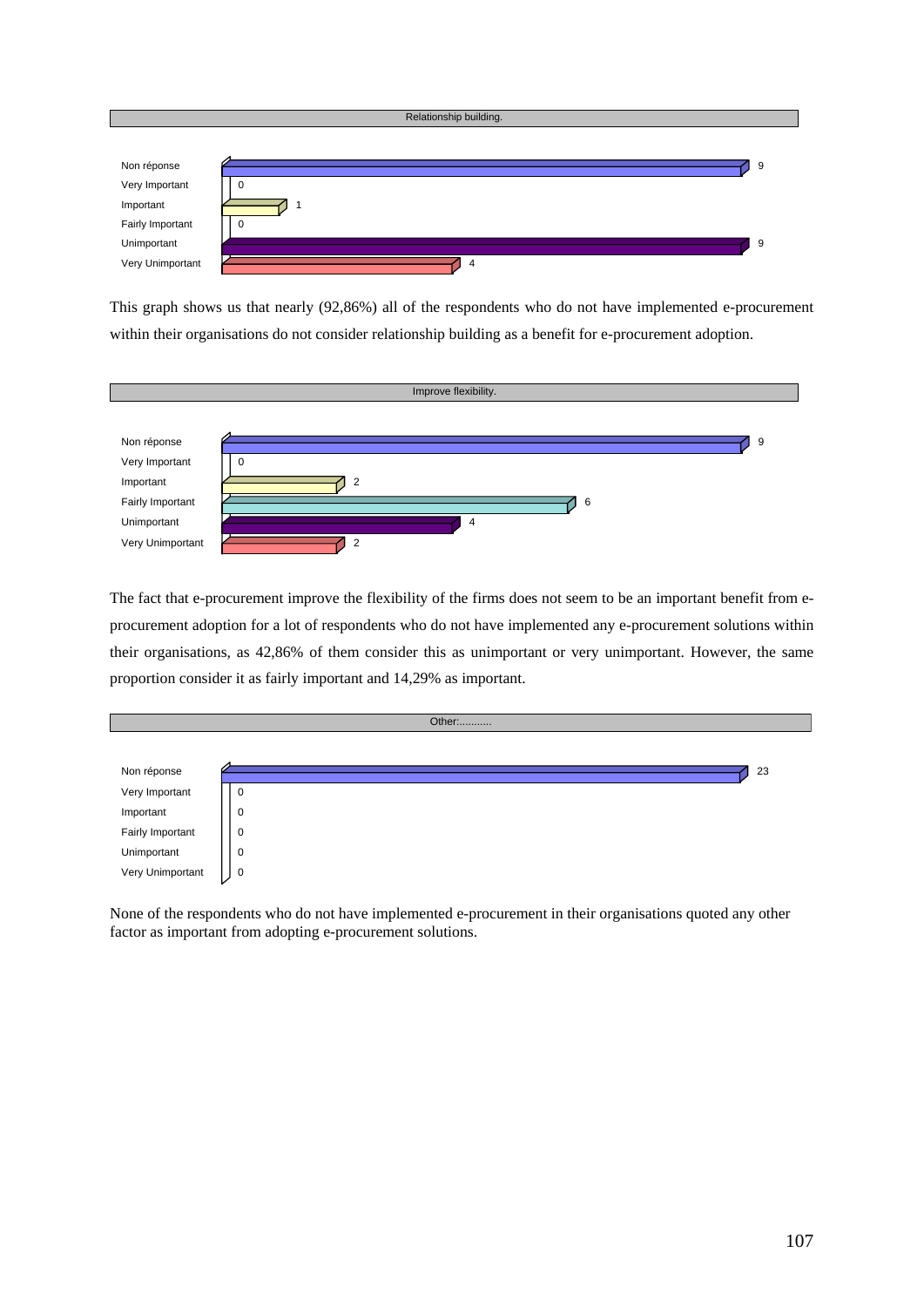**Relationship building.**

| Response | Count |
|---|---|
| Non réponse | 9 |
| Very Important | 0 |
| Important | 1 |
| Fairly Important | 0 |
| Unimportant | 9 |
| Very Unimportant | 4 |

This graph shows us that nearly (92,86%) all of the respondents who do not have implemented e-procurement within their organisations do not consider relationship building as a benefit for e-procurement adoption.

**Improve flexibility.**

| Response | Count |
|---|---|
| Non réponse | 9 |
| Very Important | 0 |
| Important | 2 |
| Fairly Important | 6 |
| Unimportant | 4 |
| Very Unimportant | 2 |

The fact that e-procurement improve the flexibility of the firms does not seem to be an important benefit from e-procurement adoption for a lot of respondents who do not have implemented any e-procurement solutions within their organisations, as 42,86% of them consider this as unimportant or very unimportant. However, the same proportion consider it as fairly important and 14,29% as important.

**Other:...........**

| Response | Count |
|---|---|
| Non réponse | 23 |
| Very Important | 0 |
| Important | 0 |
| Fairly Important | 0 |
| Unimportant | 0 |
| Very Unimportant | 0 |

None of the respondents who do not have implemented e-procurement in their organisations quoted any other factor as important from adopting e-procurement solutions.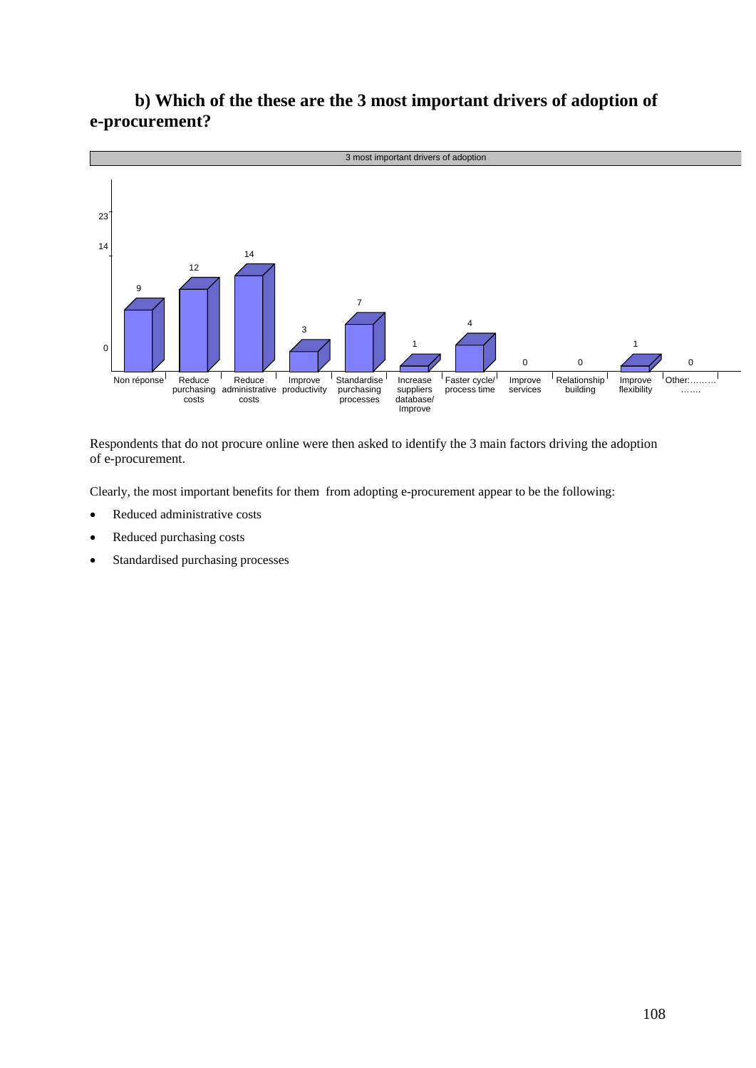## b) Which of the these are the 3 most important drivers of adoption of e-procurement?

3 most important drivers of adoption

| Non réponse | Reduce purchasing costs | Reduce administrative costs | Improve productivity | Standardise purchasing processes | Increase suppliers database/ Improve | Faster cycle/ process time | Improve services | Relationship building | Improve flexibility | Other:……… ……. |
|---|---|---|---|---|---|---|---|---|---|---|
| 9 | 12 | 14 | 3 | 7 | 1 | 4 | 0 | 0 | 1 | 0 |

Respondents that do not procure online were then asked to identify the 3 main factors driving the adoption of e-procurement.

Clearly, the most important benefits for them from adopting e-procurement appear to be the following:

- Reduced administrative costs
- Reduced purchasing costs
- Standardised purchasing processes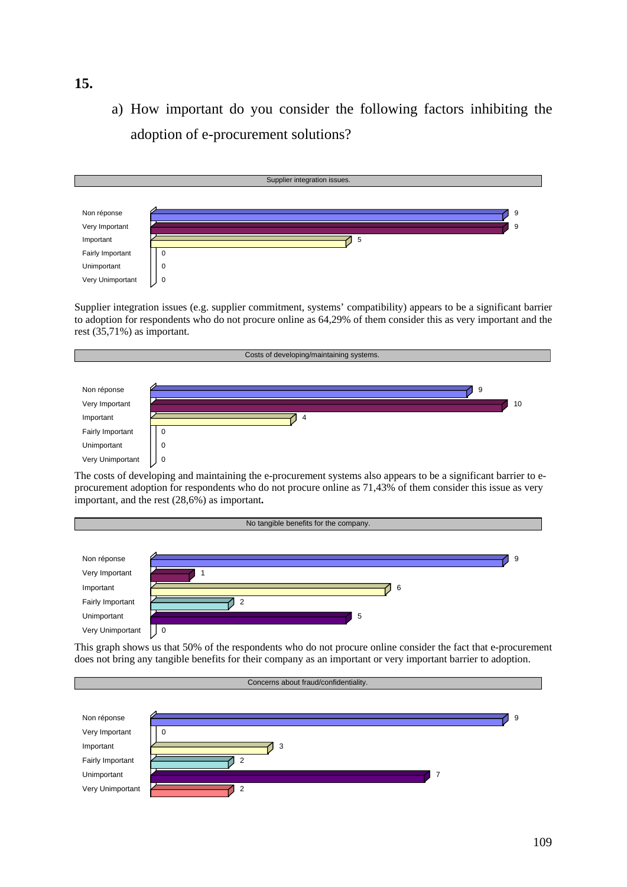**15.**

a) How important do you consider the following factors inhibiting the adoption of e-procurement solutions?

**Supplier integration issues.**

| Response | Count |
|---|---|
| Non réponse | 9 |
| Very Important | 9 |
| Important | 5 |
| Fairly Important | 0 |
| Unimportant | 0 |
| Very Unimportant | 0 |

Supplier integration issues (e.g. supplier commitment, systems' compatibility) appears to be a significant barrier to adoption for respondents who do not procure online as 64,29% of them consider this as very important and the rest (35,71%) as important.

**Costs of developing/maintaining systems.**

| Response | Count |
|---|---|
| Non réponse | 9 |
| Very Important | 10 |
| Important | 4 |
| Fairly Important | 0 |
| Unimportant | 0 |
| Very Unimportant | 0 |

The costs of developing and maintaining the e-procurement systems also appears to be a significant barrier to e-procurement adoption for respondents who do not procure online as 71,43% of them consider this issue as very important, and the rest (28,6%) as important**.**

**No tangible benefits for the company.**

| Response | Count |
|---|---|
| Non réponse | 9 |
| Very Important | 1 |
| Important | 6 |
| Fairly Important | 2 |
| Unimportant | 5 |
| Very Unimportant | 0 |

This graph shows us that 50% of the respondents who do not procure online consider the fact that e-procurement does not bring any tangible benefits for their company as an important or very important barrier to adoption.

**Concerns about fraud/confidentiality.**

| Response | Count |
|---|---|
| Non réponse | 9 |
| Very Important | 0 |
| Important | 3 |
| Fairly Important | 2 |
| Unimportant | 7 |
| Very Unimportant | 2 |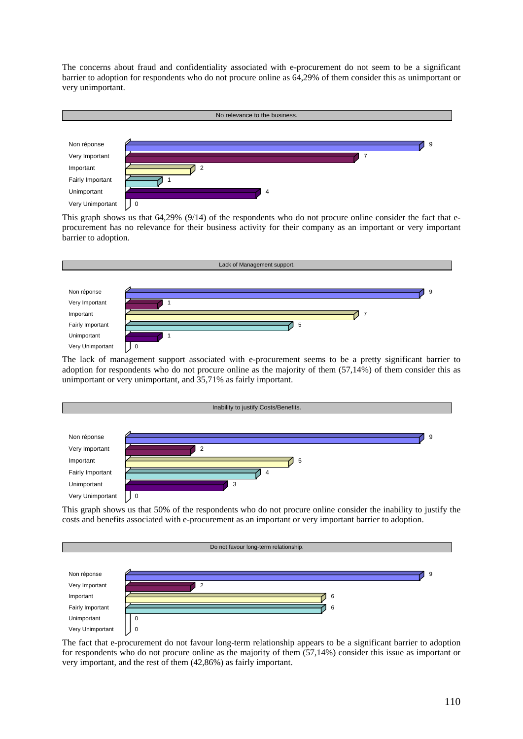The concerns about fraud and confidentiality associated with e-procurement do not seem to be a significant barrier to adoption for respondents who do not procure online as 64,29% of them consider this as unimportant or very unimportant.

**No relevance to the business.**

| Response | Count |
|---|---|
| Non réponse | 9 |
| Very Important | 7 |
| Important | 2 |
| Fairly Important | 1 |
| Unimportant | 4 |
| Very Unimportant | 0 |

This graph shows us that 64,29% (9/14) of the respondents who do not procure online consider the fact that e-procurement has no relevance for their business activity for their company as an important or very important barrier to adoption.

**Lack of Management support.**

| Response | Count |
|---|---|
| Non réponse | 9 |
| Very Important | 1 |
| Important | 7 |
| Fairly Important | 5 |
| Unimportant | 1 |
| Very Unimportant | 0 |

The lack of management support associated with e-procurement seems to be a pretty significant barrier to adoption for respondents who do not procure online as the majority of them (57,14%) of them consider this as unimportant or very unimportant, and 35,71% as fairly important.

**Inability to justify Costs/Benefits.**

| Response | Count |
|---|---|
| Non réponse | 9 |
| Very Important | 2 |
| Important | 5 |
| Fairly Important | 4 |
| Unimportant | 3 |
| Very Unimportant | 0 |

This graph shows us that 50% of the respondents who do not procure online consider the inability to justify the costs and benefits associated with e-procurement as an important or very important barrier to adoption.

**Do not favour long-term relationship.**

| Response | Count |
|---|---|
| Non réponse | 9 |
| Very Important | 2 |
| Important | 6 |
| Fairly Important | 6 |
| Unimportant | 0 |
| Very Unimportant | 0 |

The fact that e-procurement do not favour long-term relationship appears to be a significant barrier to adoption for respondents who do not procure online as the majority of them (57,14%) consider this issue as important or very important, and the rest of them (42,86%) as fairly important.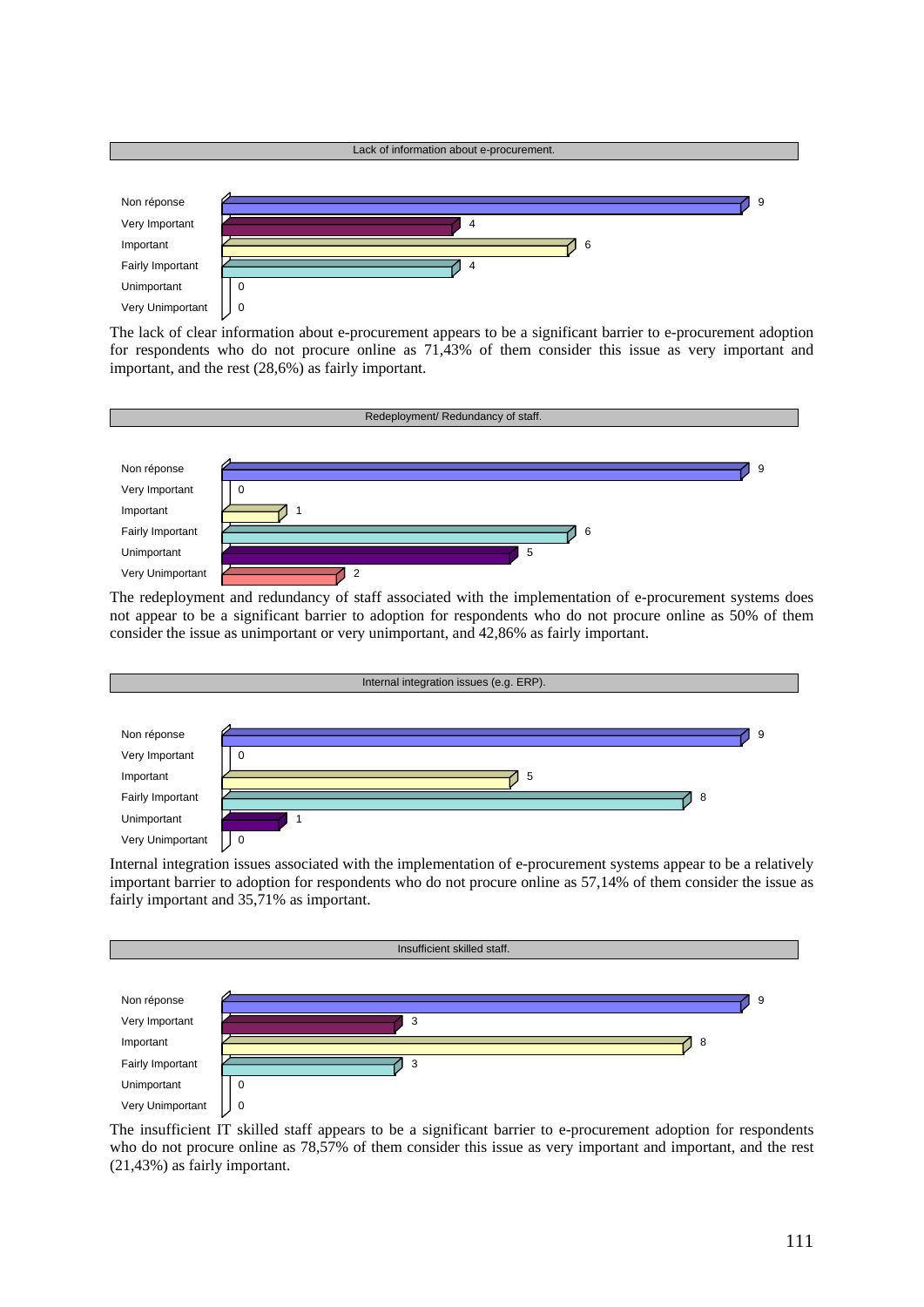**Lack of information about e-procurement.**

| Response | Count |
|---|---|
| Non réponse | 9 |
| Very Important | 4 |
| Important | 6 |
| Fairly Important | 4 |
| Unimportant | 0 |
| Very Unimportant | 0 |

The lack of clear information about e-procurement appears to be a significant barrier to e-procurement adoption for respondents who do not procure online as 71,43% of them consider this issue as very important and important, and the rest (28,6%) as fairly important.

**Redeployment/ Redundancy of staff.**

| Response | Count |
|---|---|
| Non réponse | 9 |
| Very Important | 0 |
| Important | 1 |
| Fairly Important | 6 |
| Unimportant | 5 |
| Very Unimportant | 2 |

The redeployment and redundancy of staff associated with the implementation of e-procurement systems does not appear to be a significant barrier to adoption for respondents who do not procure online as 50% of them consider the issue as unimportant or very unimportant, and 42,86% as fairly important.

**Internal integration issues (e.g. ERP).**

| Response | Count |
|---|---|
| Non réponse | 9 |
| Very Important | 0 |
| Important | 5 |
| Fairly Important | 8 |
| Unimportant | 1 |
| Very Unimportant | 0 |

Internal integration issues associated with the implementation of e-procurement systems appear to be a relatively important barrier to adoption for respondents who do not procure online as 57,14% of them consider the issue as fairly important and 35,71% as important.

**Insufficient skilled staff.**

| Response | Count |
|---|---|
| Non réponse | 9 |
| Very Important | 3 |
| Important | 8 |
| Fairly Important | 3 |
| Unimportant | 0 |
| Very Unimportant | 0 |

The insufficient IT skilled staff appears to be a significant barrier to e-procurement adoption for respondents who do not procure online as 78,57% of them consider this issue as very important and important, and the rest (21,43%) as fairly important.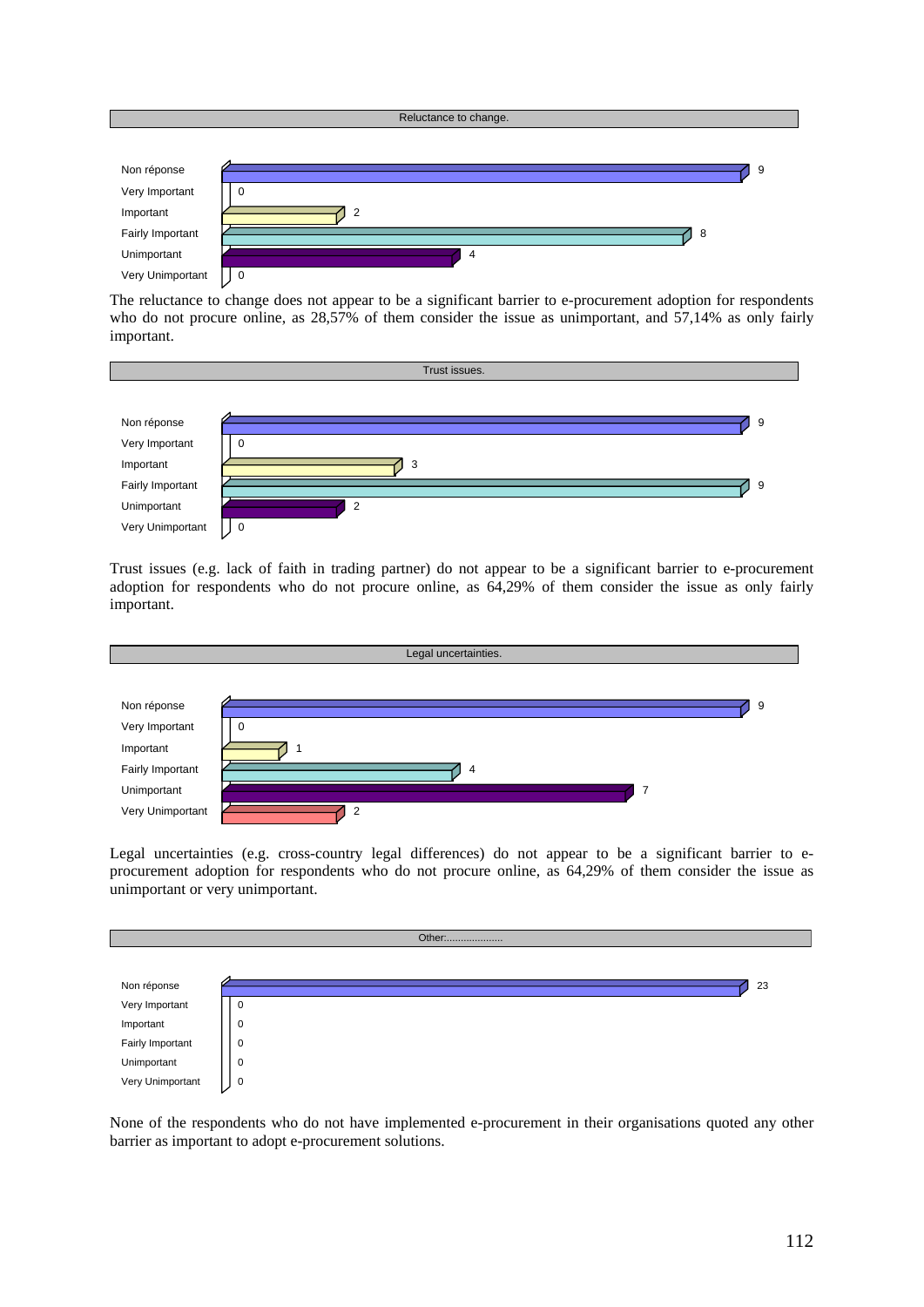Reluctance to change.

| | |
|---|---|
| Non réponse | 9 |
| Very Important | 0 |
| Important | 2 |
| Fairly Important | 8 |
| Unimportant | 4 |
| Very Unimportant | 0 |

The reluctance to change does not appear to be a significant barrier to e-procurement adoption for respondents who do not procure online, as 28,57% of them consider the issue as unimportant, and 57,14% as only fairly important.

Trust issues.

| | |
|---|---|
| Non réponse | 9 |
| Very Important | 0 |
| Important | 3 |
| Fairly Important | 9 |
| Unimportant | 2 |
| Very Unimportant | 0 |

Trust issues (e.g. lack of faith in trading partner) do not appear to be a significant barrier to e-procurement adoption for respondents who do not procure online, as 64,29% of them consider the issue as only fairly important.

Legal uncertainties.

| | |
|---|---|
| Non réponse | 9 |
| Very Important | 0 |
| Important | 1 |
| Fairly Important | 4 |
| Unimportant | 7 |
| Very Unimportant | 2 |

Legal uncertainties (e.g. cross-country legal differences) do not appear to be a significant barrier to e-procurement adoption for respondents who do not procure online, as 64,29% of them consider the issue as unimportant or very unimportant.

Other:....................

| | |
|---|---|
| Non réponse | 23 |
| Very Important | 0 |
| Important | 0 |
| Fairly Important | 0 |
| Unimportant | 0 |
| Very Unimportant | 0 |

None of the respondents who do not have implemented e-procurement in their organisations quoted any other barrier as important to adopt e-procurement solutions.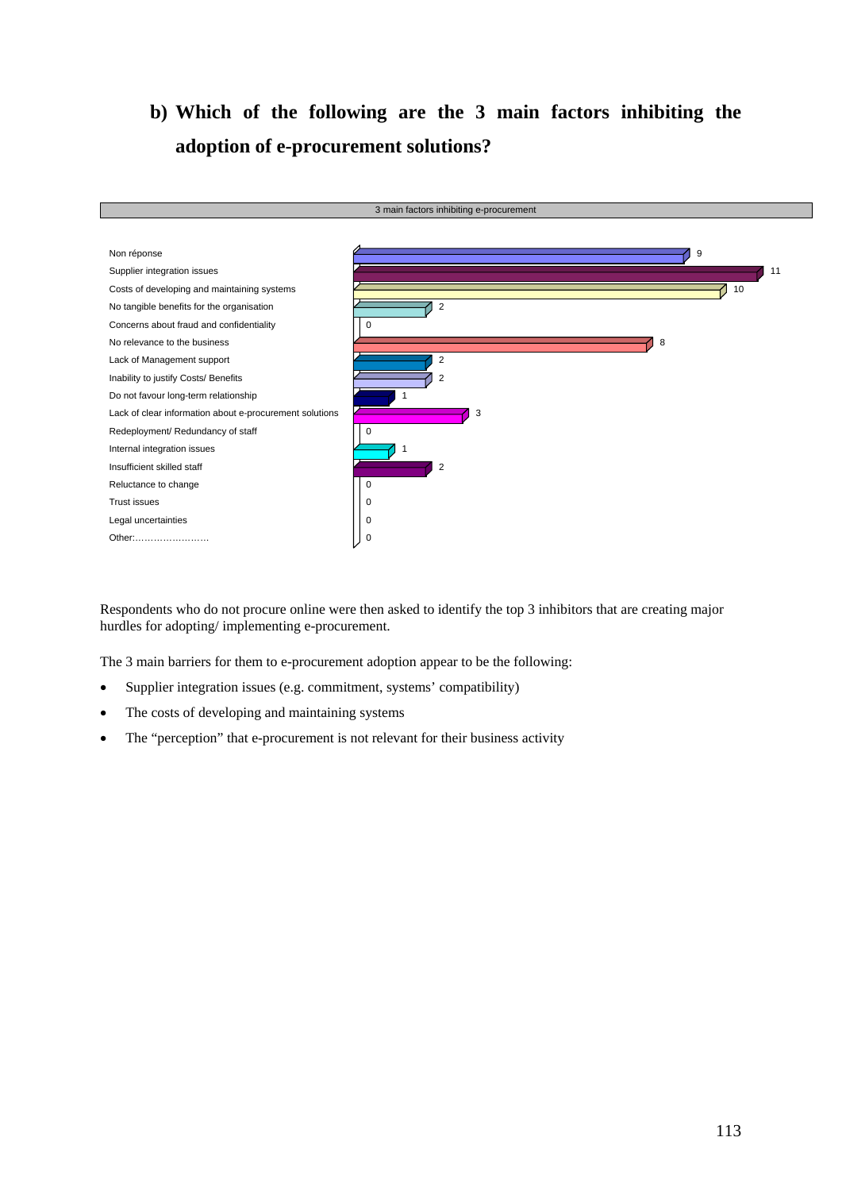## b) Which of the following are the 3 main factors inhibiting the adoption of e-procurement solutions?

3 main factors inhibiting e-procurement

Non réponse 9
Supplier integration issues 11
Costs of developing and maintaining systems 10
No tangible benefits for the organisation 2
Concerns about fraud and confidentiality 0
No relevance to the business 8
Lack of Management support 2
Inability to justify Costs/ Benefits 2
Do not favour long-term relationship 1
Lack of clear information about e-procurement solutions 3
Redeployment/ Redundancy of staff 0
Internal integration issues 1
Insufficient skilled staff 2
Reluctance to change 0
Trust issues 0
Legal uncertainties 0
Other:…………………… 0

Respondents who do not procure online were then asked to identify the top 3 inhibitors that are creating major hurdles for adopting/ implementing e-procurement.

The 3 main barriers for them to e-procurement adoption appear to be the following:

- Supplier integration issues (e.g. commitment, systems' compatibility)
- The costs of developing and maintaining systems
- The "perception" that e-procurement is not relevant for their business activity